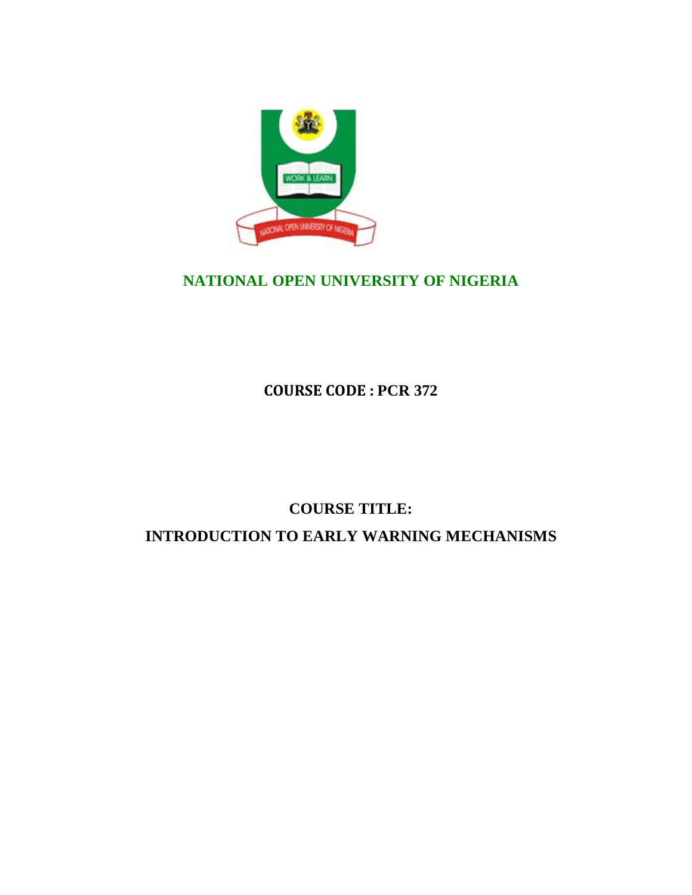# NATIONAL OPEN UNIVERSITY OF NIGERIA

**COURSE CODE : PCR 372**

**COURSE TITLE:**

**INTRODUCTION TO EARLY WARNING MECHANISMS**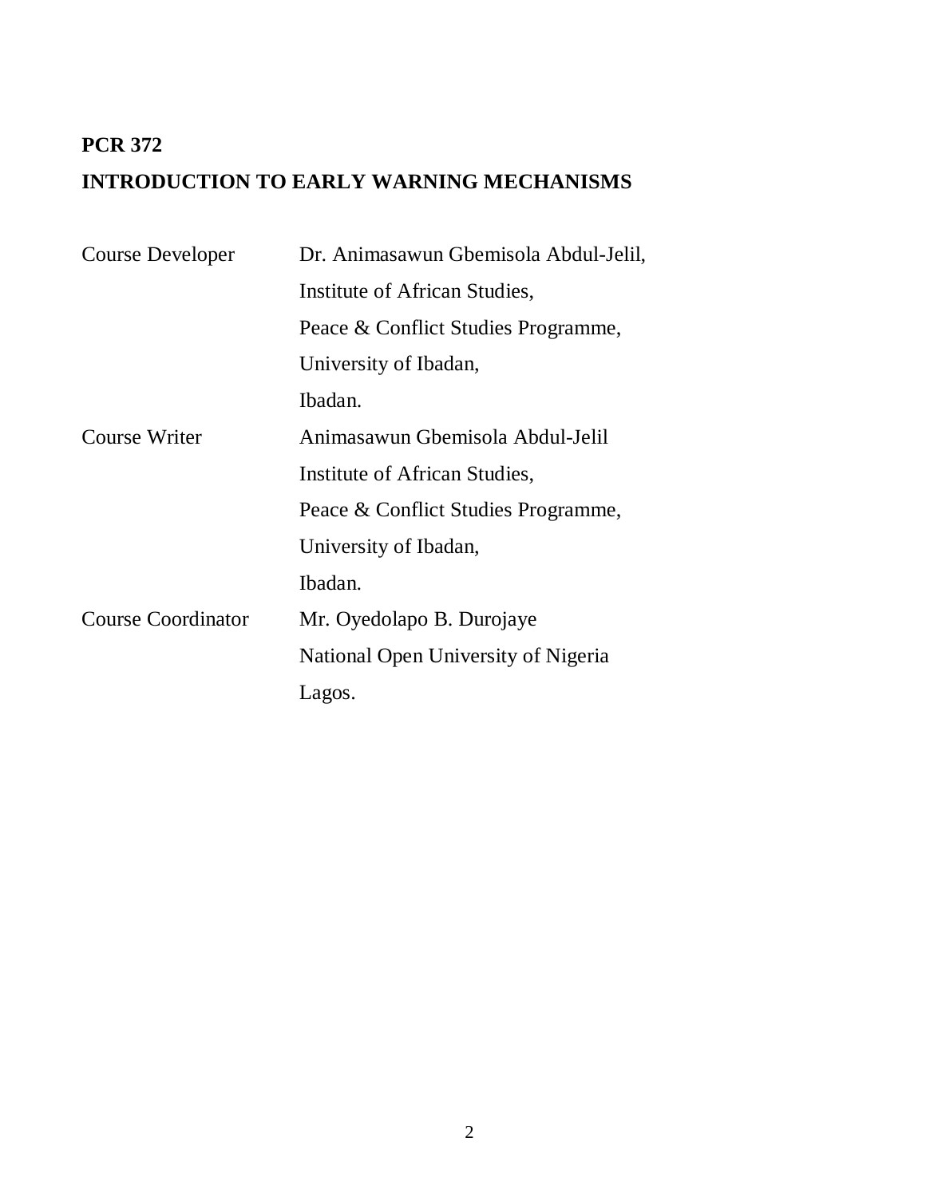**PCR 372**

**INTRODUCTION TO EARLY WARNING MECHANISMS**

| | |
|---|---|
| Course Developer | Dr. Animasawun Gbemisola Abdul-Jelil,<br>Institute of African Studies,<br>Peace & Conflict Studies Programme,<br>University of Ibadan,<br>Ibadan. |
| Course Writer | Animasawun Gbemisola Abdul-Jelil<br>Institute of African Studies,<br>Peace & Conflict Studies Programme,<br>University of Ibadan,<br>Ibadan. |
| Course Coordinator | Mr. Oyedolapo B. Durojaye<br>National Open University of Nigeria<br>Lagos. |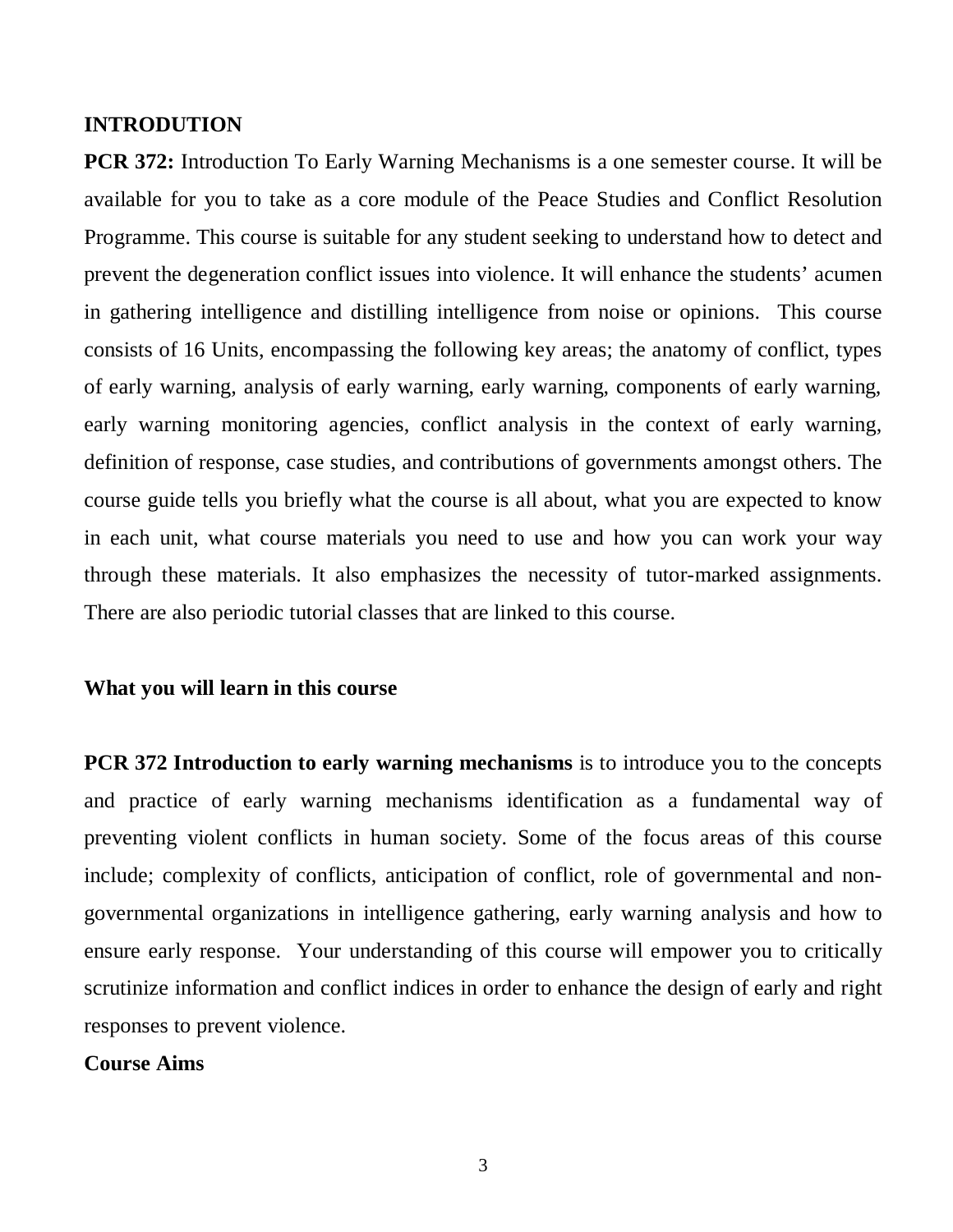## INTRODUTION

**PCR 372:** Introduction To Early Warning Mechanisms is a one semester course. It will be available for you to take as a core module of the Peace Studies and Conflict Resolution Programme. This course is suitable for any student seeking to understand how to detect and prevent the degeneration conflict issues into violence. It will enhance the students' acumen in gathering intelligence and distilling intelligence from noise or opinions. This course consists of 16 Units, encompassing the following key areas; the anatomy of conflict, types of early warning, analysis of early warning, early warning, components of early warning, early warning monitoring agencies, conflict analysis in the context of early warning, definition of response, case studies, and contributions of governments amongst others. The course guide tells you briefly what the course is all about, what you are expected to know in each unit, what course materials you need to use and how you can work your way through these materials. It also emphasizes the necessity of tutor-marked assignments. There are also periodic tutorial classes that are linked to this course.

### What you will learn in this course

**PCR 372 Introduction to early warning mechanisms** is to introduce you to the concepts and practice of early warning mechanisms identification as a fundamental way of preventing violent conflicts in human society. Some of the focus areas of this course include; complexity of conflicts, anticipation of conflict, role of governmental and non-governmental organizations in intelligence gathering, early warning analysis and how to ensure early response. Your understanding of this course will empower you to critically scrutinize information and conflict indices in order to enhance the design of early and right responses to prevent violence.

### Course Aims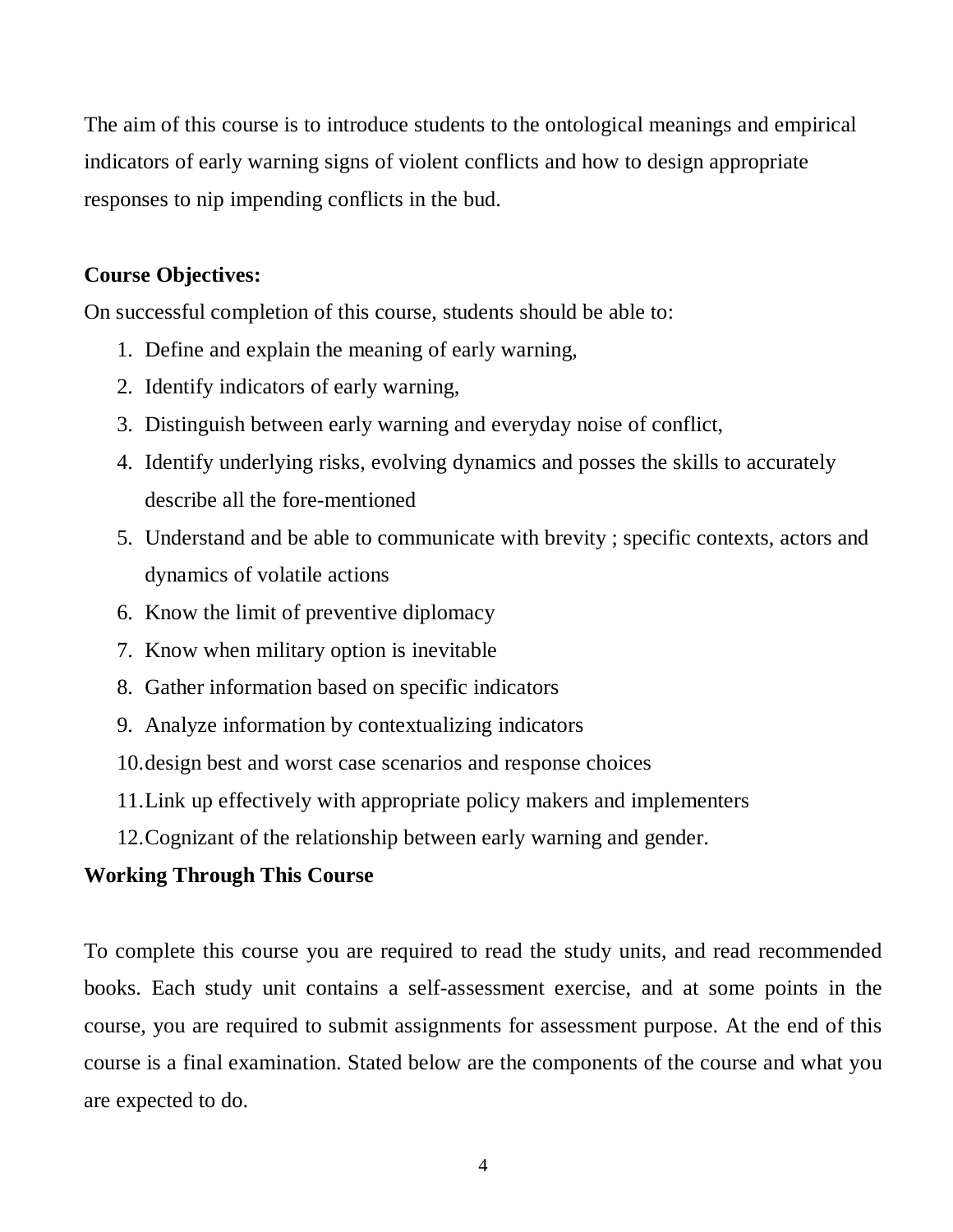The aim of this course is to introduce students to the ontological meanings and empirical indicators of early warning signs of violent conflicts and how to design appropriate responses to nip impending conflicts in the bud.

**Course Objectives:**

On successful completion of this course, students should be able to:

1. Define and explain the meaning of early warning,
2. Identify indicators of early warning,
3. Distinguish between early warning and everyday noise of conflict,
4. Identify underlying risks, evolving dynamics and posses the skills to accurately describe all the fore-mentioned
5. Understand and be able to communicate with brevity ; specific contexts, actors and dynamics of volatile actions
6. Know the limit of preventive diplomacy
7. Know when military option is inevitable
8. Gather information based on specific indicators
9. Analyze information by contextualizing indicators
10. design best and worst case scenarios and response choices
11. Link up effectively with appropriate policy makers and implementers
12. Cognizant of the relationship between early warning and gender.

**Working Through This Course**

To complete this course you are required to read the study units, and read recommended books. Each study unit contains a self-assessment exercise, and at some points in the course, you are required to submit assignments for assessment purpose. At the end of this course is a final examination. Stated below are the components of the course and what you are expected to do.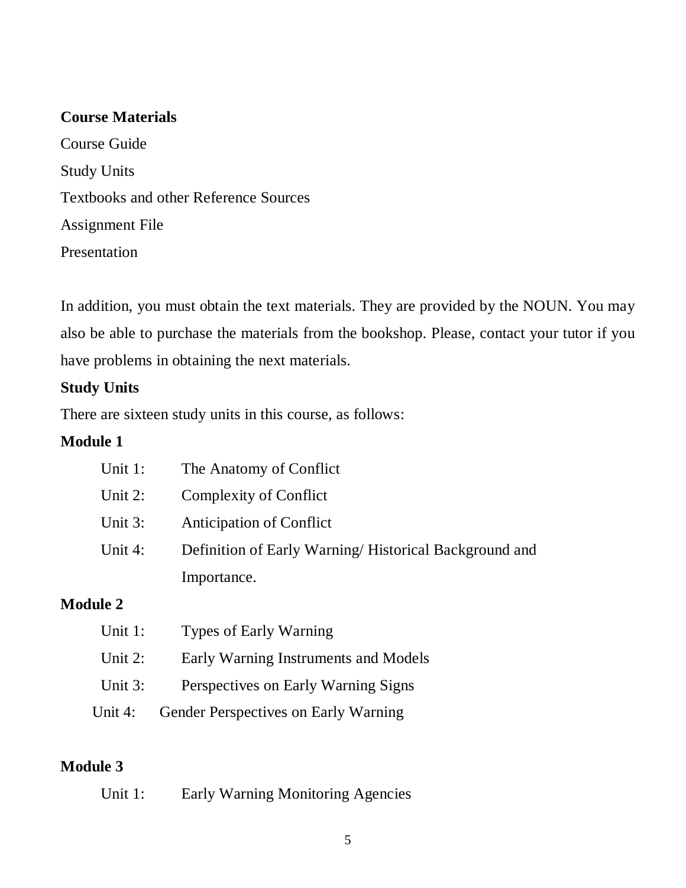**Course Materials**

Course Guide

Study Units

Textbooks and other Reference Sources

Assignment File

Presentation

In addition, you must obtain the text materials. They are provided by the NOUN. You may also be able to purchase the materials from the bookshop. Please, contact your tutor if you have problems in obtaining the next materials.

**Study Units**

There are sixteen study units in this course, as follows:

**Module 1**

Unit 1: The Anatomy of Conflict

Unit 2: Complexity of Conflict

Unit 3: Anticipation of Conflict

Unit 4: Definition of Early Warning/ Historical Background and Importance.

**Module 2**

Unit 1: Types of Early Warning

Unit 2: Early Warning Instruments and Models

Unit 3: Perspectives on Early Warning Signs

Unit 4: Gender Perspectives on Early Warning

**Module 3**

Unit 1: Early Warning Monitoring Agencies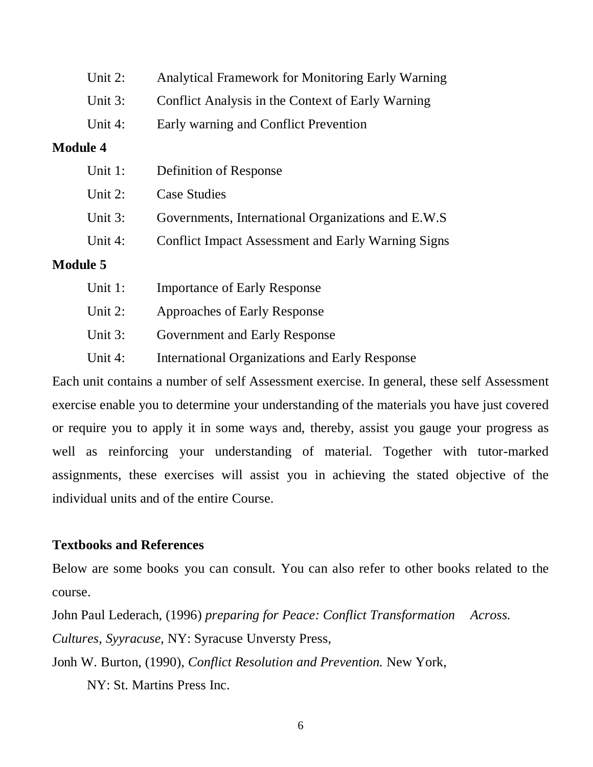Unit 2: Analytical Framework for Monitoring Early Warning

Unit 3: Conflict Analysis in the Context of Early Warning

Unit 4: Early warning and Conflict Prevention

**Module 4**

Unit 1: Definition of Response

Unit 2: Case Studies

Unit 3: Governments, International Organizations and E.W.S

Unit 4: Conflict Impact Assessment and Early Warning Signs

**Module 5**

Unit 1: Importance of Early Response

Unit 2: Approaches of Early Response

Unit 3: Government and Early Response

Unit 4: International Organizations and Early Response

Each unit contains a number of self Assessment exercise. In general, these self Assessment exercise enable you to determine your understanding of the materials you have just covered or require you to apply it in some ways and, thereby, assist you gauge your progress as well as reinforcing your understanding of material. Together with tutor-marked assignments, these exercises will assist you in achieving the stated objective of the individual units and of the entire Course.

**Textbooks and References**

Below are some books you can consult. You can also refer to other books related to the course.

John Paul Lederach, (1996) *preparing for Peace: Conflict Transformation Across. Cultures, Syyracuse*, NY: Syracuse Unversty Press,

Jonh W. Burton, (1990), *Conflict Resolution and Prevention.* New York, NY: St. Martins Press Inc.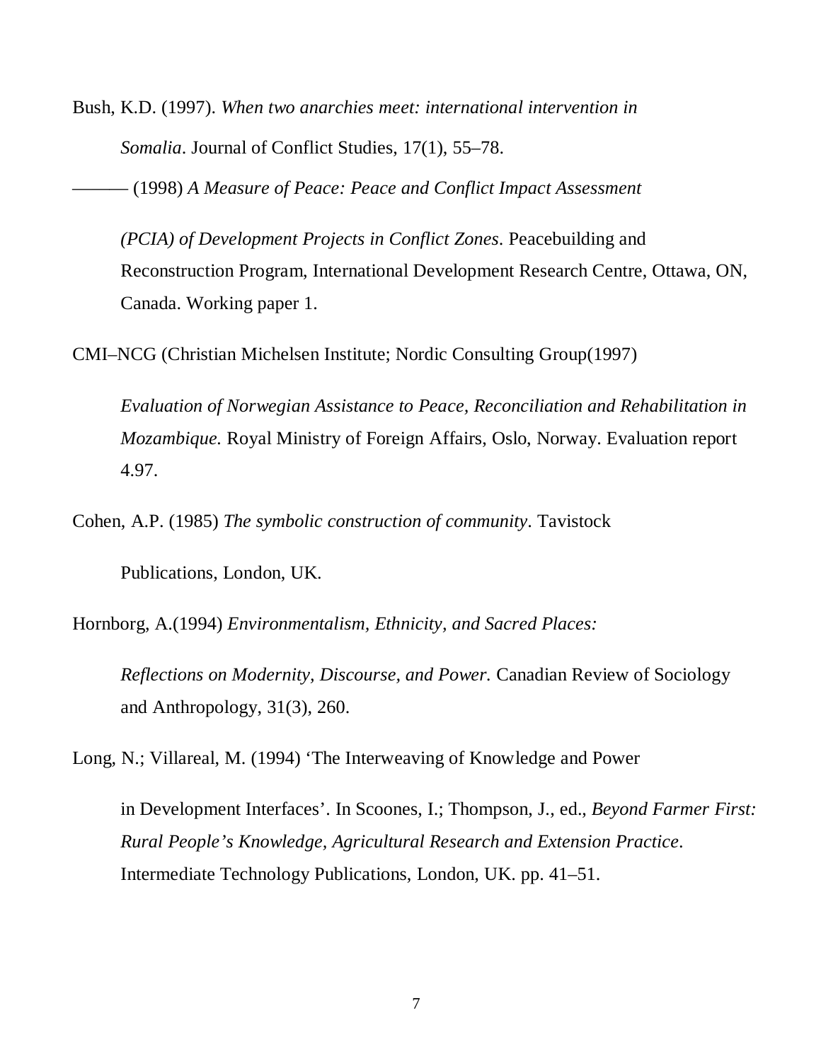Bush, K.D. (1997). *When two anarchies meet: international intervention in Somalia*. Journal of Conflict Studies, 17(1), 55–78.

——— (1998) *A Measure of Peace: Peace and Conflict Impact Assessment (PCIA) of Development Projects in Conflict Zones*. Peacebuilding and Reconstruction Program, International Development Research Centre, Ottawa, ON, Canada. Working paper 1.

CMI–NCG (Christian Michelsen Institute; Nordic Consulting Group(1997) *Evaluation of Norwegian Assistance to Peace, Reconciliation and Rehabilitation in Mozambique.* Royal Ministry of Foreign Affairs, Oslo, Norway. Evaluation report 4.97.

Cohen, A.P. (1985) *The symbolic construction of community*. Tavistock Publications, London, UK.

Hornborg, A.(1994) *Environmentalism, Ethnicity, and Sacred Places: Reflections on Modernity, Discourse, and Power.* Canadian Review of Sociology and Anthropology, 31(3), 260.

Long, N.; Villareal, M. (1994) 'The Interweaving of Knowledge and Power in Development Interfaces'. In Scoones, I.; Thompson, J., ed., *Beyond Farmer First: Rural People's Knowledge, Agricultural Research and Extension Practice*. Intermediate Technology Publications, London, UK. pp. 41–51.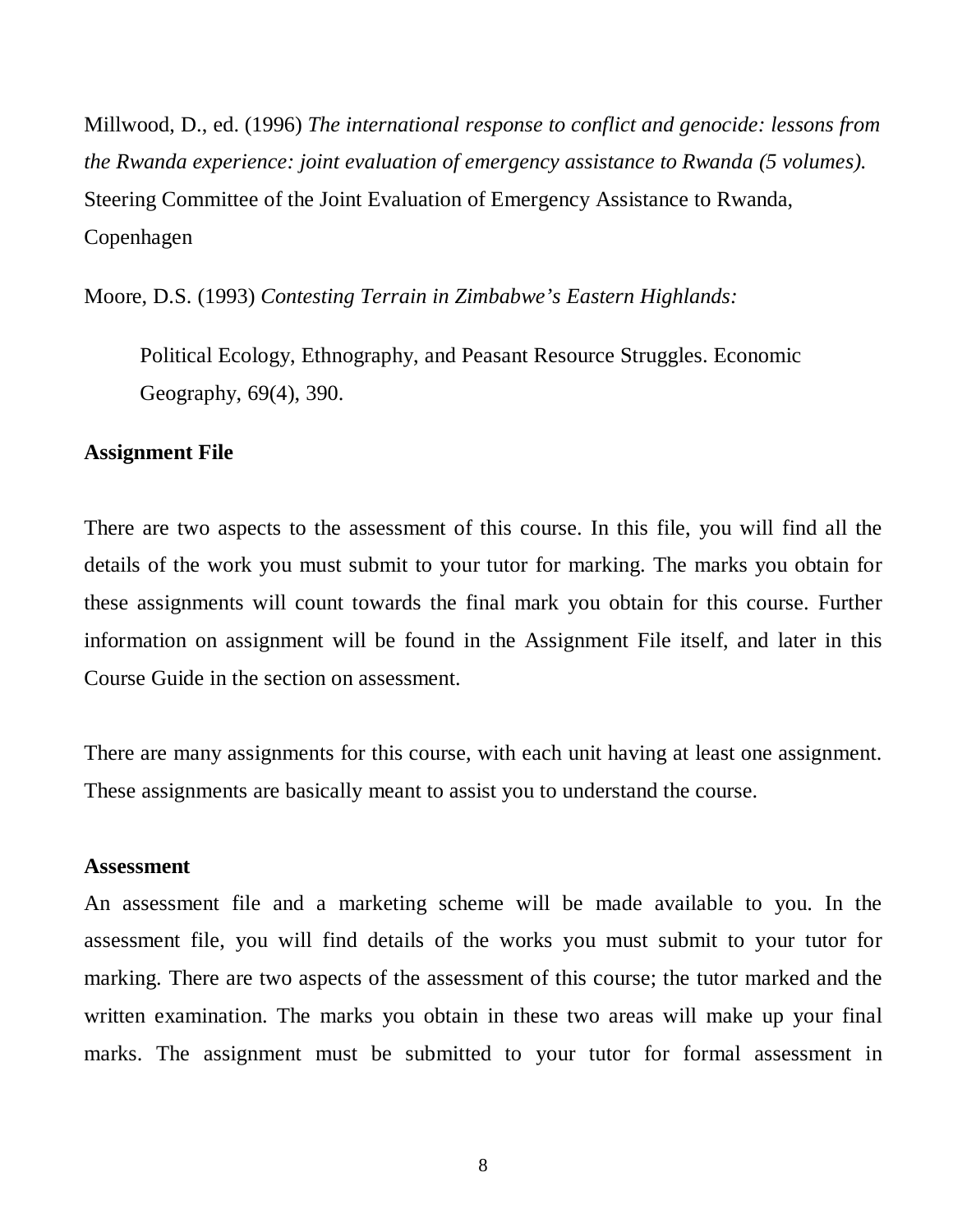Millwood, D., ed. (1996) *The international response to conflict and genocide: lessons from the Rwanda experience: joint evaluation of emergency assistance to Rwanda (5 volumes).* Steering Committee of the Joint Evaluation of Emergency Assistance to Rwanda, Copenhagen

Moore, D.S. (1993) *Contesting Terrain in Zimbabwe's Eastern Highlands:*

Political Ecology, Ethnography, and Peasant Resource Struggles. Economic Geography, 69(4), 390.

**Assignment File**

There are two aspects to the assessment of this course. In this file, you will find all the details of the work you must submit to your tutor for marking. The marks you obtain for these assignments will count towards the final mark you obtain for this course. Further information on assignment will be found in the Assignment File itself, and later in this Course Guide in the section on assessment.

There are many assignments for this course, with each unit having at least one assignment. These assignments are basically meant to assist you to understand the course.

**Assessment**

An assessment file and a marketing scheme will be made available to you. In the assessment file, you will find details of the works you must submit to your tutor for marking. There are two aspects of the assessment of this course; the tutor marked and the written examination. The marks you obtain in these two areas will make up your final marks. The assignment must be submitted to your tutor for formal assessment in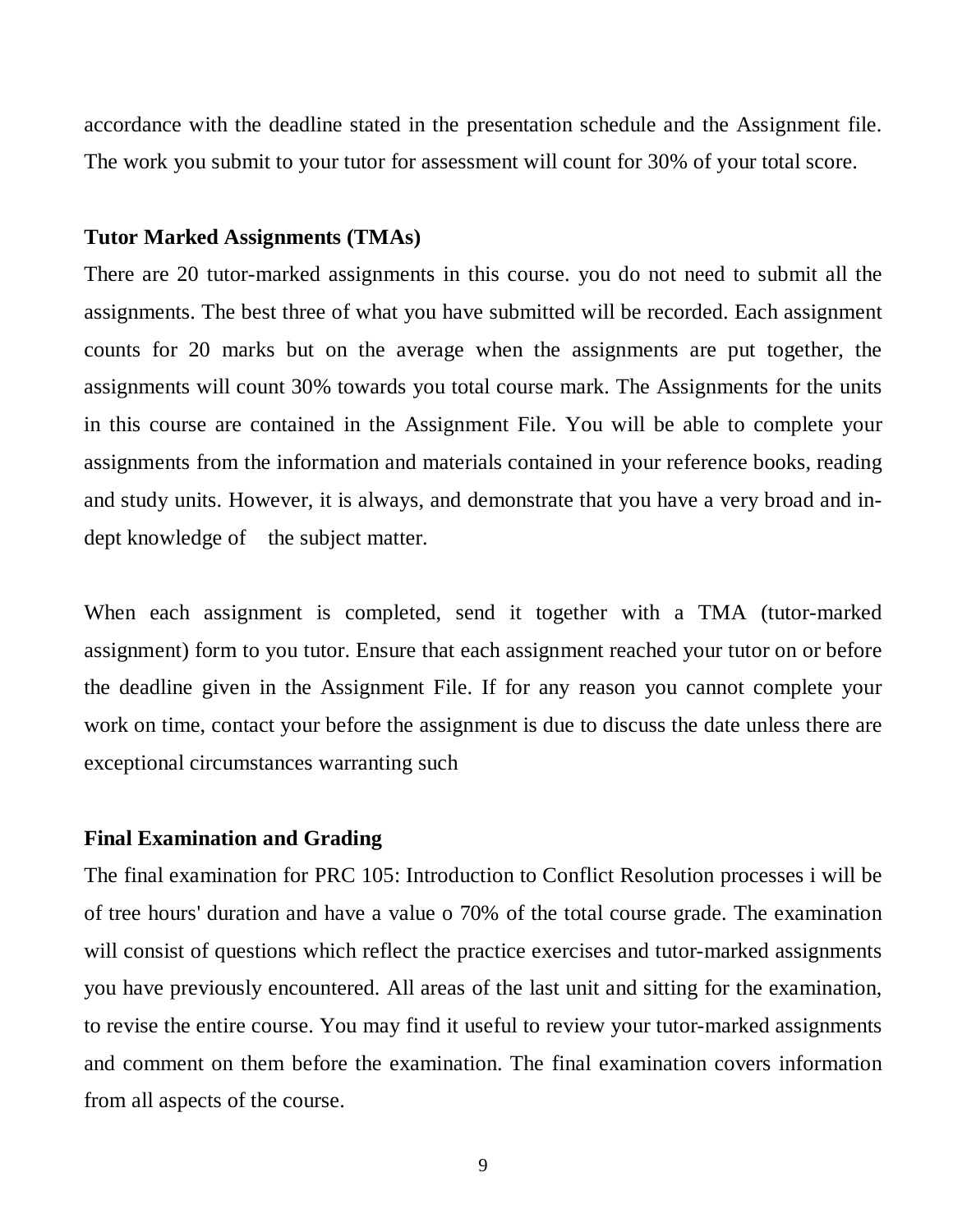accordance with the deadline stated in the presentation schedule and the Assignment file. The work you submit to your tutor for assessment will count for 30% of your total score.

**Tutor Marked Assignments (TMAs)**

There are 20 tutor-marked assignments in this course. you do not need to submit all the assignments. The best three of what you have submitted will be recorded. Each assignment counts for 20 marks but on the average when the assignments are put together, the assignments will count 30% towards you total course mark. The Assignments for the units in this course are contained in the Assignment File. You will be able to complete your assignments from the information and materials contained in your reference books, reading and study units. However, it is always, and demonstrate that you have a very broad and in-dept knowledge of the subject matter.

When each assignment is completed, send it together with a TMA (tutor-marked assignment) form to you tutor. Ensure that each assignment reached your tutor on or before the deadline given in the Assignment File. If for any reason you cannot complete your work on time, contact your before the assignment is due to discuss the date unless there are exceptional circumstances warranting such

**Final Examination and Grading**

The final examination for PRC 105: Introduction to Conflict Resolution processes i will be of tree hours' duration and have a value o 70% of the total course grade. The examination will consist of questions which reflect the practice exercises and tutor-marked assignments you have previously encountered. All areas of the last unit and sitting for the examination, to revise the entire course. You may find it useful to review your tutor-marked assignments and comment on them before the examination. The final examination covers information from all aspects of the course.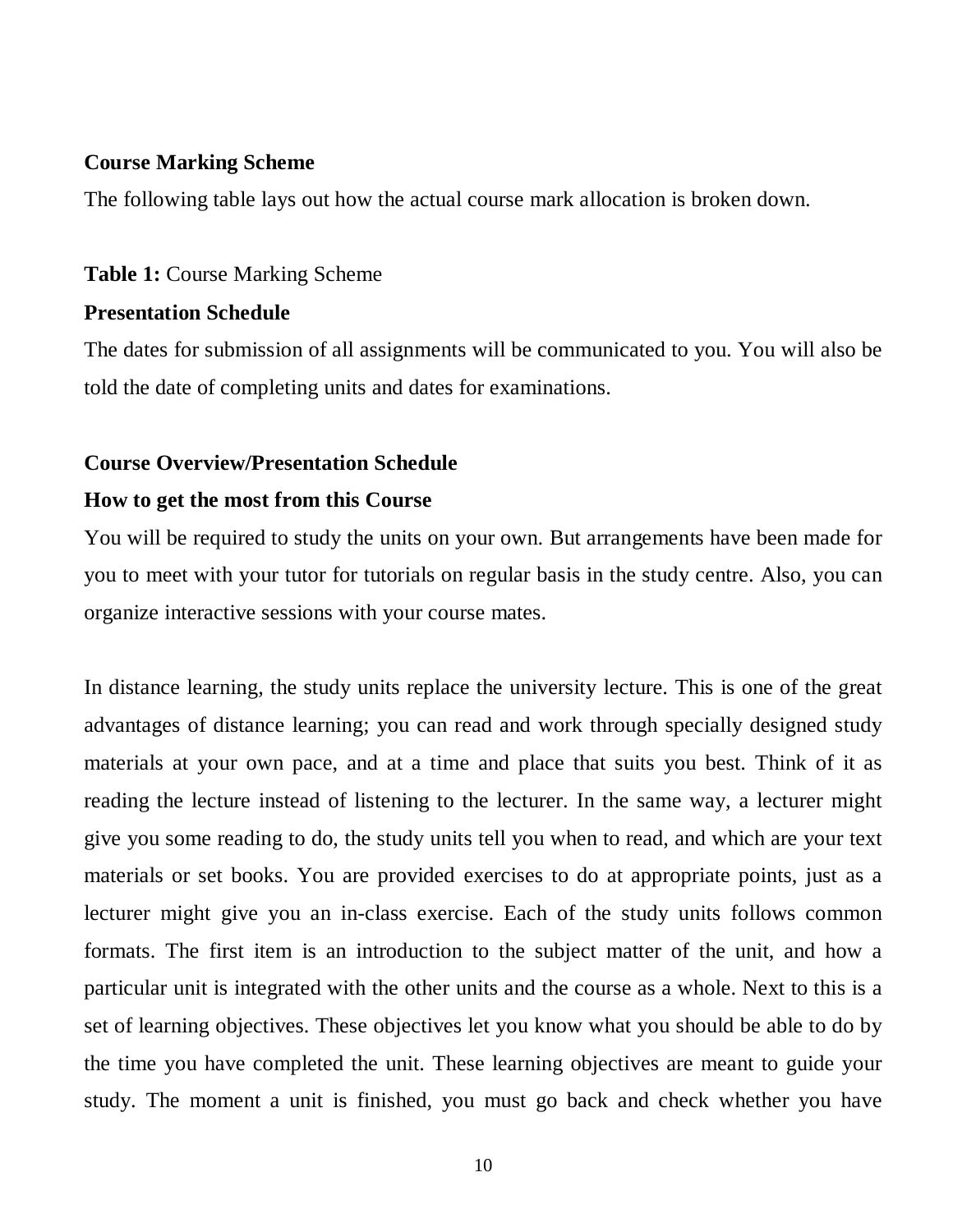**Course Marking Scheme**

The following table lays out how the actual course mark allocation is broken down.

**Table 1:** Course Marking Scheme

**Presentation Schedule**

The dates for submission of all assignments will be communicated to you. You will also be told the date of completing units and dates for examinations.

**Course Overview/Presentation Schedule**

**How to get the most from this Course**

You will be required to study the units on your own. But arrangements have been made for you to meet with your tutor for tutorials on regular basis in the study centre. Also, you can organize interactive sessions with your course mates.

In distance learning, the study units replace the university lecture. This is one of the great advantages of distance learning; you can read and work through specially designed study materials at your own pace, and at a time and place that suits you best. Think of it as reading the lecture instead of listening to the lecturer. In the same way, a lecturer might give you some reading to do, the study units tell you when to read, and which are your text materials or set books. You are provided exercises to do at appropriate points, just as a lecturer might give you an in-class exercise. Each of the study units follows common formats. The first item is an introduction to the subject matter of the unit, and how a particular unit is integrated with the other units and the course as a whole. Next to this is a set of learning objectives. These objectives let you know what you should be able to do by the time you have completed the unit. These learning objectives are meant to guide your study. The moment a unit is finished, you must go back and check whether you have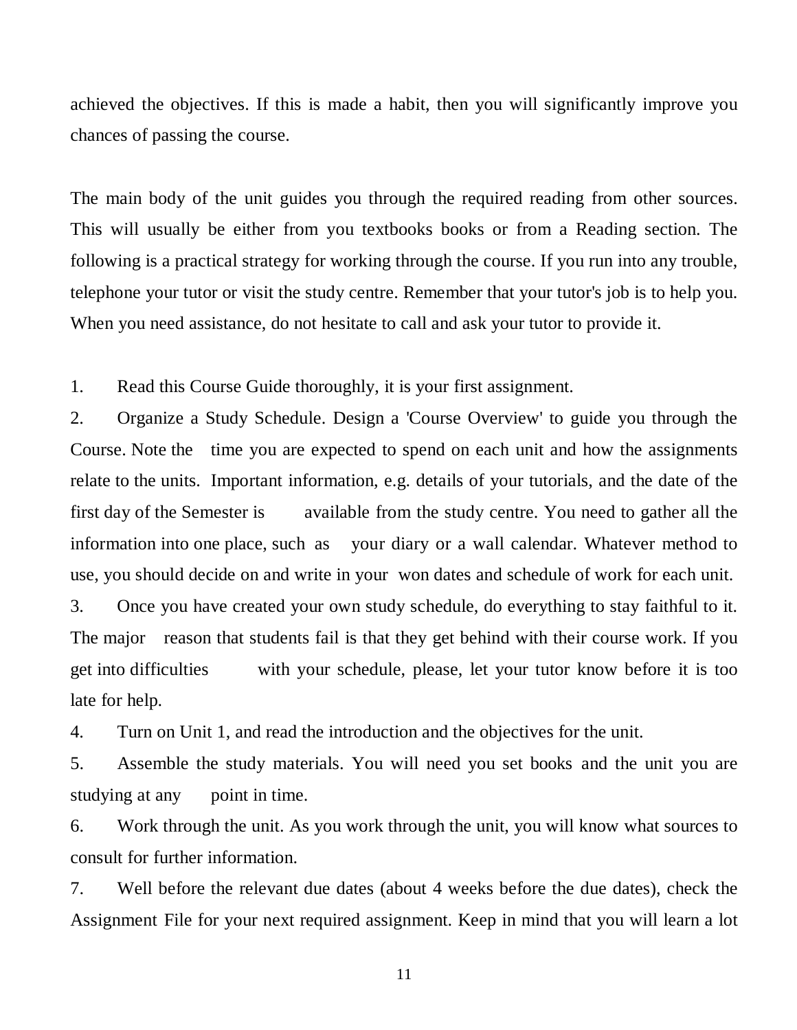achieved the objectives. If this is made a habit, then you will significantly improve you chances of passing the course.

The main body of the unit guides you through the required reading from other sources. This will usually be either from you textbooks books or from a Reading section. The following is a practical strategy for working through the course. If you run into any trouble, telephone your tutor or visit the study centre. Remember that your tutor's job is to help you. When you need assistance, do not hesitate to call and ask your tutor to provide it.

1. Read this Course Guide thoroughly, it is your first assignment.
2. Organize a Study Schedule. Design a 'Course Overview' to guide you through the Course. Note the time you are expected to spend on each unit and how the assignments relate to the units. Important information, e.g. details of your tutorials, and the date of the first day of the Semester is available from the study centre. You need to gather all the information into one place, such as your diary or a wall calendar. Whatever method to use, you should decide on and write in your won dates and schedule of work for each unit.
3. Once you have created your own study schedule, do everything to stay faithful to it. The major reason that students fail is that they get behind with their course work. If you get into difficulties with your schedule, please, let your tutor know before it is too late for help.
4. Turn on Unit 1, and read the introduction and the objectives for the unit.
5. Assemble the study materials. You will need you set books and the unit you are studying at any point in time.
6. Work through the unit. As you work through the unit, you will know what sources to consult for further information.
7. Well before the relevant due dates (about 4 weeks before the due dates), check the Assignment File for your next required assignment. Keep in mind that you will learn a lot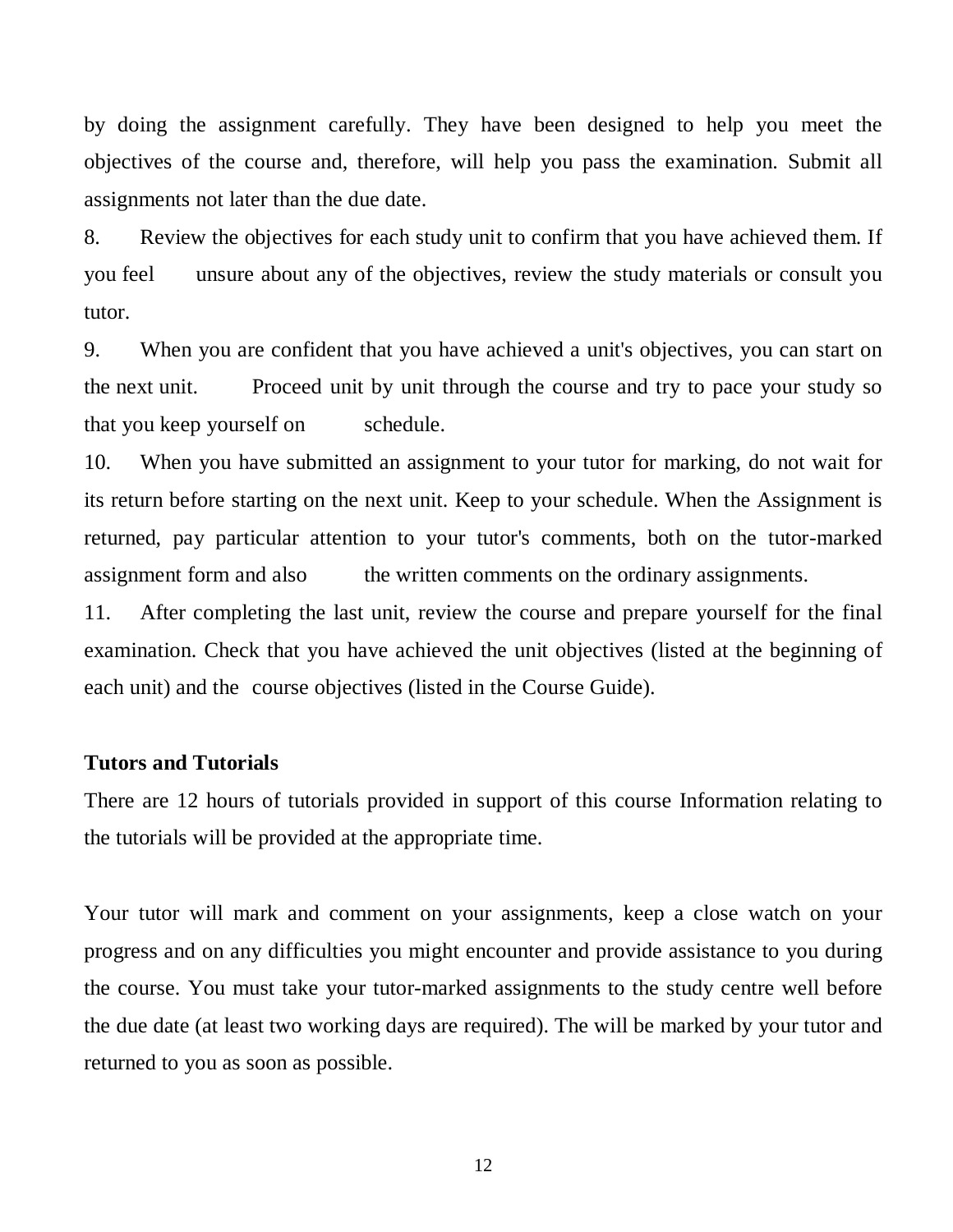by doing the assignment carefully. They have been designed to help you meet the objectives of the course and, therefore, will help you pass the examination. Submit all assignments not later than the due date.

8. Review the objectives for each study unit to confirm that you have achieved them. If you feel unsure about any of the objectives, review the study materials or consult you tutor.

9. When you are confident that you have achieved a unit's objectives, you can start on the next unit. Proceed unit by unit through the course and try to pace your study so that you keep yourself on schedule.

10. When you have submitted an assignment to your tutor for marking, do not wait for its return before starting on the next unit. Keep to your schedule. When the Assignment is returned, pay particular attention to your tutor's comments, both on the tutor-marked assignment form and also the written comments on the ordinary assignments.

11. After completing the last unit, review the course and prepare yourself for the final examination. Check that you have achieved the unit objectives (listed at the beginning of each unit) and the course objectives (listed in the Course Guide).

**Tutors and Tutorials**

There are 12 hours of tutorials provided in support of this course Information relating to the tutorials will be provided at the appropriate time.

Your tutor will mark and comment on your assignments, keep a close watch on your progress and on any difficulties you might encounter and provide assistance to you during the course. You must take your tutor-marked assignments to the study centre well before the due date (at least two working days are required). The will be marked by your tutor and returned to you as soon as possible.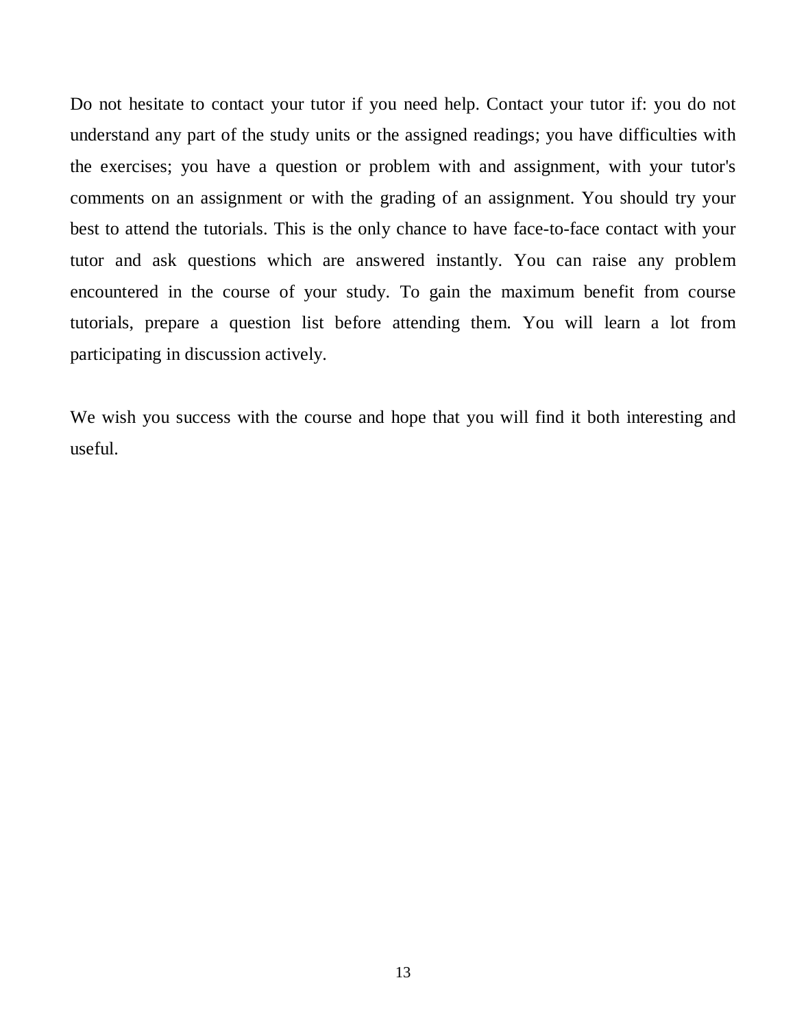Do not hesitate to contact your tutor if you need help. Contact your tutor if: you do not understand any part of the study units or the assigned readings; you have difficulties with the exercises; you have a question or problem with and assignment, with your tutor's comments on an assignment or with the grading of an assignment. You should try your best to attend the tutorials. This is the only chance to have face-to-face contact with your tutor and ask questions which are answered instantly. You can raise any problem encountered in the course of your study. To gain the maximum benefit from course tutorials, prepare a question list before attending them. You will learn a lot from participating in discussion actively.

We wish you success with the course and hope that you will find it both interesting and useful.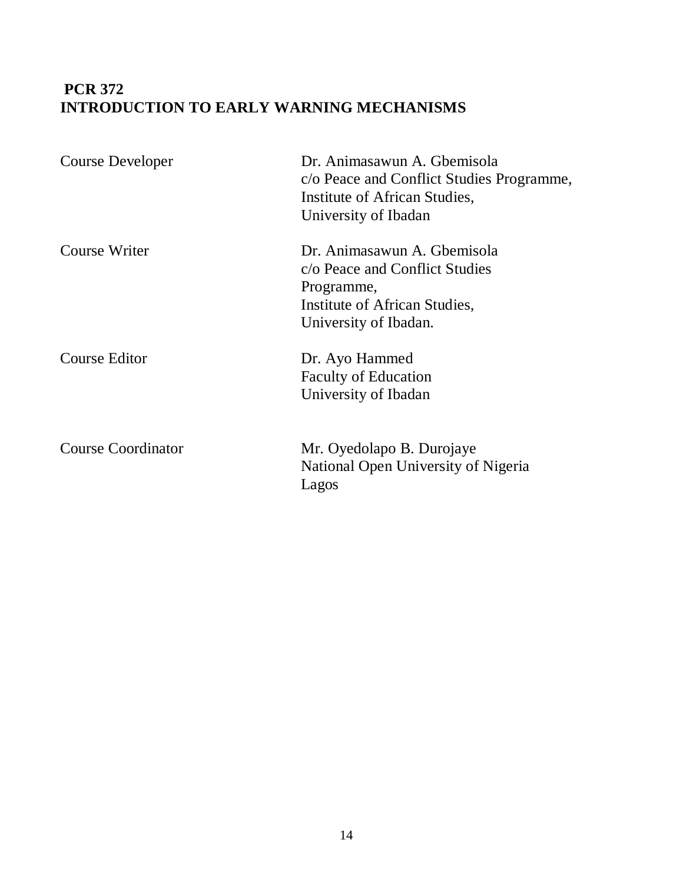**PCR 372**
**INTRODUCTION TO EARLY WARNING MECHANISMS**

| | |
|---|---|
| Course Developer | Dr. Animasawun A. Gbemisola<br>c/o Peace and Conflict Studies Programme,<br>Institute of African Studies,<br>University of Ibadan |
| Course Writer | Dr. Animasawun A. Gbemisola<br>c/o Peace and Conflict Studies<br>Programme,<br>Institute of African Studies,<br>University of Ibadan. |
| Course Editor | Dr. Ayo Hammed<br>Faculty of Education<br>University of Ibadan |
| Course Coordinator | Mr. Oyedolapo B. Durojaye<br>National Open University of Nigeria<br>Lagos |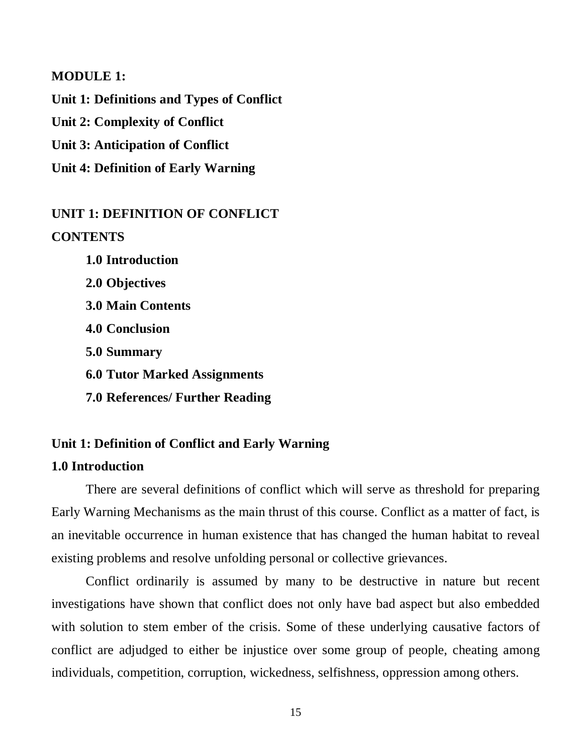**MODULE 1:**

**Unit 1: Definitions and Types of Conflict**

**Unit 2: Complexity of Conflict**

**Unit 3: Anticipation of Conflict**

**Unit 4: Definition of Early Warning**

## UNIT 1: DEFINITION OF CONFLICT

**CONTENTS**

- **1.0 Introduction**
- **2.0 Objectives**
- **3.0 Main Contents**
- **4.0 Conclusion**
- **5.0 Summary**
- **6.0 Tutor Marked Assignments**
- **7.0 References/ Further Reading**

## Unit 1: Definition of Conflict and Early Warning

### 1.0 Introduction

There are several definitions of conflict which will serve as threshold for preparing Early Warning Mechanisms as the main thrust of this course. Conflict as a matter of fact, is an inevitable occurrence in human existence that has changed the human habitat to reveal existing problems and resolve unfolding personal or collective grievances.

Conflict ordinarily is assumed by many to be destructive in nature but recent investigations have shown that conflict does not only have bad aspect but also embedded with solution to stem ember of the crisis. Some of these underlying causative factors of conflict are adjudged to either be injustice over some group of people, cheating among individuals, competition, corruption, wickedness, selfishness, oppression among others.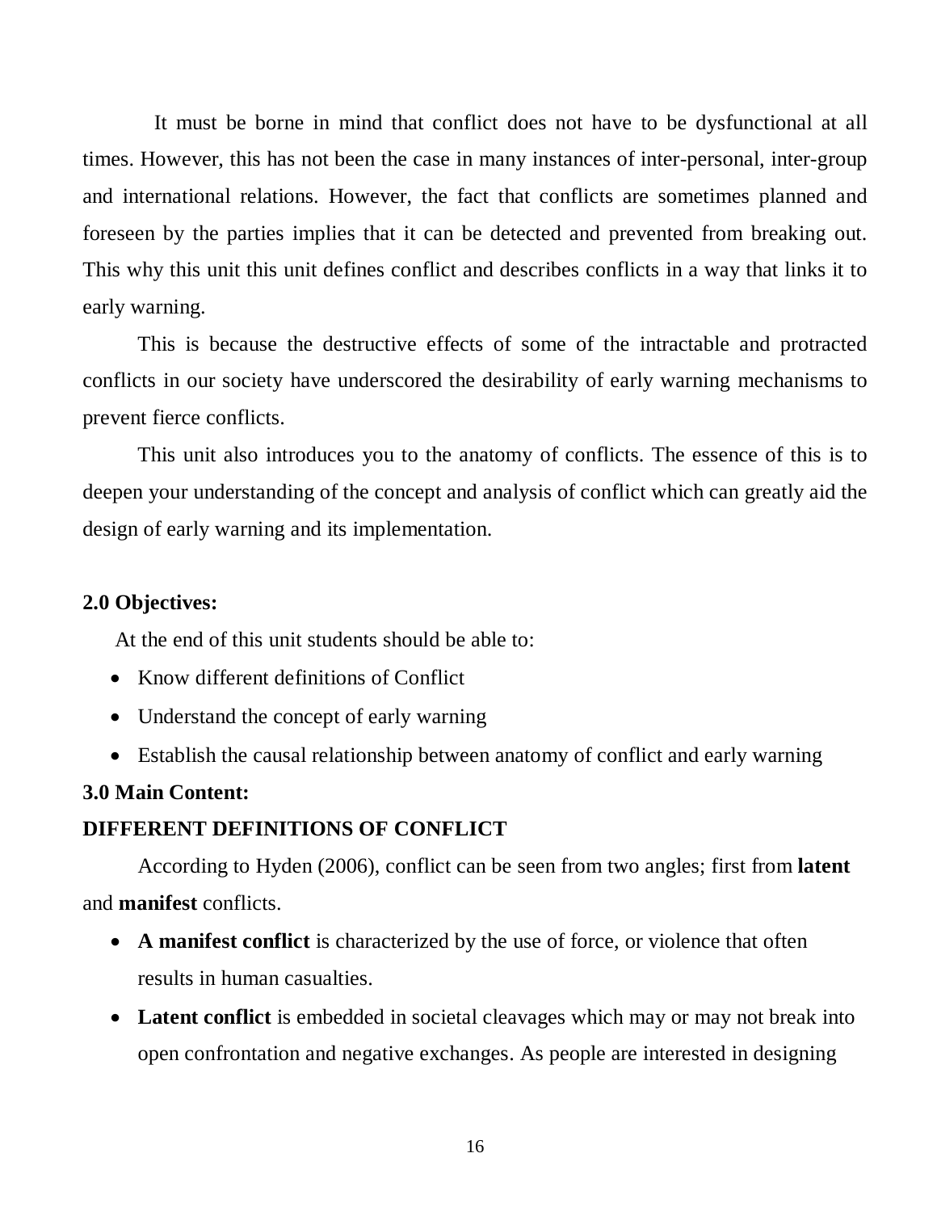It must be borne in mind that conflict does not have to be dysfunctional at all times. However, this has not been the case in many instances of inter-personal, inter-group and international relations. However, the fact that conflicts are sometimes planned and foreseen by the parties implies that it can be detected and prevented from breaking out. This why this unit this unit defines conflict and describes conflicts in a way that links it to early warning.

This is because the destructive effects of some of the intractable and protracted conflicts in our society have underscored the desirability of early warning mechanisms to prevent fierce conflicts.

This unit also introduces you to the anatomy of conflicts. The essence of this is to deepen your understanding of the concept and analysis of conflict which can greatly aid the design of early warning and its implementation.

## 2.0 Objectives:

At the end of this unit students should be able to:

- Know different definitions of Conflict
- Understand the concept of early warning
- Establish the causal relationship between anatomy of conflict and early warning

## 3.0 Main Content:

### DIFFERENT DEFINITIONS OF CONFLICT

According to Hyden (2006), conflict can be seen from two angles; first from **latent** and **manifest** conflicts.

- **A manifest conflict** is characterized by the use of force, or violence that often results in human casualties.
- **Latent conflict** is embedded in societal cleavages which may or may not break into open confrontation and negative exchanges. As people are interested in designing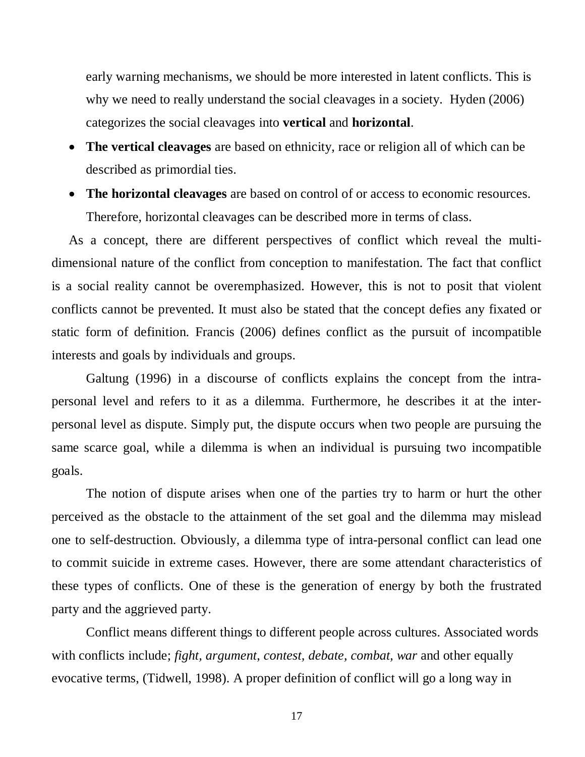early warning mechanisms, we should be more interested in latent conflicts. This is why we need to really understand the social cleavages in a society. Hyden (2006) categorizes the social cleavages into **vertical** and **horizontal**.

- **The vertical cleavages** are based on ethnicity, race or religion all of which can be described as primordial ties.
- **The horizontal cleavages** are based on control of or access to economic resources. Therefore, horizontal cleavages can be described more in terms of class.

As a concept, there are different perspectives of conflict which reveal the multi-dimensional nature of the conflict from conception to manifestation. The fact that conflict is a social reality cannot be overemphasized. However, this is not to posit that violent conflicts cannot be prevented. It must also be stated that the concept defies any fixated or static form of definition. Francis (2006) defines conflict as the pursuit of incompatible interests and goals by individuals and groups.

Galtung (1996) in a discourse of conflicts explains the concept from the intra-personal level and refers to it as a dilemma. Furthermore, he describes it at the inter-personal level as dispute. Simply put, the dispute occurs when two people are pursuing the same scarce goal, while a dilemma is when an individual is pursuing two incompatible goals.

The notion of dispute arises when one of the parties try to harm or hurt the other perceived as the obstacle to the attainment of the set goal and the dilemma may mislead one to self-destruction. Obviously, a dilemma type of intra-personal conflict can lead one to commit suicide in extreme cases. However, there are some attendant characteristics of these types of conflicts. One of these is the generation of energy by both the frustrated party and the aggrieved party.

Conflict means different things to different people across cultures. Associated words with conflicts include; *fight, argument, contest, debate, combat, war* and other equally evocative terms, (Tidwell, 1998). A proper definition of conflict will go a long way in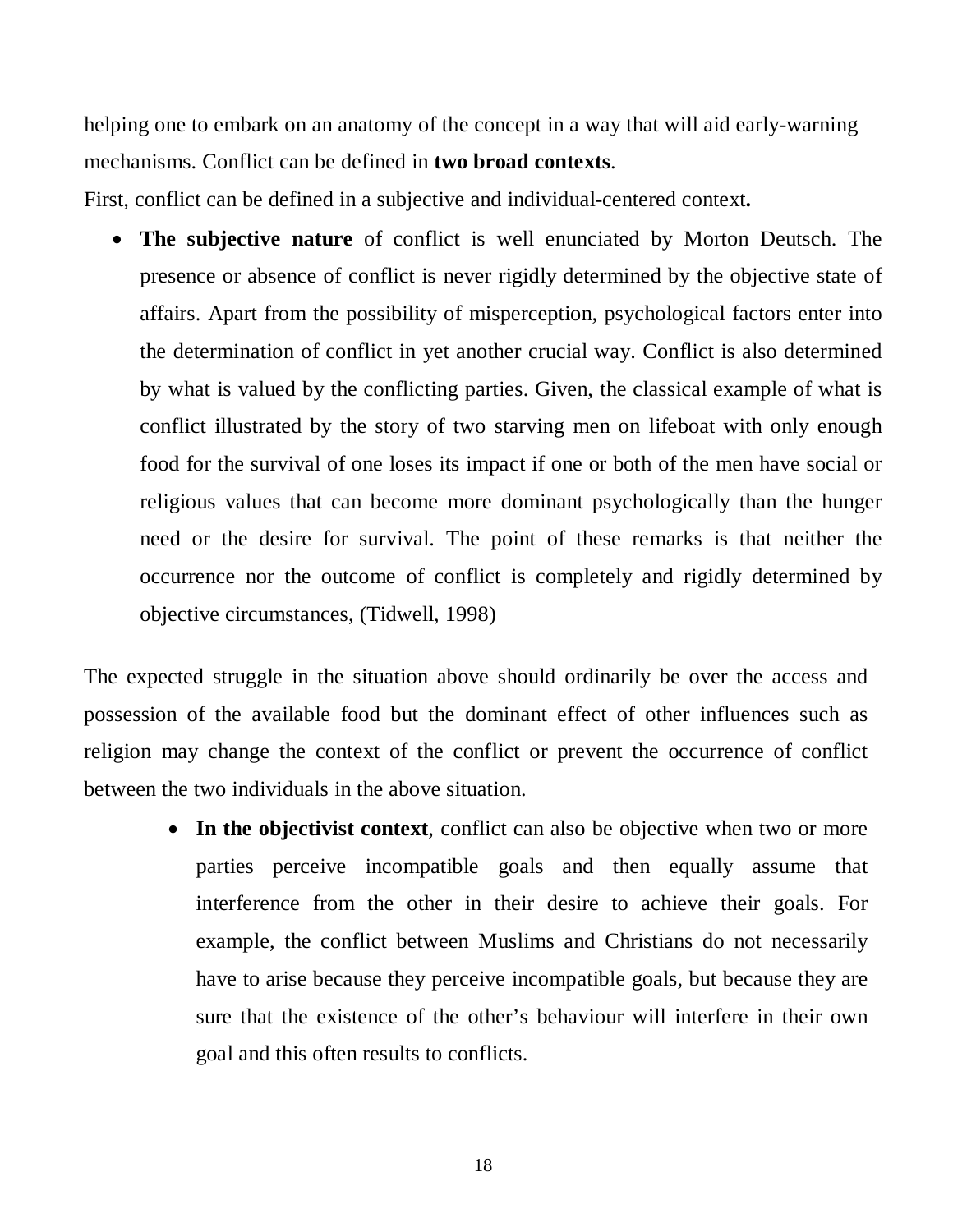helping one to embark on an anatomy of the concept in a way that will aid early-warning mechanisms. Conflict can be defined in **two broad contexts**.

First, conflict can be defined in a subjective and individual-centered context**.**

- **The subjective nature** of conflict is well enunciated by Morton Deutsch. The presence or absence of conflict is never rigidly determined by the objective state of affairs. Apart from the possibility of misperception, psychological factors enter into the determination of conflict in yet another crucial way. Conflict is also determined by what is valued by the conflicting parties. Given, the classical example of what is conflict illustrated by the story of two starving men on lifeboat with only enough food for the survival of one loses its impact if one or both of the men have social or religious values that can become more dominant psychologically than the hunger need or the desire for survival. The point of these remarks is that neither the occurrence nor the outcome of conflict is completely and rigidly determined by objective circumstances, (Tidwell, 1998)

The expected struggle in the situation above should ordinarily be over the access and possession of the available food but the dominant effect of other influences such as religion may change the context of the conflict or prevent the occurrence of conflict between the two individuals in the above situation.

- **In the objectivist context**, conflict can also be objective when two or more parties perceive incompatible goals and then equally assume that interference from the other in their desire to achieve their goals. For example, the conflict between Muslims and Christians do not necessarily have to arise because they perceive incompatible goals, but because they are sure that the existence of the other's behaviour will interfere in their own goal and this often results to conflicts.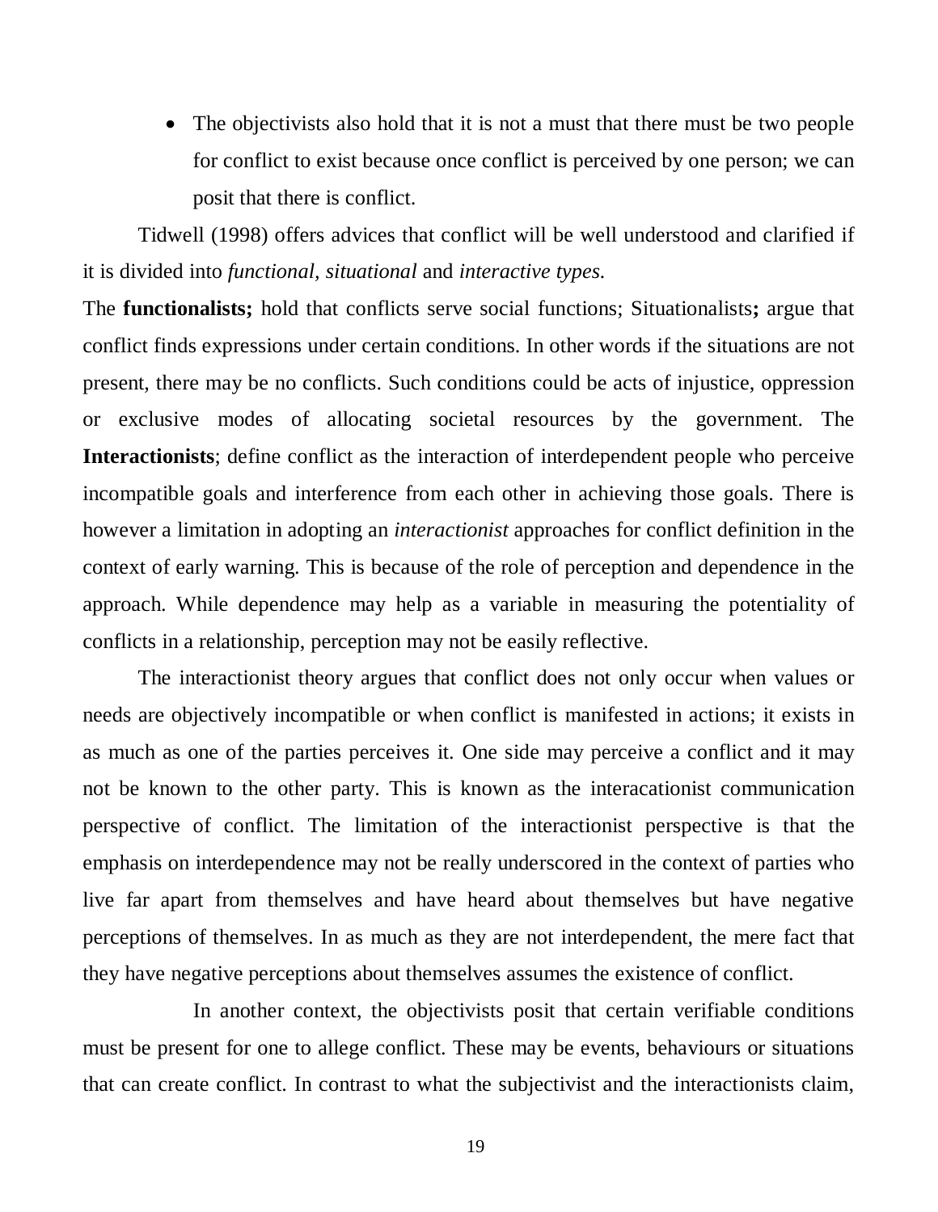- The objectivists also hold that it is not a must that there must be two people for conflict to exist because once conflict is perceived by one person; we can posit that there is conflict.

Tidwell (1998) offers advices that conflict will be well understood and clarified if it is divided into *functional, situational* and *interactive types.*

The **functionalists;** hold that conflicts serve social functions; Situationalists**;** argue that conflict finds expressions under certain conditions. In other words if the situations are not present, there may be no conflicts. Such conditions could be acts of injustice, oppression or exclusive modes of allocating societal resources by the government. The **Interactionists**; define conflict as the interaction of interdependent people who perceive incompatible goals and interference from each other in achieving those goals. There is however a limitation in adopting an *interactionist* approaches for conflict definition in the context of early warning. This is because of the role of perception and dependence in the approach. While dependence may help as a variable in measuring the potentiality of conflicts in a relationship, perception may not be easily reflective.

The interactionist theory argues that conflict does not only occur when values or needs are objectively incompatible or when conflict is manifested in actions; it exists in as much as one of the parties perceives it. One side may perceive a conflict and it may not be known to the other party. This is known as the interacationist communication perspective of conflict. The limitation of the interactionist perspective is that the emphasis on interdependence may not be really underscored in the context of parties who live far apart from themselves and have heard about themselves but have negative perceptions of themselves. In as much as they are not interdependent, the mere fact that they have negative perceptions about themselves assumes the existence of conflict.

In another context, the objectivists posit that certain verifiable conditions must be present for one to allege conflict. These may be events, behaviours or situations that can create conflict. In contrast to what the subjectivist and the interactionists claim,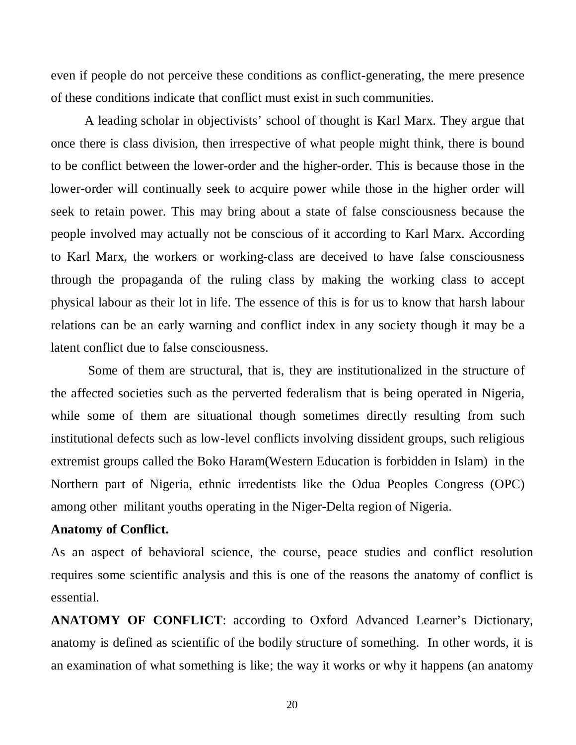even if people do not perceive these conditions as conflict-generating, the mere presence of these conditions indicate that conflict must exist in such communities.

A leading scholar in objectivists' school of thought is Karl Marx. They argue that once there is class division, then irrespective of what people might think, there is bound to be conflict between the lower-order and the higher-order. This is because those in the lower-order will continually seek to acquire power while those in the higher order will seek to retain power. This may bring about a state of false consciousness because the people involved may actually not be conscious of it according to Karl Marx. According to Karl Marx, the workers or working-class are deceived to have false consciousness through the propaganda of the ruling class by making the working class to accept physical labour as their lot in life. The essence of this is for us to know that harsh labour relations can be an early warning and conflict index in any society though it may be a latent conflict due to false consciousness.

Some of them are structural, that is, they are institutionalized in the structure of the affected societies such as the perverted federalism that is being operated in Nigeria, while some of them are situational though sometimes directly resulting from such institutional defects such as low-level conflicts involving dissident groups, such religious extremist groups called the Boko Haram(Western Education is forbidden in Islam) in the Northern part of Nigeria, ethnic irredentists like the Odua Peoples Congress (OPC) among other militant youths operating in the Niger-Delta region of Nigeria.

**Anatomy of Conflict.**

As an aspect of behavioral science, the course, peace studies and conflict resolution requires some scientific analysis and this is one of the reasons the anatomy of conflict is essential.

**ANATOMY OF CONFLICT**: according to Oxford Advanced Learner's Dictionary, anatomy is defined as scientific of the bodily structure of something. In other words, it is an examination of what something is like; the way it works or why it happens (an anatomy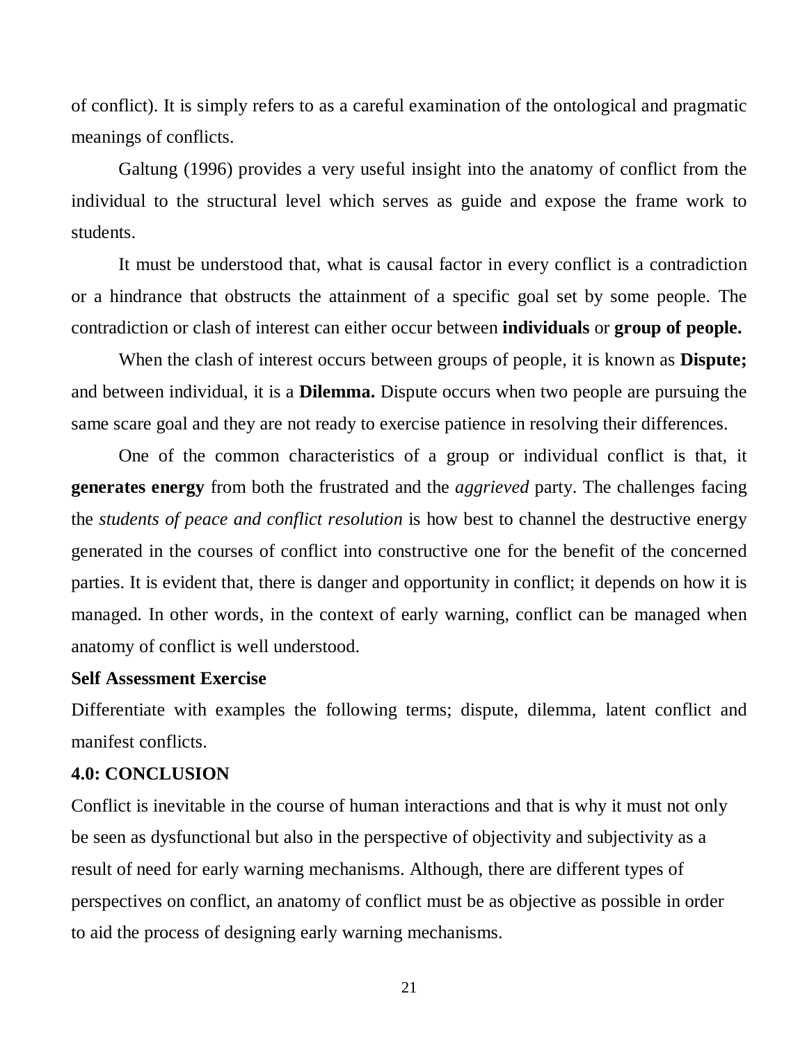of conflict). It is simply refers to as a careful examination of the ontological and pragmatic meanings of conflicts.

Galtung (1996) provides a very useful insight into the anatomy of conflict from the individual to the structural level which serves as guide and expose the frame work to students.

It must be understood that, what is causal factor in every conflict is a contradiction or a hindrance that obstructs the attainment of a specific goal set by some people. The contradiction or clash of interest can either occur between **individuals** or **group of people.**

When the clash of interest occurs between groups of people, it is known as **Dispute;** and between individual, it is a **Dilemma.** Dispute occurs when two people are pursuing the same scare goal and they are not ready to exercise patience in resolving their differences.

One of the common characteristics of a group or individual conflict is that, it **generates energy** from both the frustrated and the *aggrieved* party. The challenges facing the *students of peace and conflict resolution* is how best to channel the destructive energy generated in the courses of conflict into constructive one for the benefit of the concerned parties. It is evident that, there is danger and opportunity in conflict; it depends on how it is managed. In other words, in the context of early warning, conflict can be managed when anatomy of conflict is well understood.

**Self Assessment Exercise**

Differentiate with examples the following terms; dispute, dilemma, latent conflict and manifest conflicts.

## 4.0: CONCLUSION

Conflict is inevitable in the course of human interactions and that is why it must not only be seen as dysfunctional but also in the perspective of objectivity and subjectivity as a result of need for early warning mechanisms. Although, there are different types of perspectives on conflict, an anatomy of conflict must be as objective as possible in order to aid the process of designing early warning mechanisms.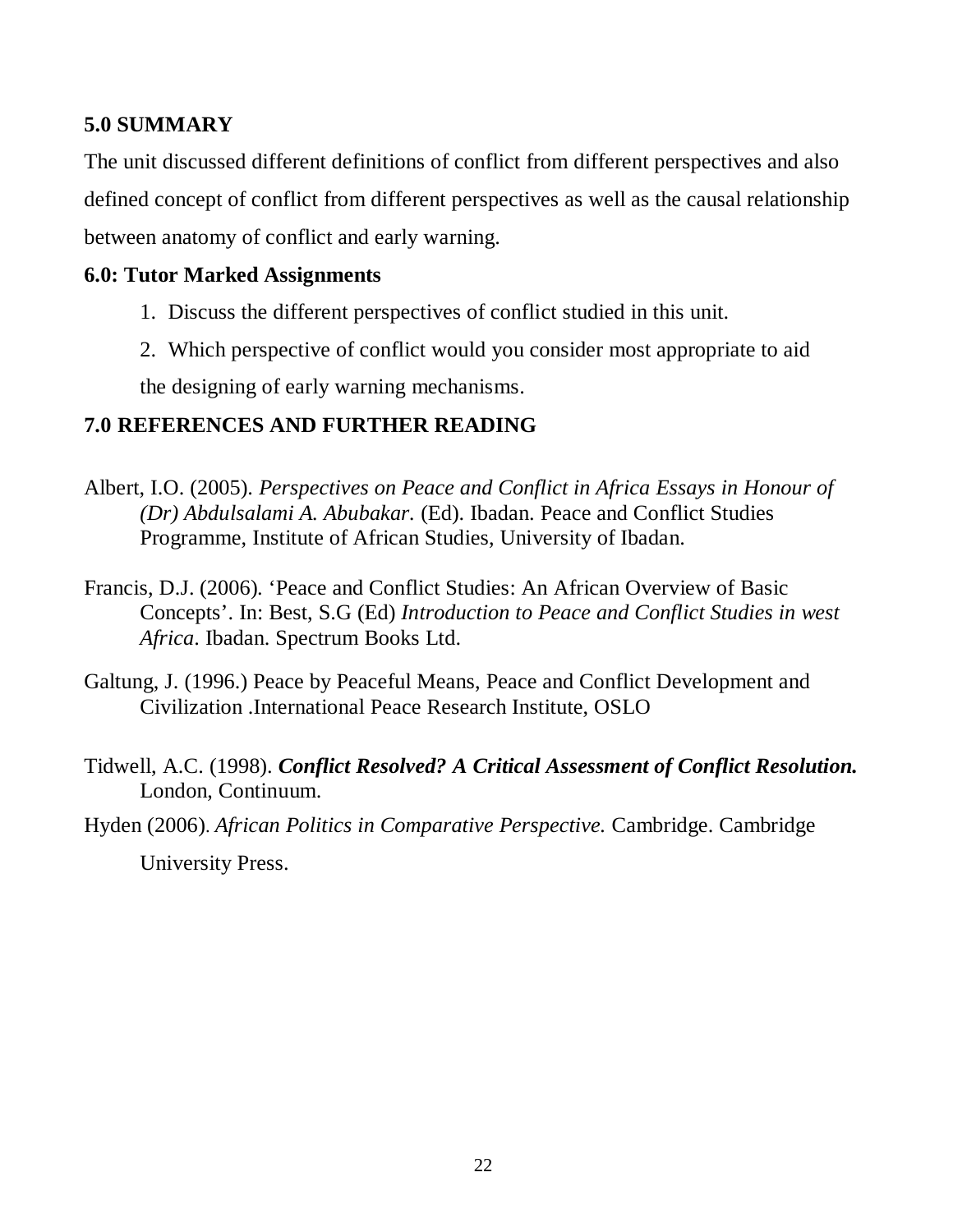## 5.0 SUMMARY

The unit discussed different definitions of conflict from different perspectives and also defined concept of conflict from different perspectives as well as the causal relationship between anatomy of conflict and early warning.

## 6.0: Tutor Marked Assignments

1. Discuss the different perspectives of conflict studied in this unit.
2. Which perspective of conflict would you consider most appropriate to aid the designing of early warning mechanisms.

## 7.0 REFERENCES AND FURTHER READING

Albert, I.O. (2005). *Perspectives on Peace and Conflict in Africa Essays in Honour of (Dr) Abdulsalami A. Abubakar.* (Ed). Ibadan. Peace and Conflict Studies Programme, Institute of African Studies, University of Ibadan.

Francis, D.J. (2006). 'Peace and Conflict Studies: An African Overview of Basic Concepts'. In: Best, S.G (Ed) *Introduction to Peace and Conflict Studies in west Africa*. Ibadan. Spectrum Books Ltd.

Galtung, J. (1996.) Peace by Peaceful Means, Peace and Conflict Development and Civilization .International Peace Research Institute, OSLO

Tidwell, A.C. (1998). ***Conflict Resolved? A Critical Assessment of Conflict Resolution.*** London, Continuum.

Hyden (2006). *African Politics in Comparative Perspective.* Cambridge. Cambridge University Press.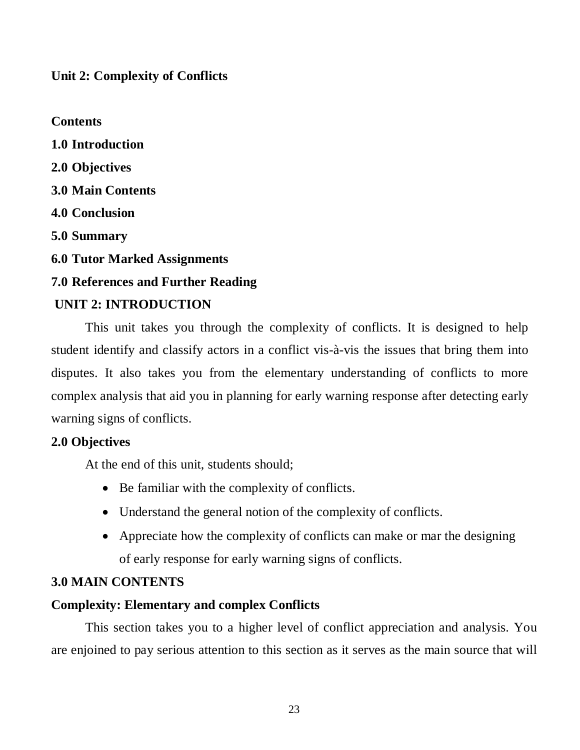## Unit 2: Complexity of Conflicts

**Contents**

**1.0 Introduction**

**2.0 Objectives**

**3.0 Main Contents**

**4.0 Conclusion**

**5.0 Summary**

**6.0 Tutor Marked Assignments**

**7.0 References and Further Reading**

### UNIT 2: INTRODUCTION

This unit takes you through the complexity of conflicts. It is designed to help student identify and classify actors in a conflict vis-à-vis the issues that bring them into disputes. It also takes you from the elementary understanding of conflicts to more complex analysis that aid you in planning for early warning response after detecting early warning signs of conflicts.

### 2.0 Objectives

At the end of this unit, students should;

- Be familiar with the complexity of conflicts.
- Understand the general notion of the complexity of conflicts.
- Appreciate how the complexity of conflicts can make or mar the designing of early response for early warning signs of conflicts.

### 3.0 MAIN CONTENTS

#### Complexity: Elementary and complex Conflicts

This section takes you to a higher level of conflict appreciation and analysis. You are enjoined to pay serious attention to this section as it serves as the main source that will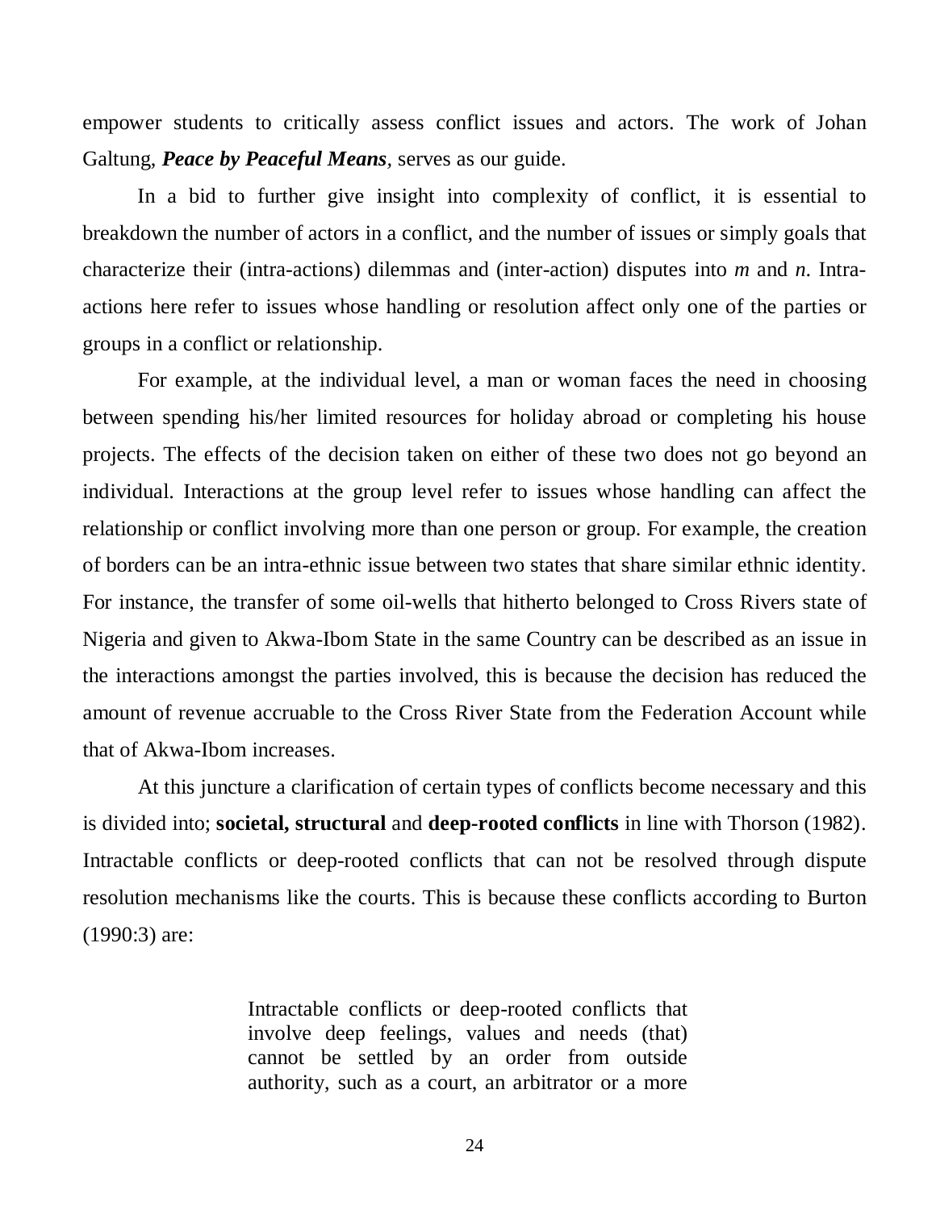empower students to critically assess conflict issues and actors. The work of Johan Galtung, ***Peace by Peaceful Means***, serves as our guide.

In a bid to further give insight into complexity of conflict, it is essential to breakdown the number of actors in a conflict, and the number of issues or simply goals that characterize their (intra-actions) dilemmas and (inter-action) disputes into *m* and *n*. Intra-actions here refer to issues whose handling or resolution affect only one of the parties or groups in a conflict or relationship.

For example, at the individual level, a man or woman faces the need in choosing between spending his/her limited resources for holiday abroad or completing his house projects. The effects of the decision taken on either of these two does not go beyond an individual. Interactions at the group level refer to issues whose handling can affect the relationship or conflict involving more than one person or group. For example, the creation of borders can be an intra-ethnic issue between two states that share similar ethnic identity. For instance, the transfer of some oil-wells that hitherto belonged to Cross Rivers state of Nigeria and given to Akwa-Ibom State in the same Country can be described as an issue in the interactions amongst the parties involved, this is because the decision has reduced the amount of revenue accruable to the Cross River State from the Federation Account while that of Akwa-Ibom increases.

At this juncture a clarification of certain types of conflicts become necessary and this is divided into; **societal, structural** and **deep-rooted conflicts** in line with Thorson (1982). Intractable conflicts or deep-rooted conflicts that can not be resolved through dispute resolution mechanisms like the courts. This is because these conflicts according to Burton (1990:3) are:

> Intractable conflicts or deep-rooted conflicts that involve deep feelings, values and needs (that) cannot be settled by an order from outside authority, such as a court, an arbitrator or a more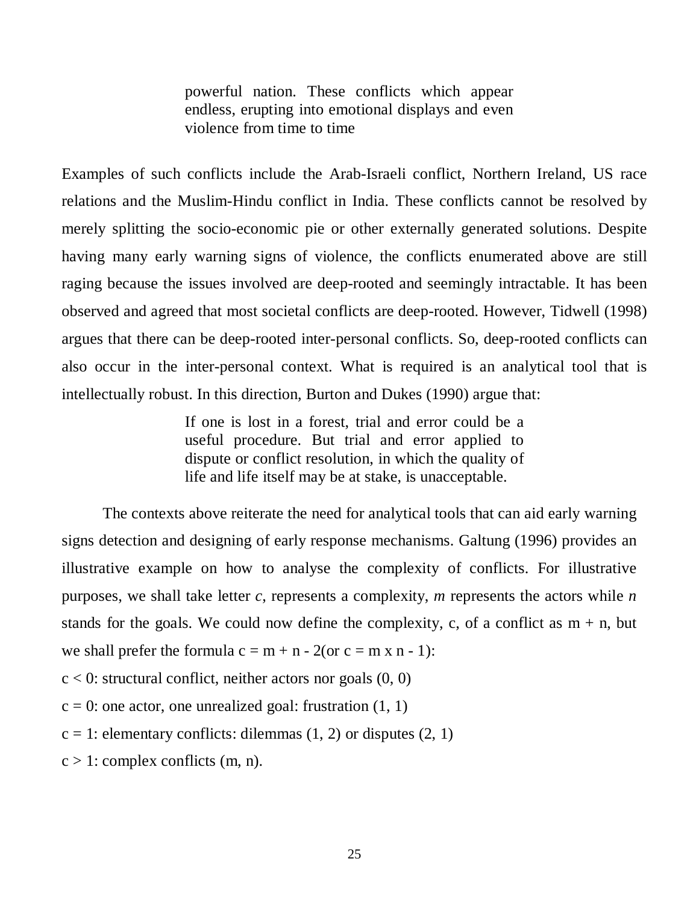> powerful nation. These conflicts which appear endless, erupting into emotional displays and even violence from time to time

Examples of such conflicts include the Arab-Israeli conflict, Northern Ireland, US race relations and the Muslim-Hindu conflict in India. These conflicts cannot be resolved by merely splitting the socio-economic pie or other externally generated solutions. Despite having many early warning signs of violence, the conflicts enumerated above are still raging because the issues involved are deep-rooted and seemingly intractable. It has been observed and agreed that most societal conflicts are deep-rooted. However, Tidwell (1998) argues that there can be deep-rooted inter-personal conflicts. So, deep-rooted conflicts can also occur in the inter-personal context. What is required is an analytical tool that is intellectually robust. In this direction, Burton and Dukes (1990) argue that:

> If one is lost in a forest, trial and error could be a useful procedure. But trial and error applied to dispute or conflict resolution, in which the quality of life and life itself may be at stake, is unacceptable.

The contexts above reiterate the need for analytical tools that can aid early warning signs detection and designing of early response mechanisms. Galtung (1996) provides an illustrative example on how to analyse the complexity of conflicts. For illustrative purposes, we shall take letter *c*, represents a complexity, *m* represents the actors while *n* stands for the goals. We could now define the complexity, c, of a conflict as $m + n$, but we shall prefer the formula $c = m + n - 2$(or $c = m \times n - 1$):

$c < 0$: structural conflict, neither actors nor goals (0, 0)

$c = 0$: one actor, one unrealized goal: frustration (1, 1)

$c = 1$: elementary conflicts: dilemmas (1, 2) or disputes (2, 1)

$c > 1$: complex conflicts (m, n).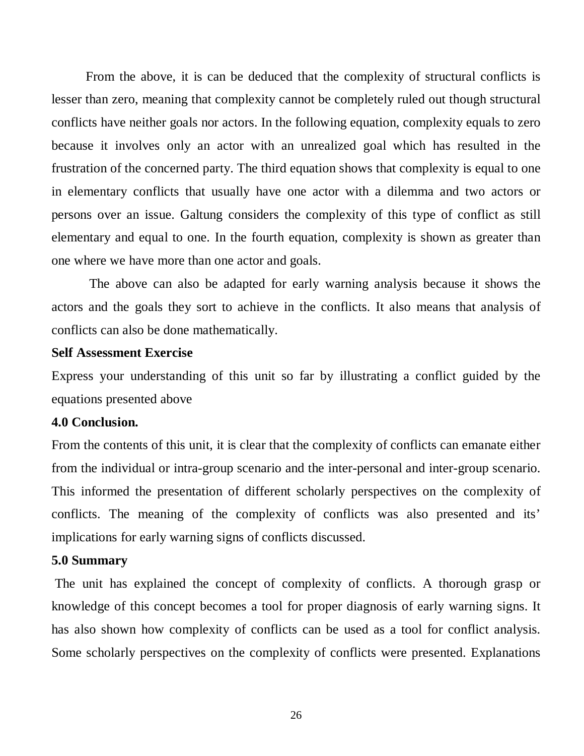From the above, it is can be deduced that the complexity of structural conflicts is lesser than zero, meaning that complexity cannot be completely ruled out though structural conflicts have neither goals nor actors. In the following equation, complexity equals to zero because it involves only an actor with an unrealized goal which has resulted in the frustration of the concerned party. The third equation shows that complexity is equal to one in elementary conflicts that usually have one actor with a dilemma and two actors or persons over an issue. Galtung considers the complexity of this type of conflict as still elementary and equal to one. In the fourth equation, complexity is shown as greater than one where we have more than one actor and goals.

The above can also be adapted for early warning analysis because it shows the actors and the goals they sort to achieve in the conflicts. It also means that analysis of conflicts can also be done mathematically.

**Self Assessment Exercise**

Express your understanding of this unit so far by illustrating a conflict guided by the equations presented above

**4.0 Conclusion.**

From the contents of this unit, it is clear that the complexity of conflicts can emanate either from the individual or intra-group scenario and the inter-personal and inter-group scenario. This informed the presentation of different scholarly perspectives on the complexity of conflicts. The meaning of the complexity of conflicts was also presented and its' implications for early warning signs of conflicts discussed.

**5.0 Summary**

The unit has explained the concept of complexity of conflicts. A thorough grasp or knowledge of this concept becomes a tool for proper diagnosis of early warning signs. It has also shown how complexity of conflicts can be used as a tool for conflict analysis. Some scholarly perspectives on the complexity of conflicts were presented. Explanations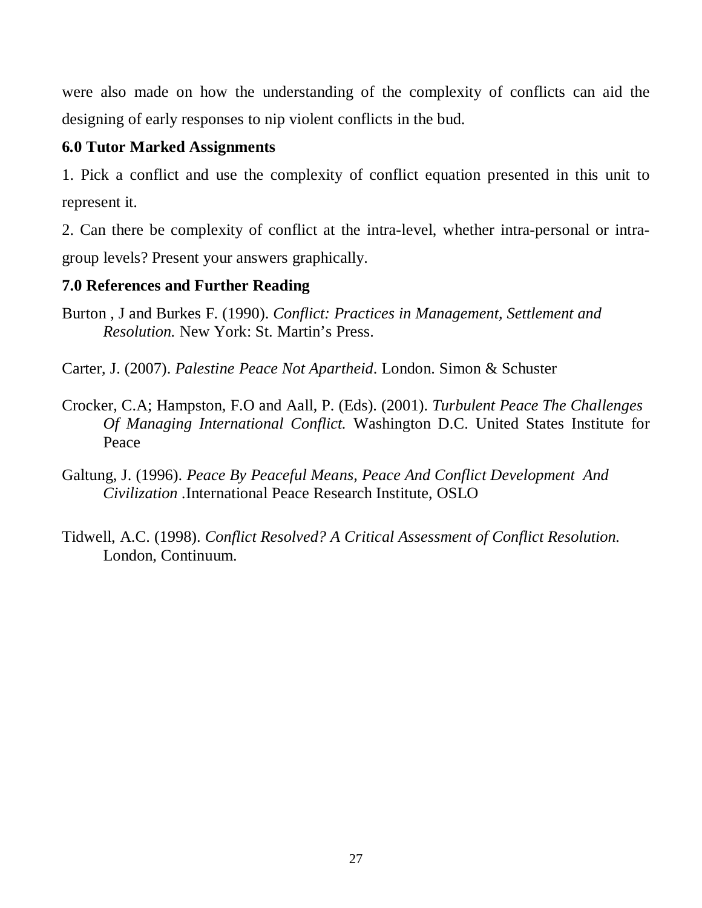were also made on how the understanding of the complexity of conflicts can aid the designing of early responses to nip violent conflicts in the bud.

### 6.0 Tutor Marked Assignments

1. Pick a conflict and use the complexity of conflict equation presented in this unit to represent it.

2. Can there be complexity of conflict at the intra-level, whether intra-personal or intra-group levels? Present your answers graphically.

### 7.0 References and Further Reading

Burton , J and Burkes F. (1990). *Conflict: Practices in Management, Settlement and Resolution.* New York: St. Martin's Press.

Carter, J. (2007). *Palestine Peace Not Apartheid*. London. Simon & Schuster

Crocker, C.A; Hampston, F.O and Aall, P. (Eds). (2001). *Turbulent Peace The Challenges Of Managing International Conflict.* Washington D.C. United States Institute for Peace

Galtung, J. (1996). *Peace By Peaceful Means, Peace And Conflict Development And Civilization* .International Peace Research Institute, OSLO

Tidwell, A.C. (1998). *Conflict Resolved? A Critical Assessment of Conflict Resolution.* London, Continuum.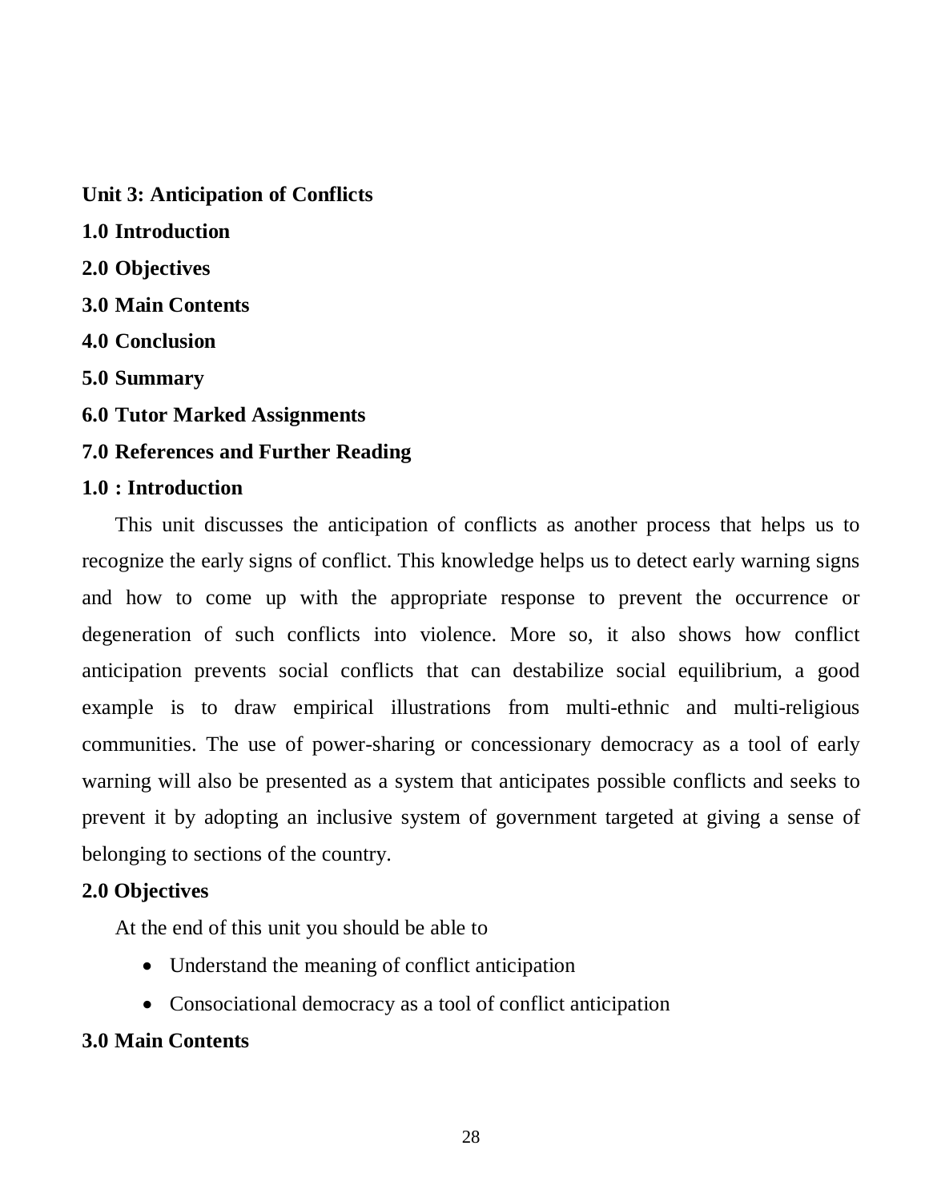## Unit 3: Anticipation of Conflicts

**1.0 Introduction**

**2.0 Objectives**

**3.0 Main Contents**

**4.0 Conclusion**

**5.0 Summary**

**6.0 Tutor Marked Assignments**

**7.0 References and Further Reading**

### 1.0 : Introduction

This unit discusses the anticipation of conflicts as another process that helps us to recognize the early signs of conflict. This knowledge helps us to detect early warning signs and how to come up with the appropriate response to prevent the occurrence or degeneration of such conflicts into violence. More so, it also shows how conflict anticipation prevents social conflicts that can destabilize social equilibrium, a good example is to draw empirical illustrations from multi-ethnic and multi-religious communities. The use of power-sharing or concessionary democracy as a tool of early warning will also be presented as a system that anticipates possible conflicts and seeks to prevent it by adopting an inclusive system of government targeted at giving a sense of belonging to sections of the country.

### 2.0 Objectives

At the end of this unit you should be able to

- Understand the meaning of conflict anticipation
- Consociational democracy as a tool of conflict anticipation

### 3.0 Main Contents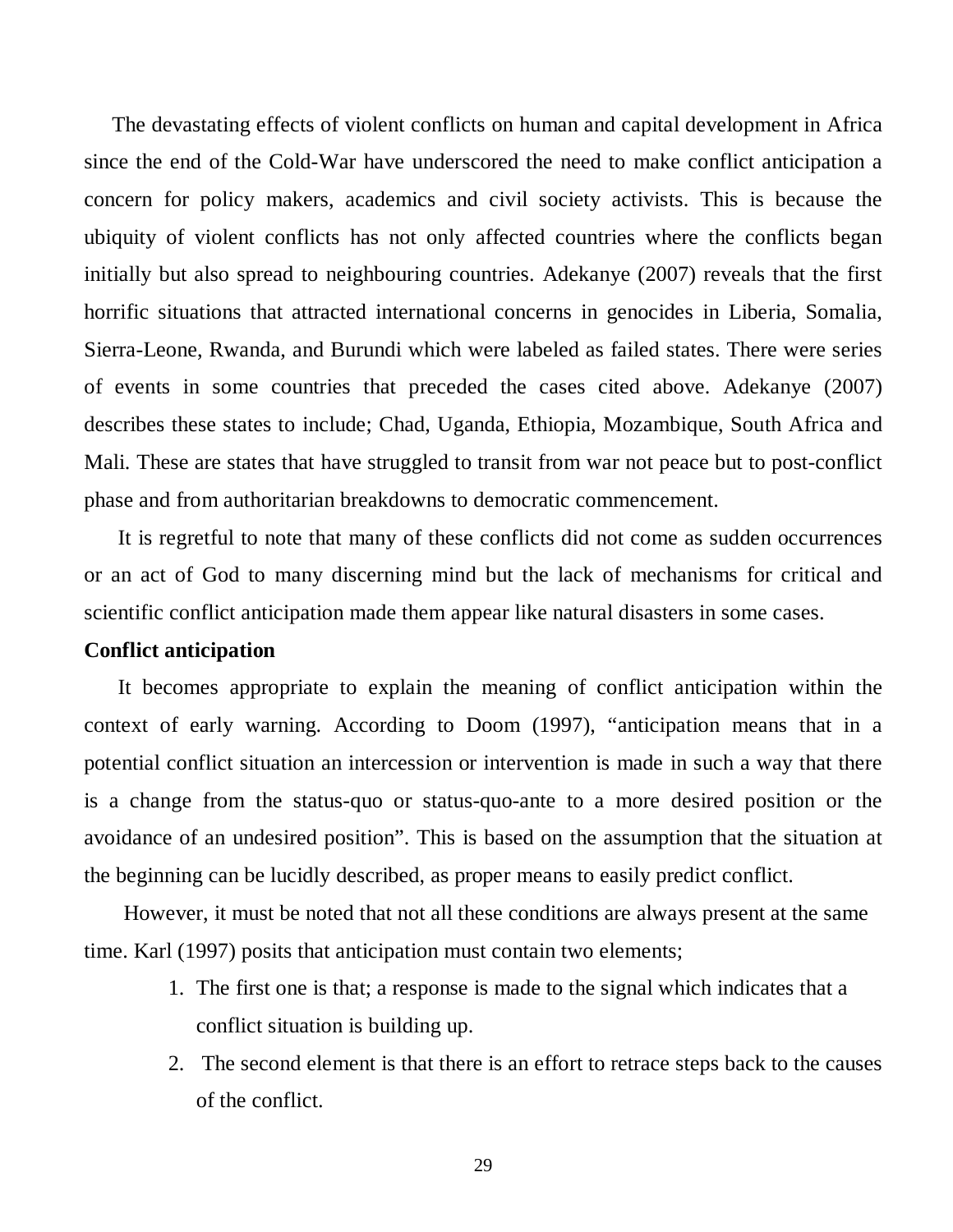The devastating effects of violent conflicts on human and capital development in Africa since the end of the Cold-War have underscored the need to make conflict anticipation a concern for policy makers, academics and civil society activists. This is because the ubiquity of violent conflicts has not only affected countries where the conflicts began initially but also spread to neighbouring countries. Adekanye (2007) reveals that the first horrific situations that attracted international concerns in genocides in Liberia, Somalia, Sierra-Leone, Rwanda, and Burundi which were labeled as failed states. There were series of events in some countries that preceded the cases cited above. Adekanye (2007) describes these states to include; Chad, Uganda, Ethiopia, Mozambique, South Africa and Mali. These are states that have struggled to transit from war not peace but to post-conflict phase and from authoritarian breakdowns to democratic commencement.

It is regretful to note that many of these conflicts did not come as sudden occurrences or an act of God to many discerning mind but the lack of mechanisms for critical and scientific conflict anticipation made them appear like natural disasters in some cases.

**Conflict anticipation**

It becomes appropriate to explain the meaning of conflict anticipation within the context of early warning. According to Doom (1997), "anticipation means that in a potential conflict situation an intercession or intervention is made in such a way that there is a change from the status-quo or status-quo-ante to a more desired position or the avoidance of an undesired position". This is based on the assumption that the situation at the beginning can be lucidly described, as proper means to easily predict conflict.

However, it must be noted that not all these conditions are always present at the same time. Karl (1997) posits that anticipation must contain two elements;

1. The first one is that; a response is made to the signal which indicates that a conflict situation is building up.
2. The second element is that there is an effort to retrace steps back to the causes of the conflict.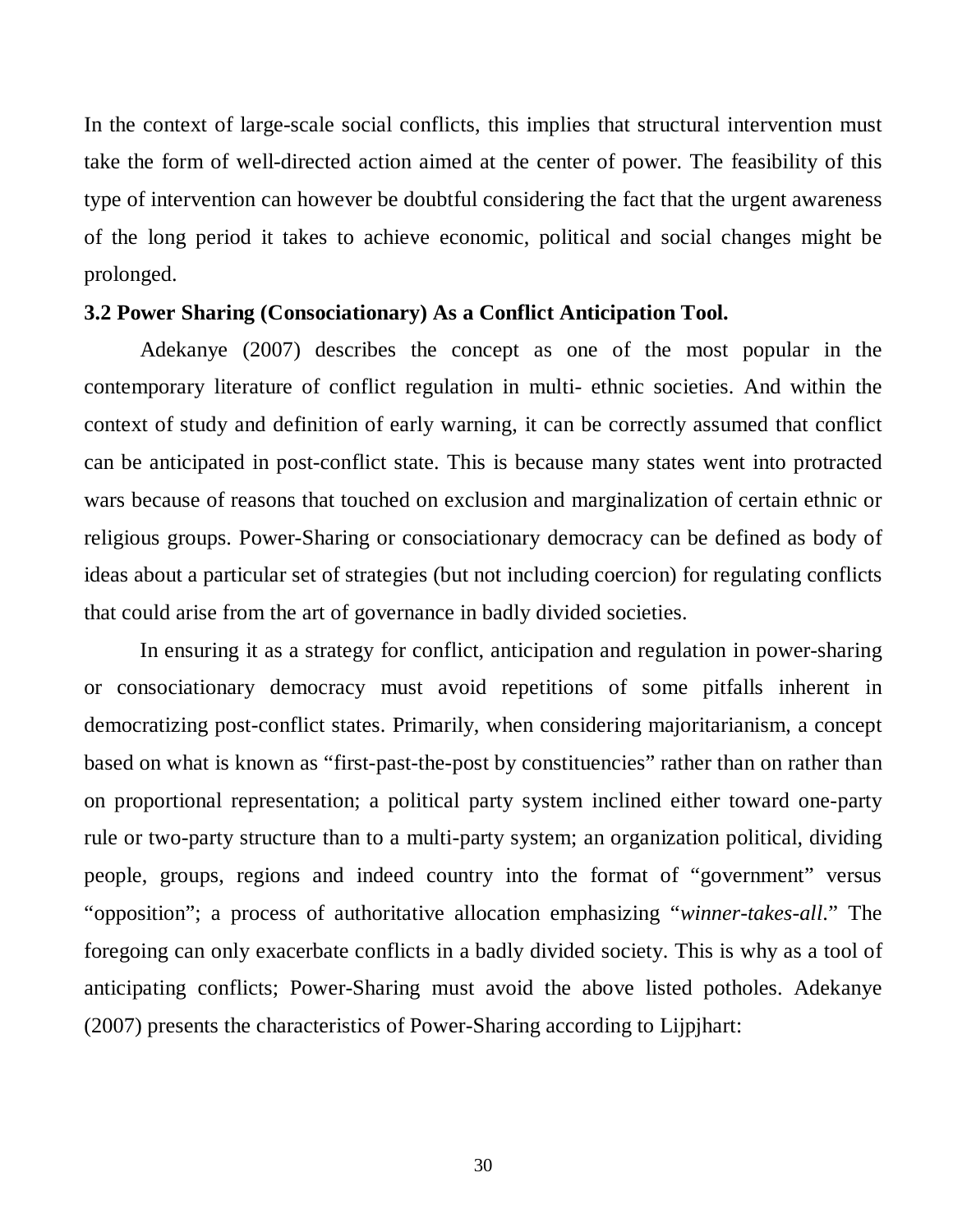In the context of large-scale social conflicts, this implies that structural intervention must take the form of well-directed action aimed at the center of power. The feasibility of this type of intervention can however be doubtful considering the fact that the urgent awareness of the long period it takes to achieve economic, political and social changes might be prolonged.

### 3.2 Power Sharing (Consociationary) As a Conflict Anticipation Tool.

Adekanye (2007) describes the concept as one of the most popular in the contemporary literature of conflict regulation in multi- ethnic societies. And within the context of study and definition of early warning, it can be correctly assumed that conflict can be anticipated in post-conflict state. This is because many states went into protracted wars because of reasons that touched on exclusion and marginalization of certain ethnic or religious groups. Power-Sharing or consociationary democracy can be defined as body of ideas about a particular set of strategies (but not including coercion) for regulating conflicts that could arise from the art of governance in badly divided societies.

In ensuring it as a strategy for conflict, anticipation and regulation in power-sharing or consociationary democracy must avoid repetitions of some pitfalls inherent in democratizing post-conflict states. Primarily, when considering majoritarianism, a concept based on what is known as "first-past-the-post by constituencies" rather than on rather than on proportional representation; a political party system inclined either toward one-party rule or two-party structure than to a multi-party system; an organization political, dividing people, groups, regions and indeed country into the format of "government" versus "opposition"; a process of authoritative allocation emphasizing "*winner-takes-all*." The foregoing can only exacerbate conflicts in a badly divided society. This is why as a tool of anticipating conflicts; Power-Sharing must avoid the above listed potholes. Adekanye (2007) presents the characteristics of Power-Sharing according to Lijpjhart: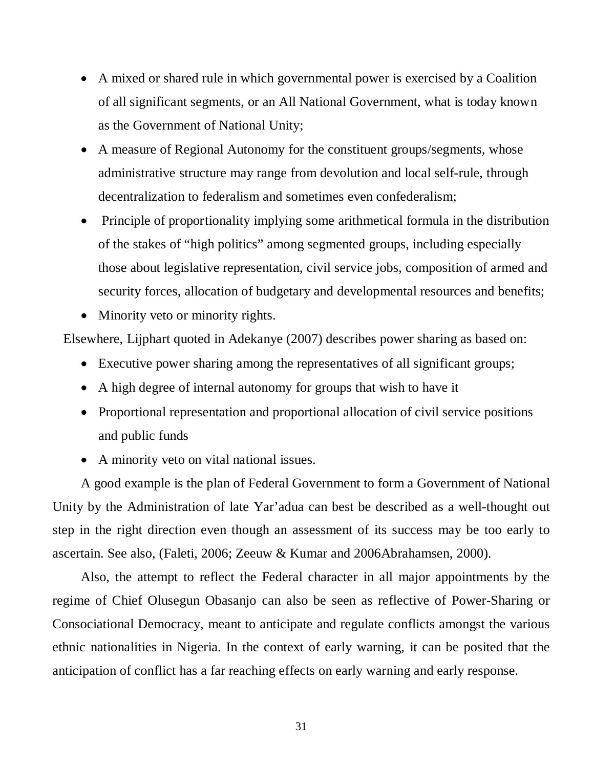- A mixed or shared rule in which governmental power is exercised by a Coalition of all significant segments, or an All National Government, what is today known as the Government of National Unity;
- A measure of Regional Autonomy for the constituent groups/segments, whose administrative structure may range from devolution and local self-rule, through decentralization to federalism and sometimes even confederalism;
- Principle of proportionality implying some arithmetical formula in the distribution of the stakes of "high politics" among segmented groups, including especially those about legislative representation, civil service jobs, composition of armed and security forces, allocation of budgetary and developmental resources and benefits;
- Minority veto or minority rights.

Elsewhere, Lijphart quoted in Adekanye (2007) describes power sharing as based on:

- Executive power sharing among the representatives of all significant groups;
- A high degree of internal autonomy for groups that wish to have it
- Proportional representation and proportional allocation of civil service positions and public funds
- A minority veto on vital national issues.

A good example is the plan of Federal Government to form a Government of National Unity by the Administration of late Yar'adua can best be described as a well-thought out step in the right direction even though an assessment of its success may be too early to ascertain. See also, (Faleti, 2006; Zeeuw & Kumar and 2006Abrahamsen, 2000).

Also, the attempt to reflect the Federal character in all major appointments by the regime of Chief Olusegun Obasanjo can also be seen as reflective of Power-Sharing or Consociational Democracy, meant to anticipate and regulate conflicts amongst the various ethnic nationalities in Nigeria. In the context of early warning, it can be posited that the anticipation of conflict has a far reaching effects on early warning and early response.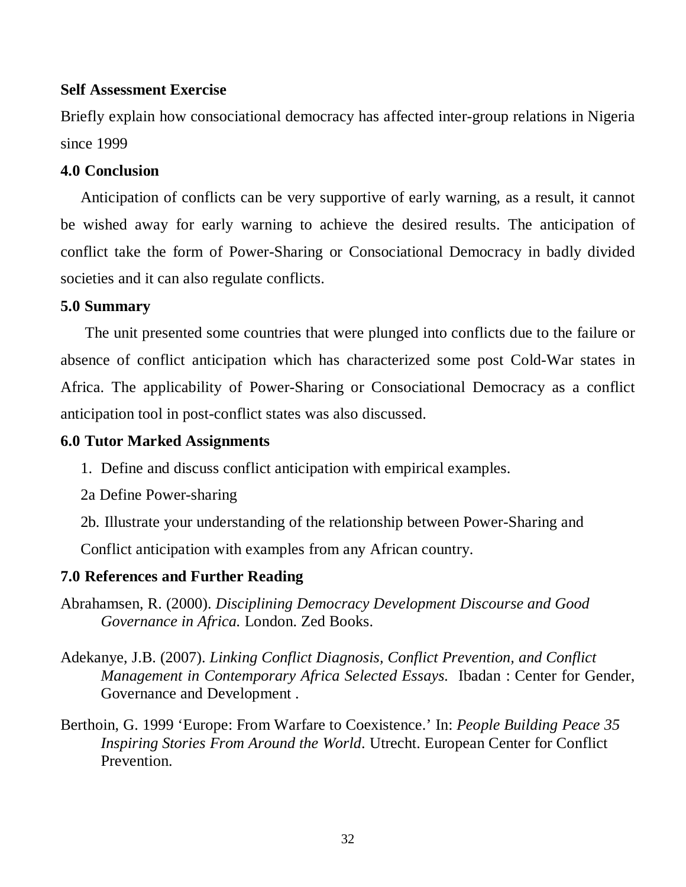**Self Assessment Exercise**

Briefly explain how consociational democracy has affected inter-group relations in Nigeria since 1999

### 4.0 Conclusion

Anticipation of conflicts can be very supportive of early warning, as a result, it cannot be wished away for early warning to achieve the desired results. The anticipation of conflict take the form of Power-Sharing or Consociational Democracy in badly divided societies and it can also regulate conflicts.

### 5.0 Summary

The unit presented some countries that were plunged into conflicts due to the failure or absence of conflict anticipation which has characterized some post Cold-War states in Africa. The applicability of Power-Sharing or Consociational Democracy as a conflict anticipation tool in post-conflict states was also discussed.

### 6.0 Tutor Marked Assignments

1. Define and discuss conflict anticipation with empirical examples.

2a Define Power-sharing

2b. Illustrate your understanding of the relationship between Power-Sharing and Conflict anticipation with examples from any African country.

### 7.0 References and Further Reading

Abrahamsen, R. (2000). *Disciplining Democracy Development Discourse and Good Governance in Africa.* London. Zed Books.

Adekanye, J.B. (2007). *Linking Conflict Diagnosis, Conflict Prevention, and Conflict Management in Contemporary Africa Selected Essays.* Ibadan : Center for Gender, Governance and Development .

Berthoin, G. 1999 'Europe: From Warfare to Coexistence.' In: *People Building Peace 35 Inspiring Stories From Around the World*. Utrecht. European Center for Conflict Prevention.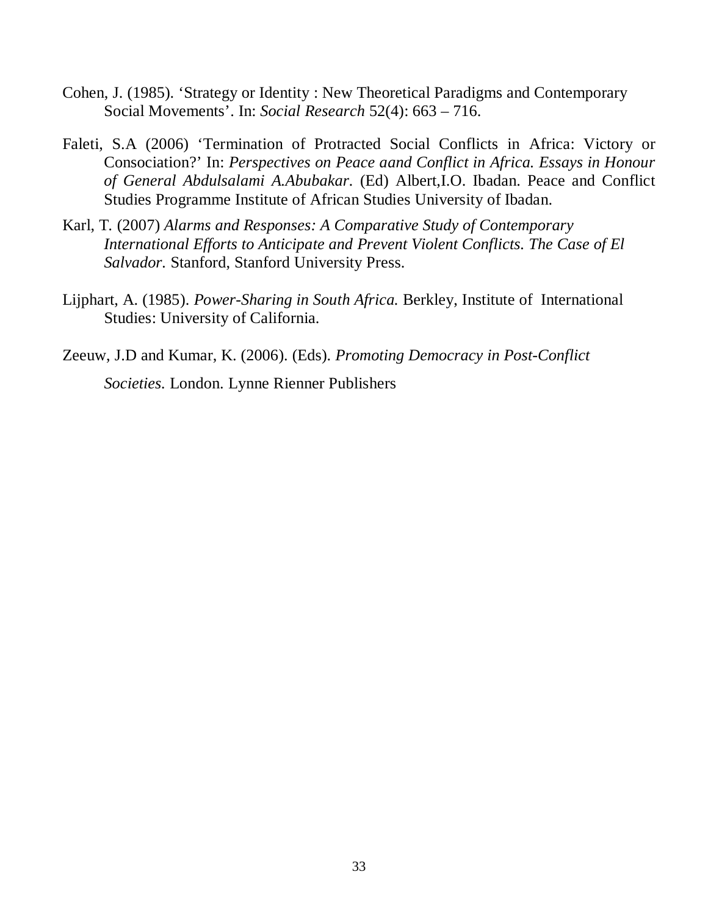Cohen, J. (1985). 'Strategy or Identity : New Theoretical Paradigms and Contemporary Social Movements'. In: *Social Research* 52(4): 663 – 716.

Faleti, S.A (2006) 'Termination of Protracted Social Conflicts in Africa: Victory or Consociation?' In: *Perspectives on Peace aand Conflict in Africa. Essays in Honour of General Abdulsalami A.Abubakar*. (Ed) Albert,I.O. Ibadan. Peace and Conflict Studies Programme Institute of African Studies University of Ibadan.

Karl, T. (2007) *Alarms and Responses: A Comparative Study of Contemporary International Efforts to Anticipate and Prevent Violent Conflicts. The Case of El Salvador.* Stanford, Stanford University Press.

Lijphart, A. (1985). *Power-Sharing in South Africa.* Berkley, Institute of International Studies: University of California.

Zeeuw, J.D and Kumar, K. (2006). (Eds). *Promoting Democracy in Post-Conflict Societies.* London. Lynne Rienner Publishers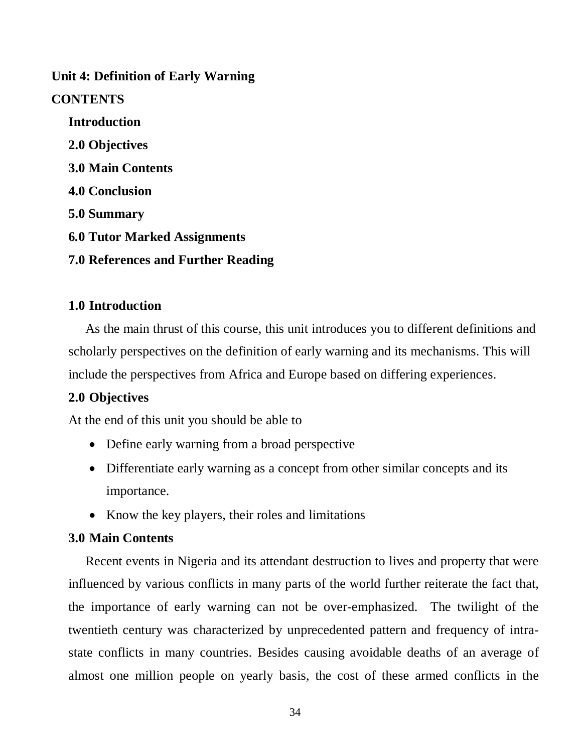**Unit 4: Definition of Early Warning**

**CONTENTS**

**Introduction**

**2.0 Objectives**

**3.0 Main Contents**

**4.0 Conclusion**

**5.0 Summary**

**6.0 Tutor Marked Assignments**

**7.0 References and Further Reading**

## 1.0 Introduction

As the main thrust of this course, this unit introduces you to different definitions and scholarly perspectives on the definition of early warning and its mechanisms. This will include the perspectives from Africa and Europe based on differing experiences.

## 2.0 Objectives

At the end of this unit you should be able to

- Define early warning from a broad perspective
- Differentiate early warning as a concept from other similar concepts and its importance.
- Know the key players, their roles and limitations

## 3.0 Main Contents

Recent events in Nigeria and its attendant destruction to lives and property that were influenced by various conflicts in many parts of the world further reiterate the fact that, the importance of early warning can not be over-emphasized. The twilight of the twentieth century was characterized by unprecedented pattern and frequency of intra-state conflicts in many countries. Besides causing avoidable deaths of an average of almost one million people on yearly basis, the cost of these armed conflicts in the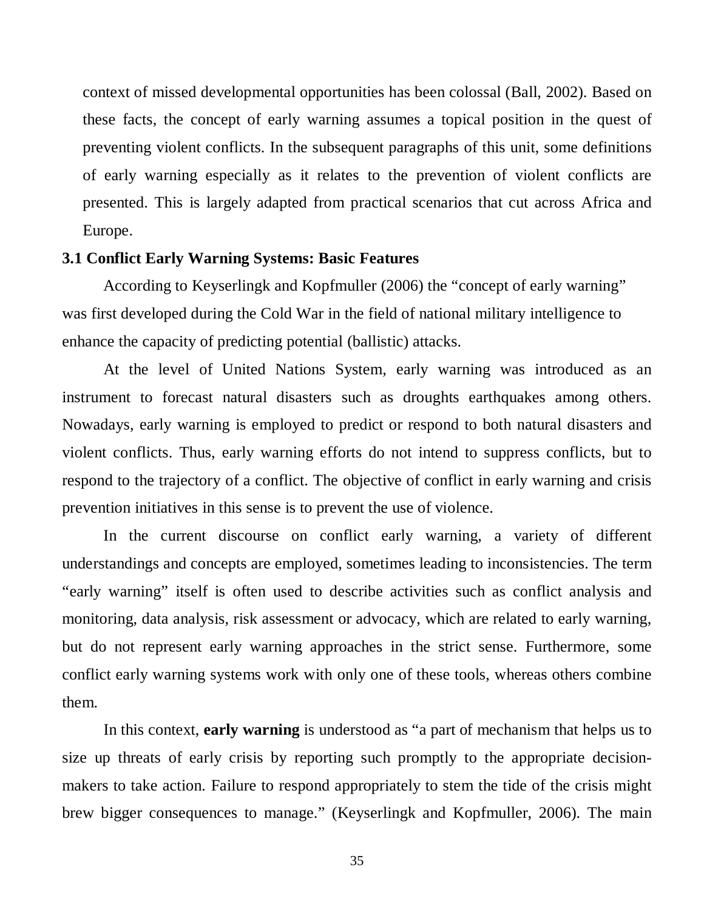context of missed developmental opportunities has been colossal (Ball, 2002). Based on these facts, the concept of early warning assumes a topical position in the quest of preventing violent conflicts. In the subsequent paragraphs of this unit, some definitions of early warning especially as it relates to the prevention of violent conflicts are presented. This is largely adapted from practical scenarios that cut across Africa and Europe.

### 3.1 Conflict Early Warning Systems: Basic Features

According to Keyserlingk and Kopfmuller (2006) the "concept of early warning" was first developed during the Cold War in the field of national military intelligence to enhance the capacity of predicting potential (ballistic) attacks.

At the level of United Nations System, early warning was introduced as an instrument to forecast natural disasters such as droughts earthquakes among others. Nowadays, early warning is employed to predict or respond to both natural disasters and violent conflicts. Thus, early warning efforts do not intend to suppress conflicts, but to respond to the trajectory of a conflict. The objective of conflict in early warning and crisis prevention initiatives in this sense is to prevent the use of violence.

In the current discourse on conflict early warning, a variety of different understandings and concepts are employed, sometimes leading to inconsistencies. The term "early warning" itself is often used to describe activities such as conflict analysis and monitoring, data analysis, risk assessment or advocacy, which are related to early warning, but do not represent early warning approaches in the strict sense. Furthermore, some conflict early warning systems work with only one of these tools, whereas others combine them.

In this context, **early warning** is understood as "a part of mechanism that helps us to size up threats of early crisis by reporting such promptly to the appropriate decision-makers to take action. Failure to respond appropriately to stem the tide of the crisis might brew bigger consequences to manage." (Keyserlingk and Kopfmuller, 2006). The main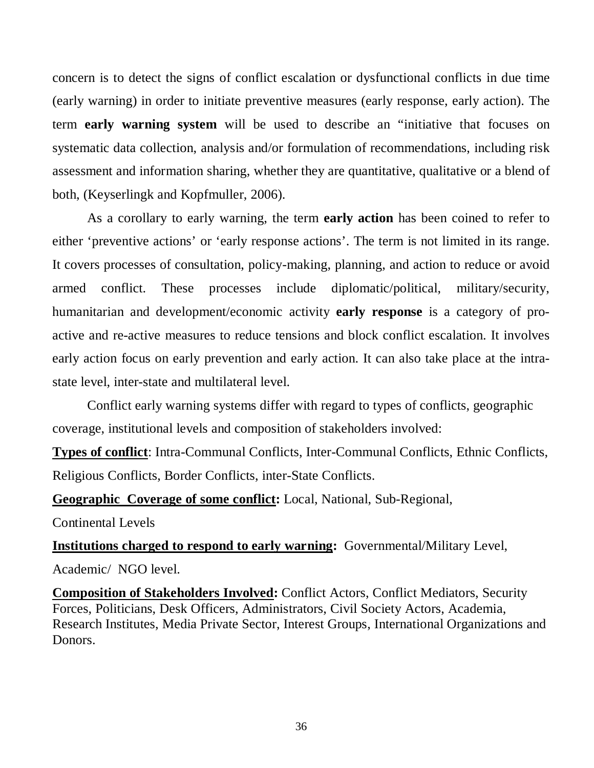concern is to detect the signs of conflict escalation or dysfunctional conflicts in due time (early warning) in order to initiate preventive measures (early response, early action). The term **early warning system** will be used to describe an "initiative that focuses on systematic data collection, analysis and/or formulation of recommendations, including risk assessment and information sharing, whether they are quantitative, qualitative or a blend of both, (Keyserlingk and Kopfmuller, 2006).

As a corollary to early warning, the term **early action** has been coined to refer to either 'preventive actions' or 'early response actions'. The term is not limited in its range. It covers processes of consultation, policy-making, planning, and action to reduce or avoid armed conflict. These processes include diplomatic/political, military/security, humanitarian and development/economic activity **early response** is a category of pro-active and re-active measures to reduce tensions and block conflict escalation. It involves early action focus on early prevention and early action. It can also take place at the intra-state level, inter-state and multilateral level.

Conflict early warning systems differ with regard to types of conflicts, geographic coverage, institutional levels and composition of stakeholders involved:

**Types of conflict**: Intra-Communal Conflicts, Inter-Communal Conflicts, Ethnic Conflicts, Religious Conflicts, Border Conflicts, inter-State Conflicts.

**Geographic Coverage of some conflict:** Local, National, Sub-Regional, Continental Levels

**Institutions charged to respond to early warning:** Governmental/Military Level, Academic/ NGO level.

**Composition of Stakeholders Involved:** Conflict Actors, Conflict Mediators, Security Forces, Politicians, Desk Officers, Administrators, Civil Society Actors, Academia, Research Institutes, Media Private Sector, Interest Groups, International Organizations and Donors.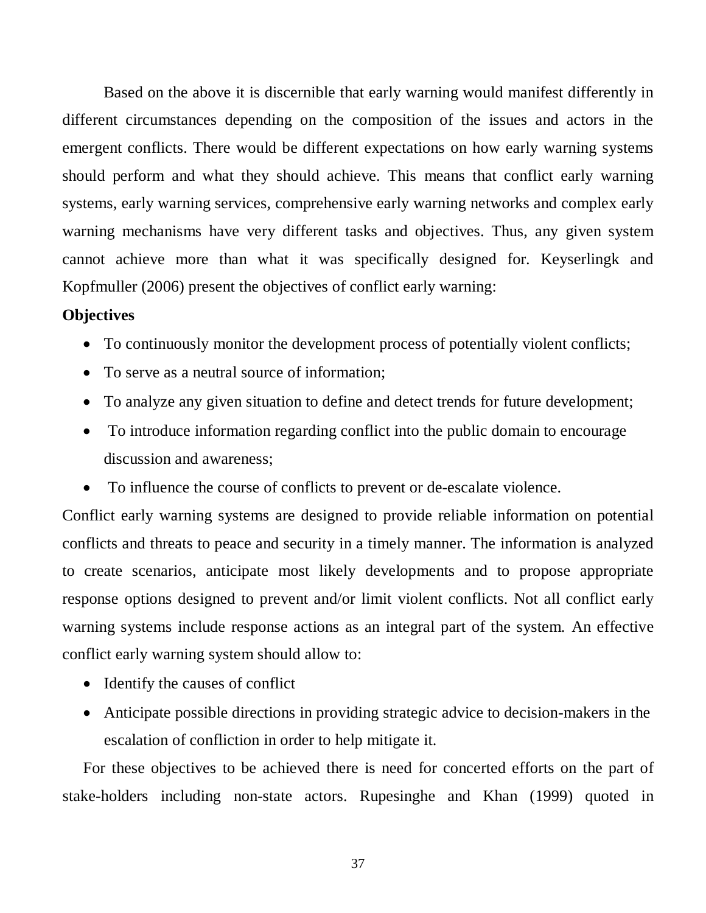Based on the above it is discernible that early warning would manifest differently in different circumstances depending on the composition of the issues and actors in the emergent conflicts. There would be different expectations on how early warning systems should perform and what they should achieve. This means that conflict early warning systems, early warning services, comprehensive early warning networks and complex early warning mechanisms have very different tasks and objectives. Thus, any given system cannot achieve more than what it was specifically designed for. Keyserlingk and Kopfmuller (2006) present the objectives of conflict early warning:

**Objectives**

- To continuously monitor the development process of potentially violent conflicts;
- To serve as a neutral source of information;
- To analyze any given situation to define and detect trends for future development;
- To introduce information regarding conflict into the public domain to encourage discussion and awareness;
- To influence the course of conflicts to prevent or de-escalate violence.

Conflict early warning systems are designed to provide reliable information on potential conflicts and threats to peace and security in a timely manner. The information is analyzed to create scenarios, anticipate most likely developments and to propose appropriate response options designed to prevent and/or limit violent conflicts. Not all conflict early warning systems include response actions as an integral part of the system. An effective conflict early warning system should allow to:

- Identify the causes of conflict
- Anticipate possible directions in providing strategic advice to decision-makers in the escalation of confliction in order to help mitigate it.

For these objectives to be achieved there is need for concerted efforts on the part of stake-holders including non-state actors. Rupesinghe and Khan (1999) quoted in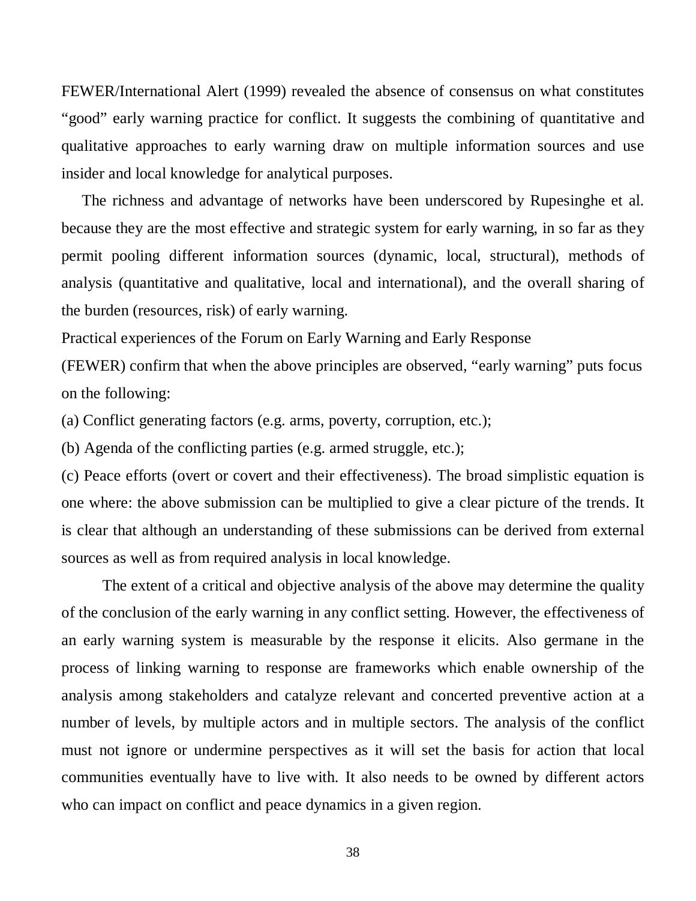FEWER/International Alert (1999) revealed the absence of consensus on what constitutes "good" early warning practice for conflict. It suggests the combining of quantitative and qualitative approaches to early warning draw on multiple information sources and use insider and local knowledge for analytical purposes.

The richness and advantage of networks have been underscored by Rupesinghe et al. because they are the most effective and strategic system for early warning, in so far as they permit pooling different information sources (dynamic, local, structural), methods of analysis (quantitative and qualitative, local and international), and the overall sharing of the burden (resources, risk) of early warning.

Practical experiences of the Forum on Early Warning and Early Response (FEWER) confirm that when the above principles are observed, "early warning" puts focus on the following:

(a) Conflict generating factors (e.g. arms, poverty, corruption, etc.);

(b) Agenda of the conflicting parties (e.g. armed struggle, etc.);

(c) Peace efforts (overt or covert and their effectiveness). The broad simplistic equation is one where: the above submission can be multiplied to give a clear picture of the trends. It is clear that although an understanding of these submissions can be derived from external sources as well as from required analysis in local knowledge.

The extent of a critical and objective analysis of the above may determine the quality of the conclusion of the early warning in any conflict setting. However, the effectiveness of an early warning system is measurable by the response it elicits. Also germane in the process of linking warning to response are frameworks which enable ownership of the analysis among stakeholders and catalyze relevant and concerted preventive action at a number of levels, by multiple actors and in multiple sectors. The analysis of the conflict must not ignore or undermine perspectives as it will set the basis for action that local communities eventually have to live with. It also needs to be owned by different actors who can impact on conflict and peace dynamics in a given region.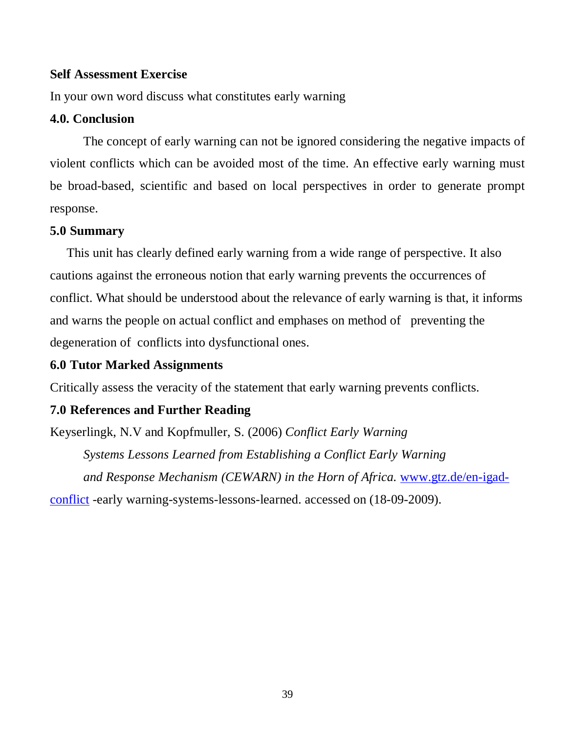**Self Assessment Exercise**

In your own word discuss what constitutes early warning

## 4.0. Conclusion

The concept of early warning can not be ignored considering the negative impacts of violent conflicts which can be avoided most of the time. An effective early warning must be broad-based, scientific and based on local perspectives in order to generate prompt response.

## 5.0 Summary

This unit has clearly defined early warning from a wide range of perspective. It also cautions against the erroneous notion that early warning prevents the occurrences of conflict. What should be understood about the relevance of early warning is that, it informs and warns the people on actual conflict and emphases on method of preventing the degeneration of conflicts into dysfunctional ones.

## 6.0 Tutor Marked Assignments

Critically assess the veracity of the statement that early warning prevents conflicts.

## 7.0 References and Further Reading

Keyserlingk, N.V and Kopfmuller, S. (2006) *Conflict Early Warning Systems Lessons Learned from Establishing a Conflict Early Warning and Response Mechanism (CEWARN) in the Horn of Africa.* www.gtz.de/en-igad-conflict -early warning-systems-lessons-learned. accessed on (18-09-2009).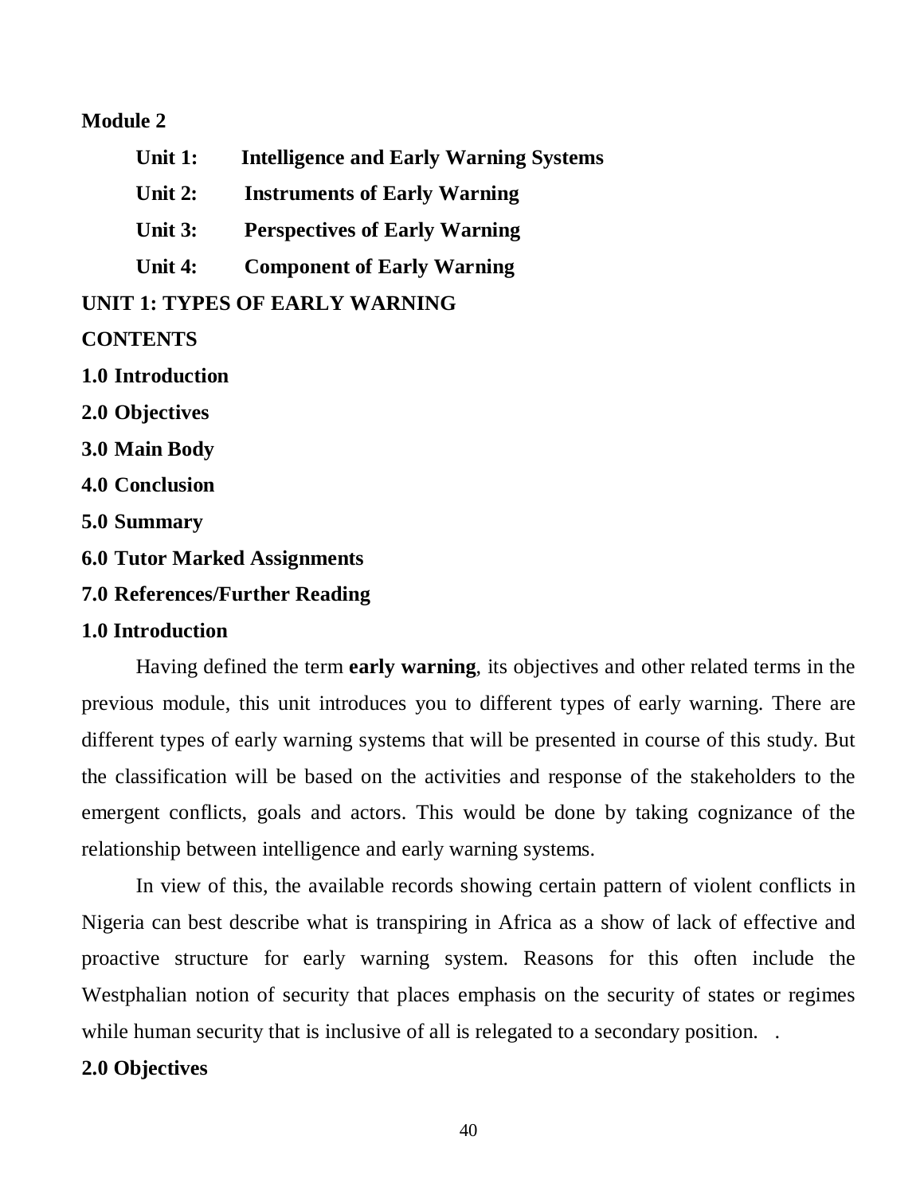# Module 2

**Unit 1: Intelligence and Early Warning Systems**

**Unit 2: Instruments of Early Warning**

**Unit 3: Perspectives of Early Warning**

**Unit 4: Component of Early Warning**

## UNIT 1: TYPES OF EARLY WARNING

**CONTENTS**

**1.0 Introduction**

**2.0 Objectives**

**3.0 Main Body**

**4.0 Conclusion**

**5.0 Summary**

**6.0 Tutor Marked Assignments**

**7.0 References/Further Reading**

### 1.0 Introduction

Having defined the term **early warning**, its objectives and other related terms in the previous module, this unit introduces you to different types of early warning. There are different types of early warning systems that will be presented in course of this study. But the classification will be based on the activities and response of the stakeholders to the emergent conflicts, goals and actors. This would be done by taking cognizance of the relationship between intelligence and early warning systems.

In view of this, the available records showing certain pattern of violent conflicts in Nigeria can best describe what is transpiring in Africa as a show of lack of effective and proactive structure for early warning system. Reasons for this often include the Westphalian notion of security that places emphasis on the security of states or regimes while human security that is inclusive of all is relegated to a secondary position.

### 2.0 Objectives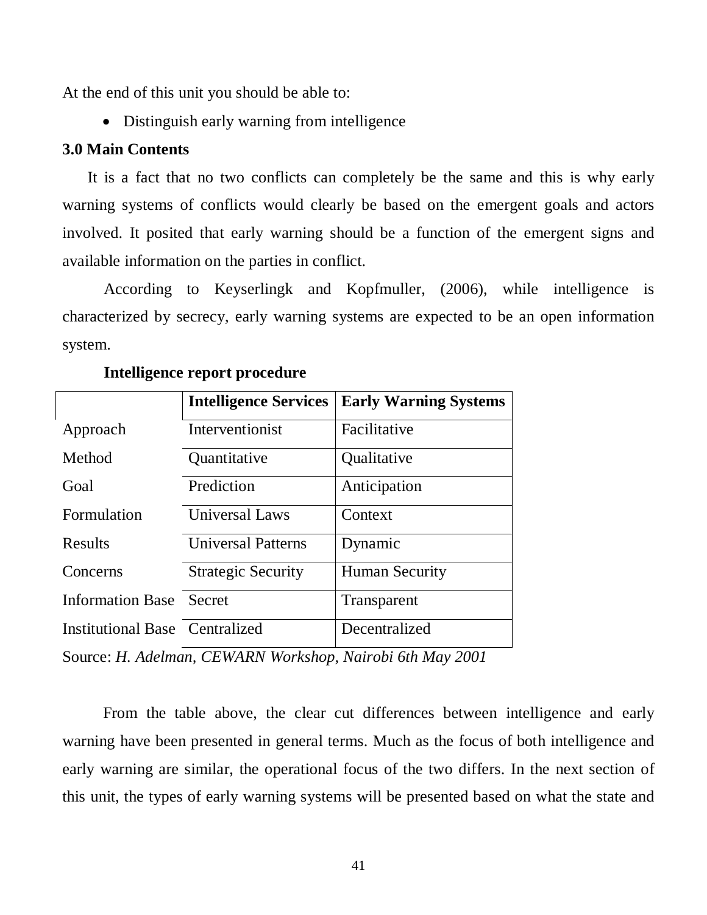At the end of this unit you should be able to:

- Distinguish early warning from intelligence

**3.0 Main Contents**

It is a fact that no two conflicts can completely be the same and this is why early warning systems of conflicts would clearly be based on the emergent goals and actors involved. It posited that early warning should be a function of the emergent signs and available information on the parties in conflict.

According to Keyserlingk and Kopfmuller, (2006), while intelligence is characterized by secrecy, early warning systems are expected to be an open information system.

**Intelligence report procedure**

| | **Intelligence Services** | **Early Warning Systems** |
|---|---|---|
| Approach | Interventionist | Facilitative |
| Method | Quantitative | Qualitative |
| Goal | Prediction | Anticipation |
| Formulation | Universal Laws | Context |
| Results | Universal Patterns | Dynamic |
| Concerns | Strategic Security | Human Security |
| Information Base | Secret | Transparent |
| Institutional Base | Centralized | Decentralized |

Source: *H. Adelman, CEWARN Workshop, Nairobi 6th May 2001*

From the table above, the clear cut differences between intelligence and early warning have been presented in general terms. Much as the focus of both intelligence and early warning are similar, the operational focus of the two differs. In the next section of this unit, the types of early warning systems will be presented based on what the state and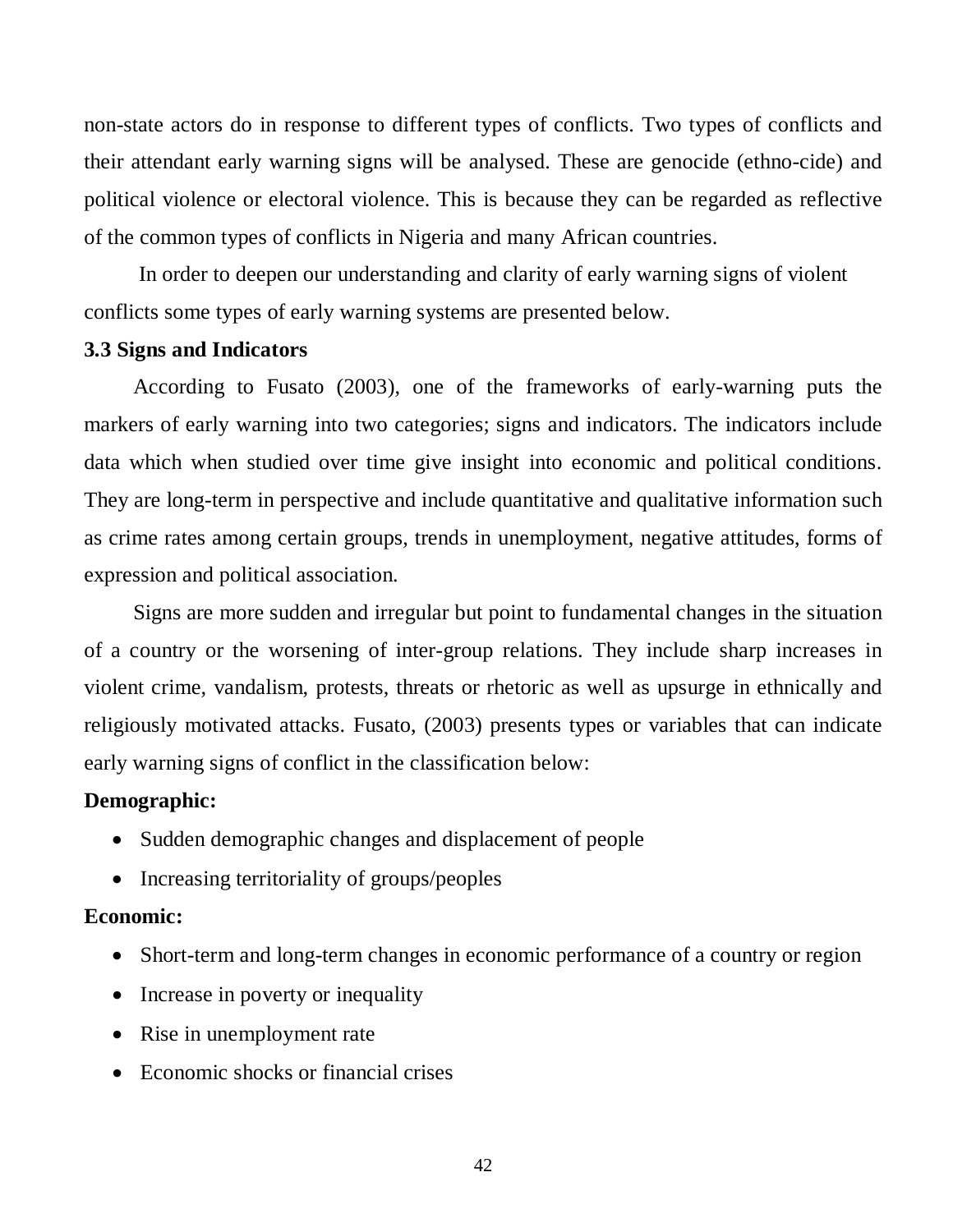non-state actors do in response to different types of conflicts. Two types of conflicts and their attendant early warning signs will be analysed. These are genocide (ethno-cide) and political violence or electoral violence. This is because they can be regarded as reflective of the common types of conflicts in Nigeria and many African countries.

In order to deepen our understanding and clarity of early warning signs of violent conflicts some types of early warning systems are presented below.

### 3.3 Signs and Indicators

According to Fusato (2003), one of the frameworks of early-warning puts the markers of early warning into two categories; signs and indicators. The indicators include data which when studied over time give insight into economic and political conditions. They are long-term in perspective and include quantitative and qualitative information such as crime rates among certain groups, trends in unemployment, negative attitudes, forms of expression and political association.

Signs are more sudden and irregular but point to fundamental changes in the situation of a country or the worsening of inter-group relations. They include sharp increases in violent crime, vandalism, protests, threats or rhetoric as well as upsurge in ethnically and religiously motivated attacks. Fusato, (2003) presents types or variables that can indicate early warning signs of conflict in the classification below:

**Demographic:**

- Sudden demographic changes and displacement of people
- Increasing territoriality of groups/peoples

**Economic:**

- Short-term and long-term changes in economic performance of a country or region
- Increase in poverty or inequality
- Rise in unemployment rate
- Economic shocks or financial crises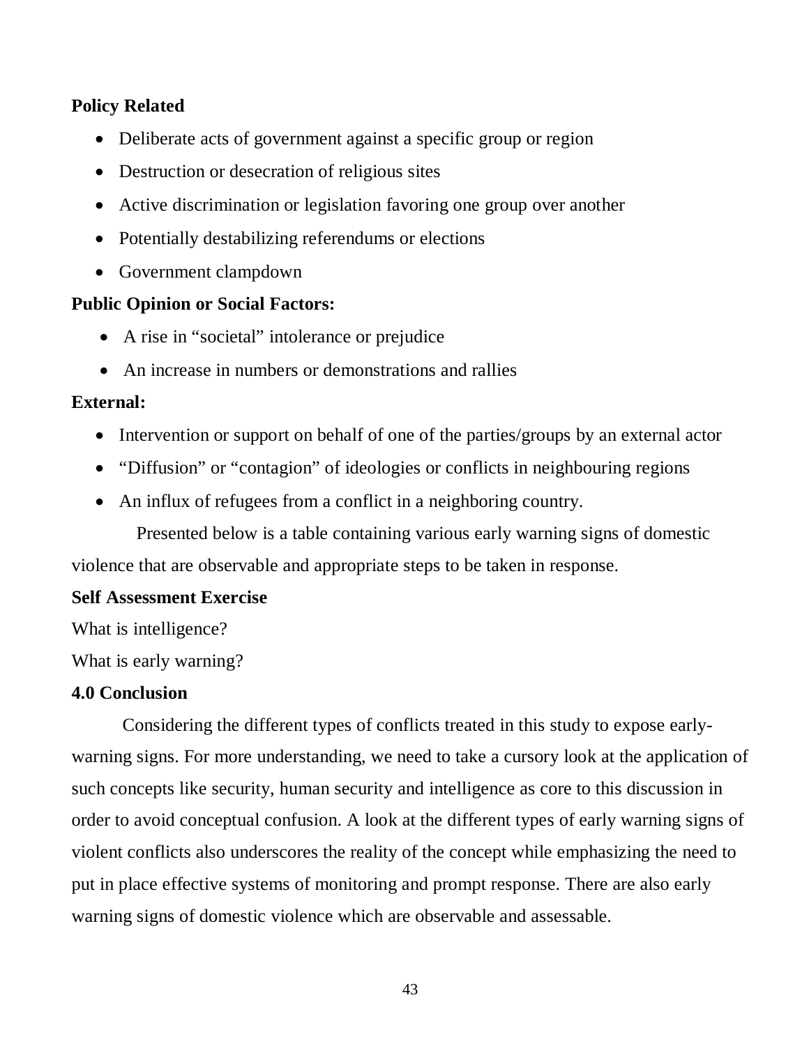**Policy Related**

- Deliberate acts of government against a specific group or region
- Destruction or desecration of religious sites
- Active discrimination or legislation favoring one group over another
- Potentially destabilizing referendums or elections
- Government clampdown

**Public Opinion or Social Factors:**

- A rise in "societal" intolerance or prejudice
- An increase in numbers or demonstrations and rallies

**External:**

- Intervention or support on behalf of one of the parties/groups by an external actor
- "Diffusion" or "contagion" of ideologies or conflicts in neighbouring regions
- An influx of refugees from a conflict in a neighboring country.

Presented below is a table containing various early warning signs of domestic violence that are observable and appropriate steps to be taken in response.

**Self Assessment Exercise**

What is intelligence?

What is early warning?

**4.0 Conclusion**

Considering the different types of conflicts treated in this study to expose early-warning signs. For more understanding, we need to take a cursory look at the application of such concepts like security, human security and intelligence as core to this discussion in order to avoid conceptual confusion. A look at the different types of early warning signs of violent conflicts also underscores the reality of the concept while emphasizing the need to put in place effective systems of monitoring and prompt response. There are also early warning signs of domestic violence which are observable and assessable.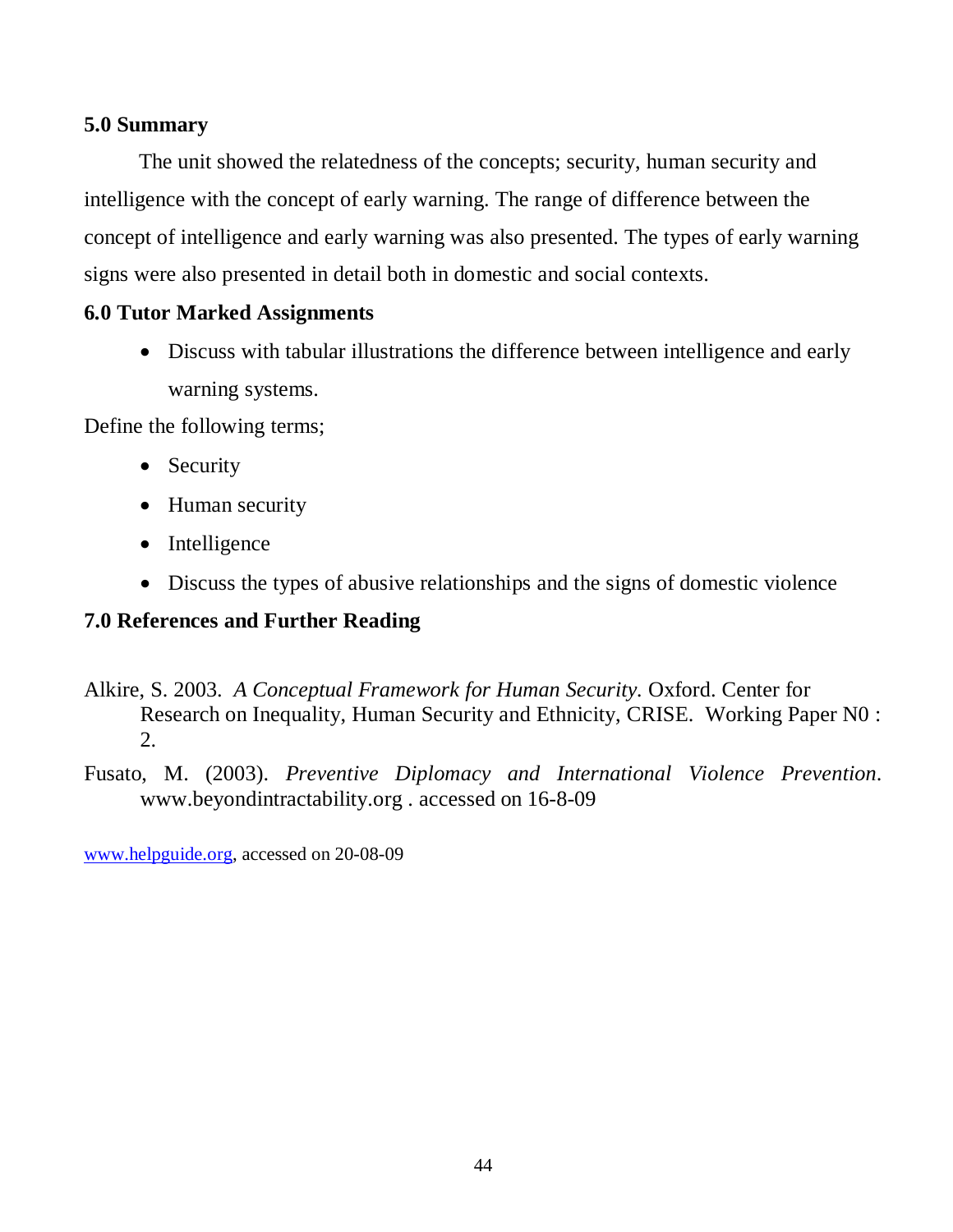### 5.0 Summary

The unit showed the relatedness of the concepts; security, human security and intelligence with the concept of early warning. The range of difference between the concept of intelligence and early warning was also presented. The types of early warning signs were also presented in detail both in domestic and social contexts.

### 6.0 Tutor Marked Assignments

- Discuss with tabular illustrations the difference between intelligence and early warning systems.

Define the following terms;

- Security
- Human security
- Intelligence
- Discuss the types of abusive relationships and the signs of domestic violence

### 7.0 References and Further Reading

Alkire, S. 2003. *A Conceptual Framework for Human Security*. Oxford. Center for Research on Inequality, Human Security and Ethnicity, CRISE. Working Paper N0 : 2.

Fusato, M. (2003). *Preventive Diplomacy and International Violence Prevention*. www.beyondintractability.org . accessed on 16-8-09

www.helpguide.org, accessed on 20-08-09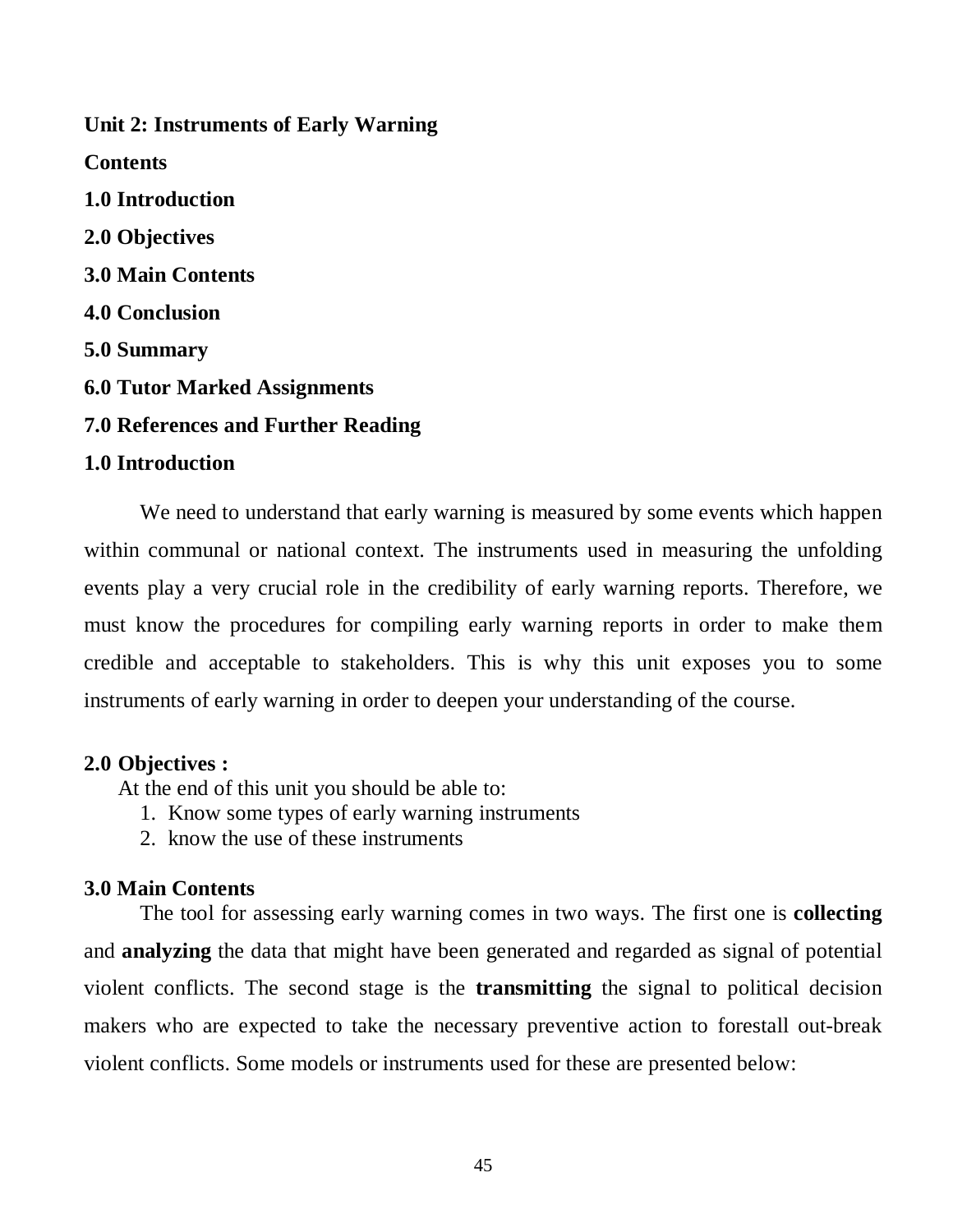## Unit 2: Instruments of Early Warning

**Contents**

**1.0 Introduction**

**2.0 Objectives**

**3.0 Main Contents**

**4.0 Conclusion**

**5.0 Summary**

**6.0 Tutor Marked Assignments**

**7.0 References and Further Reading**

### 1.0 Introduction

We need to understand that early warning is measured by some events which happen within communal or national context. The instruments used in measuring the unfolding events play a very crucial role in the credibility of early warning reports. Therefore, we must know the procedures for compiling early warning reports in order to make them credible and acceptable to stakeholders. This is why this unit exposes you to some instruments of early warning in order to deepen your understanding of the course.

### 2.0 Objectives :

At the end of this unit you should be able to:

1. Know some types of early warning instruments
2. know the use of these instruments

### 3.0 Main Contents

The tool for assessing early warning comes in two ways. The first one is **collecting** and **analyzing** the data that might have been generated and regarded as signal of potential violent conflicts. The second stage is the **transmitting** the signal to political decision makers who are expected to take the necessary preventive action to forestall out-break violent conflicts. Some models or instruments used for these are presented below: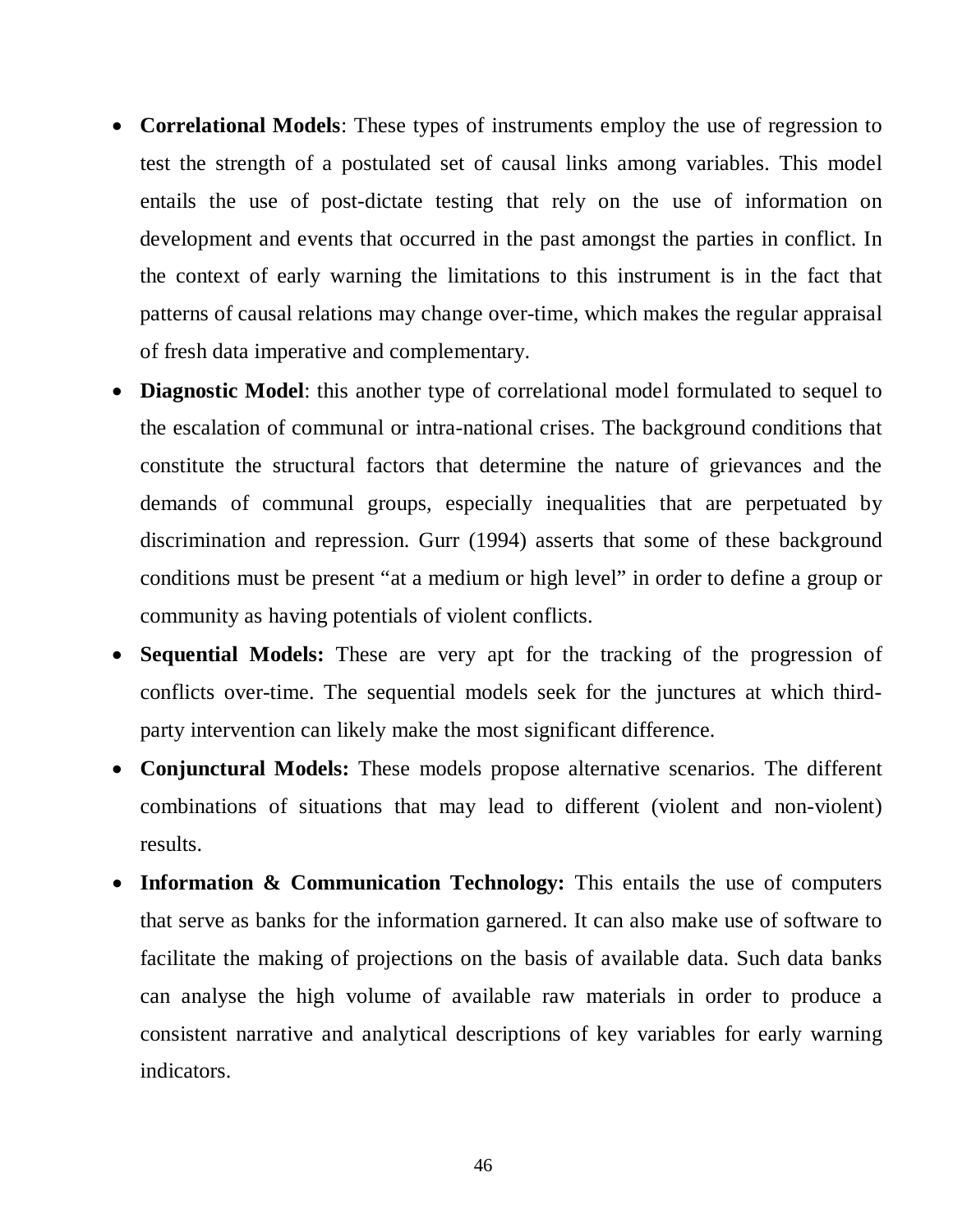- **Correlational Models**: These types of instruments employ the use of regression to test the strength of a postulated set of causal links among variables. This model entails the use of post-dictate testing that rely on the use of information on development and events that occurred in the past amongst the parties in conflict. In the context of early warning the limitations to this instrument is in the fact that patterns of causal relations may change over-time, which makes the regular appraisal of fresh data imperative and complementary.
- **Diagnostic Model**: this another type of correlational model formulated to sequel to the escalation of communal or intra-national crises. The background conditions that constitute the structural factors that determine the nature of grievances and the demands of communal groups, especially inequalities that are perpetuated by discrimination and repression. Gurr (1994) asserts that some of these background conditions must be present "at a medium or high level" in order to define a group or community as having potentials of violent conflicts.
- **Sequential Models:** These are very apt for the tracking of the progression of conflicts over-time. The sequential models seek for the junctures at which third-party intervention can likely make the most significant difference.
- **Conjunctural Models:** These models propose alternative scenarios. The different combinations of situations that may lead to different (violent and non-violent) results.
- **Information & Communication Technology:** This entails the use of computers that serve as banks for the information garnered. It can also make use of software to facilitate the making of projections on the basis of available data. Such data banks can analyse the high volume of available raw materials in order to produce a consistent narrative and analytical descriptions of key variables for early warning indicators.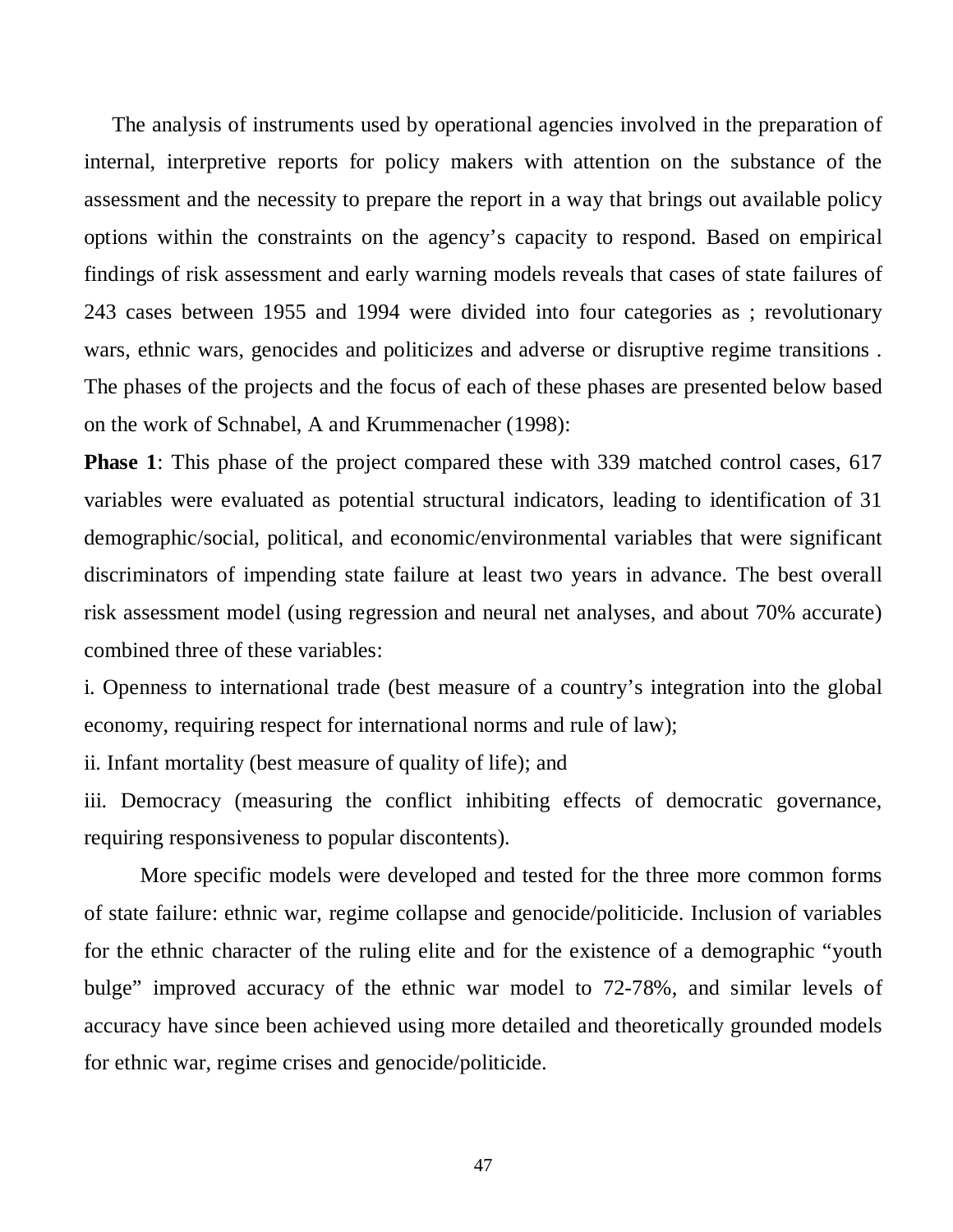The analysis of instruments used by operational agencies involved in the preparation of internal, interpretive reports for policy makers with attention on the substance of the assessment and the necessity to prepare the report in a way that brings out available policy options within the constraints on the agency's capacity to respond. Based on empirical findings of risk assessment and early warning models reveals that cases of state failures of 243 cases between 1955 and 1994 were divided into four categories as ; revolutionary wars, ethnic wars, genocides and politicizes and adverse or disruptive regime transitions . The phases of the projects and the focus of each of these phases are presented below based on the work of Schnabel, A and Krummenacher (1998):

**Phase 1**: This phase of the project compared these with 339 matched control cases, 617 variables were evaluated as potential structural indicators, leading to identification of 31 demographic/social, political, and economic/environmental variables that were significant discriminators of impending state failure at least two years in advance. The best overall risk assessment model (using regression and neural net analyses, and about 70% accurate) combined three of these variables:

i. Openness to international trade (best measure of a country's integration into the global economy, requiring respect for international norms and rule of law);

ii. Infant mortality (best measure of quality of life); and

iii. Democracy (measuring the conflict inhibiting effects of democratic governance, requiring responsiveness to popular discontents).

More specific models were developed and tested for the three more common forms of state failure: ethnic war, regime collapse and genocide/politicide. Inclusion of variables for the ethnic character of the ruling elite and for the existence of a demographic "youth bulge" improved accuracy of the ethnic war model to 72-78%, and similar levels of accuracy have since been achieved using more detailed and theoretically grounded models for ethnic war, regime crises and genocide/politicide.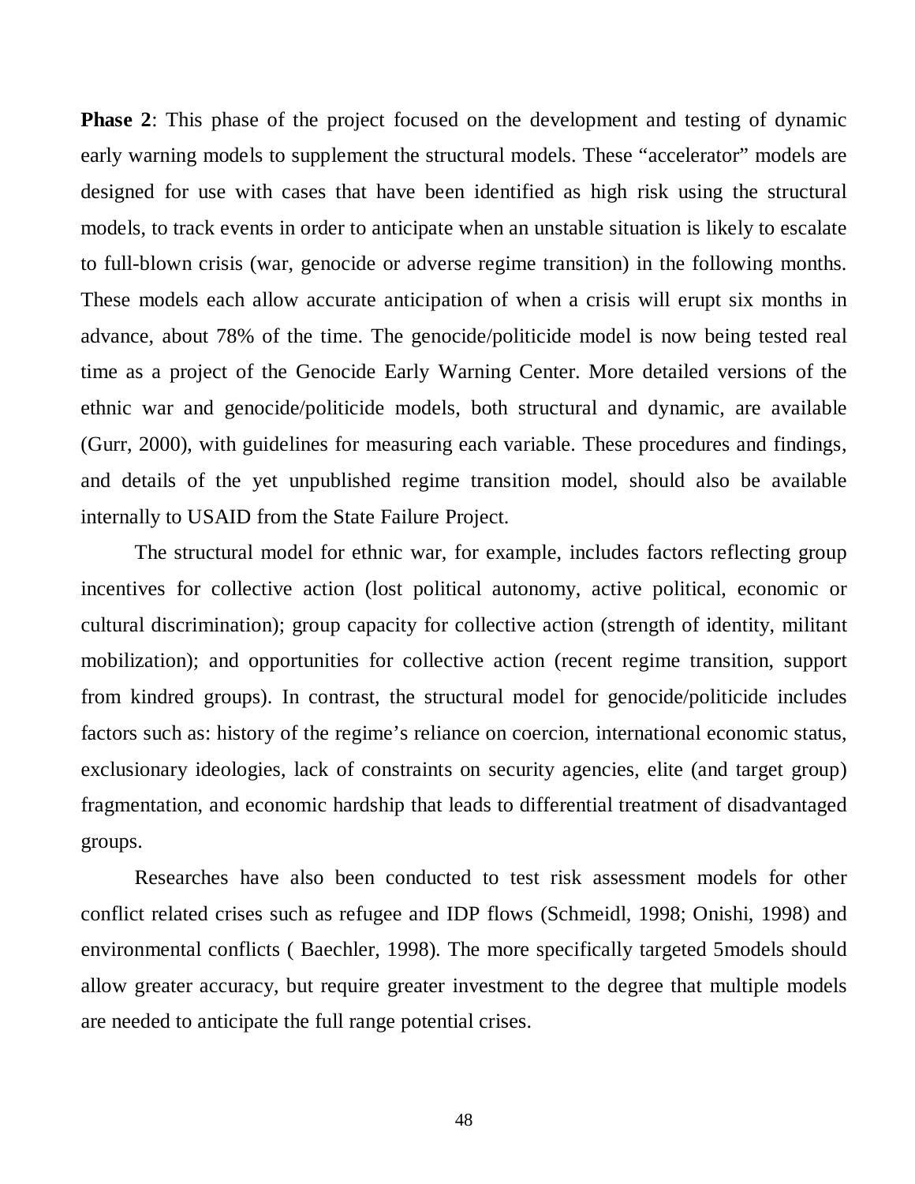**Phase 2**: This phase of the project focused on the development and testing of dynamic early warning models to supplement the structural models. These "accelerator" models are designed for use with cases that have been identified as high risk using the structural models, to track events in order to anticipate when an unstable situation is likely to escalate to full-blown crisis (war, genocide or adverse regime transition) in the following months. These models each allow accurate anticipation of when a crisis will erupt six months in advance, about 78% of the time. The genocide/politicide model is now being tested real time as a project of the Genocide Early Warning Center. More detailed versions of the ethnic war and genocide/politicide models, both structural and dynamic, are available (Gurr, 2000), with guidelines for measuring each variable. These procedures and findings, and details of the yet unpublished regime transition model, should also be available internally to USAID from the State Failure Project.

The structural model for ethnic war, for example, includes factors reflecting group incentives for collective action (lost political autonomy, active political, economic or cultural discrimination); group capacity for collective action (strength of identity, militant mobilization); and opportunities for collective action (recent regime transition, support from kindred groups). In contrast, the structural model for genocide/politicide includes factors such as: history of the regime's reliance on coercion, international economic status, exclusionary ideologies, lack of constraints on security agencies, elite (and target group) fragmentation, and economic hardship that leads to differential treatment of disadvantaged groups.

Researches have also been conducted to test risk assessment models for other conflict related crises such as refugee and IDP flows (Schmeidl, 1998; Onishi, 1998) and environmental conflicts ( Baechler, 1998). The more specifically targeted 5models should allow greater accuracy, but require greater investment to the degree that multiple models are needed to anticipate the full range potential crises.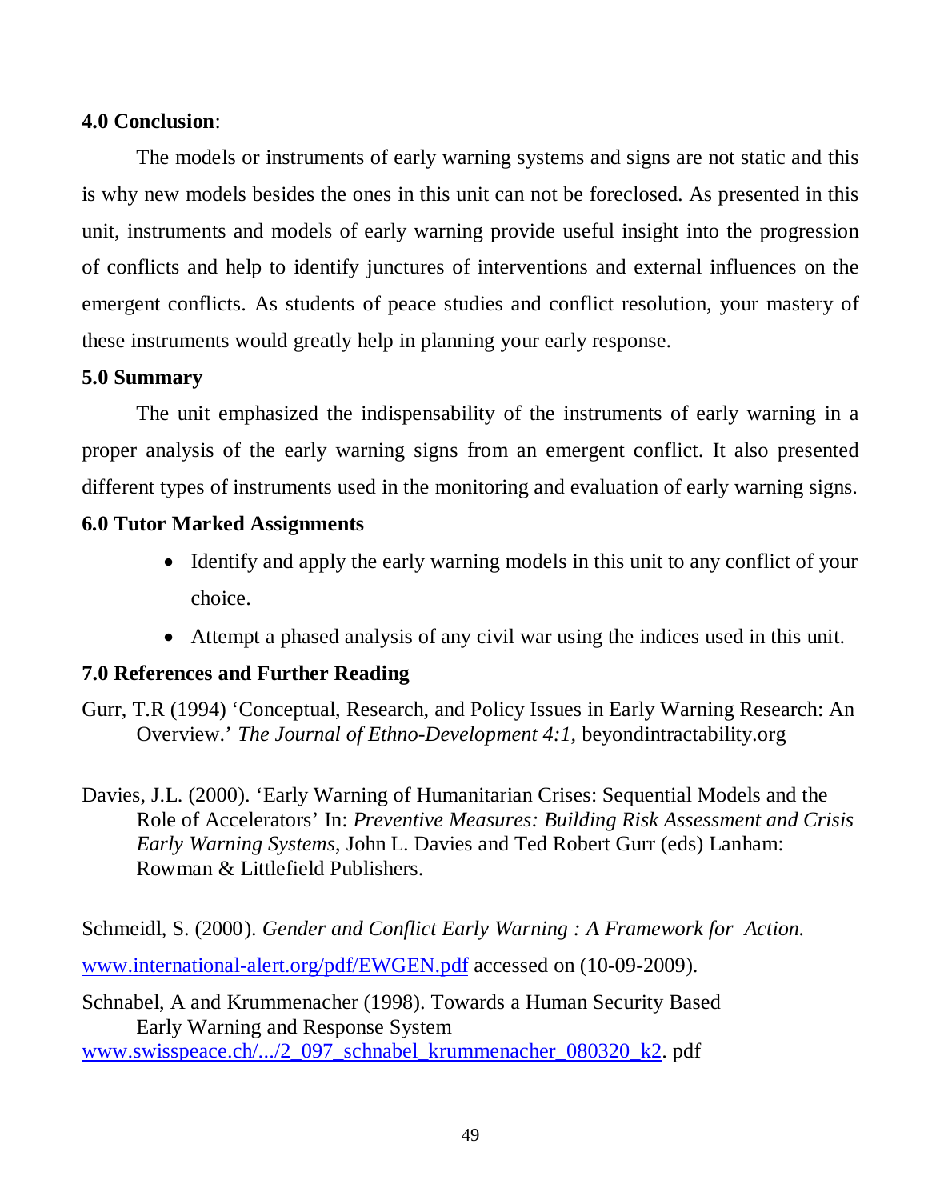**4.0 Conclusion**:

The models or instruments of early warning systems and signs are not static and this is why new models besides the ones in this unit can not be foreclosed. As presented in this unit, instruments and models of early warning provide useful insight into the progression of conflicts and help to identify junctures of interventions and external influences on the emergent conflicts. As students of peace studies and conflict resolution, your mastery of these instruments would greatly help in planning your early response.

**5.0 Summary**

The unit emphasized the indispensability of the instruments of early warning in a proper analysis of the early warning signs from an emergent conflict. It also presented different types of instruments used in the monitoring and evaluation of early warning signs.

**6.0 Tutor Marked Assignments**

- Identify and apply the early warning models in this unit to any conflict of your choice.
- Attempt a phased analysis of any civil war using the indices used in this unit.

**7.0 References and Further Reading**

Gurr, T.R (1994) 'Conceptual, Research, and Policy Issues in Early Warning Research: An Overview.' *The Journal of Ethno-Development 4:1*, beyondintractability.org

Davies, J.L. (2000). 'Early Warning of Humanitarian Crises: Sequential Models and the Role of Accelerators' In: *Preventive Measures: Building Risk Assessment and Crisis Early Warning Systems*, John L. Davies and Ted Robert Gurr (eds) Lanham: Rowman & Littlefield Publishers.

Schmeidl, S. (2000). *Gender and Conflict Early Warning : A Framework for Action.* www.international-alert.org/pdf/EWGEN.pdf accessed on (10-09-2009).

Schnabel, A and Krummenacher (1998). Towards a Human Security Based Early Warning and Response System www.swisspeace.ch/.../2_097_schnabel_krummenacher_080320_k2. pdf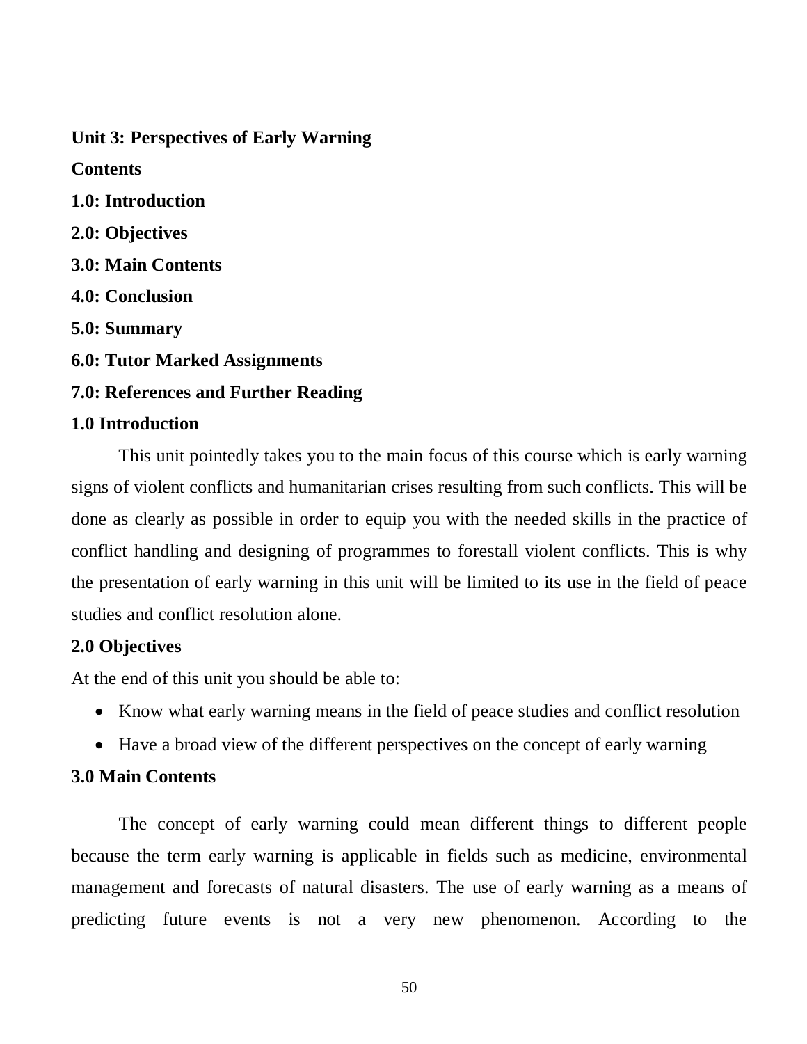**Unit 3: Perspectives of Early Warning**

**Contents**

**1.0: Introduction**

**2.0: Objectives**

**3.0: Main Contents**

**4.0: Conclusion**

**5.0: Summary**

**6.0: Tutor Marked Assignments**

**7.0: References and Further Reading**

## 1.0 Introduction

This unit pointedly takes you to the main focus of this course which is early warning signs of violent conflicts and humanitarian crises resulting from such conflicts. This will be done as clearly as possible in order to equip you with the needed skills in the practice of conflict handling and designing of programmes to forestall violent conflicts. This is why the presentation of early warning in this unit will be limited to its use in the field of peace studies and conflict resolution alone.

## 2.0 Objectives

At the end of this unit you should be able to:

- Know what early warning means in the field of peace studies and conflict resolution
- Have a broad view of the different perspectives on the concept of early warning

## 3.0 Main Contents

The concept of early warning could mean different things to different people because the term early warning is applicable in fields such as medicine, environmental management and forecasts of natural disasters. The use of early warning as a means of predicting future events is not a very new phenomenon. According to the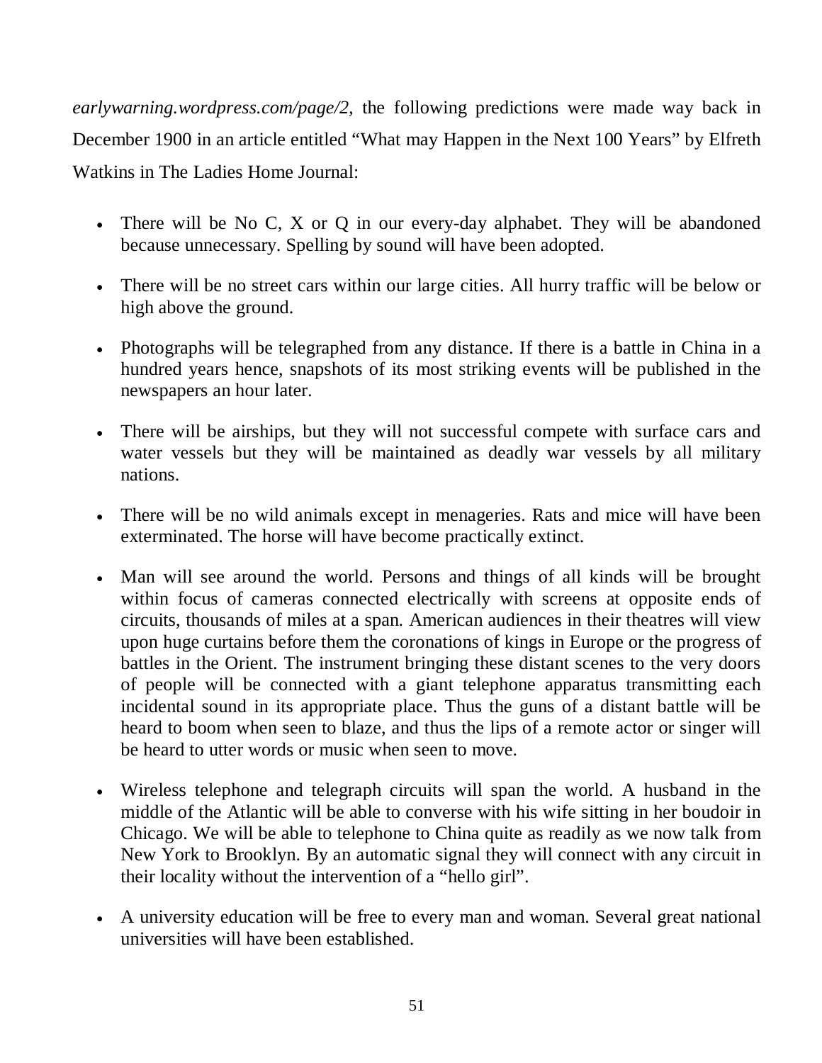*earlywarning.wordpress.com/page/2,* the following predictions were made way back in December 1900 in an article entitled "What may Happen in the Next 100 Years" by Elfreth Watkins in The Ladies Home Journal:

- There will be No C, X or Q in our every-day alphabet. They will be abandoned because unnecessary. Spelling by sound will have been adopted.
- There will be no street cars within our large cities. All hurry traffic will be below or high above the ground.
- Photographs will be telegraphed from any distance. If there is a battle in China in a hundred years hence, snapshots of its most striking events will be published in the newspapers an hour later.
- There will be airships, but they will not successful compete with surface cars and water vessels but they will be maintained as deadly war vessels by all military nations.
- There will be no wild animals except in menageries. Rats and mice will have been exterminated. The horse will have become practically extinct.
- Man will see around the world. Persons and things of all kinds will be brought within focus of cameras connected electrically with screens at opposite ends of circuits, thousands of miles at a span. American audiences in their theatres will view upon huge curtains before them the coronations of kings in Europe or the progress of battles in the Orient. The instrument bringing these distant scenes to the very doors of people will be connected with a giant telephone apparatus transmitting each incidental sound in its appropriate place. Thus the guns of a distant battle will be heard to boom when seen to blaze, and thus the lips of a remote actor or singer will be heard to utter words or music when seen to move.
- Wireless telephone and telegraph circuits will span the world. A husband in the middle of the Atlantic will be able to converse with his wife sitting in her boudoir in Chicago. We will be able to telephone to China quite as readily as we now talk from New York to Brooklyn. By an automatic signal they will connect with any circuit in their locality without the intervention of a "hello girl".
- A university education will be free to every man and woman. Several great national universities will have been established.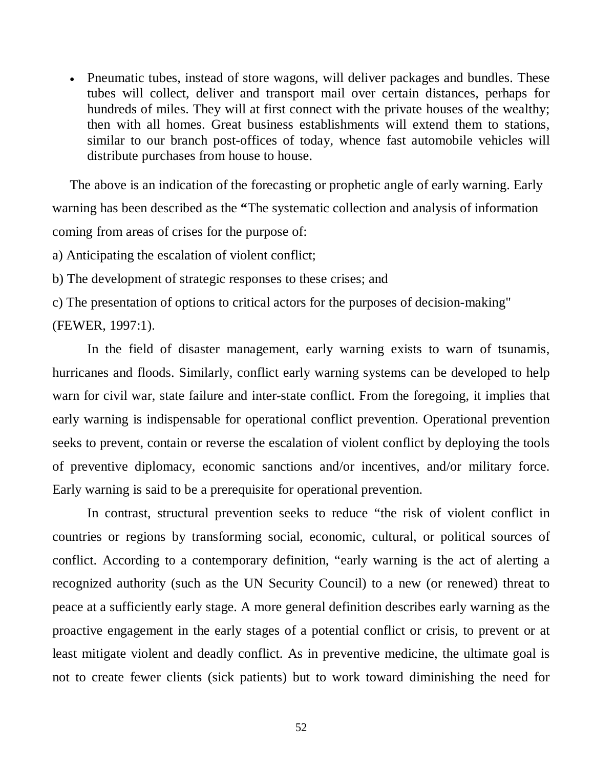- Pneumatic tubes, instead of store wagons, will deliver packages and bundles. These tubes will collect, deliver and transport mail over certain distances, perhaps for hundreds of miles. They will at first connect with the private houses of the wealthy; then with all homes. Great business establishments will extend them to stations, similar to our branch post-offices of today, whence fast automobile vehicles will distribute purchases from house to house.

The above is an indication of the forecasting or prophetic angle of early warning. Early warning has been described as the **"**The systematic collection and analysis of information coming from areas of crises for the purpose of:

a) Anticipating the escalation of violent conflict;

b) The development of strategic responses to these crises; and

c) The presentation of options to critical actors for the purposes of decision-making" (FEWER, 1997:1).

In the field of disaster management, early warning exists to warn of tsunamis, hurricanes and floods. Similarly, conflict early warning systems can be developed to help warn for civil war, state failure and inter-state conflict. From the foregoing, it implies that early warning is indispensable for operational conflict prevention. Operational prevention seeks to prevent, contain or reverse the escalation of violent conflict by deploying the tools of preventive diplomacy, economic sanctions and/or incentives, and/or military force. Early warning is said to be a prerequisite for operational prevention.

In contrast, structural prevention seeks to reduce "the risk of violent conflict in countries or regions by transforming social, economic, cultural, or political sources of conflict. According to a contemporary definition, "early warning is the act of alerting a recognized authority (such as the UN Security Council) to a new (or renewed) threat to peace at a sufficiently early stage. A more general definition describes early warning as the proactive engagement in the early stages of a potential conflict or crisis, to prevent or at least mitigate violent and deadly conflict. As in preventive medicine, the ultimate goal is not to create fewer clients (sick patients) but to work toward diminishing the need for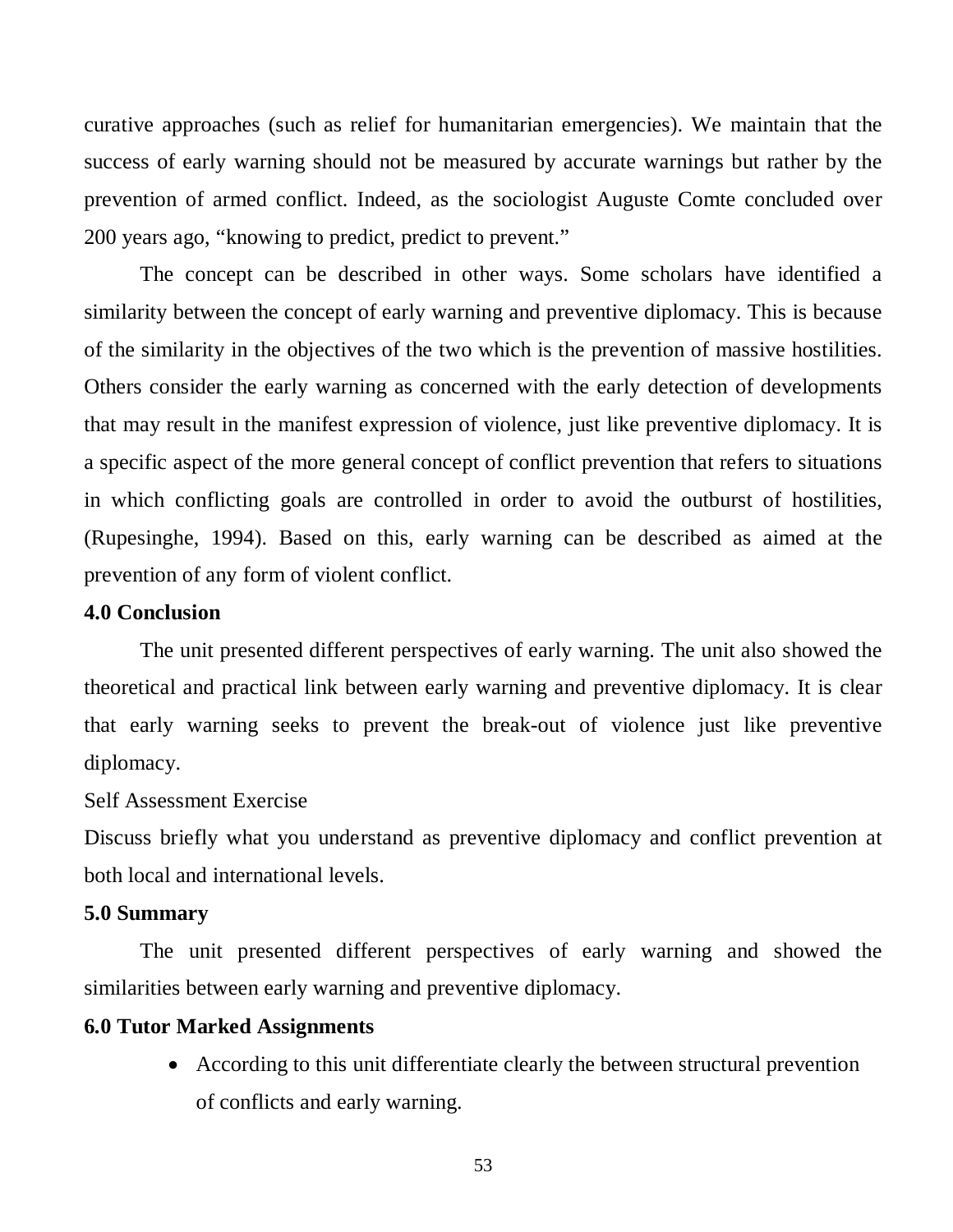curative approaches (such as relief for humanitarian emergencies). We maintain that the success of early warning should not be measured by accurate warnings but rather by the prevention of armed conflict. Indeed, as the sociologist Auguste Comte concluded over 200 years ago, "knowing to predict, predict to prevent."

The concept can be described in other ways. Some scholars have identified a similarity between the concept of early warning and preventive diplomacy. This is because of the similarity in the objectives of the two which is the prevention of massive hostilities. Others consider the early warning as concerned with the early detection of developments that may result in the manifest expression of violence, just like preventive diplomacy. It is a specific aspect of the more general concept of conflict prevention that refers to situations in which conflicting goals are controlled in order to avoid the outburst of hostilities, (Rupesinghe, 1994). Based on this, early warning can be described as aimed at the prevention of any form of violent conflict.

**4.0 Conclusion**

The unit presented different perspectives of early warning. The unit also showed the theoretical and practical link between early warning and preventive diplomacy. It is clear that early warning seeks to prevent the break-out of violence just like preventive diplomacy.

Self Assessment Exercise

Discuss briefly what you understand as preventive diplomacy and conflict prevention at both local and international levels.

**5.0 Summary**

The unit presented different perspectives of early warning and showed the similarities between early warning and preventive diplomacy.

**6.0 Tutor Marked Assignments**

- According to this unit differentiate clearly the between structural prevention of conflicts and early warning.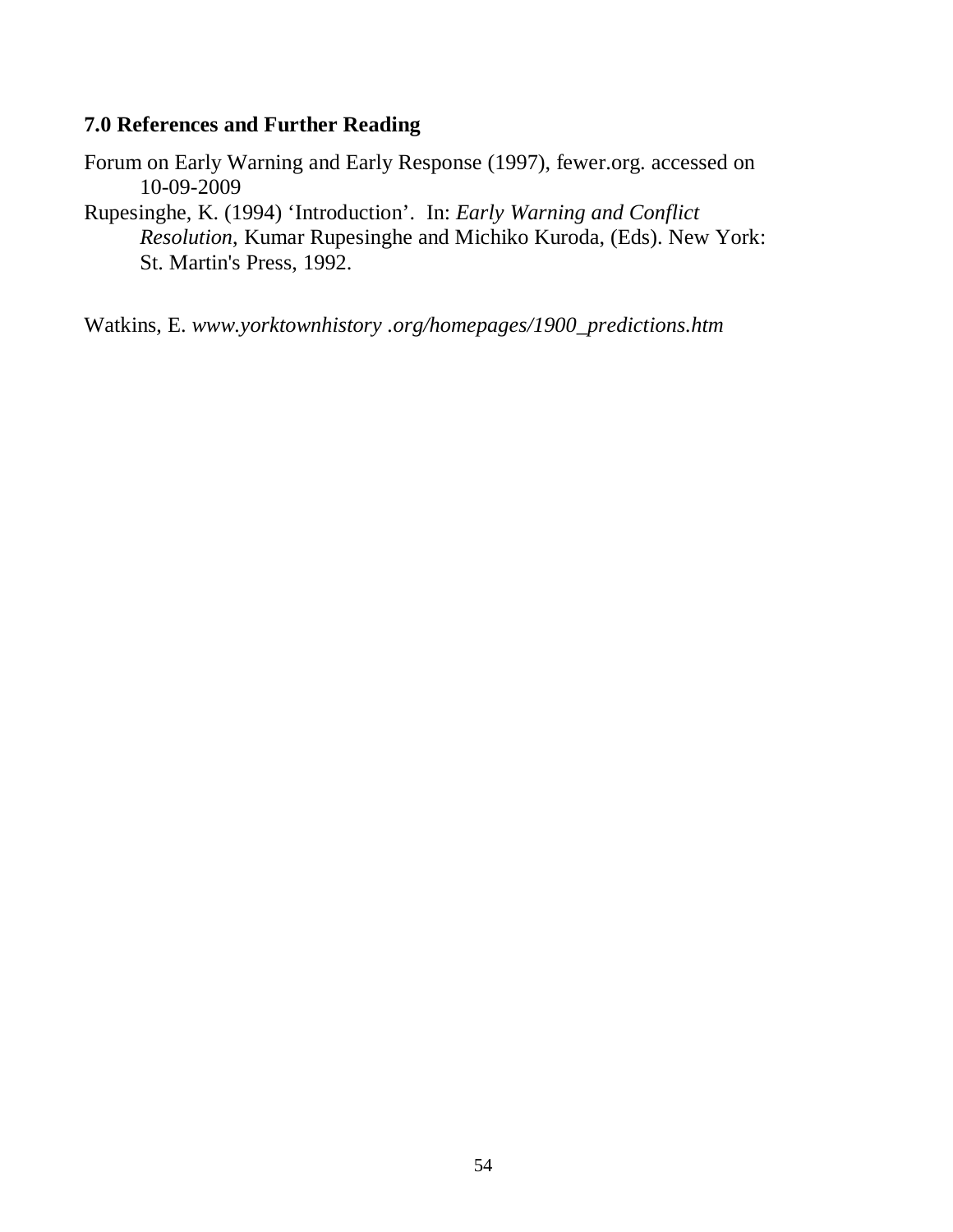### 7.0 References and Further Reading

Forum on Early Warning and Early Response (1997), fewer.org. accessed on 10-09-2009

Rupesinghe, K. (1994) 'Introduction'. In: *Early Warning and Conflict Resolution*, Kumar Rupesinghe and Michiko Kuroda, (Eds). New York: St. Martin's Press, 1992.

Watkins, E. *www.yorktownhistory .org/homepages/1900_predictions.htm*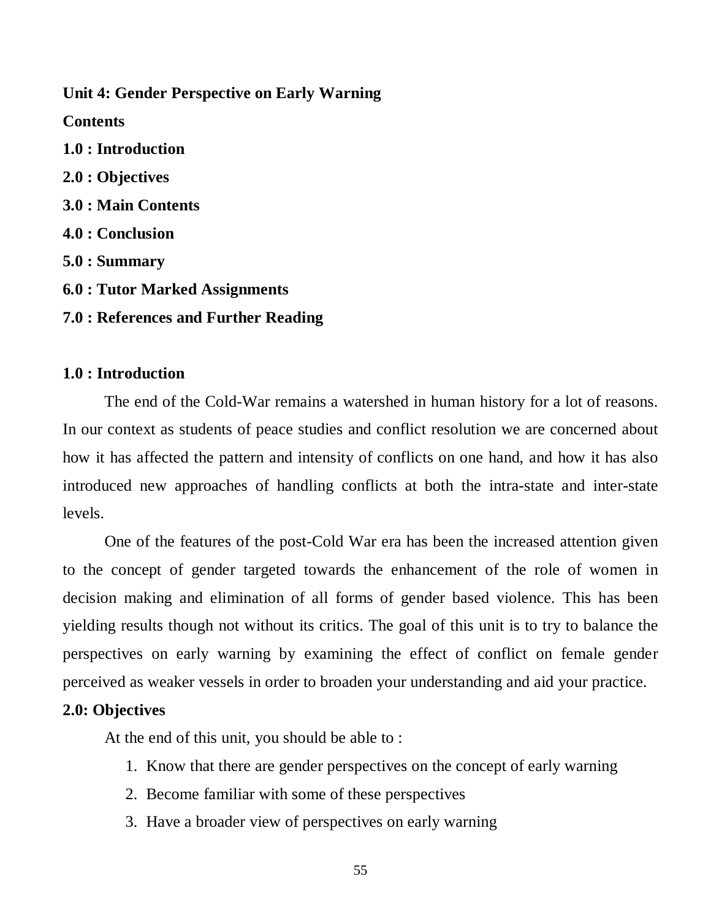**Unit 4: Gender Perspective on Early Warning**

**Contents**

**1.0 : Introduction**

**2.0 : Objectives**

**3.0 : Main Contents**

**4.0 : Conclusion**

**5.0 : Summary**

**6.0 : Tutor Marked Assignments**

**7.0 : References and Further Reading**

## 1.0 : Introduction

The end of the Cold-War remains a watershed in human history for a lot of reasons. In our context as students of peace studies and conflict resolution we are concerned about how it has affected the pattern and intensity of conflicts on one hand, and how it has also introduced new approaches of handling conflicts at both the intra-state and inter-state levels.

One of the features of the post-Cold War era has been the increased attention given to the concept of gender targeted towards the enhancement of the role of women in decision making and elimination of all forms of gender based violence. This has been yielding results though not without its critics. The goal of this unit is to try to balance the perspectives on early warning by examining the effect of conflict on female gender perceived as weaker vessels in order to broaden your understanding and aid your practice.

## 2.0: Objectives

At the end of this unit, you should be able to :

1. Know that there are gender perspectives on the concept of early warning
2. Become familiar with some of these perspectives
3. Have a broader view of perspectives on early warning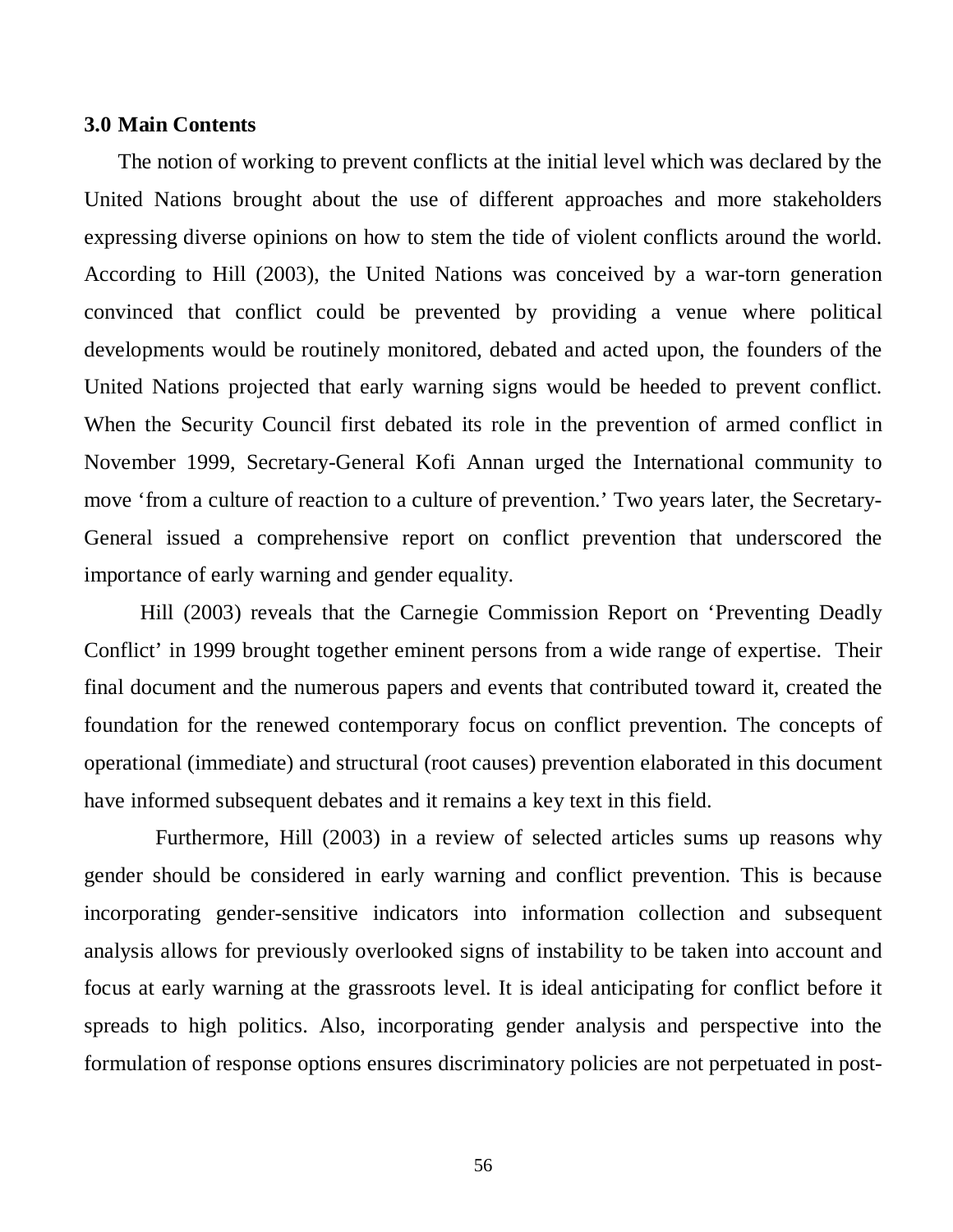**3.0 Main Contents**

The notion of working to prevent conflicts at the initial level which was declared by the United Nations brought about the use of different approaches and more stakeholders expressing diverse opinions on how to stem the tide of violent conflicts around the world. According to Hill (2003), the United Nations was conceived by a war-torn generation convinced that conflict could be prevented by providing a venue where political developments would be routinely monitored, debated and acted upon, the founders of the United Nations projected that early warning signs would be heeded to prevent conflict. When the Security Council first debated its role in the prevention of armed conflict in November 1999, Secretary-General Kofi Annan urged the International community to move 'from a culture of reaction to a culture of prevention.' Two years later, the Secretary-General issued a comprehensive report on conflict prevention that underscored the importance of early warning and gender equality.

Hill (2003) reveals that the Carnegie Commission Report on 'Preventing Deadly Conflict' in 1999 brought together eminent persons from a wide range of expertise. Their final document and the numerous papers and events that contributed toward it, created the foundation for the renewed contemporary focus on conflict prevention. The concepts of operational (immediate) and structural (root causes) prevention elaborated in this document have informed subsequent debates and it remains a key text in this field.

Furthermore, Hill (2003) in a review of selected articles sums up reasons why gender should be considered in early warning and conflict prevention. This is because incorporating gender-sensitive indicators into information collection and subsequent analysis allows for previously overlooked signs of instability to be taken into account and focus at early warning at the grassroots level. It is ideal anticipating for conflict before it spreads to high politics. Also, incorporating gender analysis and perspective into the formulation of response options ensures discriminatory policies are not perpetuated in post-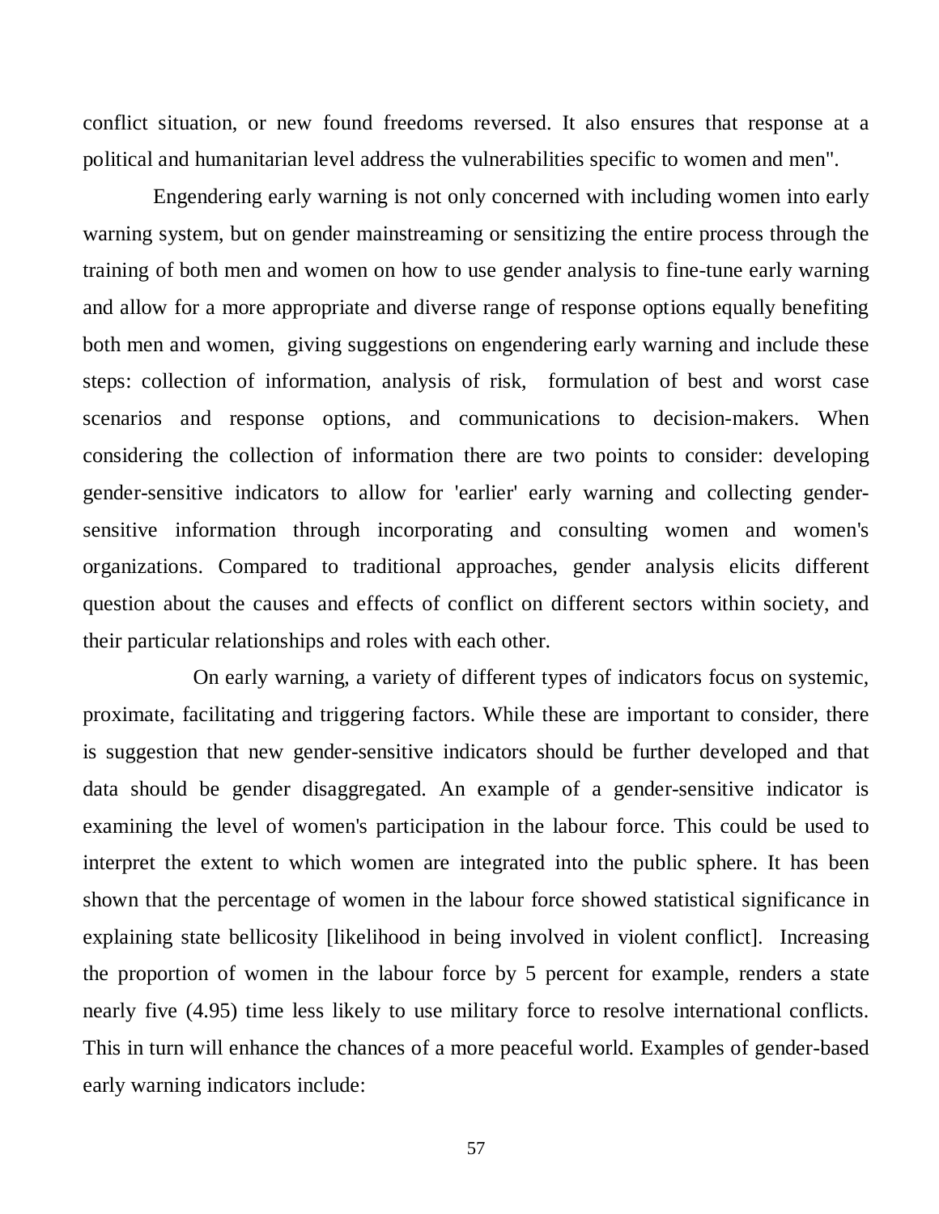conflict situation, or new found freedoms reversed. It also ensures that response at a political and humanitarian level address the vulnerabilities specific to women and men".

Engendering early warning is not only concerned with including women into early warning system, but on gender mainstreaming or sensitizing the entire process through the training of both men and women on how to use gender analysis to fine-tune early warning and allow for a more appropriate and diverse range of response options equally benefiting both men and women, giving suggestions on engendering early warning and include these steps: collection of information, analysis of risk, formulation of best and worst case scenarios and response options, and communications to decision-makers. When considering the collection of information there are two points to consider: developing gender-sensitive indicators to allow for 'earlier' early warning and collecting gender-sensitive information through incorporating and consulting women and women's organizations. Compared to traditional approaches, gender analysis elicits different question about the causes and effects of conflict on different sectors within society, and their particular relationships and roles with each other.

On early warning, a variety of different types of indicators focus on systemic, proximate, facilitating and triggering factors. While these are important to consider, there is suggestion that new gender-sensitive indicators should be further developed and that data should be gender disaggregated. An example of a gender-sensitive indicator is examining the level of women's participation in the labour force. This could be used to interpret the extent to which women are integrated into the public sphere. It has been shown that the percentage of women in the labour force showed statistical significance in explaining state bellicosity [likelihood in being involved in violent conflict]. Increasing the proportion of women in the labour force by 5 percent for example, renders a state nearly five (4.95) time less likely to use military force to resolve international conflicts. This in turn will enhance the chances of a more peaceful world. Examples of gender-based early warning indicators include: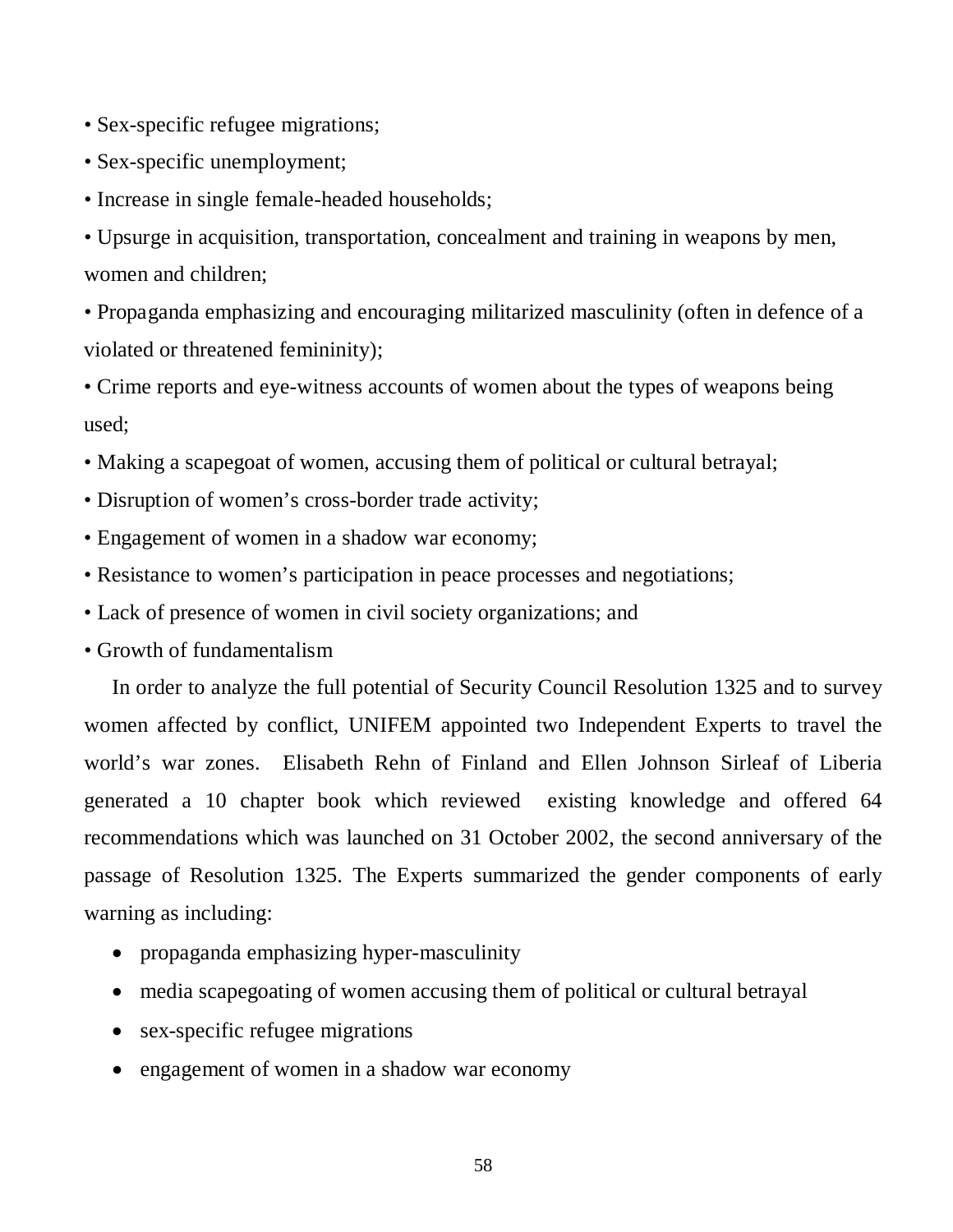- Sex-specific refugee migrations;
- Sex-specific unemployment;
- Increase in single female-headed households;
- Upsurge in acquisition, transportation, concealment and training in weapons by men, women and children;
- Propaganda emphasizing and encouraging militarized masculinity (often in defence of a violated or threatened femininity);
- Crime reports and eye-witness accounts of women about the types of weapons being used;
- Making a scapegoat of women, accusing them of political or cultural betrayal;
- Disruption of women's cross-border trade activity;
- Engagement of women in a shadow war economy;
- Resistance to women's participation in peace processes and negotiations;
- Lack of presence of women in civil society organizations; and
- Growth of fundamentalism

In order to analyze the full potential of Security Council Resolution 1325 and to survey women affected by conflict, UNIFEM appointed two Independent Experts to travel the world's war zones. Elisabeth Rehn of Finland and Ellen Johnson Sirleaf of Liberia generated a 10 chapter book which reviewed existing knowledge and offered 64 recommendations which was launched on 31 October 2002, the second anniversary of the passage of Resolution 1325. The Experts summarized the gender components of early warning as including:

- propaganda emphasizing hyper-masculinity
- media scapegoating of women accusing them of political or cultural betrayal
- sex-specific refugee migrations
- engagement of women in a shadow war economy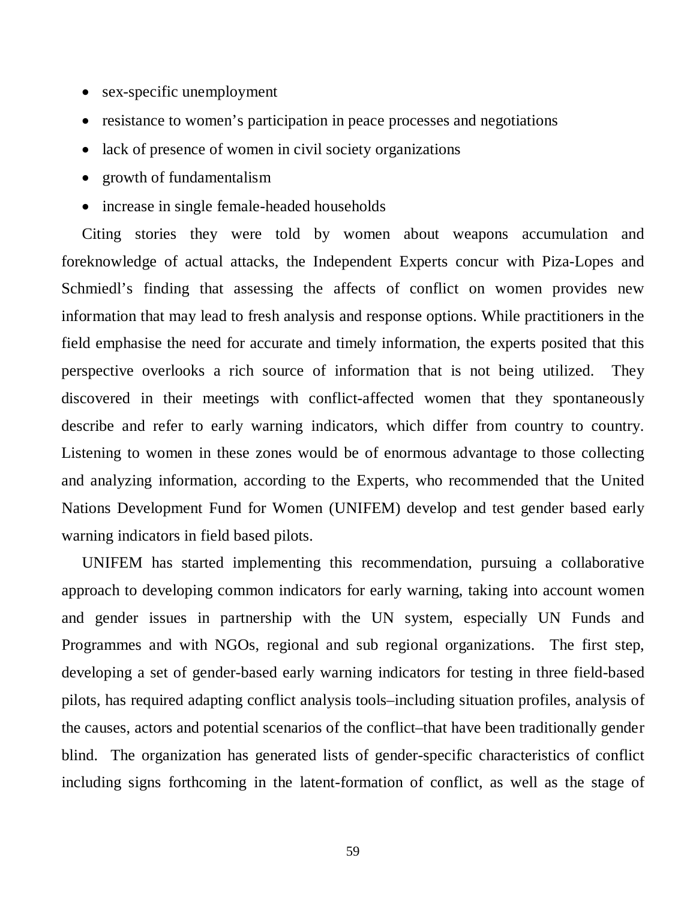- sex-specific unemployment
- resistance to women's participation in peace processes and negotiations
- lack of presence of women in civil society organizations
- growth of fundamentalism
- increase in single female-headed households

Citing stories they were told by women about weapons accumulation and foreknowledge of actual attacks, the Independent Experts concur with Piza-Lopes and Schmiedl's finding that assessing the affects of conflict on women provides new information that may lead to fresh analysis and response options. While practitioners in the field emphasise the need for accurate and timely information, the experts posited that this perspective overlooks a rich source of information that is not being utilized. They discovered in their meetings with conflict-affected women that they spontaneously describe and refer to early warning indicators, which differ from country to country. Listening to women in these zones would be of enormous advantage to those collecting and analyzing information, according to the Experts, who recommended that the United Nations Development Fund for Women (UNIFEM) develop and test gender based early warning indicators in field based pilots.

UNIFEM has started implementing this recommendation, pursuing a collaborative approach to developing common indicators for early warning, taking into account women and gender issues in partnership with the UN system, especially UN Funds and Programmes and with NGOs, regional and sub regional organizations. The first step, developing a set of gender-based early warning indicators for testing in three field-based pilots, has required adapting conflict analysis tools–including situation profiles, analysis of the causes, actors and potential scenarios of the conflict–that have been traditionally gender blind. The organization has generated lists of gender-specific characteristics of conflict including signs forthcoming in the latent-formation of conflict, as well as the stage of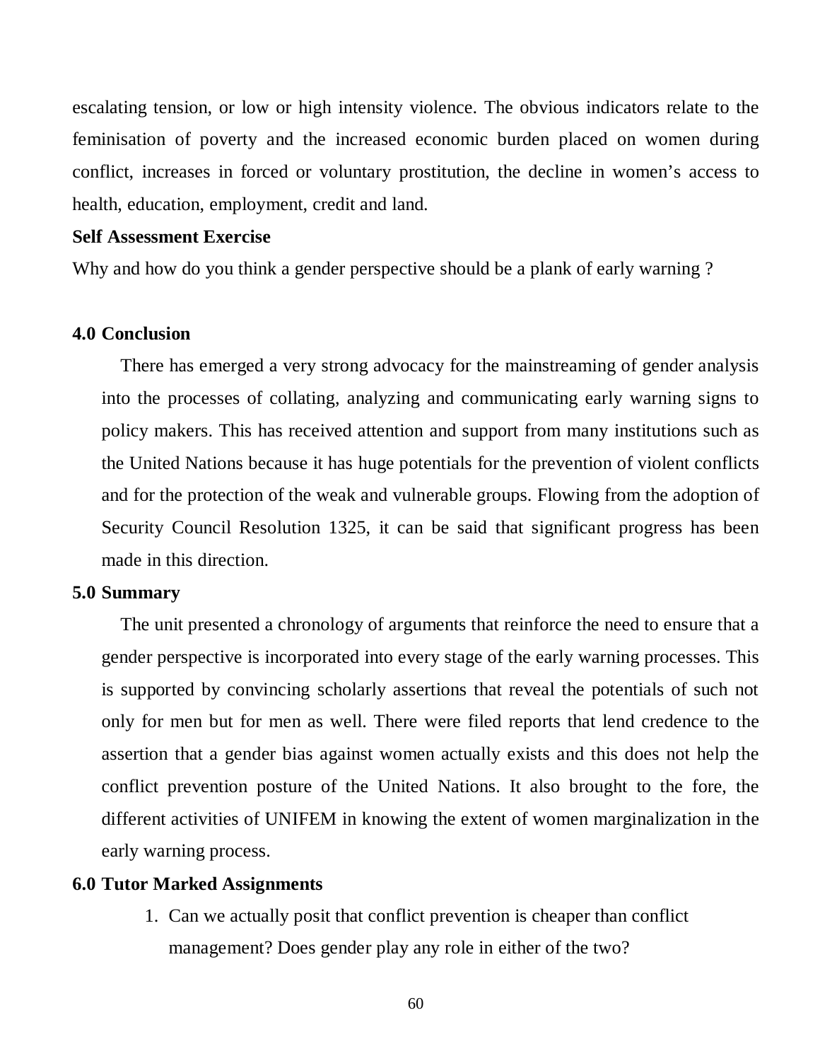escalating tension, or low or high intensity violence. The obvious indicators relate to the feminisation of poverty and the increased economic burden placed on women during conflict, increases in forced or voluntary prostitution, the decline in women's access to health, education, employment, credit and land.

**Self Assessment Exercise**

Why and how do you think a gender perspective should be a plank of early warning ?

## 4.0 Conclusion

There has emerged a very strong advocacy for the mainstreaming of gender analysis into the processes of collating, analyzing and communicating early warning signs to policy makers. This has received attention and support from many institutions such as the United Nations because it has huge potentials for the prevention of violent conflicts and for the protection of the weak and vulnerable groups. Flowing from the adoption of Security Council Resolution 1325, it can be said that significant progress has been made in this direction.

## 5.0 Summary

The unit presented a chronology of arguments that reinforce the need to ensure that a gender perspective is incorporated into every stage of the early warning processes. This is supported by convincing scholarly assertions that reveal the potentials of such not only for men but for men as well. There were filed reports that lend credence to the assertion that a gender bias against women actually exists and this does not help the conflict prevention posture of the United Nations. It also brought to the fore, the different activities of UNIFEM in knowing the extent of women marginalization in the early warning process.

## 6.0 Tutor Marked Assignments

1. Can we actually posit that conflict prevention is cheaper than conflict management? Does gender play any role in either of the two?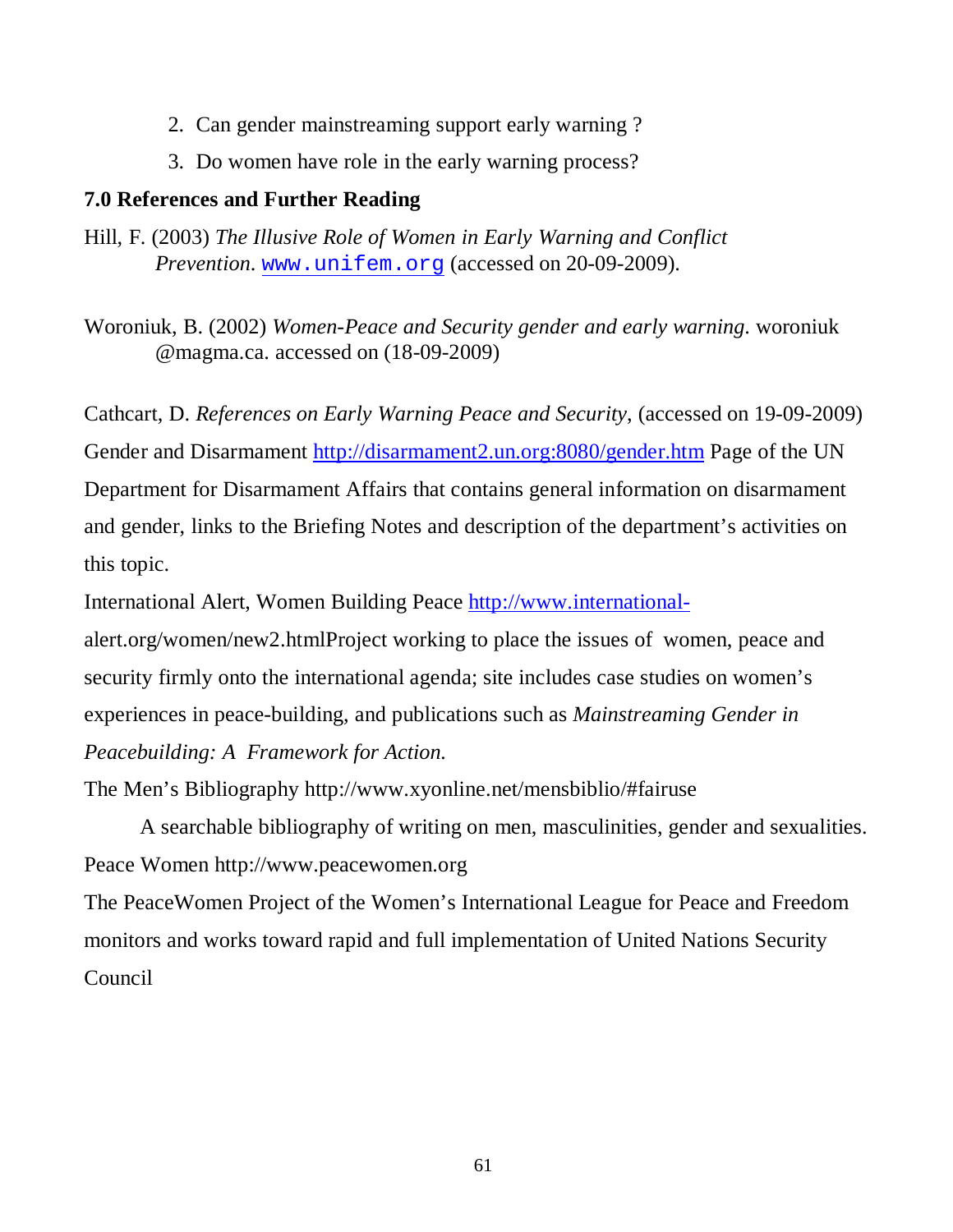2. Can gender mainstreaming support early warning ?
3. Do women have role in the early warning process?

## 7.0 References and Further Reading

Hill, F. (2003) *The Illusive Role of Women in Early Warning and Conflict Prevention*. www.unifem.org (accessed on 20-09-2009).

Woroniuk, B. (2002) *Women-Peace and Security gender and early warning*. woroniuk @magma.ca. accessed on (18-09-2009)

Cathcart, D. *References on Early Warning Peace and Security*, (accessed on 19-09-2009)

Gender and Disarmament http://disarmament2.un.org:8080/gender.htm Page of the UN Department for Disarmament Affairs that contains general information on disarmament and gender, links to the Briefing Notes and description of the department's activities on this topic.

International Alert, Women Building Peace http://www.international-alert.org/women/new2.htmlProject working to place the issues of women, peace and security firmly onto the international agenda; site includes case studies on women's experiences in peace-building, and publications such as *Mainstreaming Gender in Peacebuilding: A Framework for Action.*

The Men's Bibliography http://www.xyonline.net/mensbiblio/#fairuse

A searchable bibliography of writing on men, masculinities, gender and sexualities.

Peace Women http://www.peacewomen.org

The PeaceWomen Project of the Women's International League for Peace and Freedom monitors and works toward rapid and full implementation of United Nations Security Council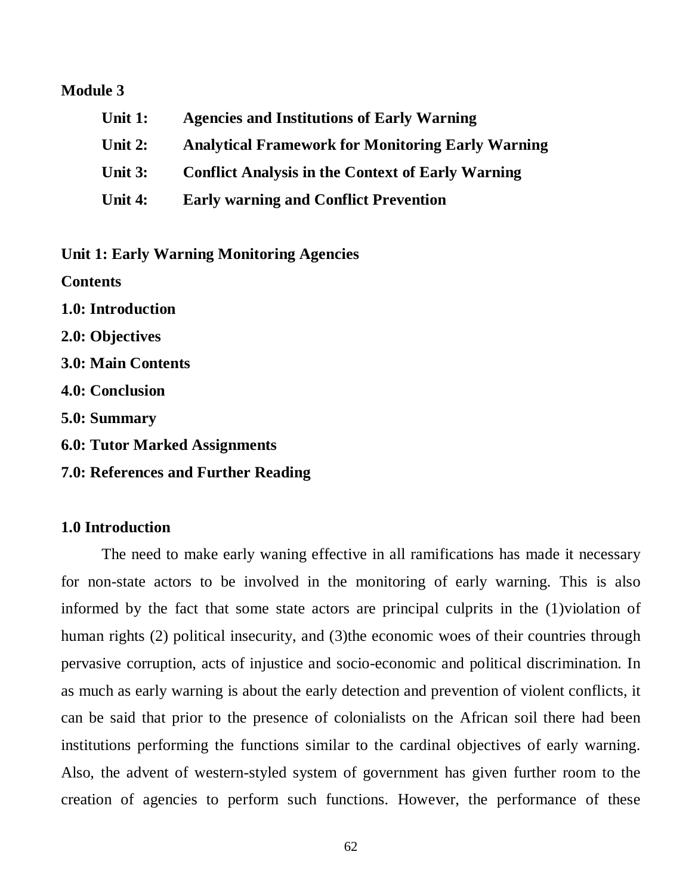**Module 3**

| | |
|---|---|
| **Unit 1:** | **Agencies and Institutions of Early Warning** |
| **Unit 2:** | **Analytical Framework for Monitoring Early Warning** |
| **Unit 3:** | **Conflict Analysis in the Context of Early Warning** |
| **Unit 4:** | **Early warning and Conflict Prevention** |

**Unit 1: Early Warning Monitoring Agencies**

**Contents**

**1.0: Introduction**

**2.0: Objectives**

**3.0: Main Contents**

**4.0: Conclusion**

**5.0: Summary**

**6.0: Tutor Marked Assignments**

**7.0: References and Further Reading**

**1.0 Introduction**

The need to make early waning effective in all ramifications has made it necessary for non-state actors to be involved in the monitoring of early warning. This is also informed by the fact that some state actors are principal culprits in the (1)violation of human rights (2) political insecurity, and (3)the economic woes of their countries through pervasive corruption, acts of injustice and socio-economic and political discrimination. In as much as early warning is about the early detection and prevention of violent conflicts, it can be said that prior to the presence of colonialists on the African soil there had been institutions performing the functions similar to the cardinal objectives of early warning. Also, the advent of western-styled system of government has given further room to the creation of agencies to perform such functions. However, the performance of these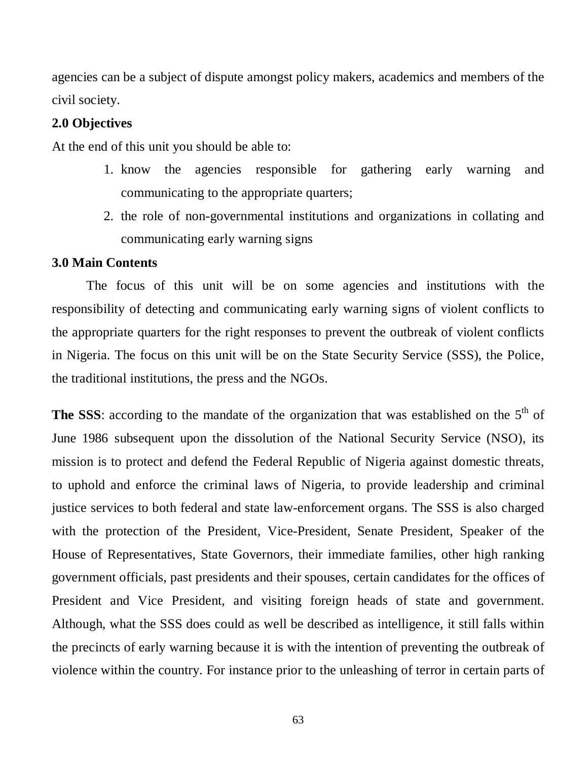agencies can be a subject of dispute amongst policy makers, academics and members of the civil society.

**2.0 Objectives**

At the end of this unit you should be able to:

1. know the agencies responsible for gathering early warning and communicating to the appropriate quarters;
2. the role of non-governmental institutions and organizations in collating and communicating early warning signs

**3.0 Main Contents**

The focus of this unit will be on some agencies and institutions with the responsibility of detecting and communicating early warning signs of violent conflicts to the appropriate quarters for the right responses to prevent the outbreak of violent conflicts in Nigeria. The focus on this unit will be on the State Security Service (SSS), the Police, the traditional institutions, the press and the NGOs.

**The SSS**: according to the mandate of the organization that was established on the 5th of June 1986 subsequent upon the dissolution of the National Security Service (NSO), its mission is to protect and defend the Federal Republic of Nigeria against domestic threats, to uphold and enforce the criminal laws of Nigeria, to provide leadership and criminal justice services to both federal and state law-enforcement organs. The SSS is also charged with the protection of the President, Vice-President, Senate President, Speaker of the House of Representatives, State Governors, their immediate families, other high ranking government officials, past presidents and their spouses, certain candidates for the offices of President and Vice President, and visiting foreign heads of state and government. Although, what the SSS does could as well be described as intelligence, it still falls within the precincts of early warning because it is with the intention of preventing the outbreak of violence within the country. For instance prior to the unleashing of terror in certain parts of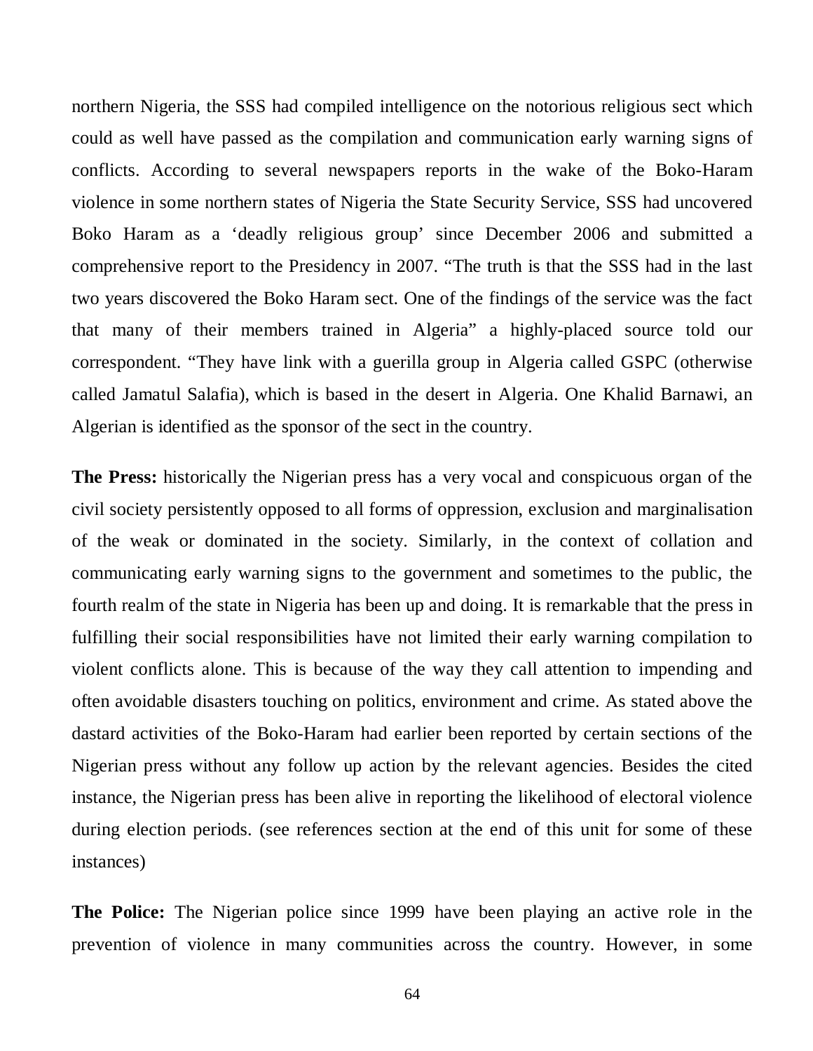northern Nigeria, the SSS had compiled intelligence on the notorious religious sect which could as well have passed as the compilation and communication early warning signs of conflicts. According to several newspapers reports in the wake of the Boko-Haram violence in some northern states of Nigeria the State Security Service, SSS had uncovered Boko Haram as a 'deadly religious group' since December 2006 and submitted a comprehensive report to the Presidency in 2007. "The truth is that the SSS had in the last two years discovered the Boko Haram sect. One of the findings of the service was the fact that many of their members trained in Algeria" a highly-placed source told our correspondent. "They have link with a guerilla group in Algeria called GSPC (otherwise called Jamatul Salafia), which is based in the desert in Algeria. One Khalid Barnawi, an Algerian is identified as the sponsor of the sect in the country.

**The Press:** historically the Nigerian press has a very vocal and conspicuous organ of the civil society persistently opposed to all forms of oppression, exclusion and marginalisation of the weak or dominated in the society. Similarly, in the context of collation and communicating early warning signs to the government and sometimes to the public, the fourth realm of the state in Nigeria has been up and doing. It is remarkable that the press in fulfilling their social responsibilities have not limited their early warning compilation to violent conflicts alone. This is because of the way they call attention to impending and often avoidable disasters touching on politics, environment and crime. As stated above the dastard activities of the Boko-Haram had earlier been reported by certain sections of the Nigerian press without any follow up action by the relevant agencies. Besides the cited instance, the Nigerian press has been alive in reporting the likelihood of electoral violence during election periods. (see references section at the end of this unit for some of these instances)

**The Police:** The Nigerian police since 1999 have been playing an active role in the prevention of violence in many communities across the country. However, in some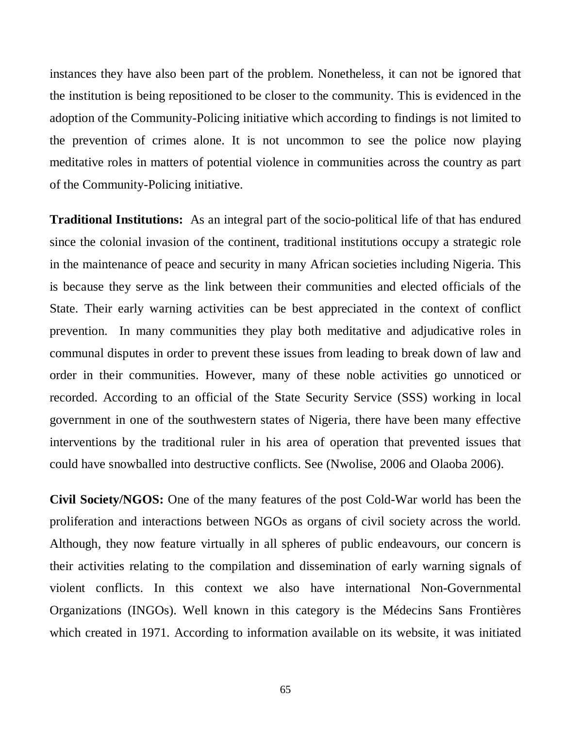instances they have also been part of the problem. Nonetheless, it can not be ignored that the institution is being repositioned to be closer to the community. This is evidenced in the adoption of the Community-Policing initiative which according to findings is not limited to the prevention of crimes alone. It is not uncommon to see the police now playing meditative roles in matters of potential violence in communities across the country as part of the Community-Policing initiative.

**Traditional Institutions:** As an integral part of the socio-political life of that has endured since the colonial invasion of the continent, traditional institutions occupy a strategic role in the maintenance of peace and security in many African societies including Nigeria. This is because they serve as the link between their communities and elected officials of the State. Their early warning activities can be best appreciated in the context of conflict prevention. In many communities they play both meditative and adjudicative roles in communal disputes in order to prevent these issues from leading to break down of law and order in their communities. However, many of these noble activities go unnoticed or recorded. According to an official of the State Security Service (SSS) working in local government in one of the southwestern states of Nigeria, there have been many effective interventions by the traditional ruler in his area of operation that prevented issues that could have snowballed into destructive conflicts. See (Nwolise, 2006 and Olaoba 2006).

**Civil Society/NGOS:** One of the many features of the post Cold-War world has been the proliferation and interactions between NGOs as organs of civil society across the world. Although, they now feature virtually in all spheres of public endeavours, our concern is their activities relating to the compilation and dissemination of early warning signals of violent conflicts. In this context we also have international Non-Governmental Organizations (INGOs). Well known in this category is the Médecins Sans Frontières which created in 1971. According to information available on its website, it was initiated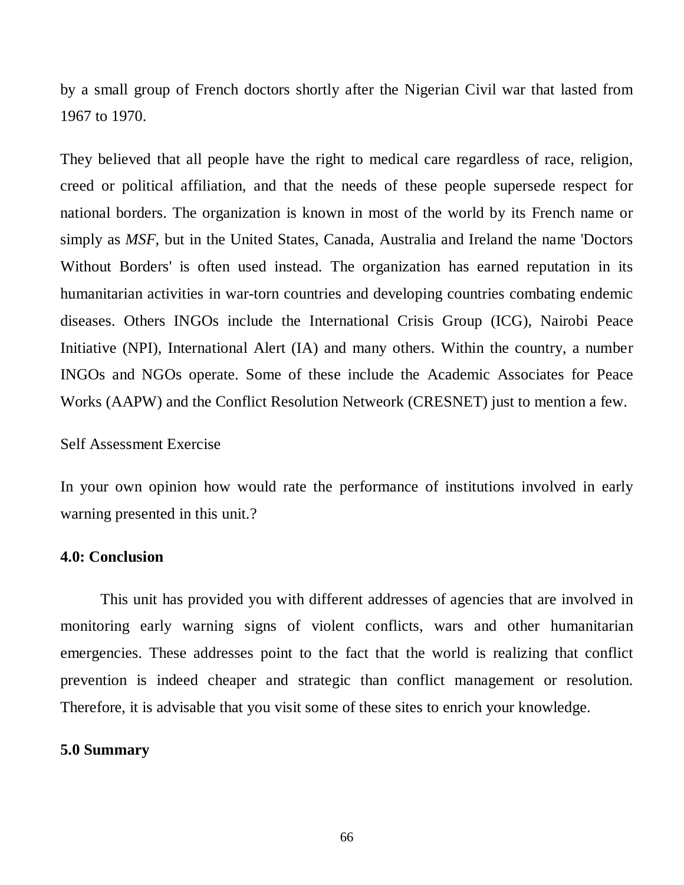by a small group of French doctors shortly after the Nigerian Civil war that lasted from 1967 to 1970.

They believed that all people have the right to medical care regardless of race, religion, creed or political affiliation, and that the needs of these people supersede respect for national borders. The organization is known in most of the world by its French name or simply as *MSF*, but in the United States, Canada, Australia and Ireland the name 'Doctors Without Borders' is often used instead. The organization has earned reputation in its humanitarian activities in war-torn countries and developing countries combating endemic diseases. Others INGOs include the International Crisis Group (ICG), Nairobi Peace Initiative (NPI), International Alert (IA) and many others. Within the country, a number INGOs and NGOs operate. Some of these include the Academic Associates for Peace Works (AAPW) and the Conflict Resolution Netweork (CRESNET) just to mention a few.

Self Assessment Exercise

In your own opinion how would rate the performance of institutions involved in early warning presented in this unit.?

**4.0: Conclusion**

This unit has provided you with different addresses of agencies that are involved in monitoring early warning signs of violent conflicts, wars and other humanitarian emergencies. These addresses point to the fact that the world is realizing that conflict prevention is indeed cheaper and strategic than conflict management or resolution. Therefore, it is advisable that you visit some of these sites to enrich your knowledge.

**5.0 Summary**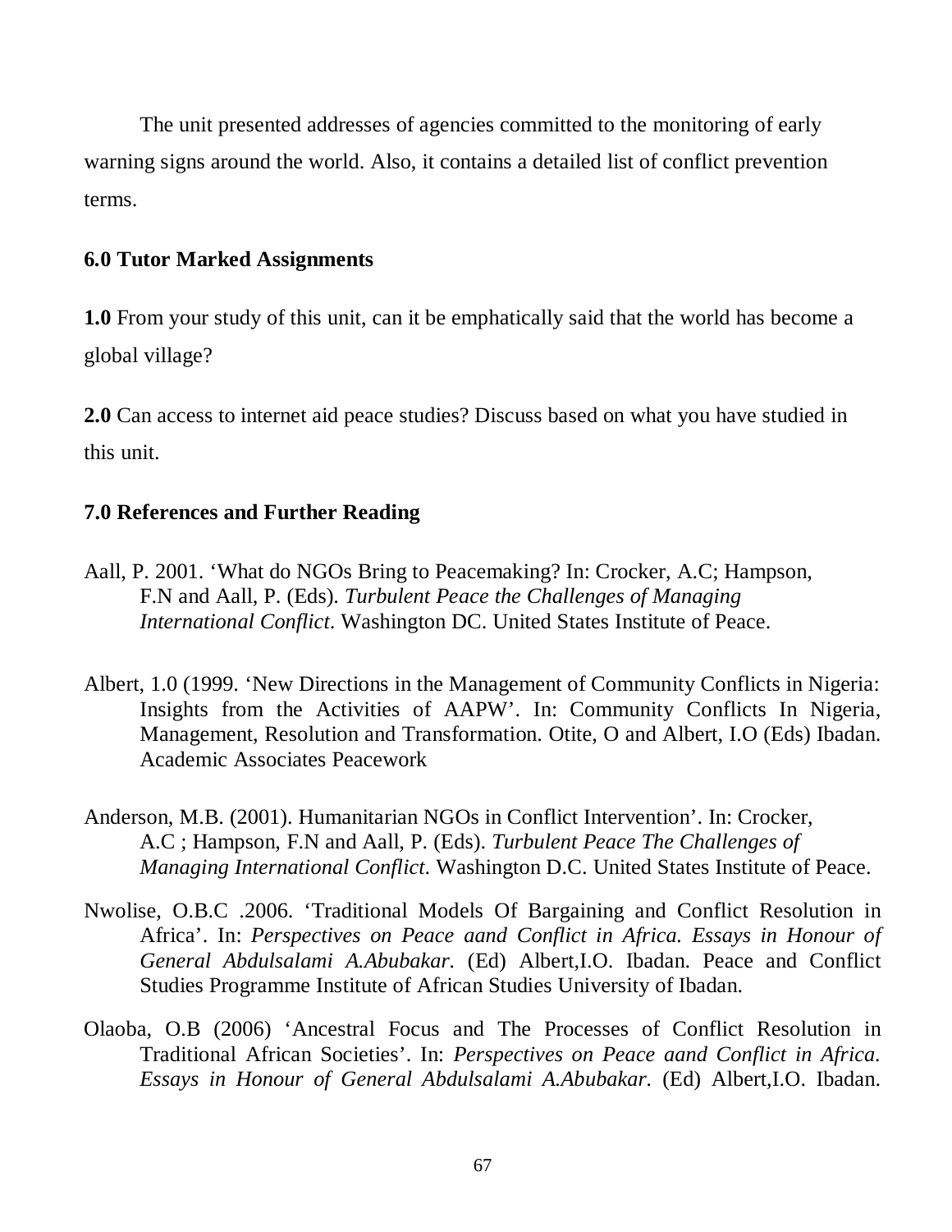The unit presented addresses of agencies committed to the monitoring of early warning signs around the world. Also, it contains a detailed list of conflict prevention terms.

**6.0 Tutor Marked Assignments**

**1.0** From your study of this unit, can it be emphatically said that the world has become a global village?

**2.0** Can access to internet aid peace studies? Discuss based on what you have studied in this unit.

**7.0 References and Further Reading**

Aall, P. 2001. 'What do NGOs Bring to Peacemaking? In: Crocker, A.C; Hampson, F.N and Aall, P. (Eds). *Turbulent Peace the Challenges of Managing International Conflict*. Washington DC. United States Institute of Peace.

Albert, 1.0 (1999. 'New Directions in the Management of Community Conflicts in Nigeria: Insights from the Activities of AAPW'. In: Community Conflicts In Nigeria, Management, Resolution and Transformation. Otite, O and Albert, I.O (Eds) Ibadan. Academic Associates Peacework

Anderson, M.B. (2001). Humanitarian NGOs in Conflict Intervention'. In: Crocker, A.C ; Hampson, F.N and Aall, P. (Eds). *Turbulent Peace The Challenges of Managing International Conflict*. Washington D.C. United States Institute of Peace.

Nwolise, O.B.C .2006. 'Traditional Models Of Bargaining and Conflict Resolution in Africa'. In: *Perspectives on Peace aand Conflict in Africa. Essays in Honour of General Abdulsalami A.Abubakar*. (Ed) Albert,I.O. Ibadan. Peace and Conflict Studies Programme Institute of African Studies University of Ibadan.

Olaoba, O.B (2006) 'Ancestral Focus and The Processes of Conflict Resolution in Traditional African Societies'. In: *Perspectives on Peace aand Conflict in Africa. Essays in Honour of General Abdulsalami A.Abubakar*. (Ed) Albert,I.O. Ibadan.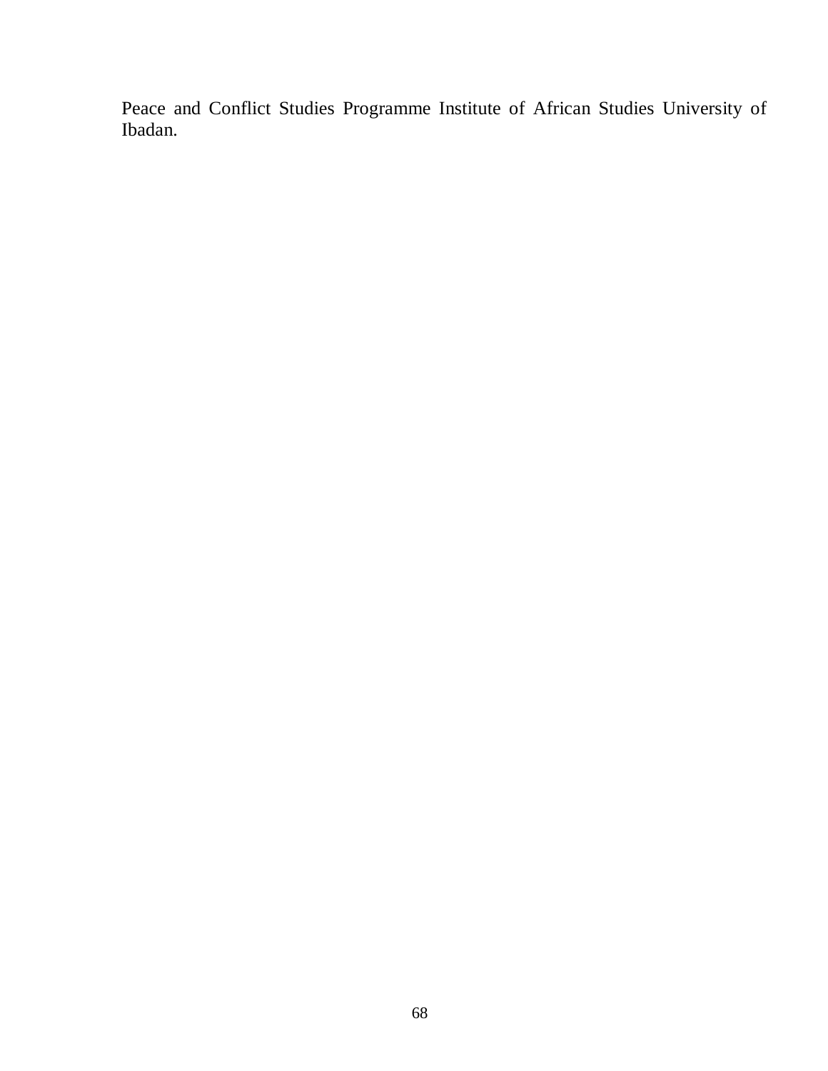Peace and Conflict Studies Programme Institute of African Studies University of Ibadan.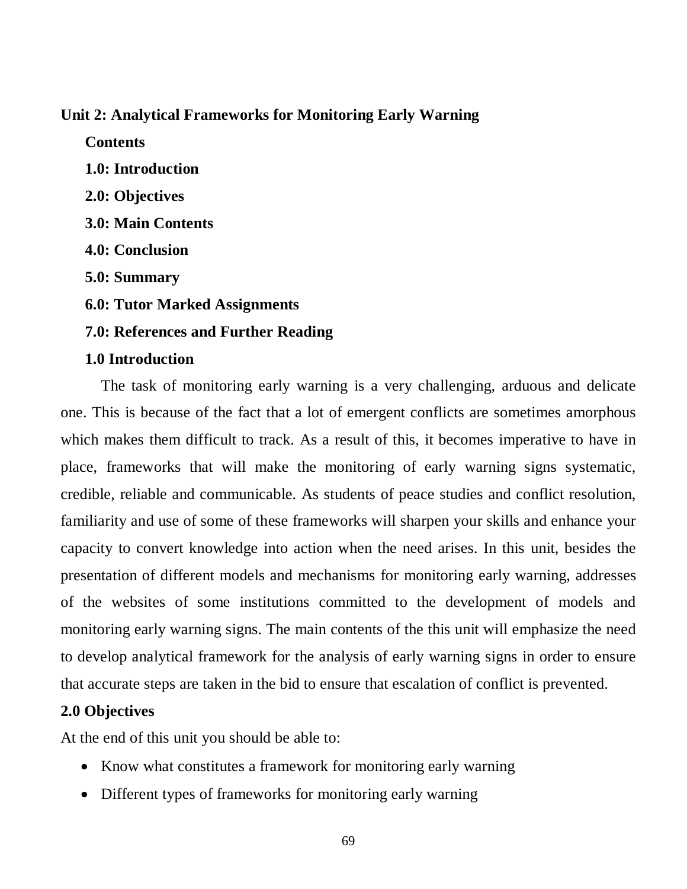## Unit 2: Analytical Frameworks for Monitoring Early Warning

**Contents**

**1.0: Introduction**

**2.0: Objectives**

**3.0: Main Contents**

**4.0: Conclusion**

**5.0: Summary**

**6.0: Tutor Marked Assignments**

**7.0: References and Further Reading**

### 1.0 Introduction

The task of monitoring early warning is a very challenging, arduous and delicate one. This is because of the fact that a lot of emergent conflicts are sometimes amorphous which makes them difficult to track. As a result of this, it becomes imperative to have in place, frameworks that will make the monitoring of early warning signs systematic, credible, reliable and communicable. As students of peace studies and conflict resolution, familiarity and use of some of these frameworks will sharpen your skills and enhance your capacity to convert knowledge into action when the need arises. In this unit, besides the presentation of different models and mechanisms for monitoring early warning, addresses of the websites of some institutions committed to the development of models and monitoring early warning signs. The main contents of the this unit will emphasize the need to develop analytical framework for the analysis of early warning signs in order to ensure that accurate steps are taken in the bid to ensure that escalation of conflict is prevented.

### 2.0 Objectives

At the end of this unit you should be able to:

- Know what constitutes a framework for monitoring early warning
- Different types of frameworks for monitoring early warning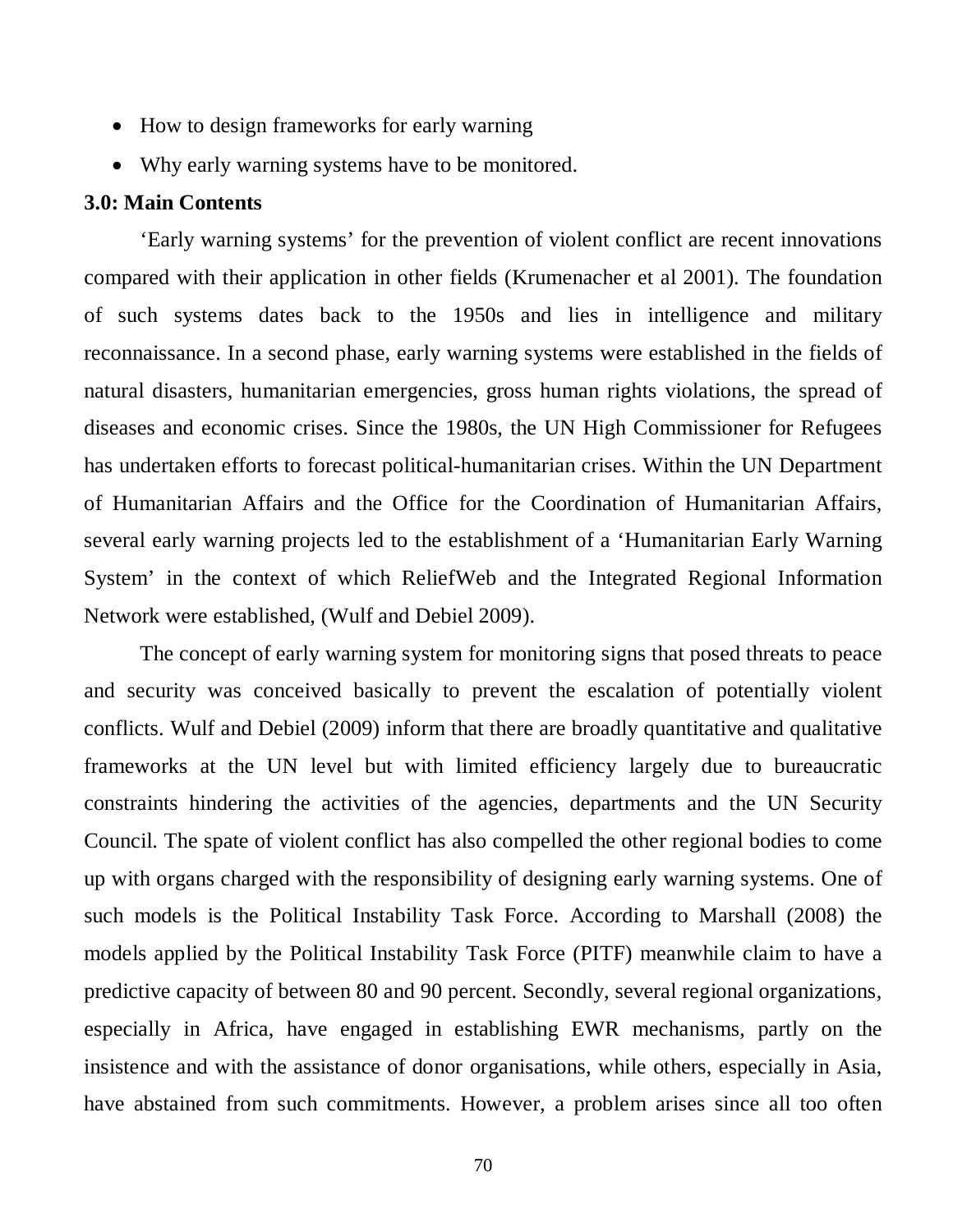- How to design frameworks for early warning
- Why early warning systems have to be monitored.

**3.0: Main Contents**

'Early warning systems' for the prevention of violent conflict are recent innovations compared with their application in other fields (Krumenacher et al 2001). The foundation of such systems dates back to the 1950s and lies in intelligence and military reconnaissance. In a second phase, early warning systems were established in the fields of natural disasters, humanitarian emergencies, gross human rights violations, the spread of diseases and economic crises. Since the 1980s, the UN High Commissioner for Refugees has undertaken efforts to forecast political-humanitarian crises. Within the UN Department of Humanitarian Affairs and the Office for the Coordination of Humanitarian Affairs, several early warning projects led to the establishment of a 'Humanitarian Early Warning System' in the context of which ReliefWeb and the Integrated Regional Information Network were established, (Wulf and Debiel 2009).

The concept of early warning system for monitoring signs that posed threats to peace and security was conceived basically to prevent the escalation of potentially violent conflicts. Wulf and Debiel (2009) inform that there are broadly quantitative and qualitative frameworks at the UN level but with limited efficiency largely due to bureaucratic constraints hindering the activities of the agencies, departments and the UN Security Council. The spate of violent conflict has also compelled the other regional bodies to come up with organs charged with the responsibility of designing early warning systems. One of such models is the Political Instability Task Force. According to Marshall (2008) the models applied by the Political Instability Task Force (PITF) meanwhile claim to have a predictive capacity of between 80 and 90 percent. Secondly, several regional organizations, especially in Africa, have engaged in establishing EWR mechanisms, partly on the insistence and with the assistance of donor organisations, while others, especially in Asia, have abstained from such commitments. However, a problem arises since all too often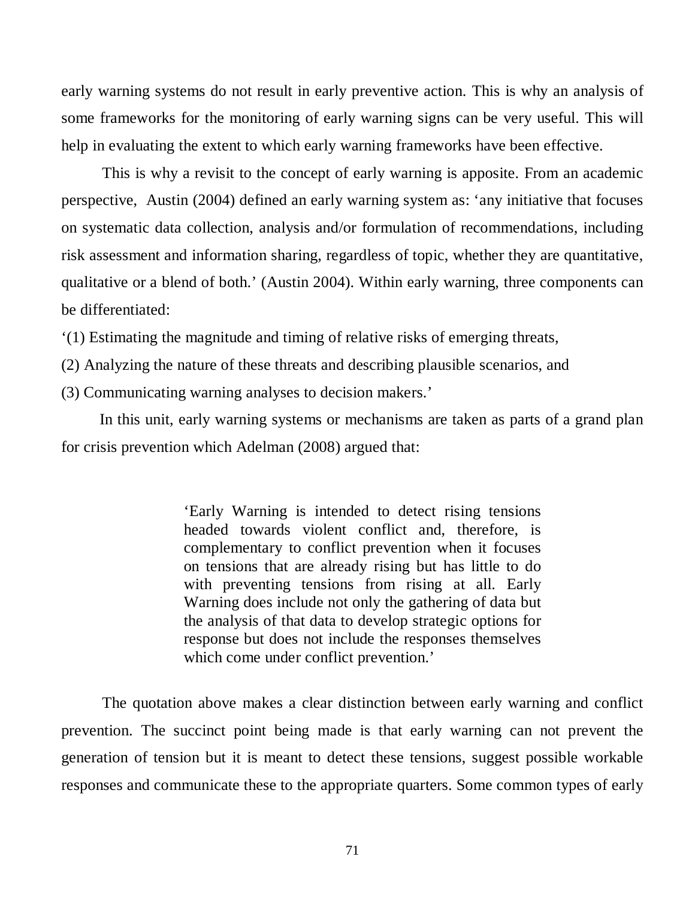early warning systems do not result in early preventive action. This is why an analysis of some frameworks for the monitoring of early warning signs can be very useful. This will help in evaluating the extent to which early warning frameworks have been effective.

This is why a revisit to the concept of early warning is apposite. From an academic perspective, Austin (2004) defined an early warning system as: 'any initiative that focuses on systematic data collection, analysis and/or formulation of recommendations, including risk assessment and information sharing, regardless of topic, whether they are quantitative, qualitative or a blend of both.' (Austin 2004). Within early warning, three components can be differentiated:

'(1) Estimating the magnitude and timing of relative risks of emerging threats,

(2) Analyzing the nature of these threats and describing plausible scenarios, and

(3) Communicating warning analyses to decision makers.'

In this unit, early warning systems or mechanisms are taken as parts of a grand plan for crisis prevention which Adelman (2008) argued that:

> 'Early Warning is intended to detect rising tensions headed towards violent conflict and, therefore, is complementary to conflict prevention when it focuses on tensions that are already rising but has little to do with preventing tensions from rising at all. Early Warning does include not only the gathering of data but the analysis of that data to develop strategic options for response but does not include the responses themselves which come under conflict prevention.'

The quotation above makes a clear distinction between early warning and conflict prevention. The succinct point being made is that early warning can not prevent the generation of tension but it is meant to detect these tensions, suggest possible workable responses and communicate these to the appropriate quarters. Some common types of early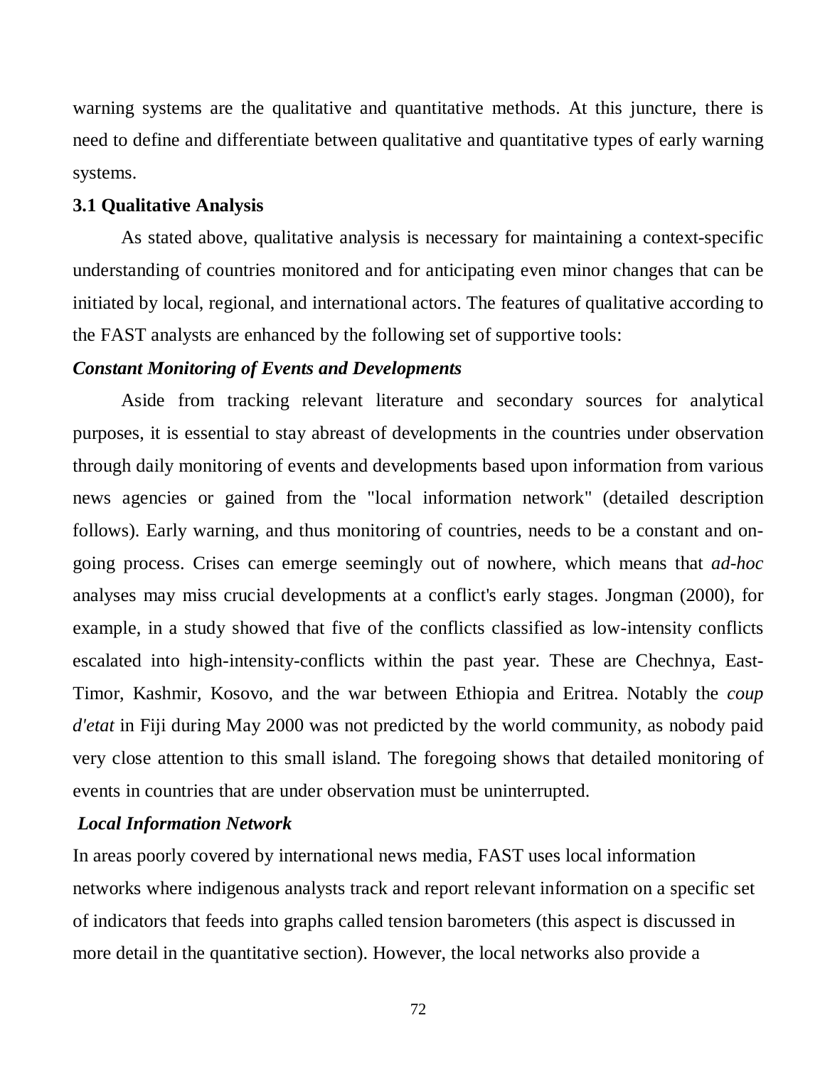warning systems are the qualitative and quantitative methods. At this juncture, there is need to define and differentiate between qualitative and quantitative types of early warning systems.

### 3.1 Qualitative Analysis

As stated above, qualitative analysis is necessary for maintaining a context-specific understanding of countries monitored and for anticipating even minor changes that can be initiated by local, regional, and international actors. The features of qualitative according to the FAST analysts are enhanced by the following set of supportive tools:

#### *Constant Monitoring of Events and Developments*

Aside from tracking relevant literature and secondary sources for analytical purposes, it is essential to stay abreast of developments in the countries under observation through daily monitoring of events and developments based upon information from various news agencies or gained from the "local information network" (detailed description follows). Early warning, and thus monitoring of countries, needs to be a constant and on-going process. Crises can emerge seemingly out of nowhere, which means that *ad-hoc* analyses may miss crucial developments at a conflict's early stages. Jongman (2000), for example, in a study showed that five of the conflicts classified as low-intensity conflicts escalated into high-intensity-conflicts within the past year. These are Chechnya, East-Timor, Kashmir, Kosovo, and the war between Ethiopia and Eritrea. Notably the *coup d'etat* in Fiji during May 2000 was not predicted by the world community, as nobody paid very close attention to this small island. The foregoing shows that detailed monitoring of events in countries that are under observation must be uninterrupted.

#### *Local Information Network*

In areas poorly covered by international news media, FAST uses local information networks where indigenous analysts track and report relevant information on a specific set of indicators that feeds into graphs called tension barometers (this aspect is discussed in more detail in the quantitative section). However, the local networks also provide a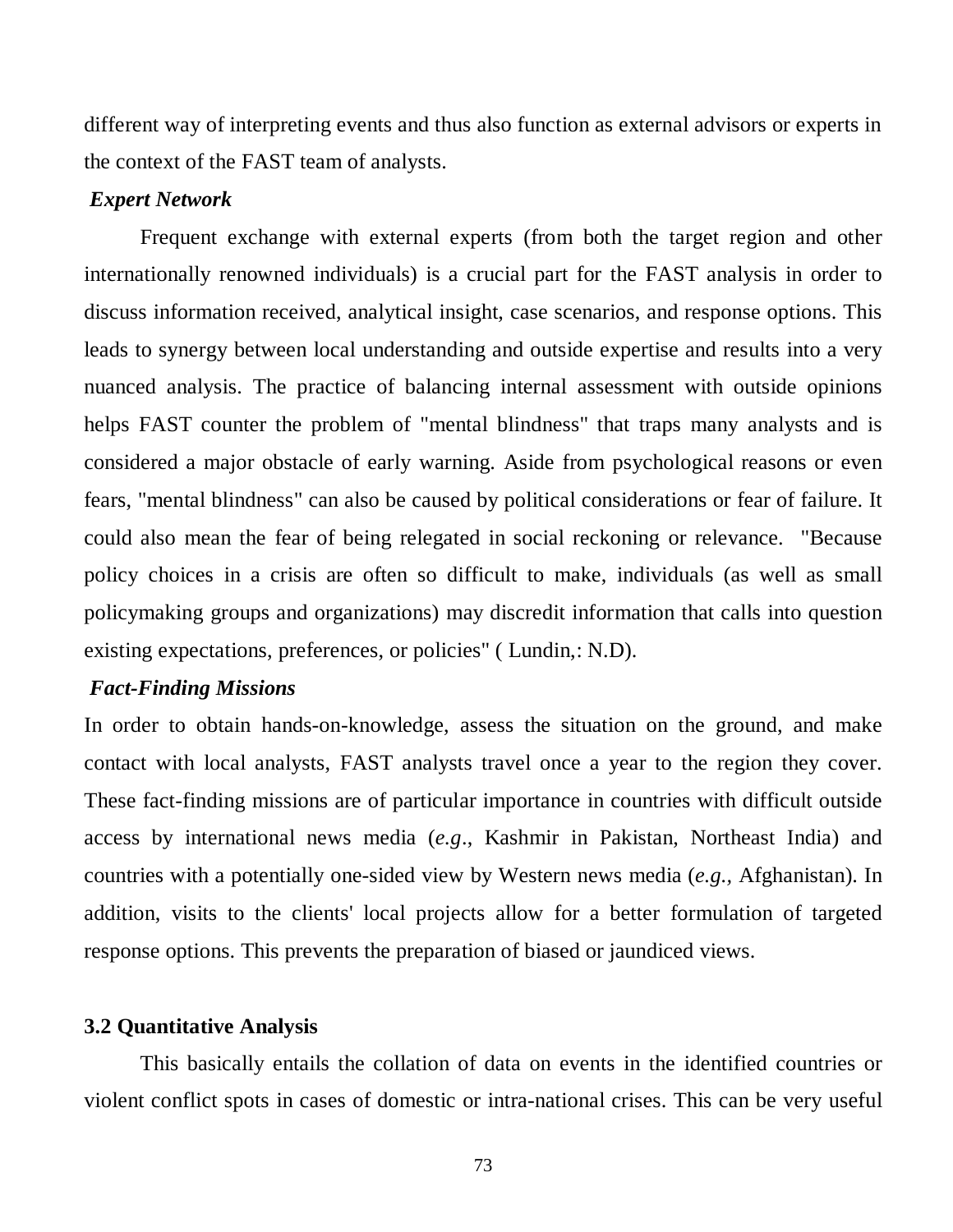different way of interpreting events and thus also function as external advisors or experts in the context of the FAST team of analysts.

***Expert Network***

Frequent exchange with external experts (from both the target region and other internationally renowned individuals) is a crucial part for the FAST analysis in order to discuss information received, analytical insight, case scenarios, and response options. This leads to synergy between local understanding and outside expertise and results into a very nuanced analysis. The practice of balancing internal assessment with outside opinions helps FAST counter the problem of "mental blindness" that traps many analysts and is considered a major obstacle of early warning. Aside from psychological reasons or even fears, "mental blindness" can also be caused by political considerations or fear of failure. It could also mean the fear of being relegated in social reckoning or relevance. "Because policy choices in a crisis are often so difficult to make, individuals (as well as small policymaking groups and organizations) may discredit information that calls into question existing expectations, preferences, or policies" ( Lundin,: N.D).

***Fact-Finding Missions***

In order to obtain hands-on-knowledge, assess the situation on the ground, and make contact with local analysts, FAST analysts travel once a year to the region they cover. These fact-finding missions are of particular importance in countries with difficult outside access by international news media (*e.g*., Kashmir in Pakistan, Northeast India) and countries with a potentially one-sided view by Western news media (*e.g.,* Afghanistan). In addition, visits to the clients' local projects allow for a better formulation of targeted response options. This prevents the preparation of biased or jaundiced views.

### 3.2 Quantitative Analysis

This basically entails the collation of data on events in the identified countries or violent conflict spots in cases of domestic or intra-national crises. This can be very useful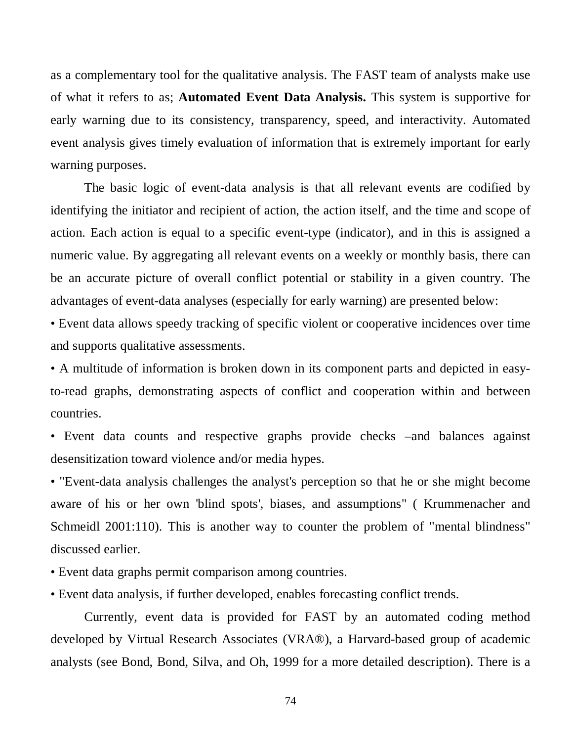as a complementary tool for the qualitative analysis. The FAST team of analysts make use of what it refers to as; **Automated Event Data Analysis.** This system is supportive for early warning due to its consistency, transparency, speed, and interactivity. Automated event analysis gives timely evaluation of information that is extremely important for early warning purposes.

The basic logic of event-data analysis is that all relevant events are codified by identifying the initiator and recipient of action, the action itself, and the time and scope of action. Each action is equal to a specific event-type (indicator), and in this is assigned a numeric value. By aggregating all relevant events on a weekly or monthly basis, there can be an accurate picture of overall conflict potential or stability in a given country. The advantages of event-data analyses (especially for early warning) are presented below:

• Event data allows speedy tracking of specific violent or cooperative incidences over time and supports qualitative assessments.

• A multitude of information is broken down in its component parts and depicted in easy-to-read graphs, demonstrating aspects of conflict and cooperation within and between countries.

• Event data counts and respective graphs provide checks –and balances against desensitization toward violence and/or media hypes.

• "Event-data analysis challenges the analyst's perception so that he or she might become aware of his or her own 'blind spots', biases, and assumptions" ( Krummenacher and Schmeidl 2001:110). This is another way to counter the problem of "mental blindness" discussed earlier.

• Event data graphs permit comparison among countries.

• Event data analysis, if further developed, enables forecasting conflict trends.

Currently, event data is provided for FAST by an automated coding method developed by Virtual Research Associates (VRA®), a Harvard-based group of academic analysts (see Bond, Bond, Silva, and Oh, 1999 for a more detailed description). There is a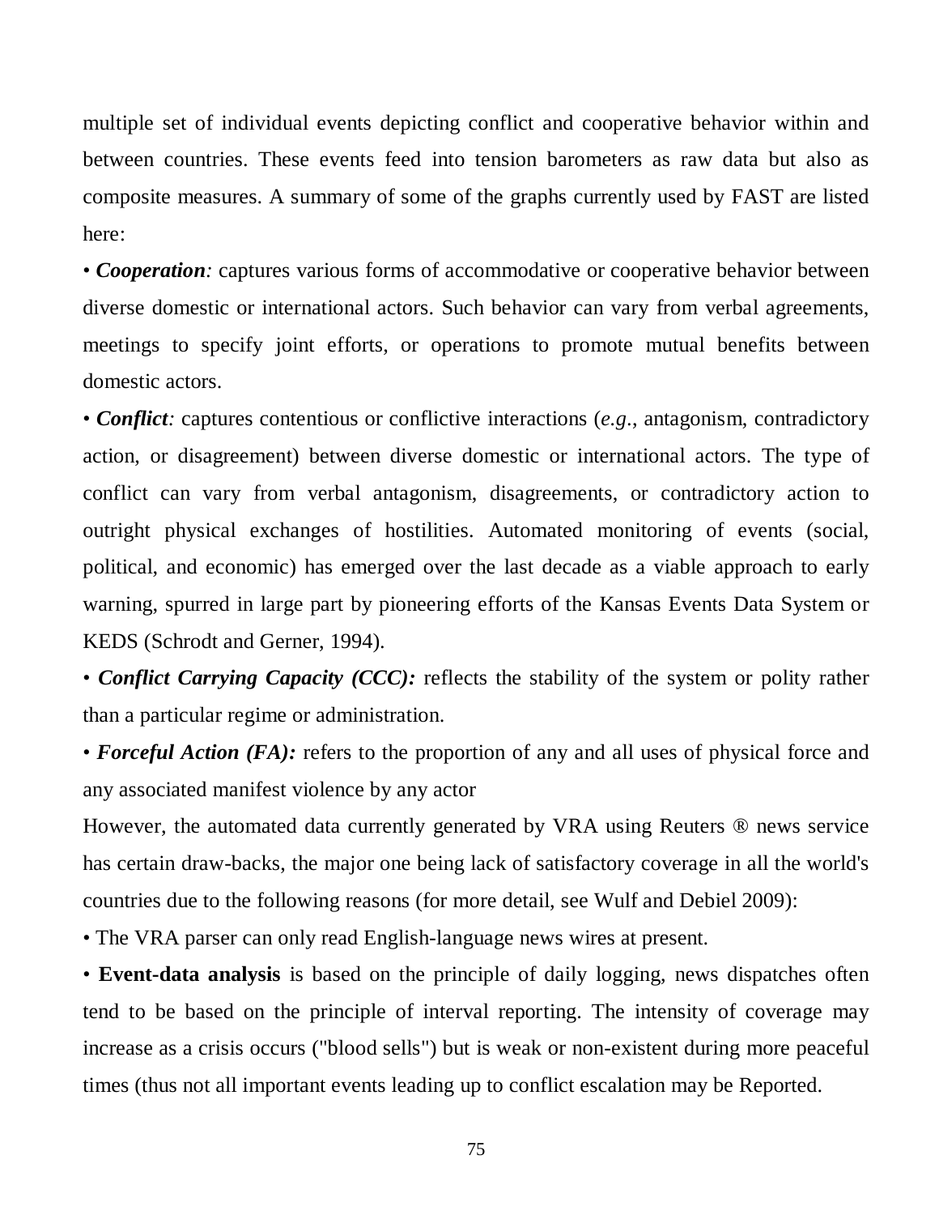multiple set of individual events depicting conflict and cooperative behavior within and between countries. These events feed into tension barometers as raw data but also as composite measures. A summary of some of the graphs currently used by FAST are listed here:

• ***Cooperation**:* captures various forms of accommodative or cooperative behavior between diverse domestic or international actors. Such behavior can vary from verbal agreements, meetings to specify joint efforts, or operations to promote mutual benefits between domestic actors.

• ***Conflict**:* captures contentious or conflictive interactions (*e.g*., antagonism, contradictory action, or disagreement) between diverse domestic or international actors. The type of conflict can vary from verbal antagonism, disagreements, or contradictory action to outright physical exchanges of hostilities. Automated monitoring of events (social, political, and economic) has emerged over the last decade as a viable approach to early warning, spurred in large part by pioneering efforts of the Kansas Events Data System or KEDS (Schrodt and Gerner, 1994).

• ***Conflict Carrying Capacity (CCC):*** reflects the stability of the system or polity rather than a particular regime or administration.

• ***Forceful Action (FA):*** refers to the proportion of any and all uses of physical force and any associated manifest violence by any actor

However, the automated data currently generated by VRA using Reuters ® news service has certain draw-backs, the major one being lack of satisfactory coverage in all the world's countries due to the following reasons (for more detail, see Wulf and Debiel 2009):

• The VRA parser can only read English-language news wires at present.

• **Event-data analysis** is based on the principle of daily logging, news dispatches often tend to be based on the principle of interval reporting. The intensity of coverage may increase as a crisis occurs ("blood sells") but is weak or non-existent during more peaceful times (thus not all important events leading up to conflict escalation may be Reported.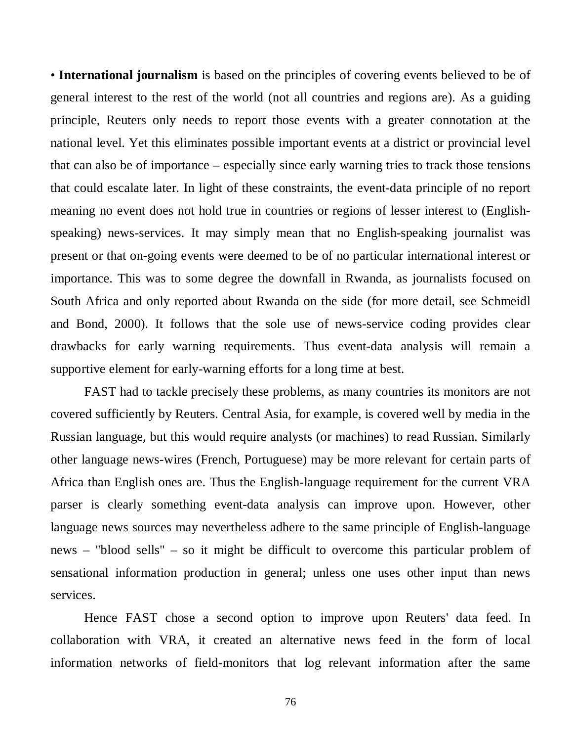• **International journalism** is based on the principles of covering events believed to be of general interest to the rest of the world (not all countries and regions are). As a guiding principle, Reuters only needs to report those events with a greater connotation at the national level. Yet this eliminates possible important events at a district or provincial level that can also be of importance – especially since early warning tries to track those tensions that could escalate later. In light of these constraints, the event-data principle of no report meaning no event does not hold true in countries or regions of lesser interest to (English-speaking) news-services. It may simply mean that no English-speaking journalist was present or that on-going events were deemed to be of no particular international interest or importance. This was to some degree the downfall in Rwanda, as journalists focused on South Africa and only reported about Rwanda on the side (for more detail, see Schmeidl and Bond, 2000). It follows that the sole use of news-service coding provides clear drawbacks for early warning requirements. Thus event-data analysis will remain a supportive element for early-warning efforts for a long time at best.

FAST had to tackle precisely these problems, as many countries its monitors are not covered sufficiently by Reuters. Central Asia, for example, is covered well by media in the Russian language, but this would require analysts (or machines) to read Russian. Similarly other language news-wires (French, Portuguese) may be more relevant for certain parts of Africa than English ones are. Thus the English-language requirement for the current VRA parser is clearly something event-data analysis can improve upon. However, other language news sources may nevertheless adhere to the same principle of English-language news – "blood sells" – so it might be difficult to overcome this particular problem of sensational information production in general; unless one uses other input than news services.

Hence FAST chose a second option to improve upon Reuters' data feed. In collaboration with VRA, it created an alternative news feed in the form of local information networks of field-monitors that log relevant information after the same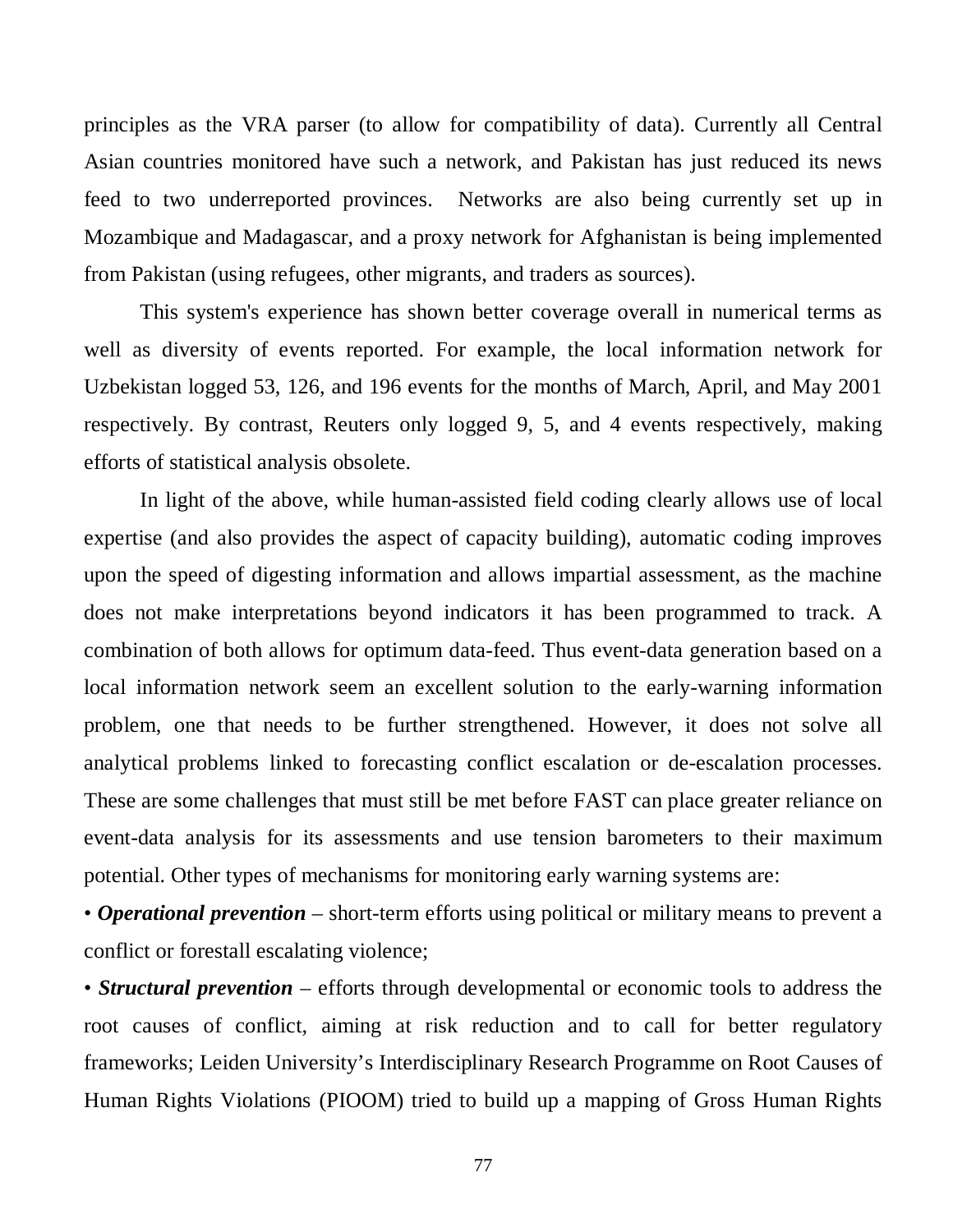principles as the VRA parser (to allow for compatibility of data). Currently all Central Asian countries monitored have such a network, and Pakistan has just reduced its news feed to two underreported provinces.  Networks are also being currently set up in Mozambique and Madagascar, and a proxy network for Afghanistan is being implemented from Pakistan (using refugees, other migrants, and traders as sources).

This system's experience has shown better coverage overall in numerical terms as well as diversity of events reported. For example, the local information network for Uzbekistan logged 53, 126, and 196 events for the months of March, April, and May 2001 respectively. By contrast, Reuters only logged 9, 5, and 4 events respectively, making efforts of statistical analysis obsolete.

In light of the above, while human-assisted field coding clearly allows use of local expertise (and also provides the aspect of capacity building), automatic coding improves upon the speed of digesting information and allows impartial assessment, as the machine does not make interpretations beyond indicators it has been programmed to track. A combination of both allows for optimum data-feed. Thus event-data generation based on a local information network seem an excellent solution to the early-warning information problem, one that needs to be further strengthened. However, it does not solve all analytical problems linked to forecasting conflict escalation or de-escalation processes. These are some challenges that must still be met before FAST can place greater reliance on event-data analysis for its assessments and use tension barometers to their maximum potential. Other types of mechanisms for monitoring early warning systems are:

• ***Operational prevention*** – short-term efforts using political or military means to prevent a conflict or forestall escalating violence;

• ***Structural prevention*** – efforts through developmental or economic tools to address the root causes of conflict, aiming at risk reduction and to call for better regulatory frameworks; Leiden University's Interdisciplinary Research Programme on Root Causes of Human Rights Violations (PIOOM) tried to build up a mapping of Gross Human Rights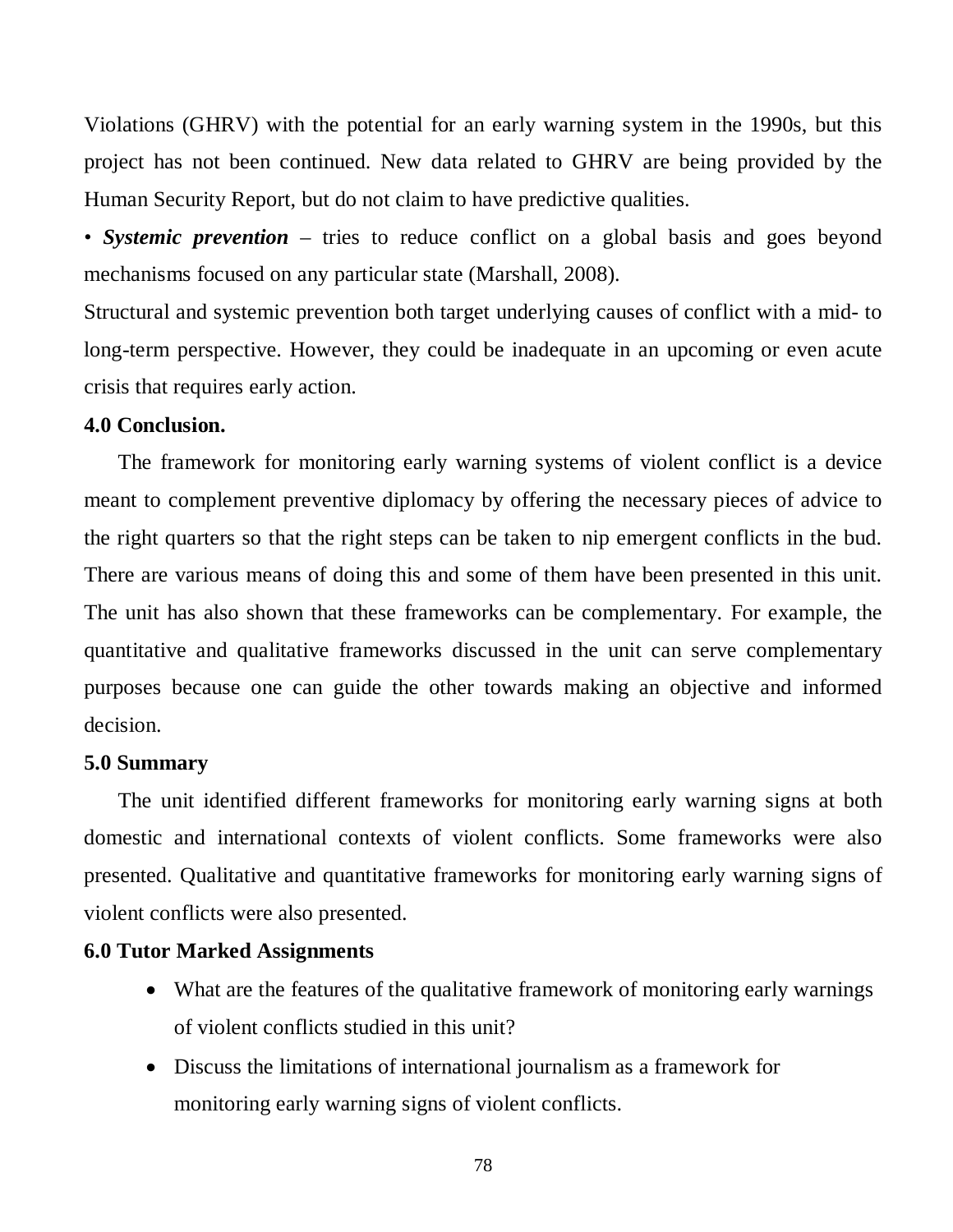Violations (GHRV) with the potential for an early warning system in the 1990s, but this project has not been continued. New data related to GHRV are being provided by the Human Security Report, but do not claim to have predictive qualities.

• ***Systemic prevention*** – tries to reduce conflict on a global basis and goes beyond mechanisms focused on any particular state (Marshall, 2008).

Structural and systemic prevention both target underlying causes of conflict with a mid- to long-term perspective. However, they could be inadequate in an upcoming or even acute crisis that requires early action.

**4.0 Conclusion.**

The framework for monitoring early warning systems of violent conflict is a device meant to complement preventive diplomacy by offering the necessary pieces of advice to the right quarters so that the right steps can be taken to nip emergent conflicts in the bud. There are various means of doing this and some of them have been presented in this unit. The unit has also shown that these frameworks can be complementary. For example, the quantitative and qualitative frameworks discussed in the unit can serve complementary purposes because one can guide the other towards making an objective and informed decision.

**5.0 Summary**

The unit identified different frameworks for monitoring early warning signs at both domestic and international contexts of violent conflicts. Some frameworks were also presented. Qualitative and quantitative frameworks for monitoring early warning signs of violent conflicts were also presented.

**6.0 Tutor Marked Assignments**

- What are the features of the qualitative framework of monitoring early warnings of violent conflicts studied in this unit?
- Discuss the limitations of international journalism as a framework for monitoring early warning signs of violent conflicts.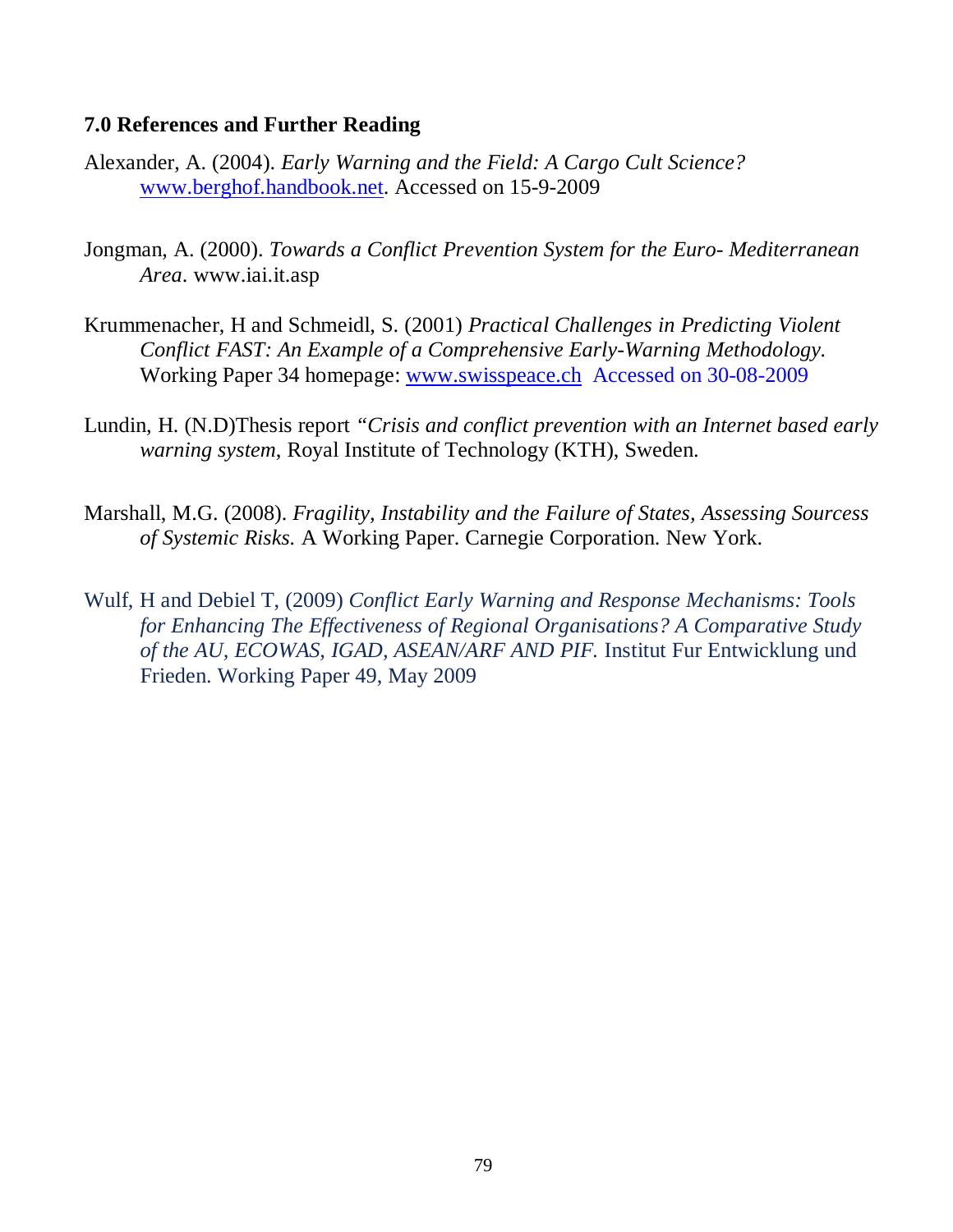### 7.0 References and Further Reading

Alexander, A. (2004). *Early Warning and the Field: A Cargo Cult Science?* www.berghof.handbook.net. Accessed on 15-9-2009

Jongman, A. (2000). *Towards a Conflict Prevention System for the Euro- Mediterranean Area*. www.iai.it.asp

Krummenacher, H and Schmeidl, S. (2001) *Practical Challenges in Predicting Violent Conflict FAST: An Example of a Comprehensive Early-Warning Methodology*. Working Paper 34 homepage: www.swisspeace.ch Accessed on 30-08-2009

Lundin, H. (N.D)Thesis report *"Crisis and conflict prevention with an Internet based early warning system*, Royal Institute of Technology (KTH), Sweden.

Marshall, M.G. (2008). *Fragility, Instability and the Failure of States, Assessing Sourcess of Systemic Risks.* A Working Paper. Carnegie Corporation. New York.

Wulf, H and Debiel T, (2009) *Conflict Early Warning and Response Mechanisms: Tools for Enhancing The Effectiveness of Regional Organisations? A Comparative Study of the AU, ECOWAS, IGAD, ASEAN/ARF AND PIF.* Institut Fur Entwicklung und Frieden. Working Paper 49, May 2009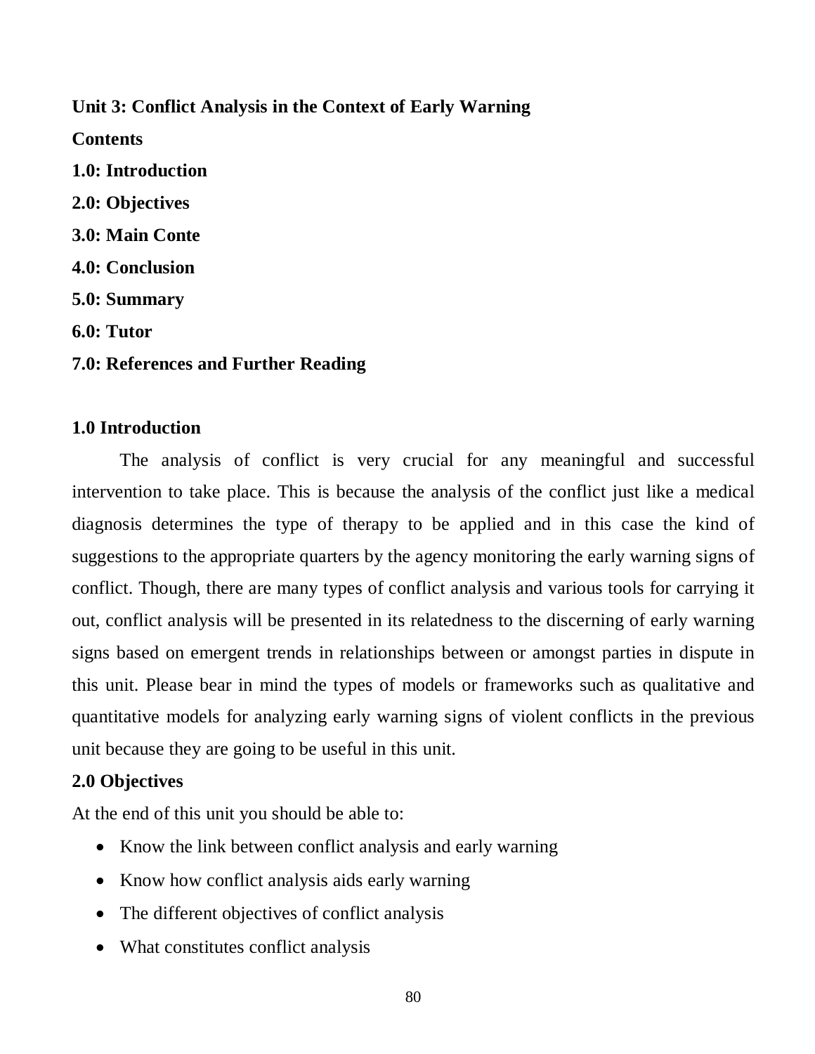**Unit 3: Conflict Analysis in the Context of Early Warning**

**Contents**

**1.0: Introduction**

**2.0: Objectives**

**3.0: Main Conte**

**4.0: Conclusion**

**5.0: Summary**

**6.0: Tutor**

**7.0: References and Further Reading**

## 1.0 Introduction

The analysis of conflict is very crucial for any meaningful and successful intervention to take place. This is because the analysis of the conflict just like a medical diagnosis determines the type of therapy to be applied and in this case the kind of suggestions to the appropriate quarters by the agency monitoring the early warning signs of conflict. Though, there are many types of conflict analysis and various tools for carrying it out, conflict analysis will be presented in its relatedness to the discerning of early warning signs based on emergent trends in relationships between or amongst parties in dispute in this unit. Please bear in mind the types of models or frameworks such as qualitative and quantitative models for analyzing early warning signs of violent conflicts in the previous unit because they are going to be useful in this unit.

## 2.0 Objectives

At the end of this unit you should be able to:

- Know the link between conflict analysis and early warning
- Know how conflict analysis aids early warning
- The different objectives of conflict analysis
- What constitutes conflict analysis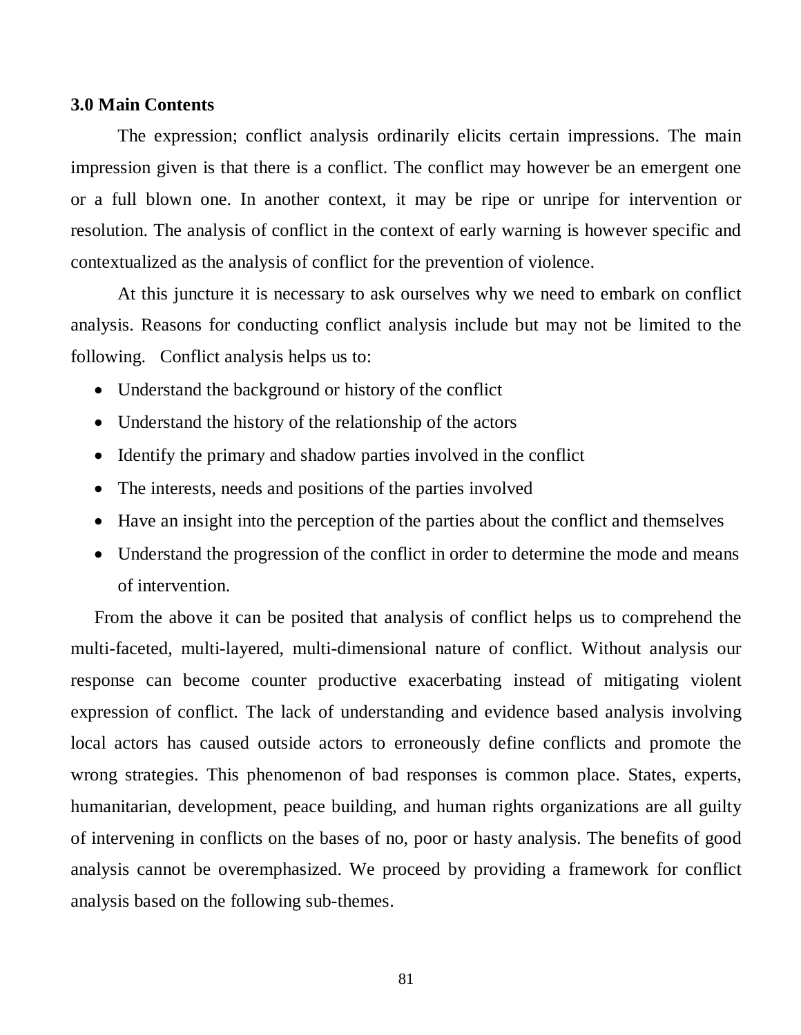## 3.0 Main Contents

The expression; conflict analysis ordinarily elicits certain impressions. The main impression given is that there is a conflict. The conflict may however be an emergent one or a full blown one. In another context, it may be ripe or unripe for intervention or resolution. The analysis of conflict in the context of early warning is however specific and contextualized as the analysis of conflict for the prevention of violence.

At this juncture it is necessary to ask ourselves why we need to embark on conflict analysis. Reasons for conducting conflict analysis include but may not be limited to the following. Conflict analysis helps us to:

- Understand the background or history of the conflict
- Understand the history of the relationship of the actors
- Identify the primary and shadow parties involved in the conflict
- The interests, needs and positions of the parties involved
- Have an insight into the perception of the parties about the conflict and themselves
- Understand the progression of the conflict in order to determine the mode and means of intervention.

From the above it can be posited that analysis of conflict helps us to comprehend the multi-faceted, multi-layered, multi-dimensional nature of conflict. Without analysis our response can become counter productive exacerbating instead of mitigating violent expression of conflict. The lack of understanding and evidence based analysis involving local actors has caused outside actors to erroneously define conflicts and promote the wrong strategies. This phenomenon of bad responses is common place. States, experts, humanitarian, development, peace building, and human rights organizations are all guilty of intervening in conflicts on the bases of no, poor or hasty analysis. The benefits of good analysis cannot be overemphasized. We proceed by providing a framework for conflict analysis based on the following sub-themes.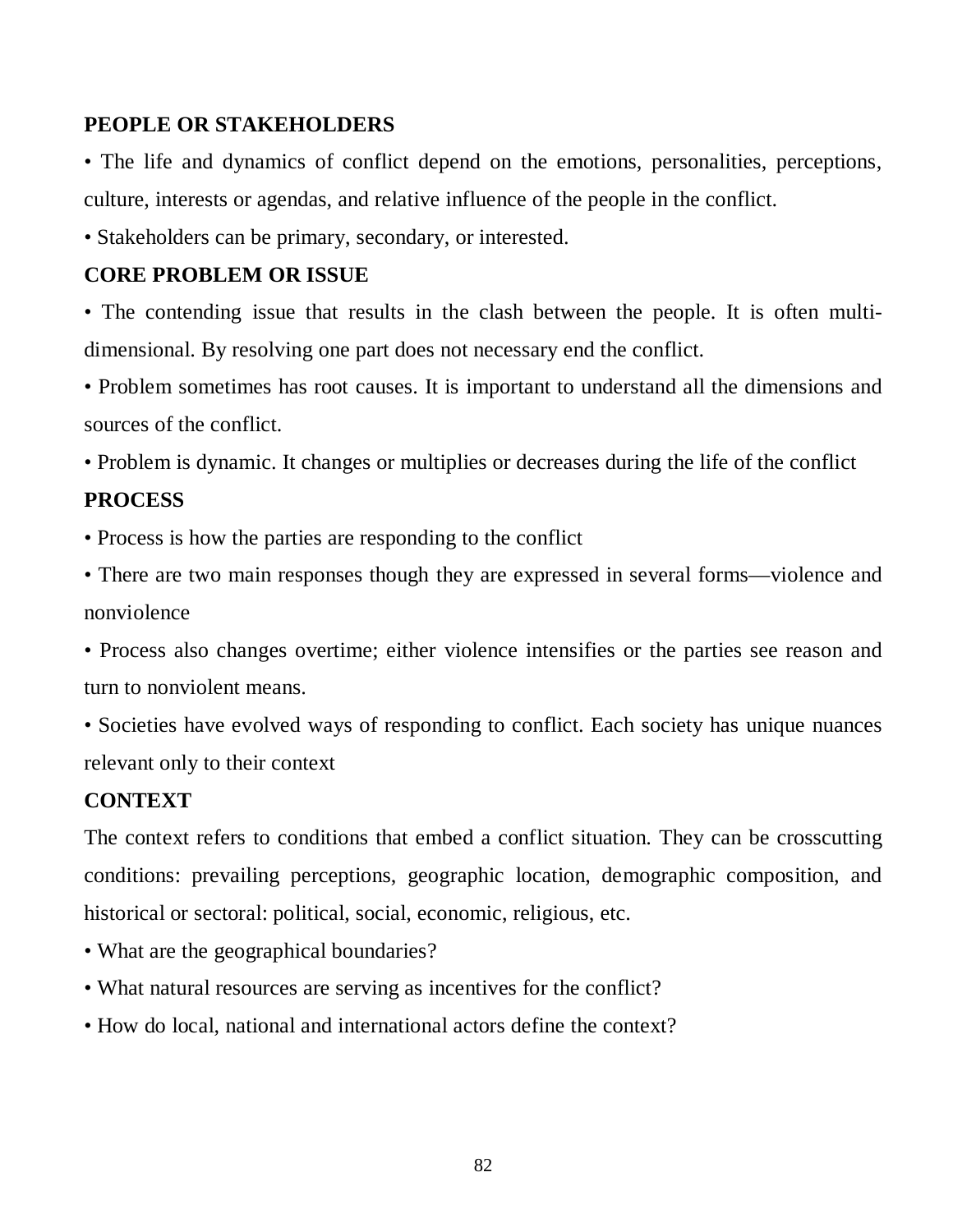**PEOPLE OR STAKEHOLDERS**

- The life and dynamics of conflict depend on the emotions, personalities, perceptions, culture, interests or agendas, and relative influence of the people in the conflict.
- Stakeholders can be primary, secondary, or interested.

**CORE PROBLEM OR ISSUE**

- The contending issue that results in the clash between the people. It is often multi-dimensional. By resolving one part does not necessary end the conflict.
- Problem sometimes has root causes. It is important to understand all the dimensions and sources of the conflict.
- Problem is dynamic. It changes or multiplies or decreases during the life of the conflict

**PROCESS**

- Process is how the parties are responding to the conflict
- There are two main responses though they are expressed in several forms—violence and nonviolence
- Process also changes overtime; either violence intensifies or the parties see reason and turn to nonviolent means.
- Societies have evolved ways of responding to conflict. Each society has unique nuances relevant only to their context

**CONTEXT**

The context refers to conditions that embed a conflict situation. They can be crosscutting conditions: prevailing perceptions, geographic location, demographic composition, and historical or sectoral: political, social, economic, religious, etc.

- What are the geographical boundaries?
- What natural resources are serving as incentives for the conflict?
- How do local, national and international actors define the context?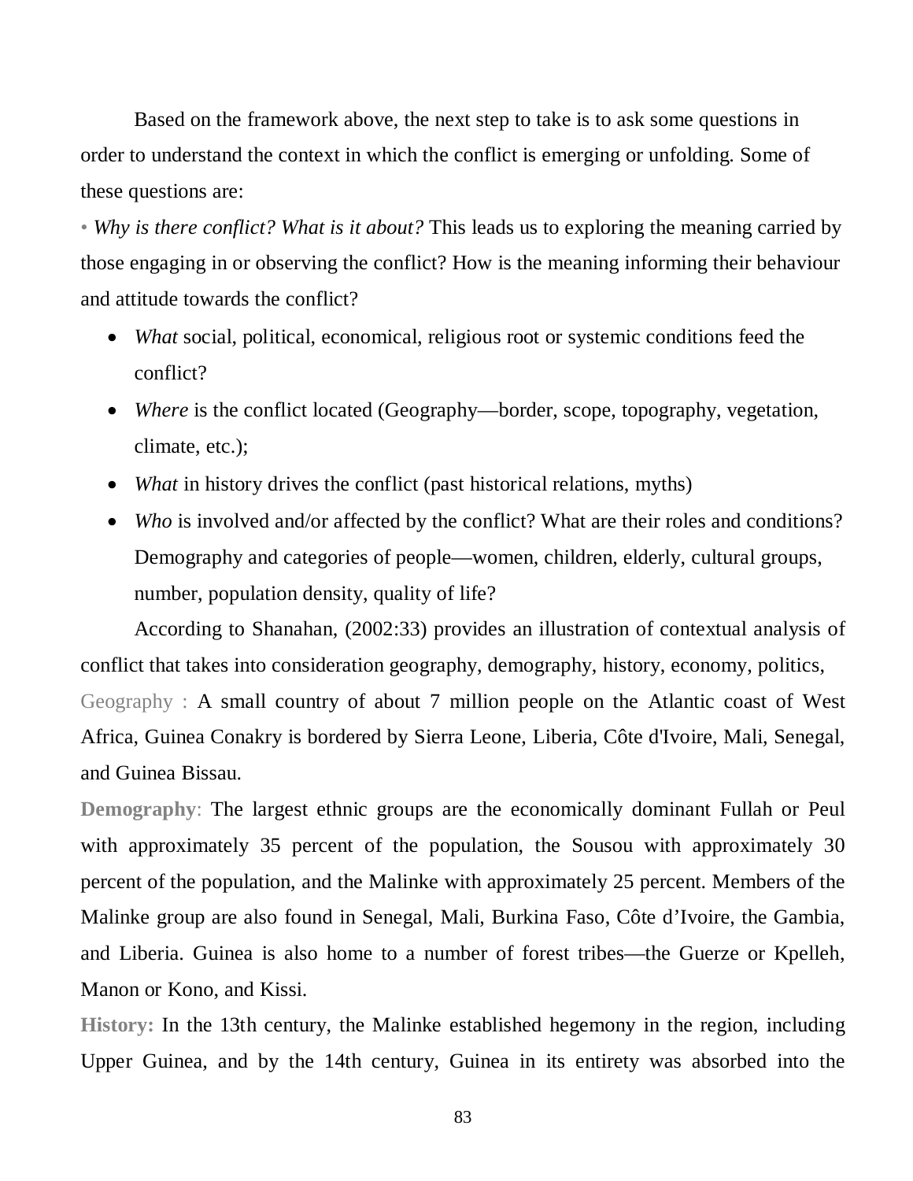Based on the framework above, the next step to take is to ask some questions in order to understand the context in which the conflict is emerging or unfolding. Some of these questions are:

• *Why is there conflict? What is it about?* This leads us to exploring the meaning carried by those engaging in or observing the conflict? How is the meaning informing their behaviour and attitude towards the conflict?

- *What* social, political, economical, religious root or systemic conditions feed the conflict?
- *Where* is the conflict located (Geography—border, scope, topography, vegetation, climate, etc.);
- *What* in history drives the conflict (past historical relations, myths)
- *Who* is involved and/or affected by the conflict? What are their roles and conditions? Demography and categories of people—women, children, elderly, cultural groups, number, population density, quality of life?

According to Shanahan, (2002:33) provides an illustration of contextual analysis of conflict that takes into consideration geography, demography, history, economy, politics,

Geography : A small country of about 7 million people on the Atlantic coast of West Africa, Guinea Conakry is bordered by Sierra Leone, Liberia, Côte d'Ivoire, Mali, Senegal, and Guinea Bissau.

**Demography**: The largest ethnic groups are the economically dominant Fullah or Peul with approximately 35 percent of the population, the Sousou with approximately 30 percent of the population, and the Malinke with approximately 25 percent. Members of the Malinke group are also found in Senegal, Mali, Burkina Faso, Côte d'Ivoire, the Gambia, and Liberia. Guinea is also home to a number of forest tribes—the Guerze or Kpelleh, Manon or Kono, and Kissi.

**History:** In the 13th century, the Malinke established hegemony in the region, including Upper Guinea, and by the 14th century, Guinea in its entirety was absorbed into the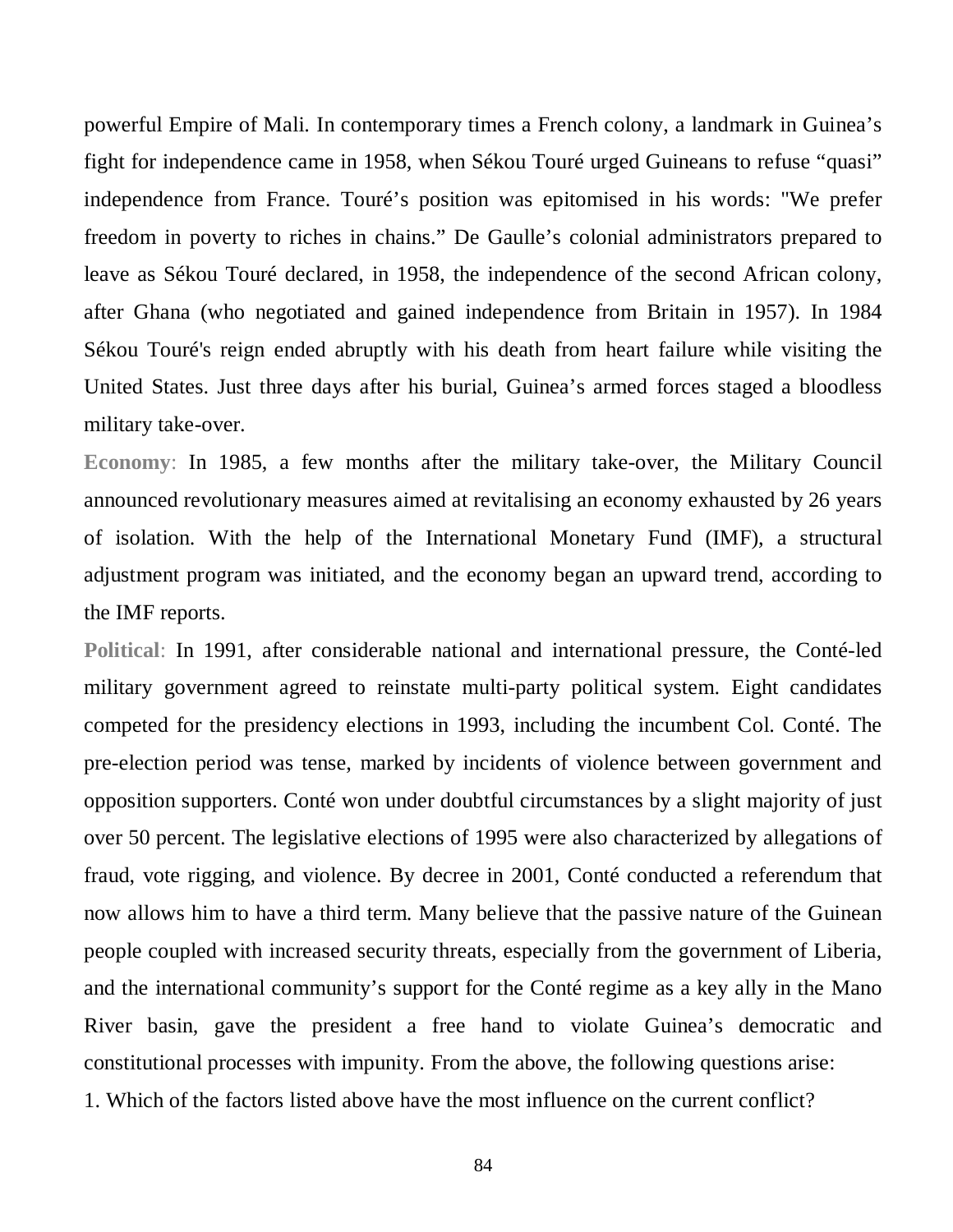powerful Empire of Mali. In contemporary times a French colony, a landmark in Guinea's fight for independence came in 1958, when Sékou Touré urged Guineans to refuse "quasi" independence from France. Touré's position was epitomised in his words: "We prefer freedom in poverty to riches in chains." De Gaulle's colonial administrators prepared to leave as Sékou Touré declared, in 1958, the independence of the second African colony, after Ghana (who negotiated and gained independence from Britain in 1957). In 1984 Sékou Touré's reign ended abruptly with his death from heart failure while visiting the United States. Just three days after his burial, Guinea's armed forces staged a bloodless military take-over.

**Economy**: In 1985, a few months after the military take-over, the Military Council announced revolutionary measures aimed at revitalising an economy exhausted by 26 years of isolation. With the help of the International Monetary Fund (IMF), a structural adjustment program was initiated, and the economy began an upward trend, according to the IMF reports.

**Political**: In 1991, after considerable national and international pressure, the Conté-led military government agreed to reinstate multi-party political system. Eight candidates competed for the presidency elections in 1993, including the incumbent Col. Conté. The pre-election period was tense, marked by incidents of violence between government and opposition supporters. Conté won under doubtful circumstances by a slight majority of just over 50 percent. The legislative elections of 1995 were also characterized by allegations of fraud, vote rigging, and violence. By decree in 2001, Conté conducted a referendum that now allows him to have a third term. Many believe that the passive nature of the Guinean people coupled with increased security threats, especially from the government of Liberia, and the international community's support for the Conté regime as a key ally in the Mano River basin, gave the president a free hand to violate Guinea's democratic and constitutional processes with impunity. From the above, the following questions arise:

1. Which of the factors listed above have the most influence on the current conflict?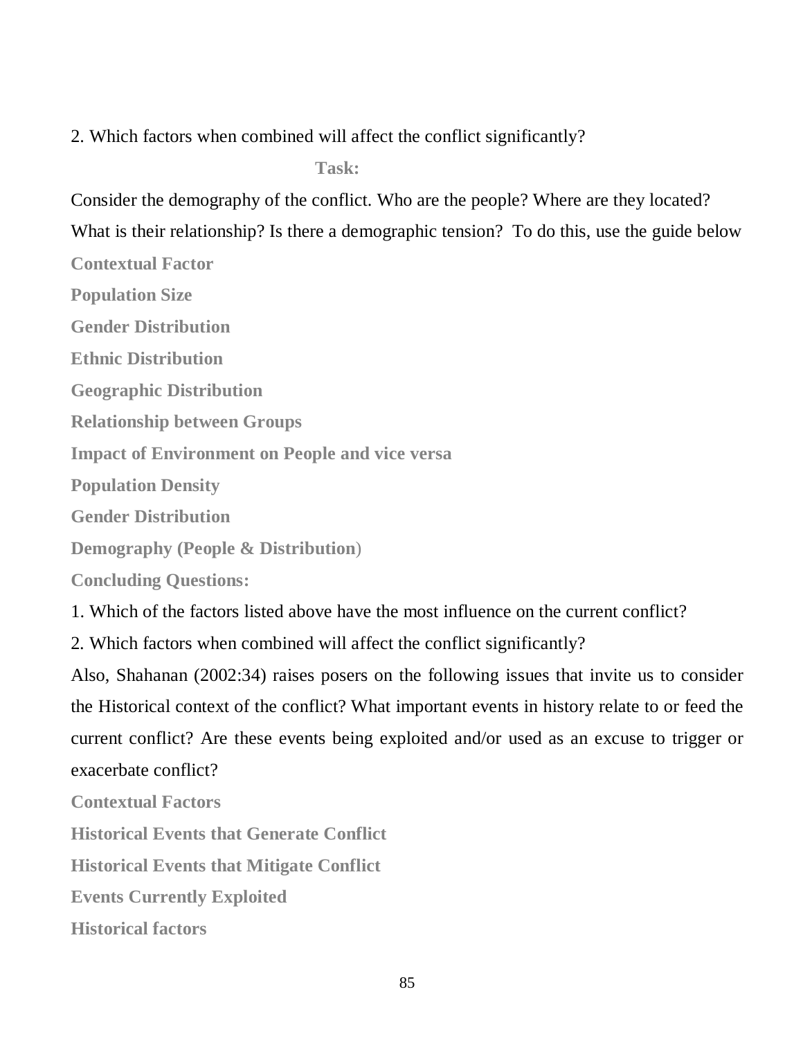2. Which factors when combined will affect the conflict significantly?

**Task:**

Consider the demography of the conflict. Who are the people? Where are they located? What is their relationship? Is there a demographic tension? To do this, use the guide below

**Contextual Factor**

**Population Size**

**Gender Distribution**

**Ethnic Distribution**

**Geographic Distribution**

**Relationship between Groups**

**Impact of Environment on People and vice versa**

**Population Density**

**Gender Distribution**

**Demography (People & Distribution)**

**Concluding Questions:**

1. Which of the factors listed above have the most influence on the current conflict?
2. Which factors when combined will affect the conflict significantly?

Also, Shahanan (2002:34) raises posers on the following issues that invite us to consider the Historical context of the conflict? What important events in history relate to or feed the current conflict? Are these events being exploited and/or used as an excuse to trigger or exacerbate conflict?

**Contextual Factors**

**Historical Events that Generate Conflict**

**Historical Events that Mitigate Conflict**

**Events Currently Exploited**

**Historical factors**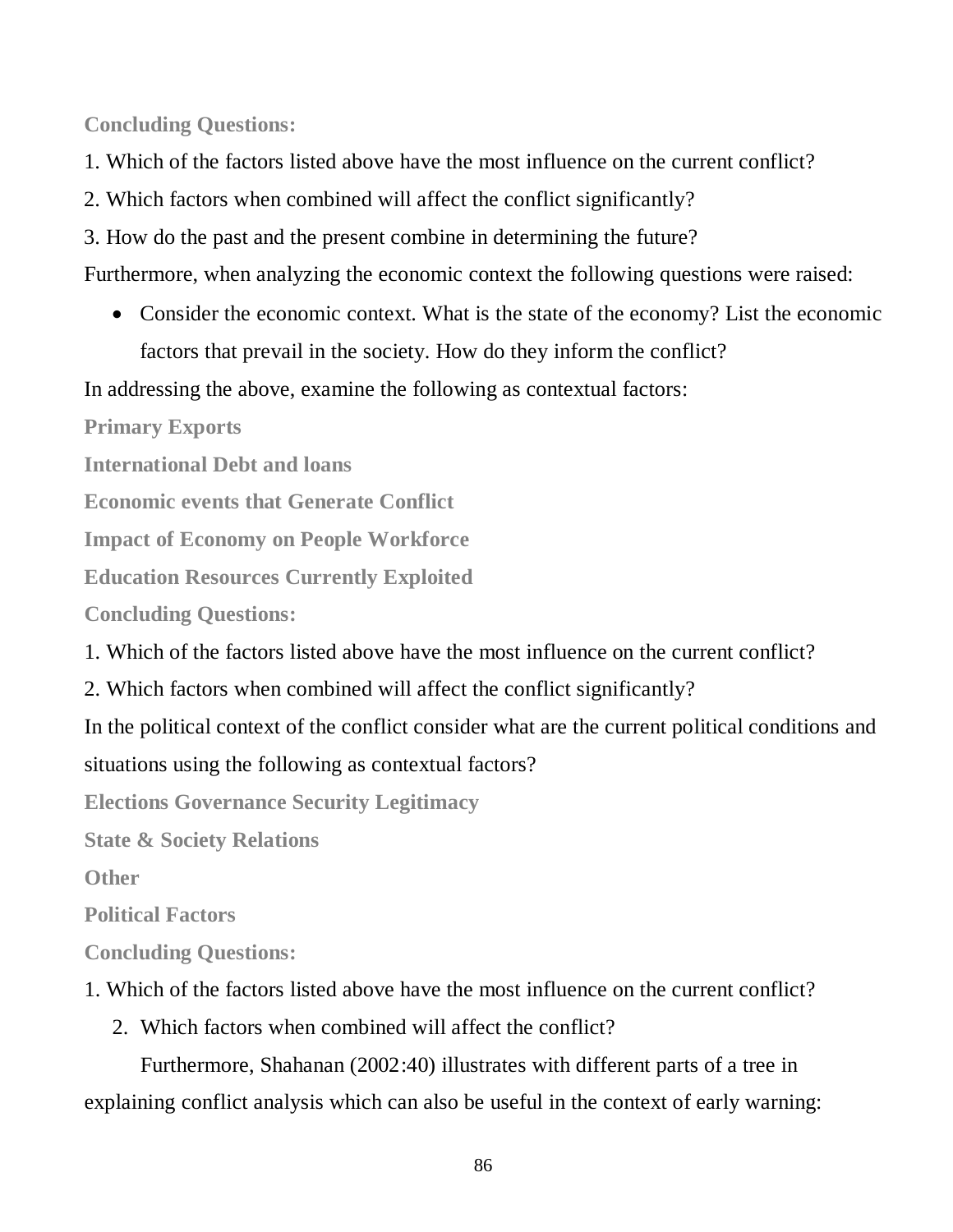**Concluding Questions:**

1. Which of the factors listed above have the most influence on the current conflict?
2. Which factors when combined will affect the conflict significantly?
3. How do the past and the present combine in determining the future?

Furthermore, when analyzing the economic context the following questions were raised:

- Consider the economic context. What is the state of the economy? List the economic factors that prevail in the society. How do they inform the conflict?

In addressing the above, examine the following as contextual factors:

**Primary Exports**

**International Debt and loans**

**Economic events that Generate Conflict**

**Impact of Economy on People Workforce**

**Education Resources Currently Exploited**

**Concluding Questions:**

1. Which of the factors listed above have the most influence on the current conflict?
2. Which factors when combined will affect the conflict significantly?

In the political context of the conflict consider what are the current political conditions and situations using the following as contextual factors?

**Elections Governance Security Legitimacy**

**State & Society Relations**

**Other**

**Political Factors**

**Concluding Questions:**

1. Which of the factors listed above have the most influence on the current conflict?
2. Which factors when combined will affect the conflict?

Furthermore, Shahanan (2002:40) illustrates with different parts of a tree in explaining conflict analysis which can also be useful in the context of early warning: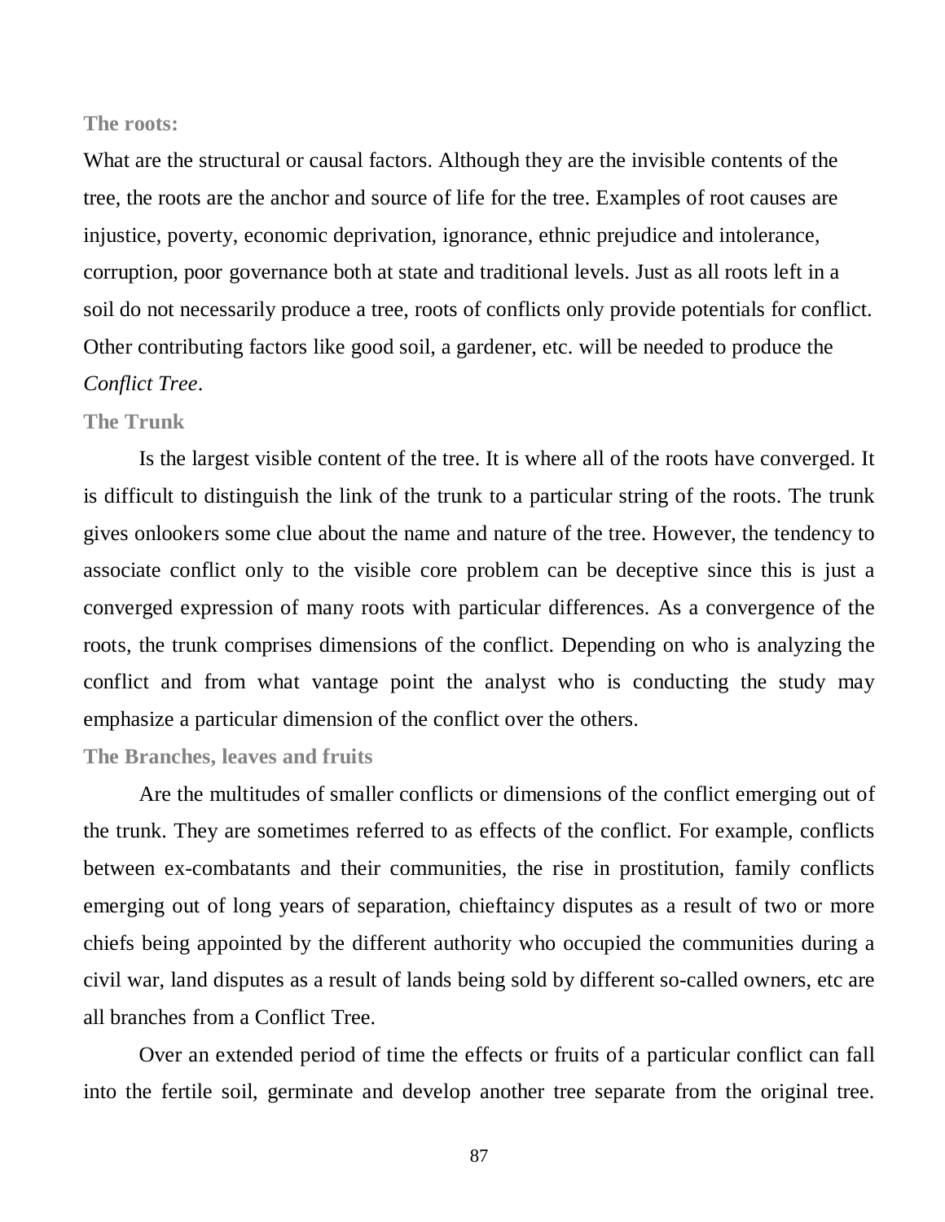**The roots:**

What are the structural or causal factors. Although they are the invisible contents of the tree, the roots are the anchor and source of life for the tree. Examples of root causes are injustice, poverty, economic deprivation, ignorance, ethnic prejudice and intolerance, corruption, poor governance both at state and traditional levels. Just as all roots left in a soil do not necessarily produce a tree, roots of conflicts only provide potentials for conflict. Other contributing factors like good soil, a gardener, etc. will be needed to produce the *Conflict Tree*.

**The Trunk**

Is the largest visible content of the tree. It is where all of the roots have converged. It is difficult to distinguish the link of the trunk to a particular string of the roots. The trunk gives onlookers some clue about the name and nature of the tree. However, the tendency to associate conflict only to the visible core problem can be deceptive since this is just a converged expression of many roots with particular differences. As a convergence of the roots, the trunk comprises dimensions of the conflict. Depending on who is analyzing the conflict and from what vantage point the analyst who is conducting the study may emphasize a particular dimension of the conflict over the others.

**The Branches, leaves and fruits**

Are the multitudes of smaller conflicts or dimensions of the conflict emerging out of the trunk. They are sometimes referred to as effects of the conflict. For example, conflicts between ex-combatants and their communities, the rise in prostitution, family conflicts emerging out of long years of separation, chieftaincy disputes as a result of two or more chiefs being appointed by the different authority who occupied the communities during a civil war, land disputes as a result of lands being sold by different so-called owners, etc are all branches from a Conflict Tree.

Over an extended period of time the effects or fruits of a particular conflict can fall into the fertile soil, germinate and develop another tree separate from the original tree.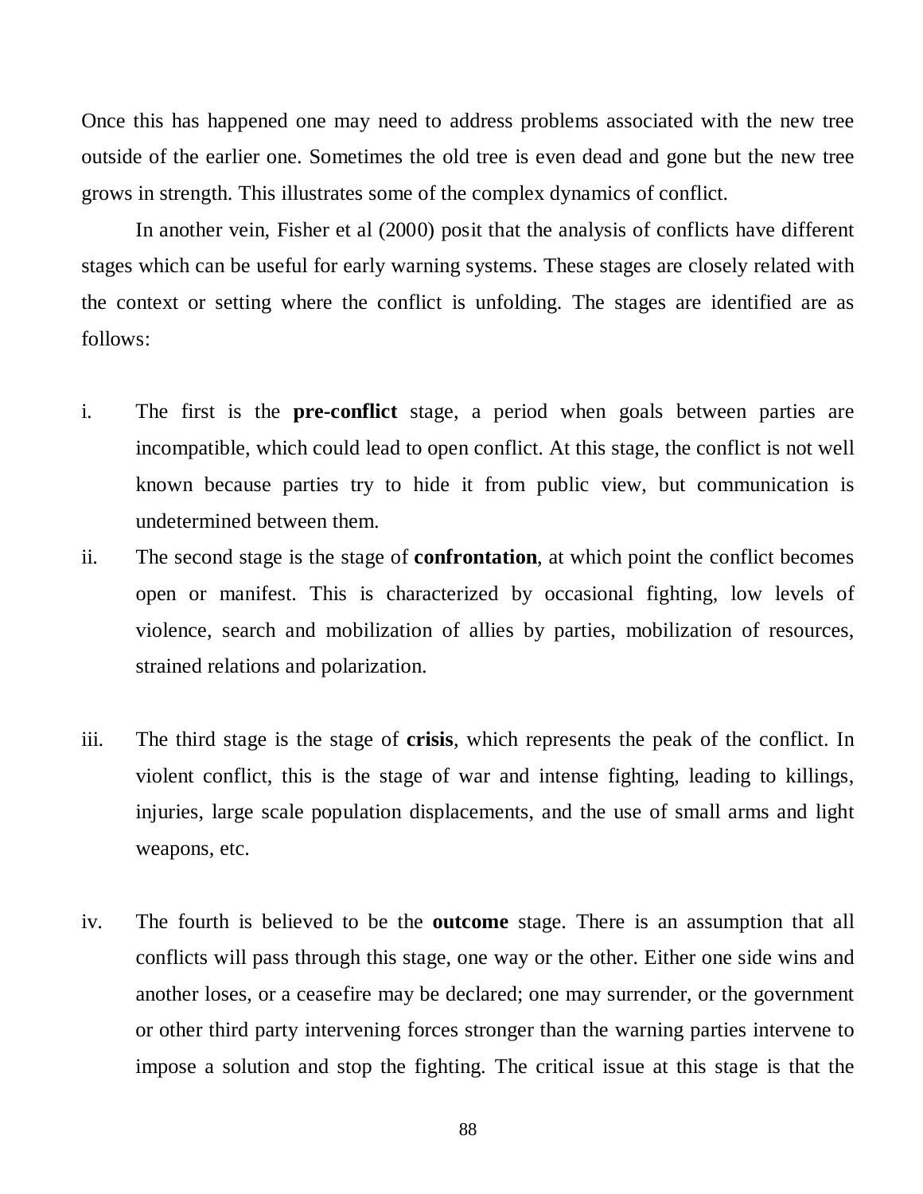Once this has happened one may need to address problems associated with the new tree outside of the earlier one. Sometimes the old tree is even dead and gone but the new tree grows in strength. This illustrates some of the complex dynamics of conflict.

In another vein, Fisher et al (2000) posit that the analysis of conflicts have different stages which can be useful for early warning systems. These stages are closely related with the context or setting where the conflict is unfolding. The stages are identified are as follows:

i. The first is the **pre-conflict** stage, a period when goals between parties are incompatible, which could lead to open conflict. At this stage, the conflict is not well known because parties try to hide it from public view, but communication is undetermined between them.

ii. The second stage is the stage of **confrontation**, at which point the conflict becomes open or manifest. This is characterized by occasional fighting, low levels of violence, search and mobilization of allies by parties, mobilization of resources, strained relations and polarization.

iii. The third stage is the stage of **crisis**, which represents the peak of the conflict. In violent conflict, this is the stage of war and intense fighting, leading to killings, injuries, large scale population displacements, and the use of small arms and light weapons, etc.

iv. The fourth is believed to be the **outcome** stage. There is an assumption that all conflicts will pass through this stage, one way or the other. Either one side wins and another loses, or a ceasefire may be declared; one may surrender, or the government or other third party intervening forces stronger than the warning parties intervene to impose a solution and stop the fighting. The critical issue at this stage is that the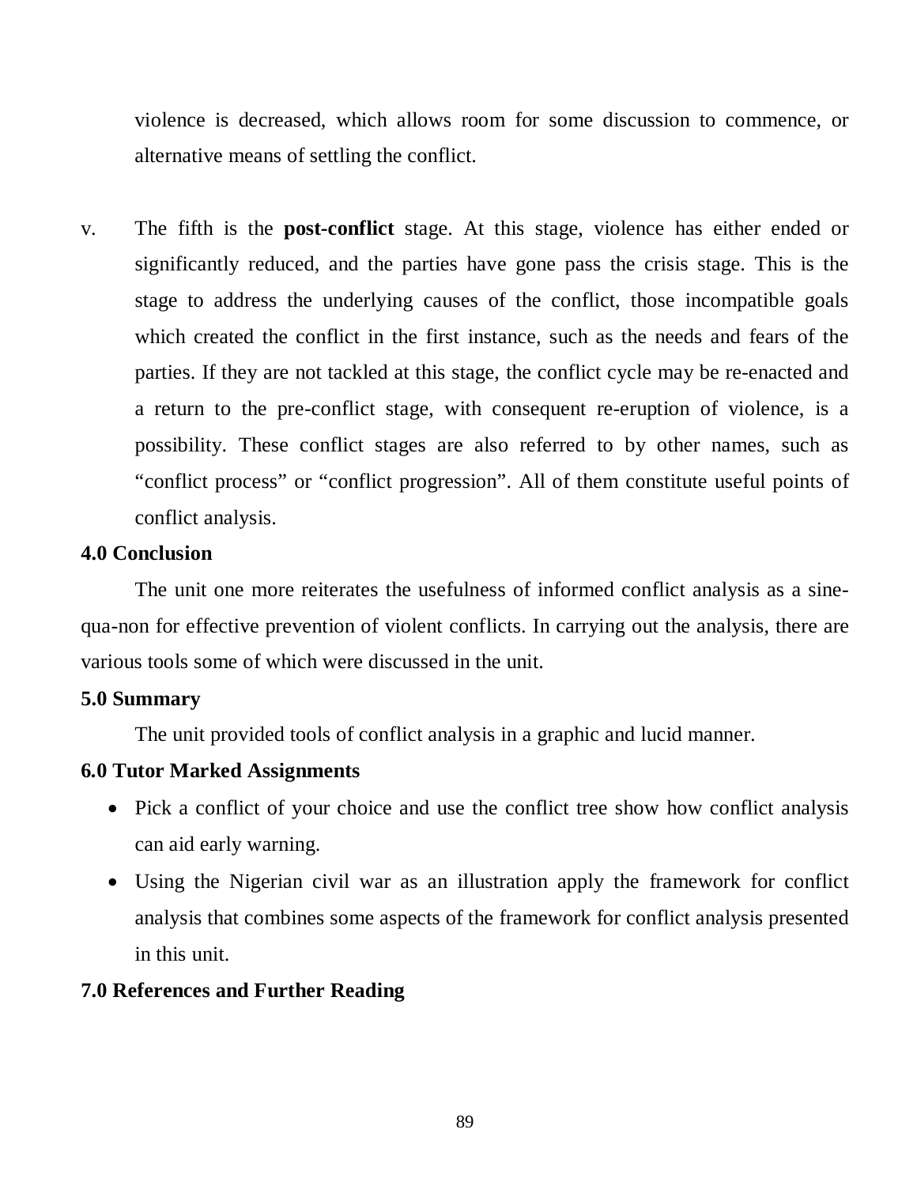violence is decreased, which allows room for some discussion to commence, or alternative means of settling the conflict.

v. The fifth is the **post-conflict** stage. At this stage, violence has either ended or significantly reduced, and the parties have gone pass the crisis stage. This is the stage to address the underlying causes of the conflict, those incompatible goals which created the conflict in the first instance, such as the needs and fears of the parties. If they are not tackled at this stage, the conflict cycle may be re-enacted and a return to the pre-conflict stage, with consequent re-eruption of violence, is a possibility. These conflict stages are also referred to by other names, such as “conflict process” or “conflict progression”. All of them constitute useful points of conflict analysis.

## 4.0 Conclusion

The unit one more reiterates the usefulness of informed conflict analysis as a sine-qua-non for effective prevention of violent conflicts. In carrying out the analysis, there are various tools some of which were discussed in the unit.

## 5.0 Summary

The unit provided tools of conflict analysis in a graphic and lucid manner.

## 6.0 Tutor Marked Assignments

- Pick a conflict of your choice and use the conflict tree show how conflict analysis can aid early warning.
- Using the Nigerian civil war as an illustration apply the framework for conflict analysis that combines some aspects of the framework for conflict analysis presented in this unit.

## 7.0 References and Further Reading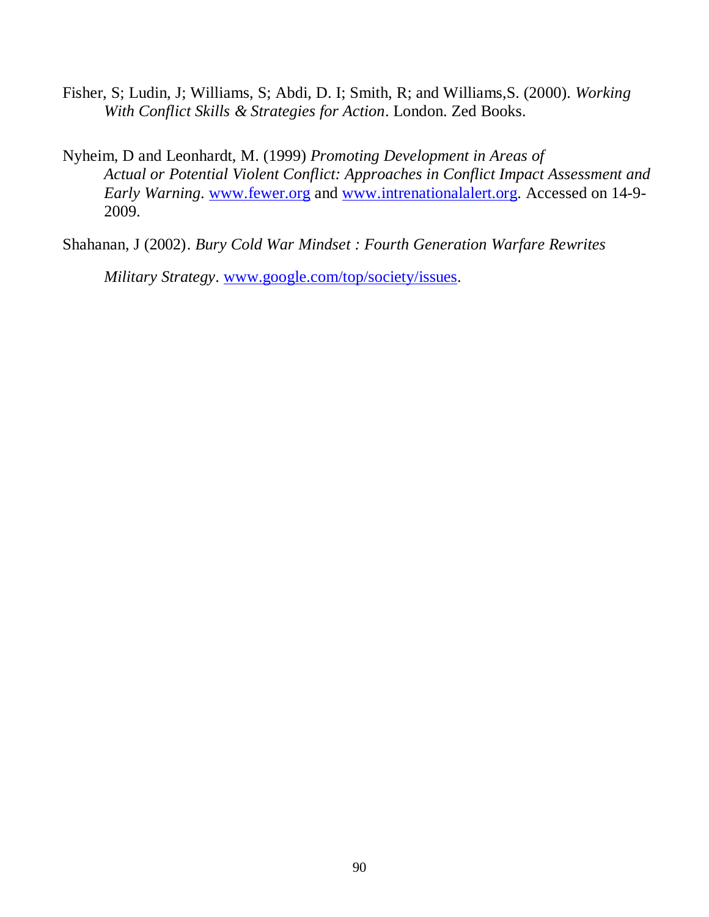Fisher, S; Ludin, J; Williams, S; Abdi, D. I; Smith, R; and Williams,S. (2000). *Working With Conflict Skills & Strategies for Action*. London. Zed Books.

Nyheim, D and Leonhardt, M. (1999) *Promoting Development in Areas of Actual or Potential Violent Conflict: Approaches in Conflict Impact Assessment and Early Warning*. www.fewer.org and www.intrenationalalert.org. Accessed on 14-9-2009.

Shahanan, J (2002). *Bury Cold War Mindset : Fourth Generation Warfare Rewrites Military Strategy*. www.google.com/top/society/issues.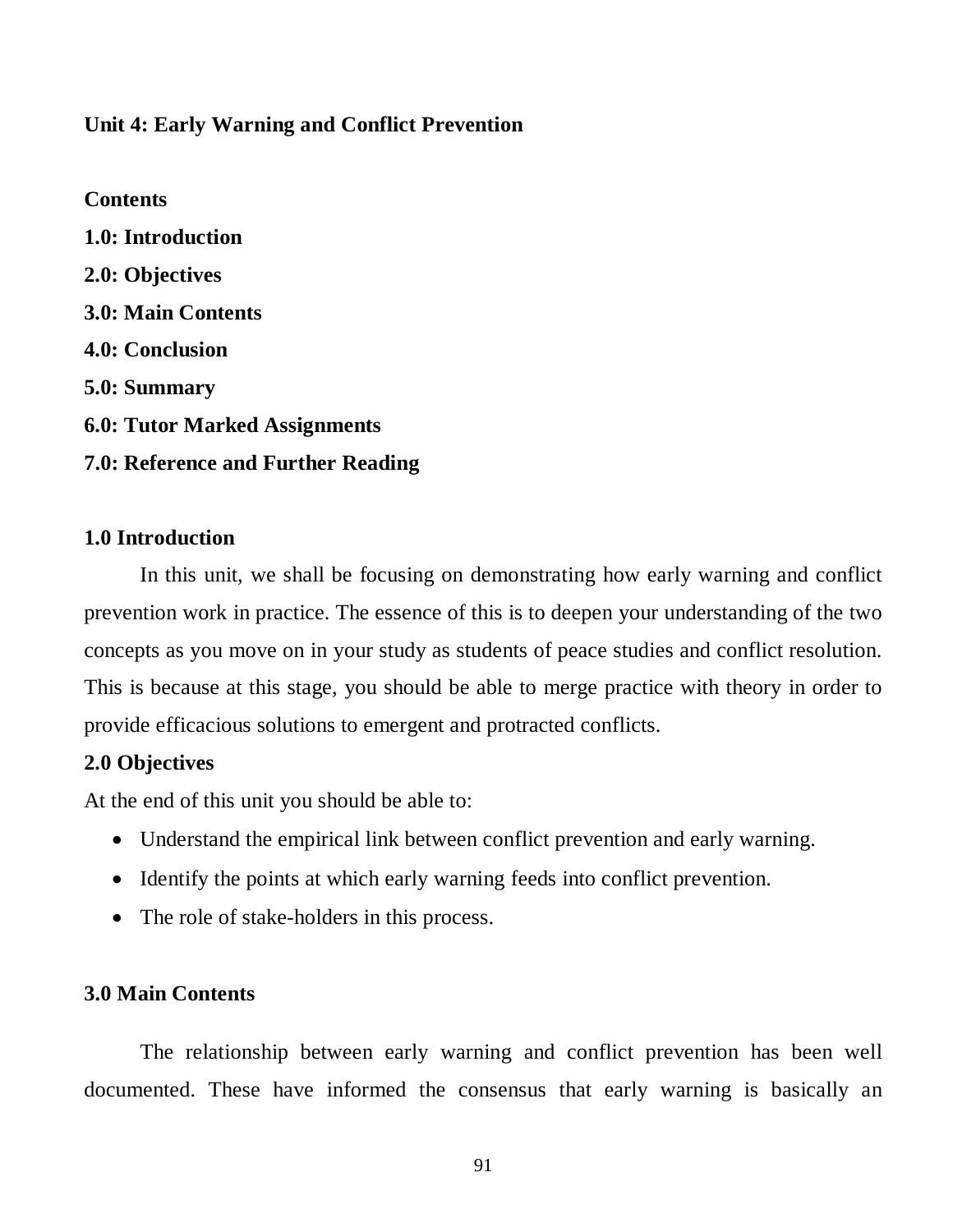## Unit 4: Early Warning and Conflict Prevention

**Contents**

**1.0: Introduction**

**2.0: Objectives**

**3.0: Main Contents**

**4.0: Conclusion**

**5.0: Summary**

**6.0: Tutor Marked Assignments**

**7.0: Reference and Further Reading**

### 1.0 Introduction

In this unit, we shall be focusing on demonstrating how early warning and conflict prevention work in practice. The essence of this is to deepen your understanding of the two concepts as you move on in your study as students of peace studies and conflict resolution. This is because at this stage, you should be able to merge practice with theory in order to provide efficacious solutions to emergent and protracted conflicts.

### 2.0 Objectives

At the end of this unit you should be able to:

- Understand the empirical link between conflict prevention and early warning.
- Identify the points at which early warning feeds into conflict prevention.
- The role of stake-holders in this process.

### 3.0 Main Contents

The relationship between early warning and conflict prevention has been well documented. These have informed the consensus that early warning is basically an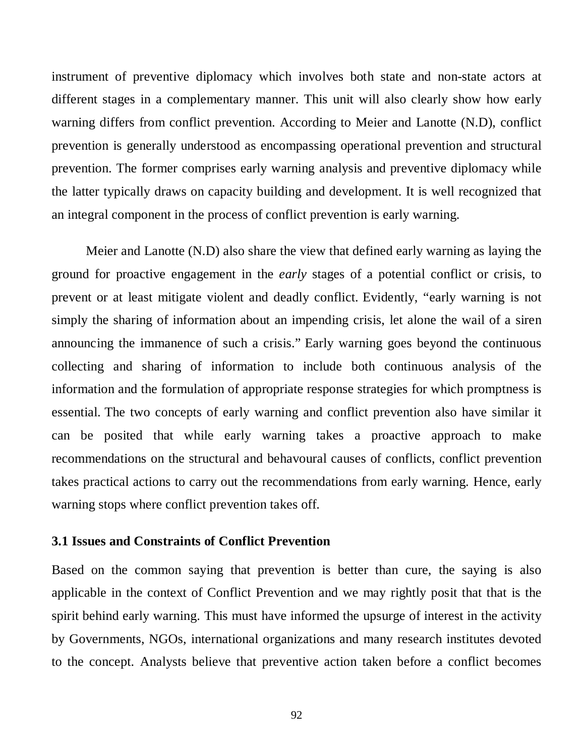instrument of preventive diplomacy which involves both state and non-state actors at different stages in a complementary manner. This unit will also clearly show how early warning differs from conflict prevention. According to Meier and Lanotte (N.D), conflict prevention is generally understood as encompassing operational prevention and structural prevention. The former comprises early warning analysis and preventive diplomacy while the latter typically draws on capacity building and development. It is well recognized that an integral component in the process of conflict prevention is early warning.

Meier and Lanotte (N.D) also share the view that defined early warning as laying the ground for proactive engagement in the *early* stages of a potential conflict or crisis, to prevent or at least mitigate violent and deadly conflict. Evidently, "early warning is not simply the sharing of information about an impending crisis, let alone the wail of a siren announcing the immanence of such a crisis." Early warning goes beyond the continuous collecting and sharing of information to include both continuous analysis of the information and the formulation of appropriate response strategies for which promptness is essential. The two concepts of early warning and conflict prevention also have similar it can be posited that while early warning takes a proactive approach to make recommendations on the structural and behavoural causes of conflicts, conflict prevention takes practical actions to carry out the recommendations from early warning. Hence, early warning stops where conflict prevention takes off.

### 3.1 Issues and Constraints of Conflict Prevention

Based on the common saying that prevention is better than cure, the saying is also applicable in the context of Conflict Prevention and we may rightly posit that that is the spirit behind early warning. This must have informed the upsurge of interest in the activity by Governments, NGOs, international organizations and many research institutes devoted to the concept. Analysts believe that preventive action taken before a conflict becomes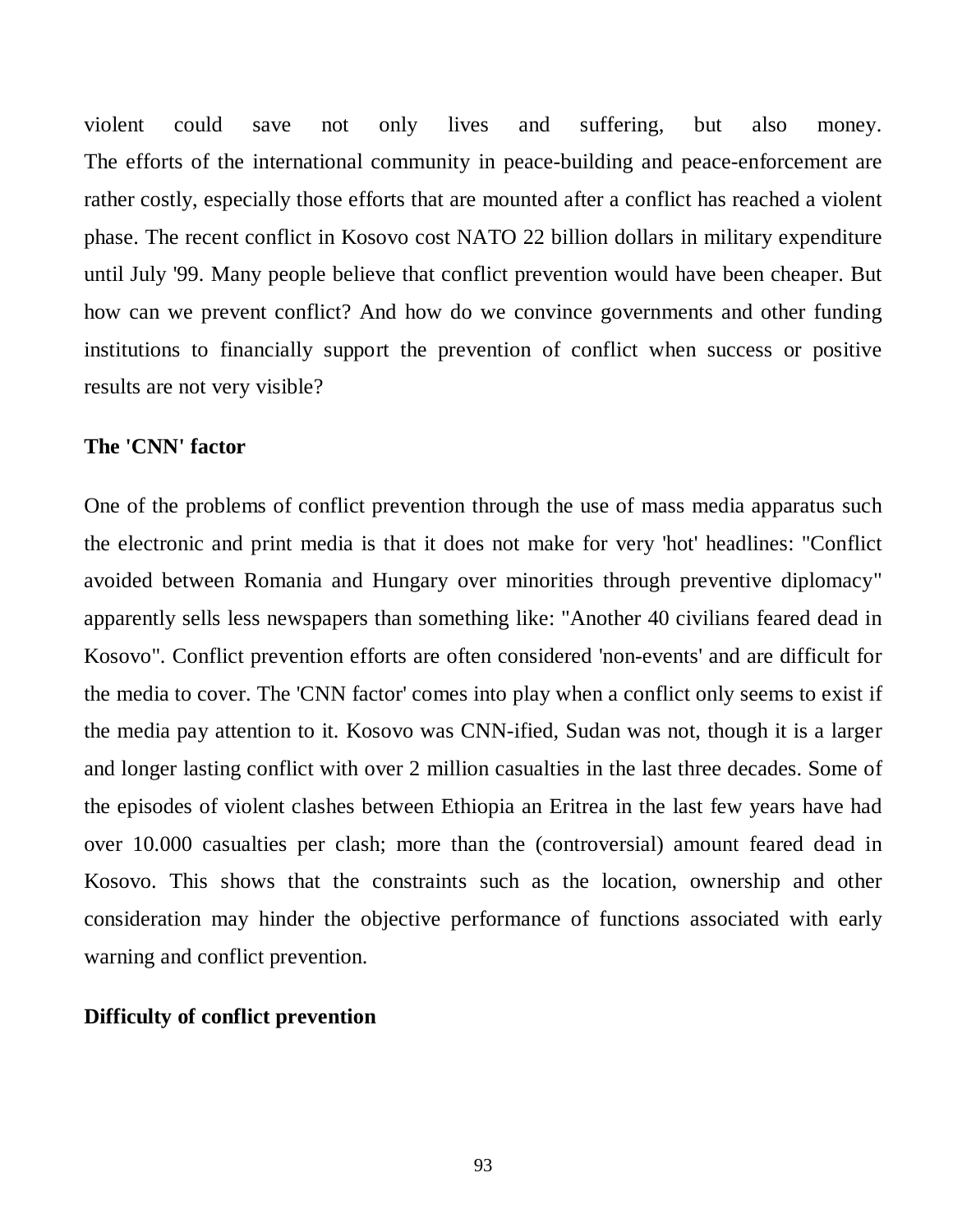violent could save not only lives and suffering, but also money.
The efforts of the international community in peace-building and peace-enforcement are rather costly, especially those efforts that are mounted after a conflict has reached a violent phase. The recent conflict in Kosovo cost NATO 22 billion dollars in military expenditure until July '99. Many people believe that conflict prevention would have been cheaper. But how can we prevent conflict? And how do we convince governments and other funding institutions to financially support the prevention of conflict when success or positive results are not very visible?

**The 'CNN' factor**

One of the problems of conflict prevention through the use of mass media apparatus such the electronic and print media is that it does not make for very 'hot' headlines: "Conflict avoided between Romania and Hungary over minorities through preventive diplomacy" apparently sells less newspapers than something like: "Another 40 civilians feared dead in Kosovo". Conflict prevention efforts are often considered 'non-events' and are difficult for the media to cover. The 'CNN factor' comes into play when a conflict only seems to exist if the media pay attention to it. Kosovo was CNN-ified, Sudan was not, though it is a larger and longer lasting conflict with over 2 million casualties in the last three decades. Some of the episodes of violent clashes between Ethiopia an Eritrea in the last few years have had over 10.000 casualties per clash; more than the (controversial) amount feared dead in Kosovo. This shows that the constraints such as the location, ownership and other consideration may hinder the objective performance of functions associated with early warning and conflict prevention.

**Difficulty of conflict prevention**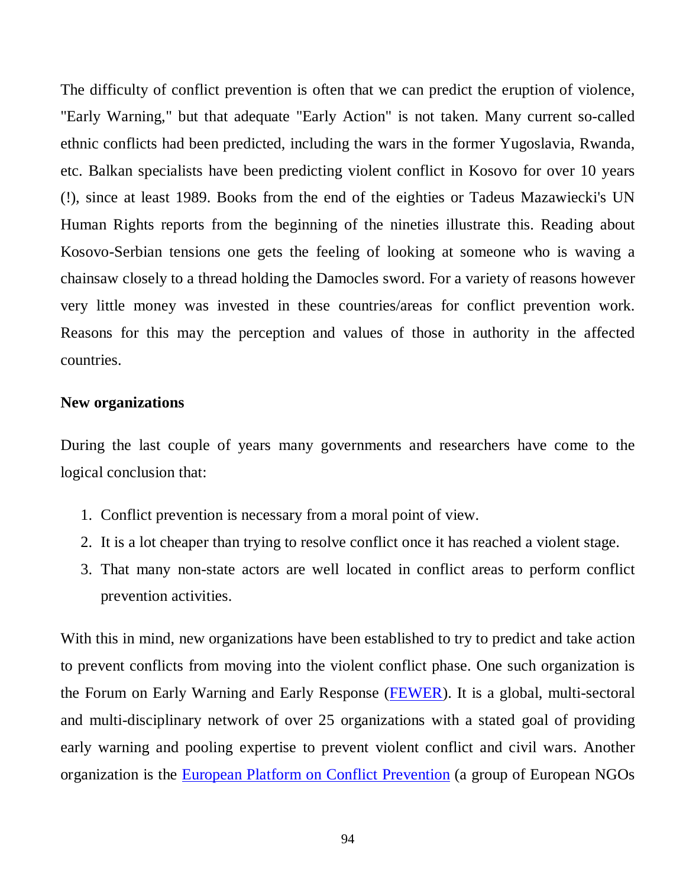The difficulty of conflict prevention is often that we can predict the eruption of violence, "Early Warning," but that adequate "Early Action" is not taken. Many current so-called ethnic conflicts had been predicted, including the wars in the former Yugoslavia, Rwanda, etc. Balkan specialists have been predicting violent conflict in Kosovo for over 10 years (!), since at least 1989. Books from the end of the eighties or Tadeus Mazawiecki's UN Human Rights reports from the beginning of the nineties illustrate this. Reading about Kosovo-Serbian tensions one gets the feeling of looking at someone who is waving a chainsaw closely to a thread holding the Damocles sword. For a variety of reasons however very little money was invested in these countries/areas for conflict prevention work. Reasons for this may the perception and values of those in authority in the affected countries.

**New organizations**

During the last couple of years many governments and researchers have come to the logical conclusion that:

1. Conflict prevention is necessary from a moral point of view.
2. It is a lot cheaper than trying to resolve conflict once it has reached a violent stage.
3. That many non-state actors are well located in conflict areas to perform conflict prevention activities.

With this in mind, new organizations have been established to try to predict and take action to prevent conflicts from moving into the violent conflict phase. One such organization is the Forum on Early Warning and Early Response (FEWER). It is a global, multi-sectoral and multi-disciplinary network of over 25 organizations with a stated goal of providing early warning and pooling expertise to prevent violent conflict and civil wars. Another organization is the European Platform on Conflict Prevention (a group of European NGOs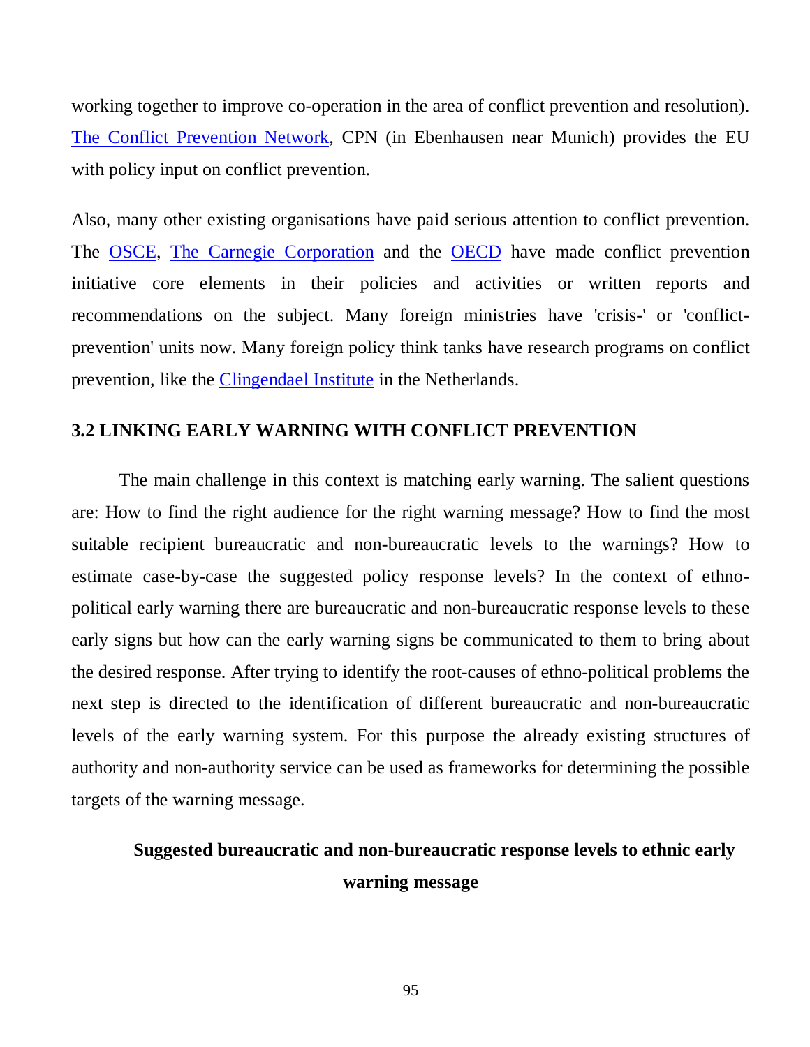working together to improve co-operation in the area of conflict prevention and resolution). The Conflict Prevention Network, CPN (in Ebenhausen near Munich) provides the EU with policy input on conflict prevention.

Also, many other existing organisations have paid serious attention to conflict prevention. The OSCE, The Carnegie Corporation and the OECD have made conflict prevention initiative core elements in their policies and activities or written reports and recommendations on the subject. Many foreign ministries have 'crisis-' or 'conflict-prevention' units now. Many foreign policy think tanks have research programs on conflict prevention, like the Clingendael Institute in the Netherlands.

## 3.2 LINKING EARLY WARNING WITH CONFLICT PREVENTION

The main challenge in this context is matching early warning. The salient questions are: How to find the right audience for the right warning message? How to find the most suitable recipient bureaucratic and non-bureaucratic levels to the warnings? How to estimate case-by-case the suggested policy response levels? In the context of ethno-political early warning there are bureaucratic and non-bureaucratic response levels to these early signs but how can the early warning signs be communicated to them to bring about the desired response. After trying to identify the root-causes of ethno-political problems the next step is directed to the identification of different bureaucratic and non-bureaucratic levels of the early warning system. For this purpose the already existing structures of authority and non-authority service can be used as frameworks for determining the possible targets of the warning message.

**Suggested bureaucratic and non-bureaucratic response levels to ethnic early warning message**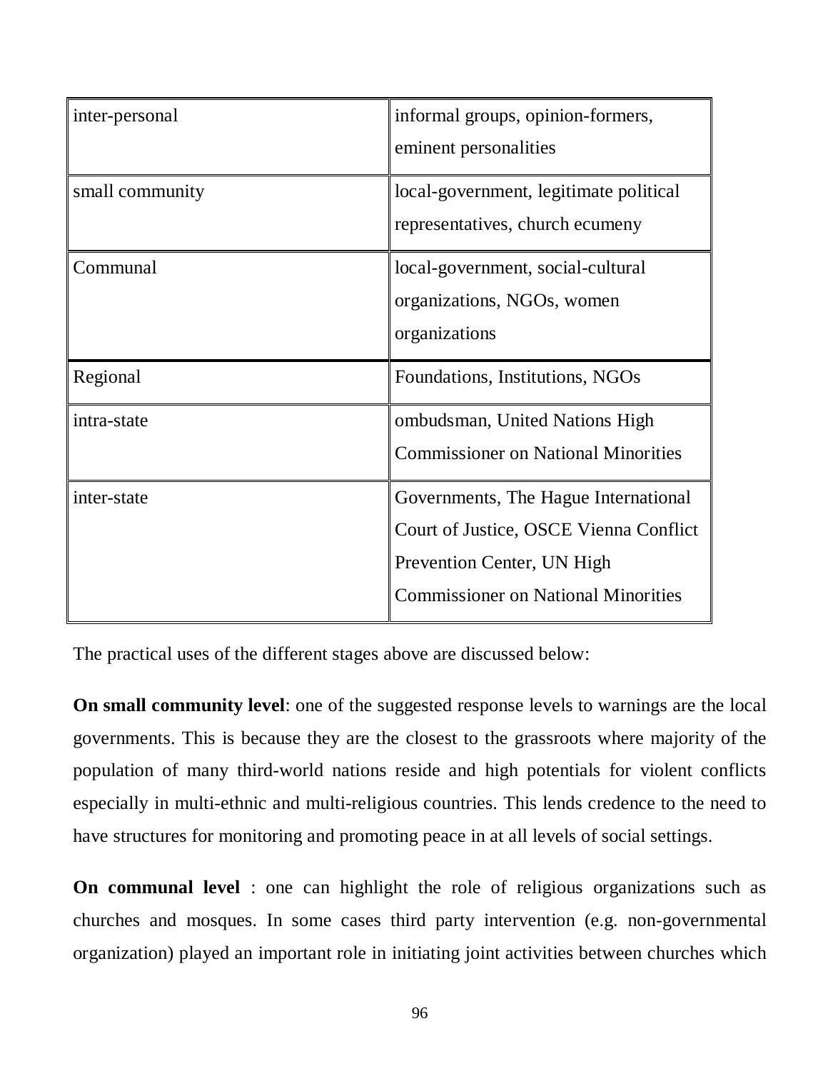| inter-personal | informal groups, opinion-formers, eminent personalities |
|---|---|
| small community | local-government, legitimate political representatives, church ecumeny |
| Communal | local-government, social-cultural organizations, NGOs, women organizations |
| Regional | Foundations, Institutions, NGOs |
| intra-state | ombudsman, United Nations High Commissioner on National Minorities |
| inter-state | Governments, The Hague International Court of Justice, OSCE Vienna Conflict Prevention Center, UN High Commissioner on National Minorities |

The practical uses of the different stages above are discussed below:

**On small community level**: one of the suggested response levels to warnings are the local governments. This is because they are the closest to the grassroots where majority of the population of many third-world nations reside and high potentials for violent conflicts especially in multi-ethnic and multi-religious countries. This lends credence to the need to have structures for monitoring and promoting peace in at all levels of social settings.

**On communal level** : one can highlight the role of religious organizations such as churches and mosques. In some cases third party intervention (e.g. non-governmental organization) played an important role in initiating joint activities between churches which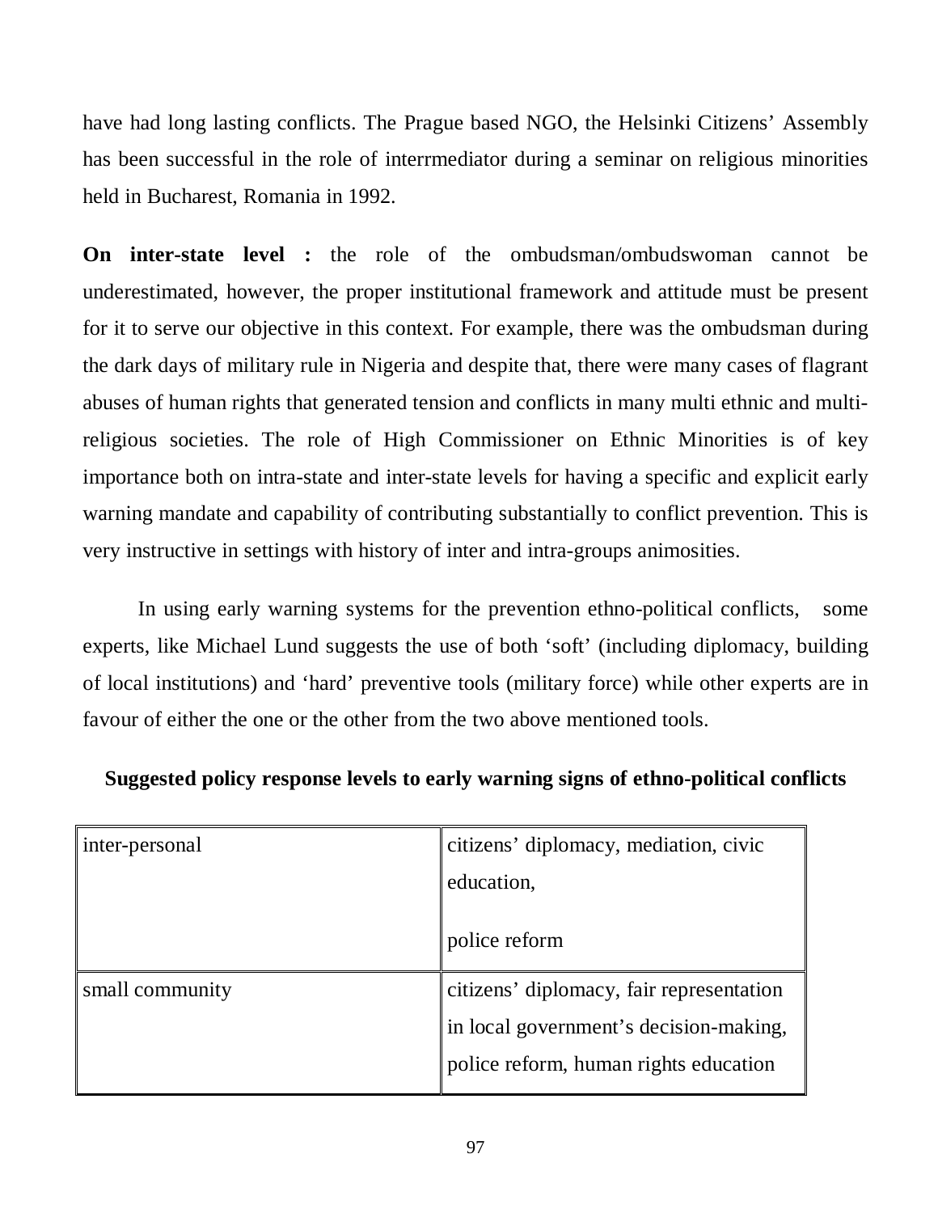have had long lasting conflicts. The Prague based NGO, the Helsinki Citizens' Assembly has been successful in the role of interrmediator during a seminar on religious minorities held in Bucharest, Romania in 1992.

**On inter-state level :** the role of the ombudsman/ombudswoman cannot be underestimated, however, the proper institutional framework and attitude must be present for it to serve our objective in this context. For example, there was the ombudsman during the dark days of military rule in Nigeria and despite that, there were many cases of flagrant abuses of human rights that generated tension and conflicts in many multi ethnic and multi-religious societies. The role of High Commissioner on Ethnic Minorities is of key importance both on intra-state and inter-state levels for having a specific and explicit early warning mandate and capability of contributing substantially to conflict prevention. This is very instructive in settings with history of inter and intra-groups animosities.

In using early warning systems for the prevention ethno-political conflicts, some experts, like Michael Lund suggests the use of both 'soft' (including diplomacy, building of local institutions) and 'hard' preventive tools (military force) while other experts are in favour of either the one or the other from the two above mentioned tools.

**Suggested policy response levels to early warning signs of ethno-political conflicts**

| | |
|---|---|
| inter-personal | citizens' diplomacy, mediation, civic education,<br><br>police reform |
| small community | citizens' diplomacy, fair representation in local government's decision-making, police reform, human rights education |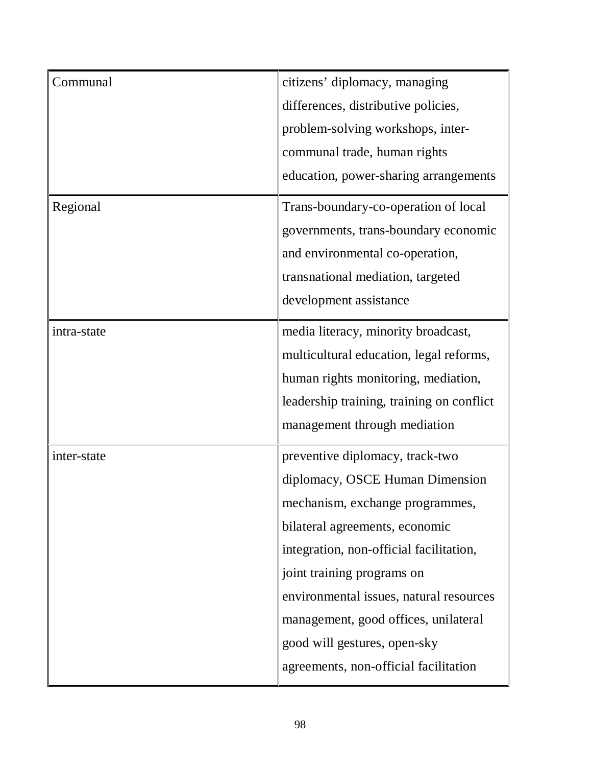| | |
|---|---|
| Communal | citizens' diplomacy, managing differences, distributive policies, problem-solving workshops, inter-communal trade, human rights education, power-sharing arrangements |
| Regional | Trans-boundary-co-operation of local governments, trans-boundary economic and environmental co-operation, transnational mediation, targeted development assistance |
| intra-state | media literacy, minority broadcast, multicultural education, legal reforms, human rights monitoring, mediation, leadership training, training on conflict management through mediation |
| inter-state | preventive diplomacy, track-two diplomacy, OSCE Human Dimension mechanism, exchange programmes, bilateral agreements, economic integration, non-official facilitation, joint training programs on environmental issues, natural resources management, good offices, unilateral good will gestures, open-sky agreements, non-official facilitation |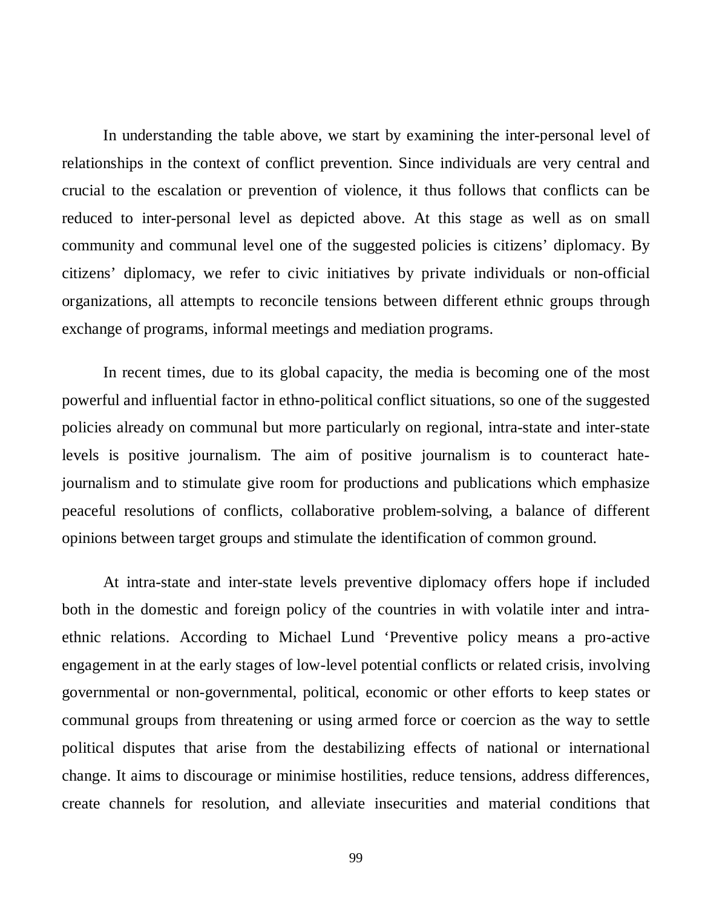In understanding the table above, we start by examining the inter-personal level of relationships in the context of conflict prevention. Since individuals are very central and crucial to the escalation or prevention of violence, it thus follows that conflicts can be reduced to inter-personal level as depicted above. At this stage as well as on small community and communal level one of the suggested policies is citizens' diplomacy. By citizens' diplomacy, we refer to civic initiatives by private individuals or non-official organizations, all attempts to reconcile tensions between different ethnic groups through exchange of programs, informal meetings and mediation programs.

In recent times, due to its global capacity, the media is becoming one of the most powerful and influential factor in ethno-political conflict situations, so one of the suggested policies already on communal but more particularly on regional, intra-state and inter-state levels is positive journalism. The aim of positive journalism is to counteract hate-journalism and to stimulate give room for productions and publications which emphasize peaceful resolutions of conflicts, collaborative problem-solving, a balance of different opinions between target groups and stimulate the identification of common ground.

At intra-state and inter-state levels preventive diplomacy offers hope if included both in the domestic and foreign policy of the countries in with volatile inter and intra-ethnic relations. According to Michael Lund 'Preventive policy means a pro-active engagement in at the early stages of low-level potential conflicts or related crisis, involving governmental or non-governmental, political, economic or other efforts to keep states or communal groups from threatening or using armed force or coercion as the way to settle political disputes that arise from the destabilizing effects of national or international change. It aims to discourage or minimise hostilities, reduce tensions, address differences, create channels for resolution, and alleviate insecurities and material conditions that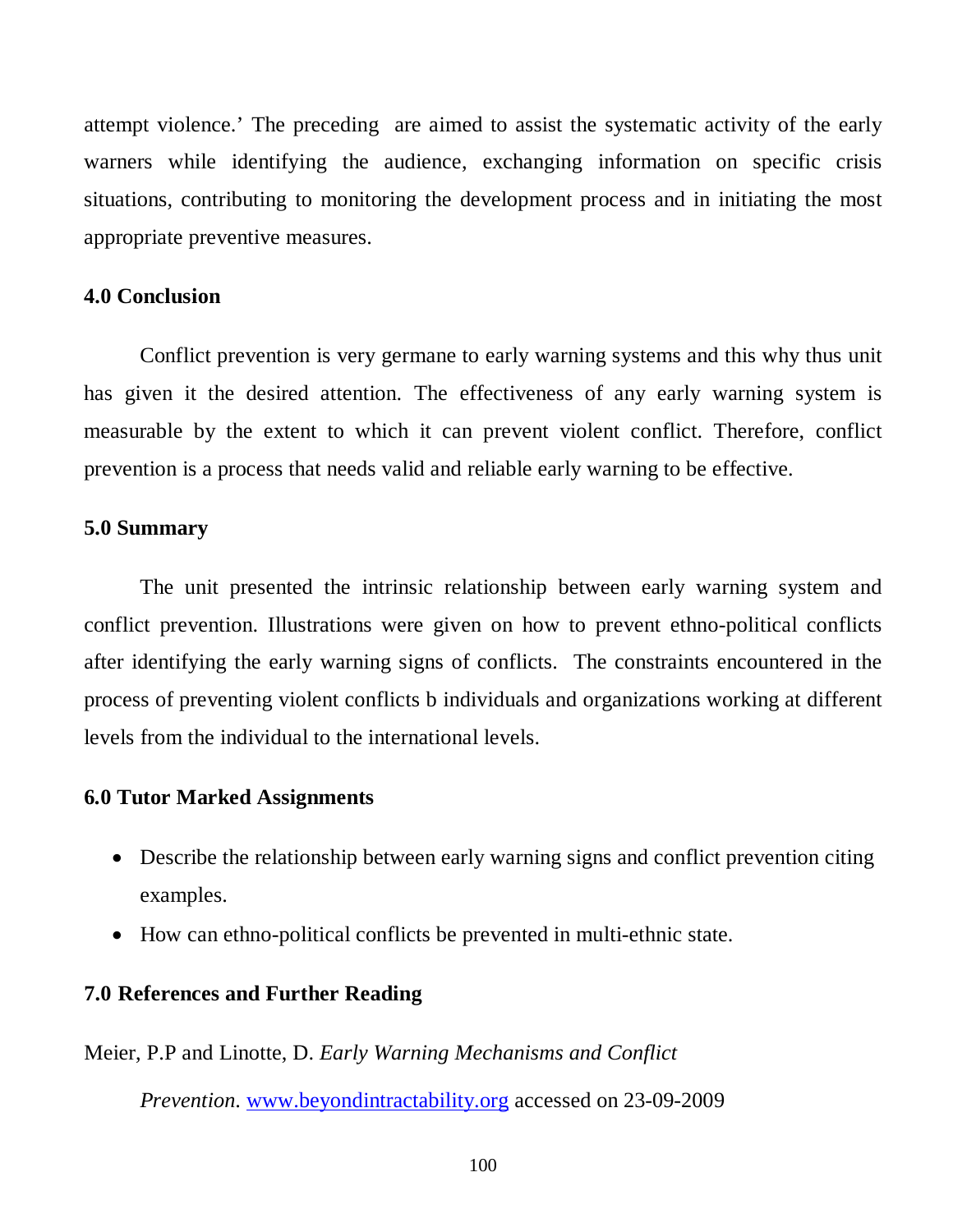attempt violence.' The preceding are aimed to assist the systematic activity of the early warners while identifying the audience, exchanging information on specific crisis situations, contributing to monitoring the development process and in initiating the most appropriate preventive measures.

## 4.0 Conclusion

Conflict prevention is very germane to early warning systems and this why thus unit has given it the desired attention. The effectiveness of any early warning system is measurable by the extent to which it can prevent violent conflict. Therefore, conflict prevention is a process that needs valid and reliable early warning to be effective.

## 5.0 Summary

The unit presented the intrinsic relationship between early warning system and conflict prevention. Illustrations were given on how to prevent ethno-political conflicts after identifying the early warning signs of conflicts. The constraints encountered in the process of preventing violent conflicts b individuals and organizations working at different levels from the individual to the international levels.

## 6.0 Tutor Marked Assignments

- Describe the relationship between early warning signs and conflict prevention citing examples.
- How can ethno-political conflicts be prevented in multi-ethnic state.

## 7.0 References and Further Reading

Meier, P.P and Linotte, D. *Early Warning Mechanisms and Conflict Prevention*. www.beyondintractability.org accessed on 23-09-2009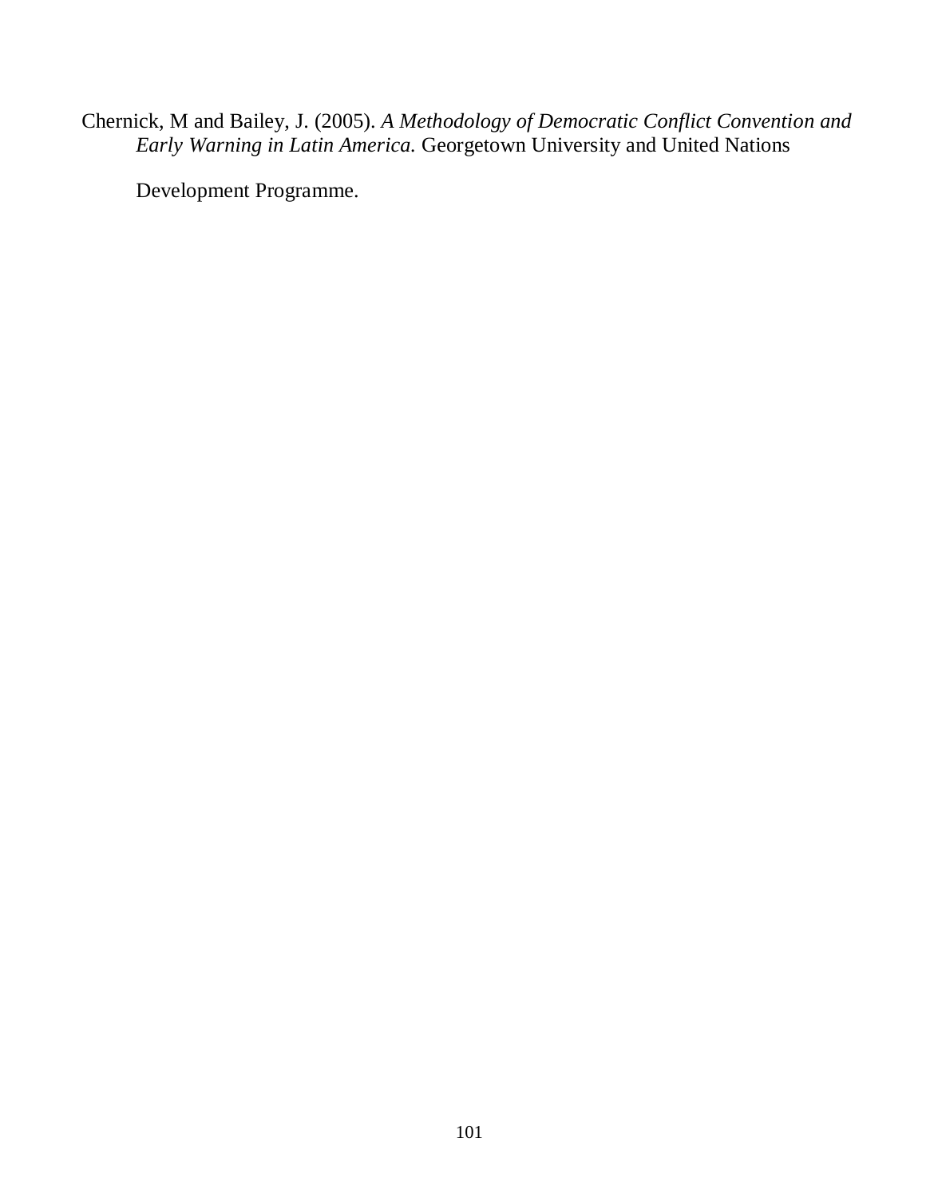Chernick, M and Bailey, J. (2005). *A Methodology of Democratic Conflict Convention and Early Warning in Latin America.* Georgetown University and United Nations Development Programme.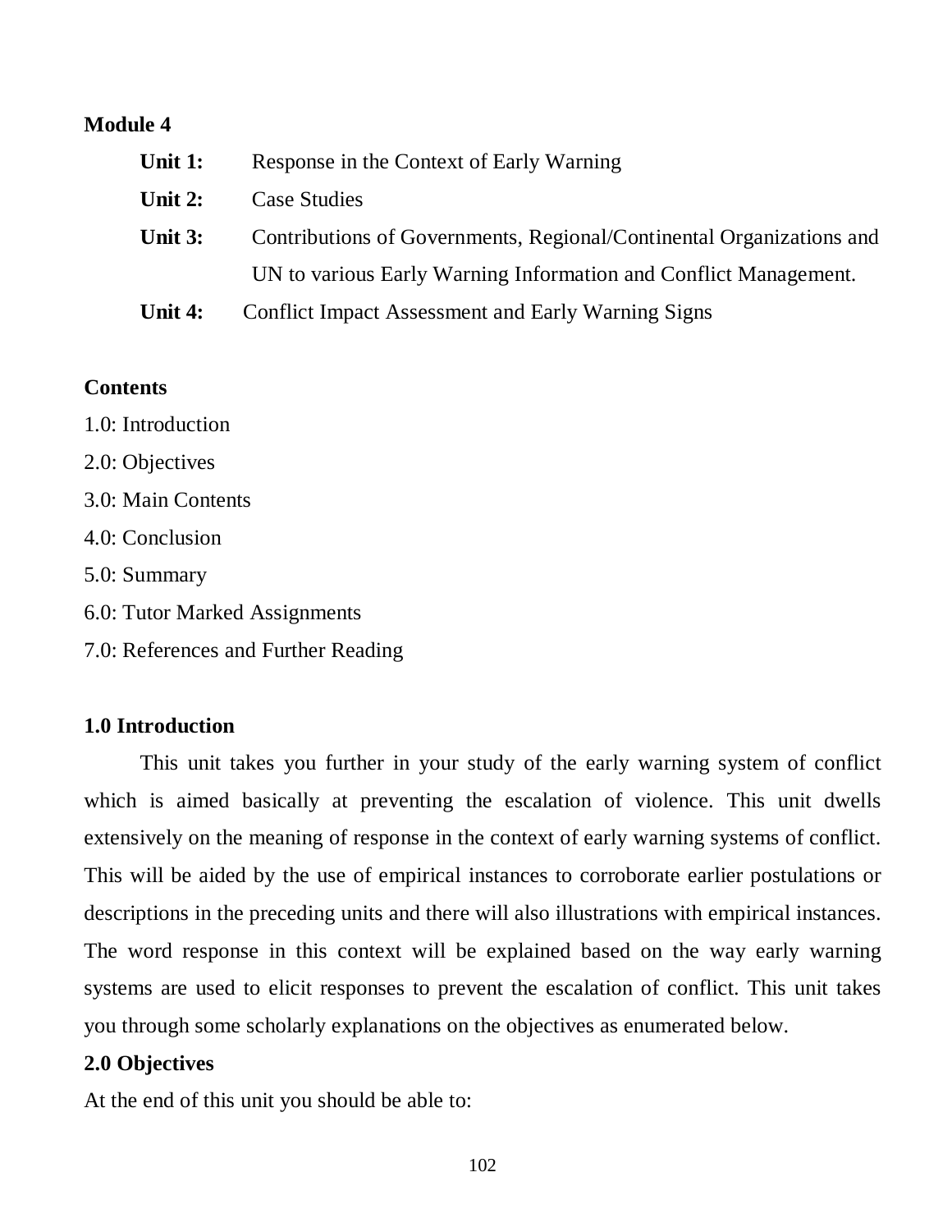**Module 4**

**Unit 1:** Response in the Context of Early Warning

**Unit 2:** Case Studies

**Unit 3:** Contributions of Governments, Regional/Continental Organizations and UN to various Early Warning Information and Conflict Management.

**Unit 4:** Conflict Impact Assessment and Early Warning Signs

**Contents**

1.0: Introduction
2.0: Objectives
3.0: Main Contents
4.0: Conclusion
5.0: Summary
6.0: Tutor Marked Assignments
7.0: References and Further Reading

## 1.0 Introduction

This unit takes you further in your study of the early warning system of conflict which is aimed basically at preventing the escalation of violence. This unit dwells extensively on the meaning of response in the context of early warning systems of conflict. This will be aided by the use of empirical instances to corroborate earlier postulations or descriptions in the preceding units and there will also illustrations with empirical instances. The word response in this context will be explained based on the way early warning systems are used to elicit responses to prevent the escalation of conflict. This unit takes you through some scholarly explanations on the objectives as enumerated below.

## 2.0 Objectives

At the end of this unit you should be able to: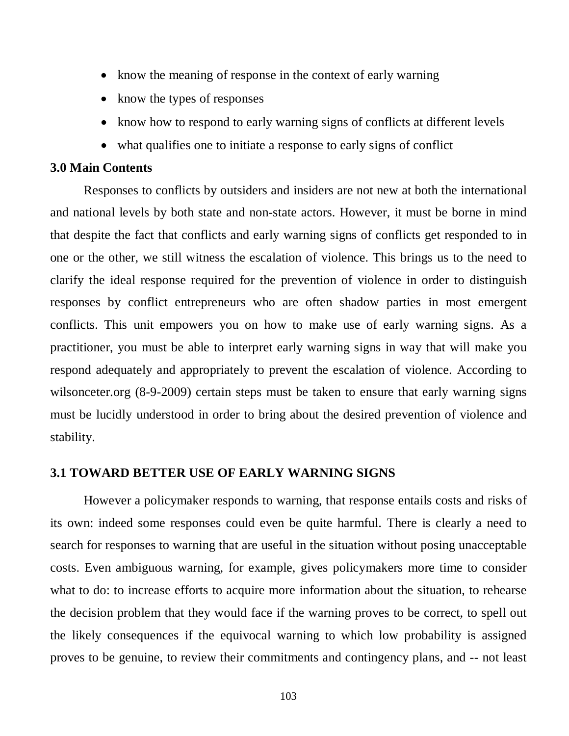- know the meaning of response in the context of early warning
- know the types of responses
- know how to respond to early warning signs of conflicts at different levels
- what qualifies one to initiate a response to early signs of conflict

## 3.0 Main Contents

Responses to conflicts by outsiders and insiders are not new at both the international and national levels by both state and non-state actors. However, it must be borne in mind that despite the fact that conflicts and early warning signs of conflicts get responded to in one or the other, we still witness the escalation of violence. This brings us to the need to clarify the ideal response required for the prevention of violence in order to distinguish responses by conflict entrepreneurs who are often shadow parties in most emergent conflicts. This unit empowers you on how to make use of early warning signs. As a practitioner, you must be able to interpret early warning signs in way that will make you respond adequately and appropriately to prevent the escalation of violence. According to wilsonceter.org (8-9-2009) certain steps must be taken to ensure that early warning signs must be lucidly understood in order to bring about the desired prevention of violence and stability.

### 3.1 TOWARD BETTER USE OF EARLY WARNING SIGNS

However a policymaker responds to warning, that response entails costs and risks of its own: indeed some responses could even be quite harmful. There is clearly a need to search for responses to warning that are useful in the situation without posing unacceptable costs. Even ambiguous warning, for example, gives policymakers more time to consider what to do: to increase efforts to acquire more information about the situation, to rehearse the decision problem that they would face if the warning proves to be correct, to spell out the likely consequences if the equivocal warning to which low probability is assigned proves to be genuine, to review their commitments and contingency plans, and -- not least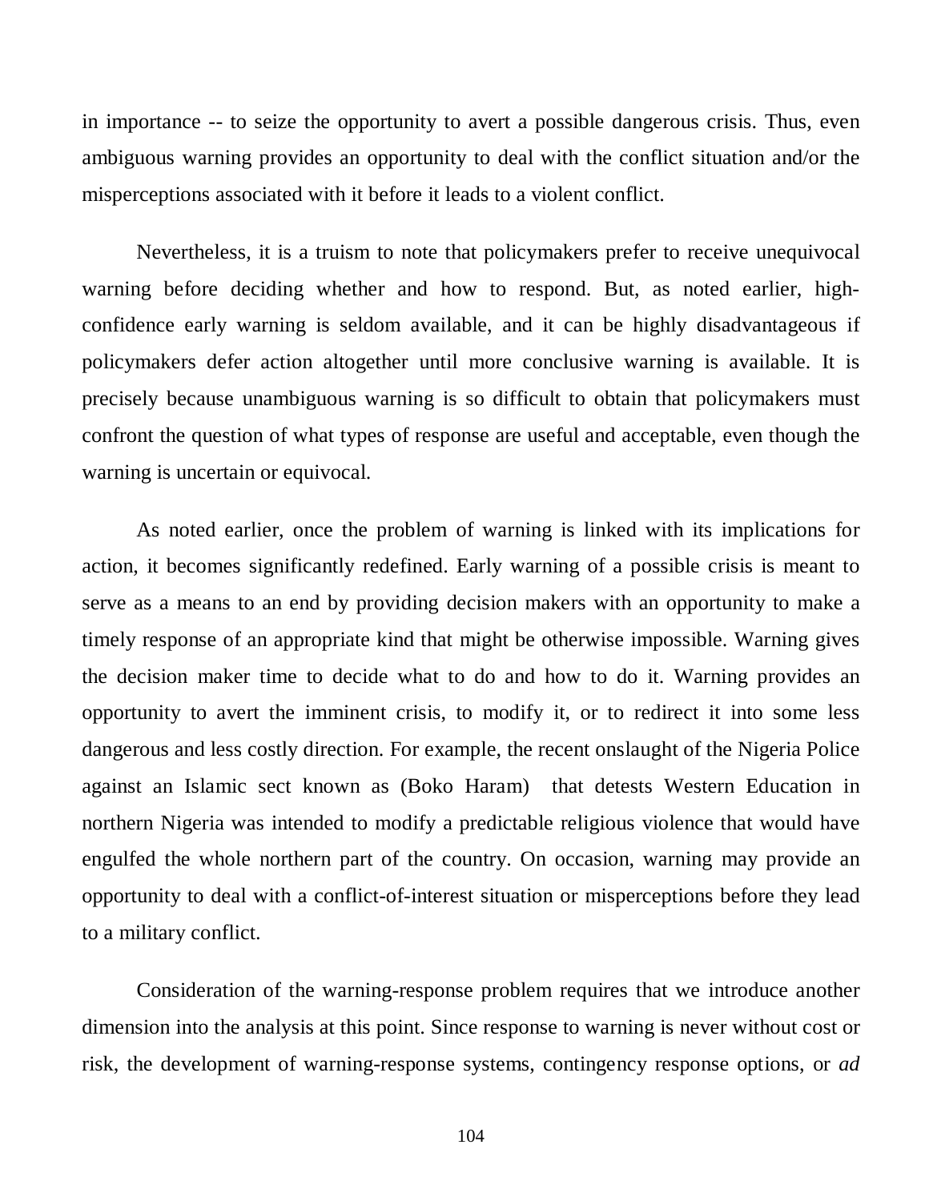in importance -- to seize the opportunity to avert a possible dangerous crisis. Thus, even ambiguous warning provides an opportunity to deal with the conflict situation and/or the misperceptions associated with it before it leads to a violent conflict.

Nevertheless, it is a truism to note that policymakers prefer to receive unequivocal warning before deciding whether and how to respond. But, as noted earlier, high-confidence early warning is seldom available, and it can be highly disadvantageous if policymakers defer action altogether until more conclusive warning is available. It is precisely because unambiguous warning is so difficult to obtain that policymakers must confront the question of what types of response are useful and acceptable, even though the warning is uncertain or equivocal.

As noted earlier, once the problem of warning is linked with its implications for action, it becomes significantly redefined. Early warning of a possible crisis is meant to serve as a means to an end by providing decision makers with an opportunity to make a timely response of an appropriate kind that might be otherwise impossible. Warning gives the decision maker time to decide what to do and how to do it. Warning provides an opportunity to avert the imminent crisis, to modify it, or to redirect it into some less dangerous and less costly direction. For example, the recent onslaught of the Nigeria Police against an Islamic sect known as (Boko Haram) that detests Western Education in northern Nigeria was intended to modify a predictable religious violence that would have engulfed the whole northern part of the country. On occasion, warning may provide an opportunity to deal with a conflict-of-interest situation or misperceptions before they lead to a military conflict.

Consideration of the warning-response problem requires that we introduce another dimension into the analysis at this point. Since response to warning is never without cost or risk, the development of warning-response systems, contingency response options, or *ad*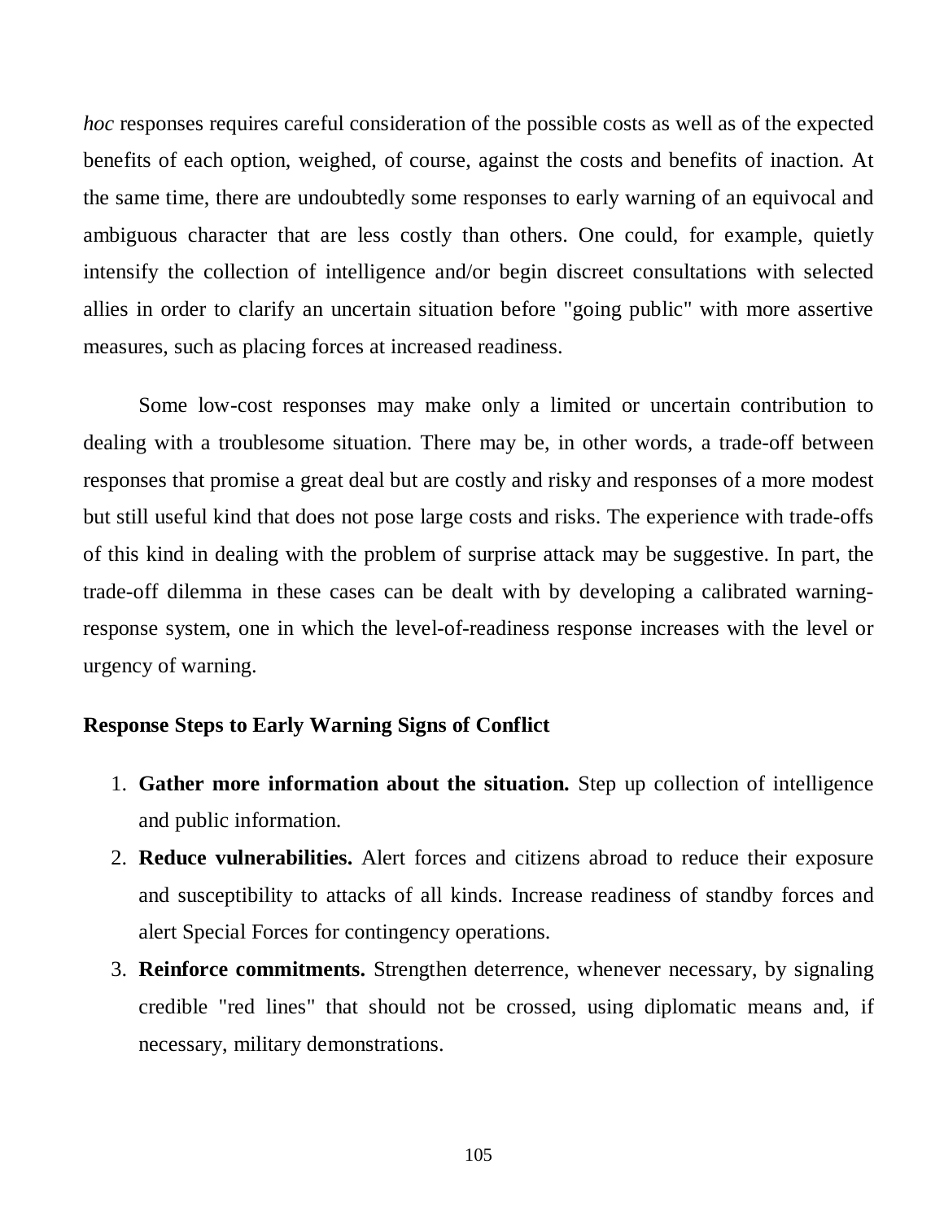*hoc* responses requires careful consideration of the possible costs as well as of the expected benefits of each option, weighed, of course, against the costs and benefits of inaction. At the same time, there are undoubtedly some responses to early warning of an equivocal and ambiguous character that are less costly than others. One could, for example, quietly intensify the collection of intelligence and/or begin discreet consultations with selected allies in order to clarify an uncertain situation before "going public" with more assertive measures, such as placing forces at increased readiness.

Some low-cost responses may make only a limited or uncertain contribution to dealing with a troublesome situation. There may be, in other words, a trade-off between responses that promise a great deal but are costly and risky and responses of a more modest but still useful kind that does not pose large costs and risks. The experience with trade-offs of this kind in dealing with the problem of surprise attack may be suggestive. In part, the trade-off dilemma in these cases can be dealt with by developing a calibrated warning-response system, one in which the level-of-readiness response increases with the level or urgency of warning.

**Response Steps to Early Warning Signs of Conflict**

1. **Gather more information about the situation.** Step up collection of intelligence and public information.
2. **Reduce vulnerabilities.** Alert forces and citizens abroad to reduce their exposure and susceptibility to attacks of all kinds. Increase readiness of standby forces and alert Special Forces for contingency operations.
3. **Reinforce commitments.** Strengthen deterrence, whenever necessary, by signaling credible "red lines" that should not be crossed, using diplomatic means and, if necessary, military demonstrations.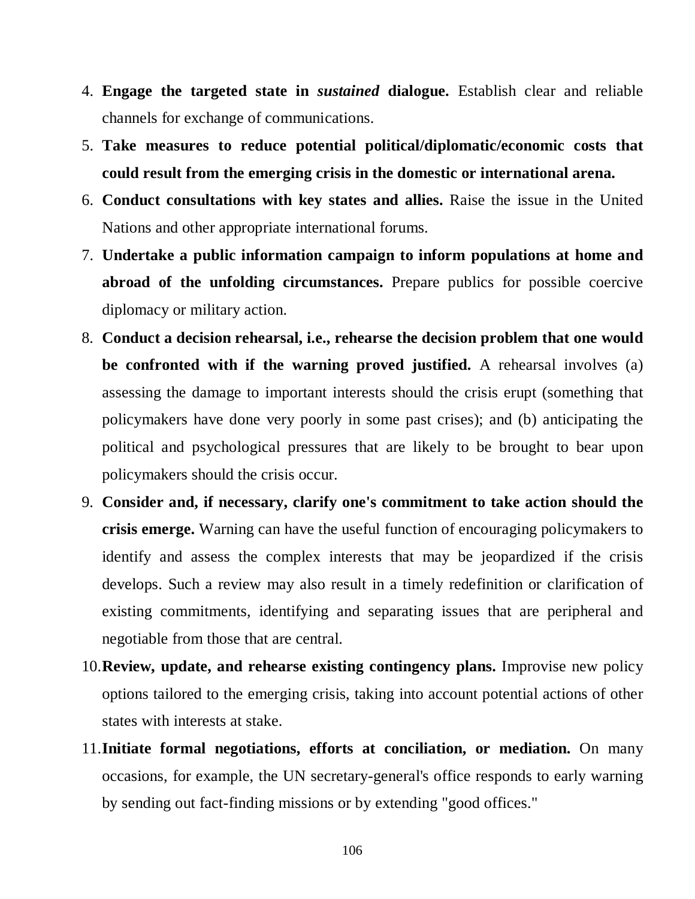4. **Engage the targeted state in *sustained* dialogue.** Establish clear and reliable channels for exchange of communications.
5. **Take measures to reduce potential political/diplomatic/economic costs that could result from the emerging crisis in the domestic or international arena.**
6. **Conduct consultations with key states and allies.** Raise the issue in the United Nations and other appropriate international forums.
7. **Undertake a public information campaign to inform populations at home and abroad of the unfolding circumstances.** Prepare publics for possible coercive diplomacy or military action.
8. **Conduct a decision rehearsal, i.e., rehearse the decision problem that one would be confronted with if the warning proved justified.** A rehearsal involves (a) assessing the damage to important interests should the crisis erupt (something that policymakers have done very poorly in some past crises); and (b) anticipating the political and psychological pressures that are likely to be brought to bear upon policymakers should the crisis occur.
9. **Consider and, if necessary, clarify one's commitment to take action should the crisis emerge.** Warning can have the useful function of encouraging policymakers to identify and assess the complex interests that may be jeopardized if the crisis develops. Such a review may also result in a timely redefinition or clarification of existing commitments, identifying and separating issues that are peripheral and negotiable from those that are central.
10. **Review, update, and rehearse existing contingency plans.** Improvise new policy options tailored to the emerging crisis, taking into account potential actions of other states with interests at stake.
11. **Initiate formal negotiations, efforts at conciliation, or mediation.** On many occasions, for example, the UN secretary-general's office responds to early warning by sending out fact-finding missions or by extending "good offices."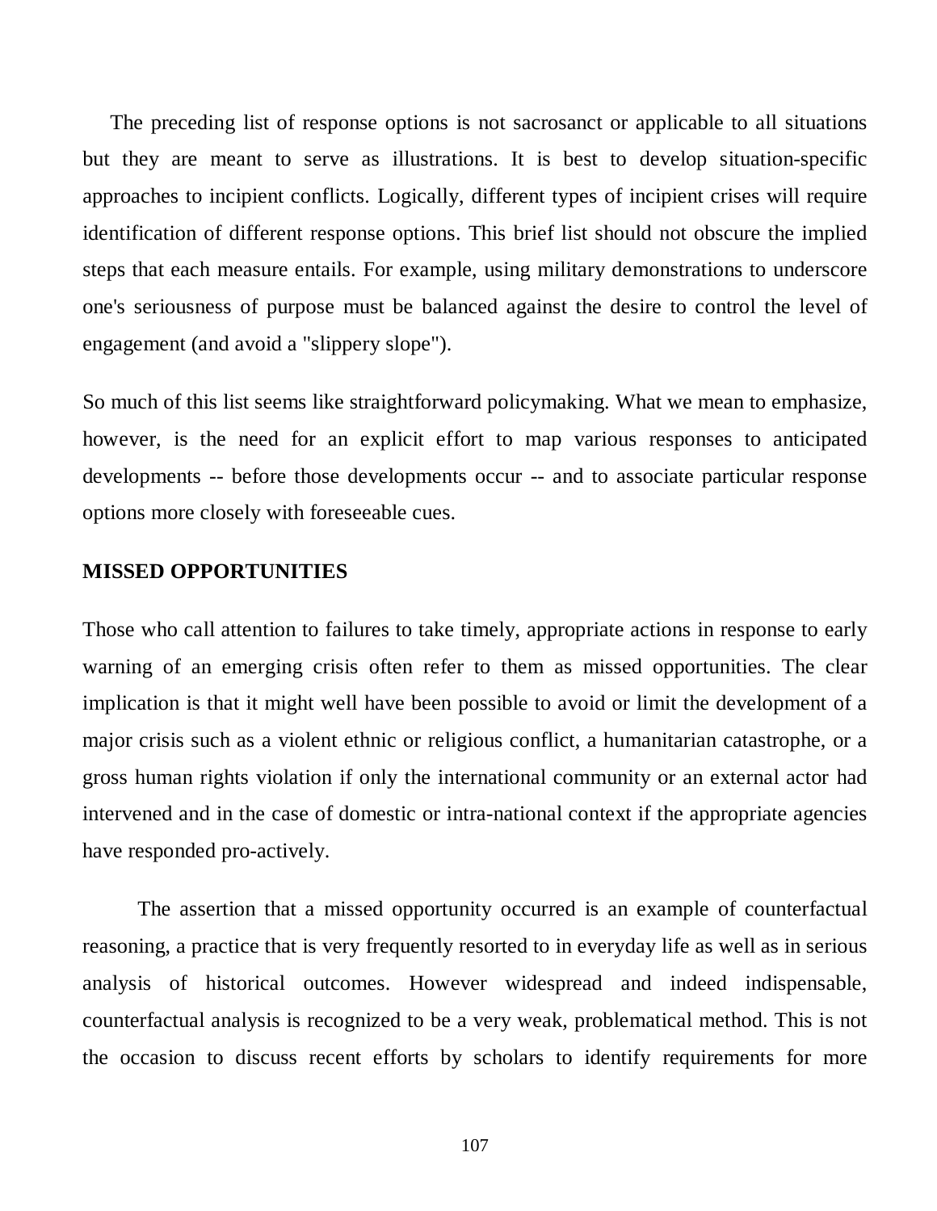The preceding list of response options is not sacrosanct or applicable to all situations but they are meant to serve as illustrations. It is best to develop situation-specific approaches to incipient conflicts. Logically, different types of incipient crises will require identification of different response options. This brief list should not obscure the implied steps that each measure entails. For example, using military demonstrations to underscore one's seriousness of purpose must be balanced against the desire to control the level of engagement (and avoid a "slippery slope").

So much of this list seems like straightforward policymaking. What we mean to emphasize, however, is the need for an explicit effort to map various responses to anticipated developments -- before those developments occur -- and to associate particular response options more closely with foreseeable cues.

## MISSED OPPORTUNITIES

Those who call attention to failures to take timely, appropriate actions in response to early warning of an emerging crisis often refer to them as missed opportunities. The clear implication is that it might well have been possible to avoid or limit the development of a major crisis such as a violent ethnic or religious conflict, a humanitarian catastrophe, or a gross human rights violation if only the international community or an external actor had intervened and in the case of domestic or intra-national context if the appropriate agencies have responded pro-actively.

The assertion that a missed opportunity occurred is an example of counterfactual reasoning, a practice that is very frequently resorted to in everyday life as well as in serious analysis of historical outcomes. However widespread and indeed indispensable, counterfactual analysis is recognized to be a very weak, problematical method. This is not the occasion to discuss recent efforts by scholars to identify requirements for more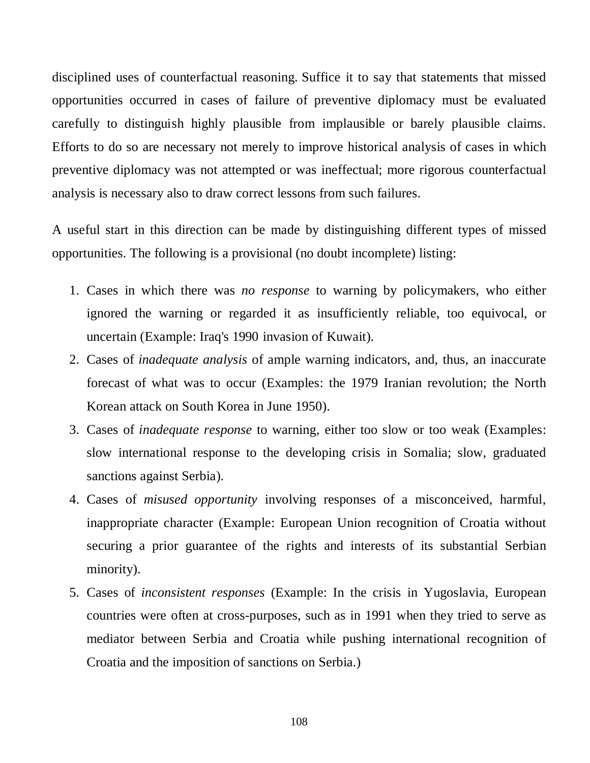disciplined uses of counterfactual reasoning. Suffice it to say that statements that missed opportunities occurred in cases of failure of preventive diplomacy must be evaluated carefully to distinguish highly plausible from implausible or barely plausible claims. Efforts to do so are necessary not merely to improve historical analysis of cases in which preventive diplomacy was not attempted or was ineffectual; more rigorous counterfactual analysis is necessary also to draw correct lessons from such failures.

A useful start in this direction can be made by distinguishing different types of missed opportunities. The following is a provisional (no doubt incomplete) listing:

1. Cases in which there was *no response* to warning by policymakers, who either ignored the warning or regarded it as insufficiently reliable, too equivocal, or uncertain (Example: Iraq's 1990 invasion of Kuwait).
2. Cases of *inadequate analysis* of ample warning indicators, and, thus, an inaccurate forecast of what was to occur (Examples: the 1979 Iranian revolution; the North Korean attack on South Korea in June 1950).
3. Cases of *inadequate response* to warning, either too slow or too weak (Examples: slow international response to the developing crisis in Somalia; slow, graduated sanctions against Serbia).
4. Cases of *misused opportunity* involving responses of a misconceived, harmful, inappropriate character (Example: European Union recognition of Croatia without securing a prior guarantee of the rights and interests of its substantial Serbian minority).
5. Cases of *inconsistent responses* (Example: In the crisis in Yugoslavia, European countries were often at cross-purposes, such as in 1991 when they tried to serve as mediator between Serbia and Croatia while pushing international recognition of Croatia and the imposition of sanctions on Serbia.)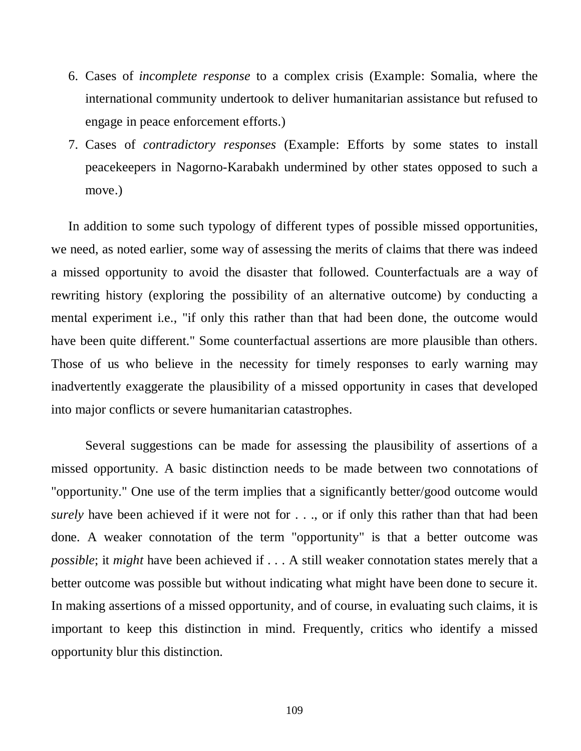6. Cases of *incomplete response* to a complex crisis (Example: Somalia, where the international community undertook to deliver humanitarian assistance but refused to engage in peace enforcement efforts.)
7. Cases of *contradictory responses* (Example: Efforts by some states to install peacekeepers in Nagorno-Karabakh undermined by other states opposed to such a move.)

In addition to some such typology of different types of possible missed opportunities, we need, as noted earlier, some way of assessing the merits of claims that there was indeed a missed opportunity to avoid the disaster that followed. Counterfactuals are a way of rewriting history (exploring the possibility of an alternative outcome) by conducting a mental experiment i.e., "if only this rather than that had been done, the outcome would have been quite different." Some counterfactual assertions are more plausible than others. Those of us who believe in the necessity for timely responses to early warning may inadvertently exaggerate the plausibility of a missed opportunity in cases that developed into major conflicts or severe humanitarian catastrophes.

Several suggestions can be made for assessing the plausibility of assertions of a missed opportunity. A basic distinction needs to be made between two connotations of "opportunity." One use of the term implies that a significantly better/good outcome would *surely* have been achieved if it were not for . . ., or if only this rather than that had been done. A weaker connotation of the term "opportunity" is that a better outcome was *possible*; it *might* have been achieved if . . . A still weaker connotation states merely that a better outcome was possible but without indicating what might have been done to secure it. In making assertions of a missed opportunity, and of course, in evaluating such claims, it is important to keep this distinction in mind. Frequently, critics who identify a missed opportunity blur this distinction.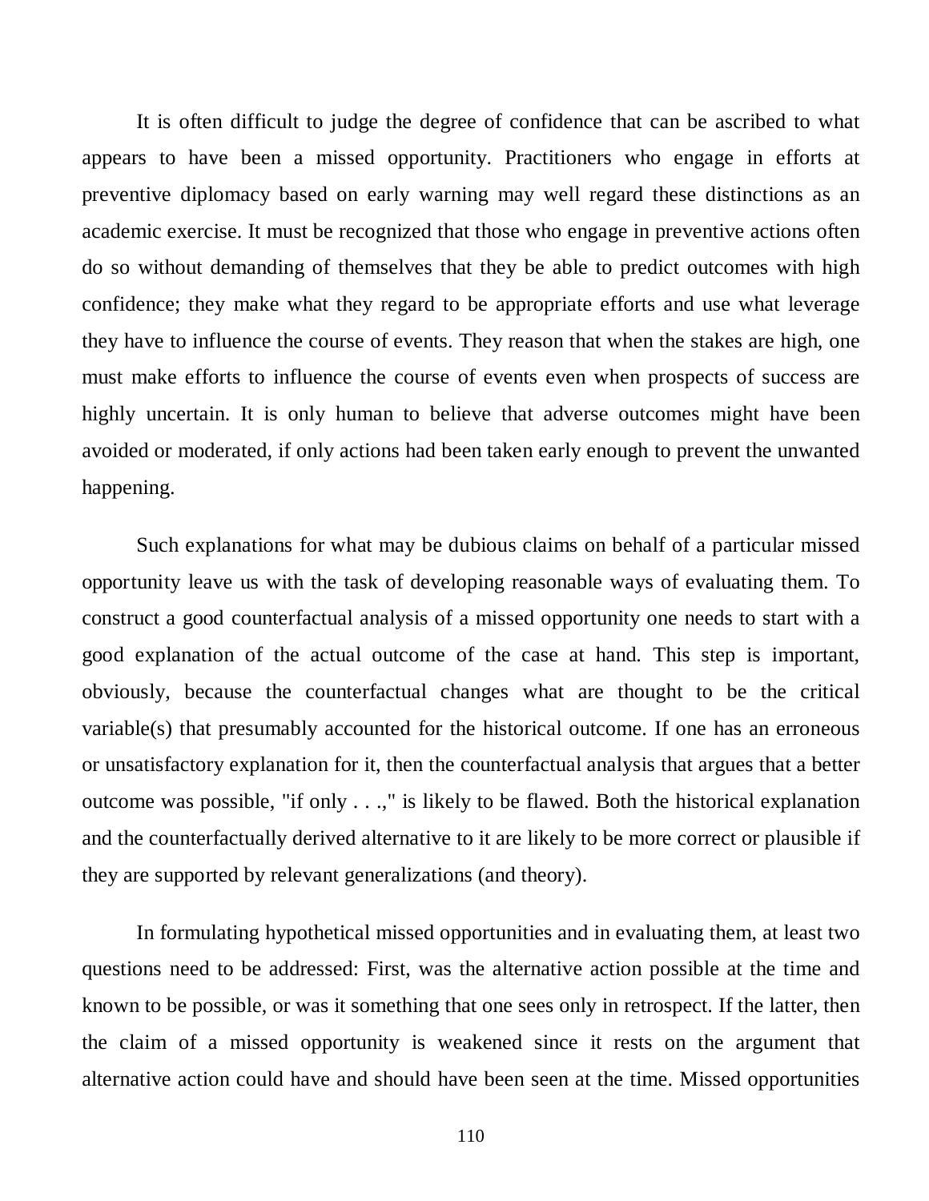It is often difficult to judge the degree of confidence that can be ascribed to what appears to have been a missed opportunity. Practitioners who engage in efforts at preventive diplomacy based on early warning may well regard these distinctions as an academic exercise. It must be recognized that those who engage in preventive actions often do so without demanding of themselves that they be able to predict outcomes with high confidence; they make what they regard to be appropriate efforts and use what leverage they have to influence the course of events. They reason that when the stakes are high, one must make efforts to influence the course of events even when prospects of success are highly uncertain. It is only human to believe that adverse outcomes might have been avoided or moderated, if only actions had been taken early enough to prevent the unwanted happening.

Such explanations for what may be dubious claims on behalf of a particular missed opportunity leave us with the task of developing reasonable ways of evaluating them. To construct a good counterfactual analysis of a missed opportunity one needs to start with a good explanation of the actual outcome of the case at hand. This step is important, obviously, because the counterfactual changes what are thought to be the critical variable(s) that presumably accounted for the historical outcome. If one has an erroneous or unsatisfactory explanation for it, then the counterfactual analysis that argues that a better outcome was possible, "if only . . .," is likely to be flawed. Both the historical explanation and the counterfactually derived alternative to it are likely to be more correct or plausible if they are supported by relevant generalizations (and theory).

In formulating hypothetical missed opportunities and in evaluating them, at least two questions need to be addressed: First, was the alternative action possible at the time and known to be possible, or was it something that one sees only in retrospect. If the latter, then the claim of a missed opportunity is weakened since it rests on the argument that alternative action could have and should have been seen at the time. Missed opportunities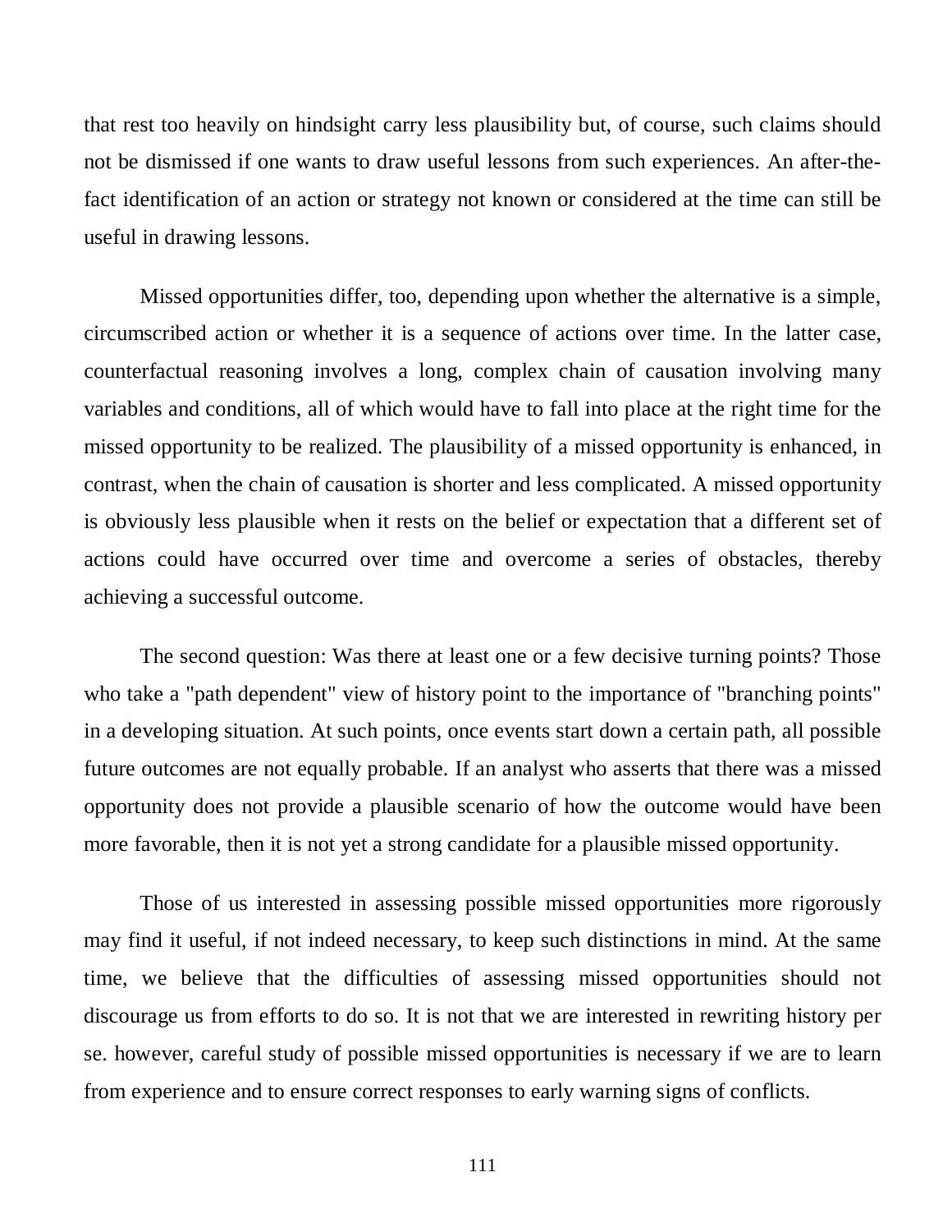that rest too heavily on hindsight carry less plausibility but, of course, such claims should not be dismissed if one wants to draw useful lessons from such experiences. An after-the-fact identification of an action or strategy not known or considered at the time can still be useful in drawing lessons.

Missed opportunities differ, too, depending upon whether the alternative is a simple, circumscribed action or whether it is a sequence of actions over time. In the latter case, counterfactual reasoning involves a long, complex chain of causation involving many variables and conditions, all of which would have to fall into place at the right time for the missed opportunity to be realized. The plausibility of a missed opportunity is enhanced, in contrast, when the chain of causation is shorter and less complicated. A missed opportunity is obviously less plausible when it rests on the belief or expectation that a different set of actions could have occurred over time and overcome a series of obstacles, thereby achieving a successful outcome.

The second question: Was there at least one or a few decisive turning points? Those who take a "path dependent" view of history point to the importance of "branching points" in a developing situation. At such points, once events start down a certain path, all possible future outcomes are not equally probable. If an analyst who asserts that there was a missed opportunity does not provide a plausible scenario of how the outcome would have been more favorable, then it is not yet a strong candidate for a plausible missed opportunity.

Those of us interested in assessing possible missed opportunities more rigorously may find it useful, if not indeed necessary, to keep such distinctions in mind. At the same time, we believe that the difficulties of assessing missed opportunities should not discourage us from efforts to do so. It is not that we are interested in rewriting history per se. however, careful study of possible missed opportunities is necessary if we are to learn from experience and to ensure correct responses to early warning signs of conflicts.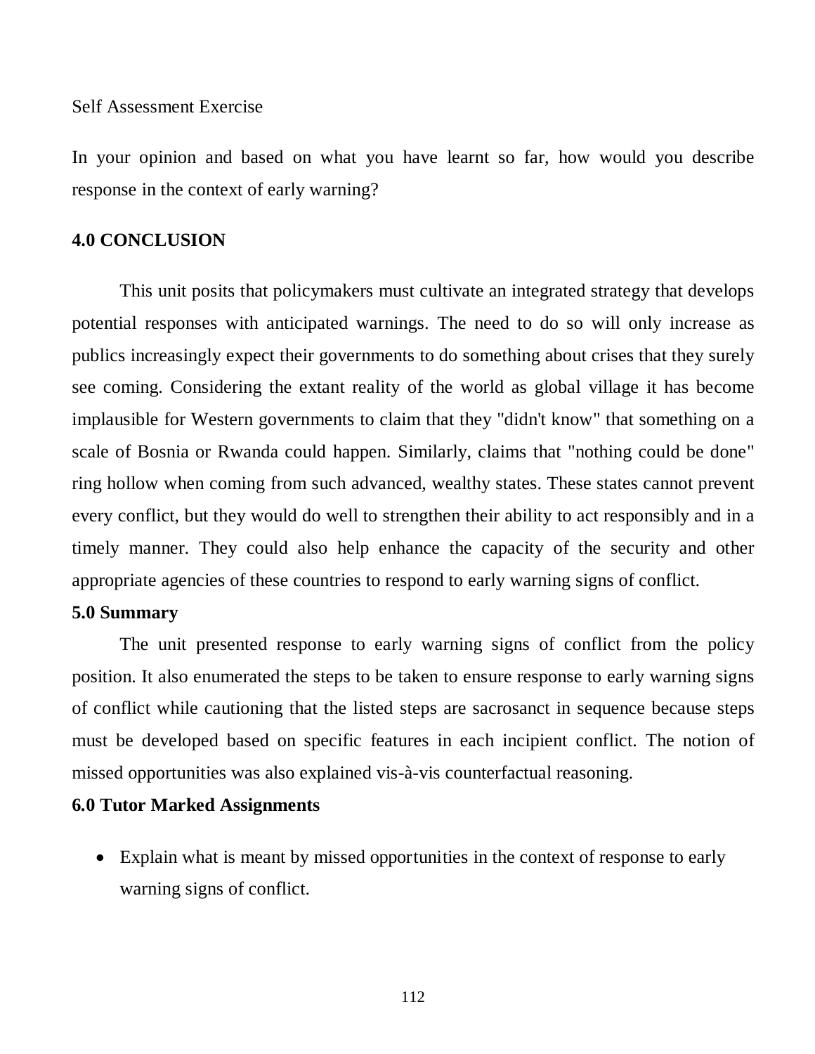Self Assessment Exercise

In your opinion and based on what you have learnt so far, how would you describe response in the context of early warning?

## 4.0 CONCLUSION

This unit posits that policymakers must cultivate an integrated strategy that develops potential responses with anticipated warnings. The need to do so will only increase as publics increasingly expect their governments to do something about crises that they surely see coming. Considering the extant reality of the world as global village it has become implausible for Western governments to claim that they "didn't know" that something on a scale of Bosnia or Rwanda could happen. Similarly, claims that "nothing could be done" ring hollow when coming from such advanced, wealthy states. These states cannot prevent every conflict, but they would do well to strengthen their ability to act responsibly and in a timely manner. They could also help enhance the capacity of the security and other appropriate agencies of these countries to respond to early warning signs of conflict.

## 5.0 Summary

The unit presented response to early warning signs of conflict from the policy position. It also enumerated the steps to be taken to ensure response to early warning signs of conflict while cautioning that the listed steps are sacrosanct in sequence because steps must be developed based on specific features in each incipient conflict. The notion of missed opportunities was also explained vis-à-vis counterfactual reasoning.

## 6.0 Tutor Marked Assignments

- Explain what is meant by missed opportunities in the context of response to early warning signs of conflict.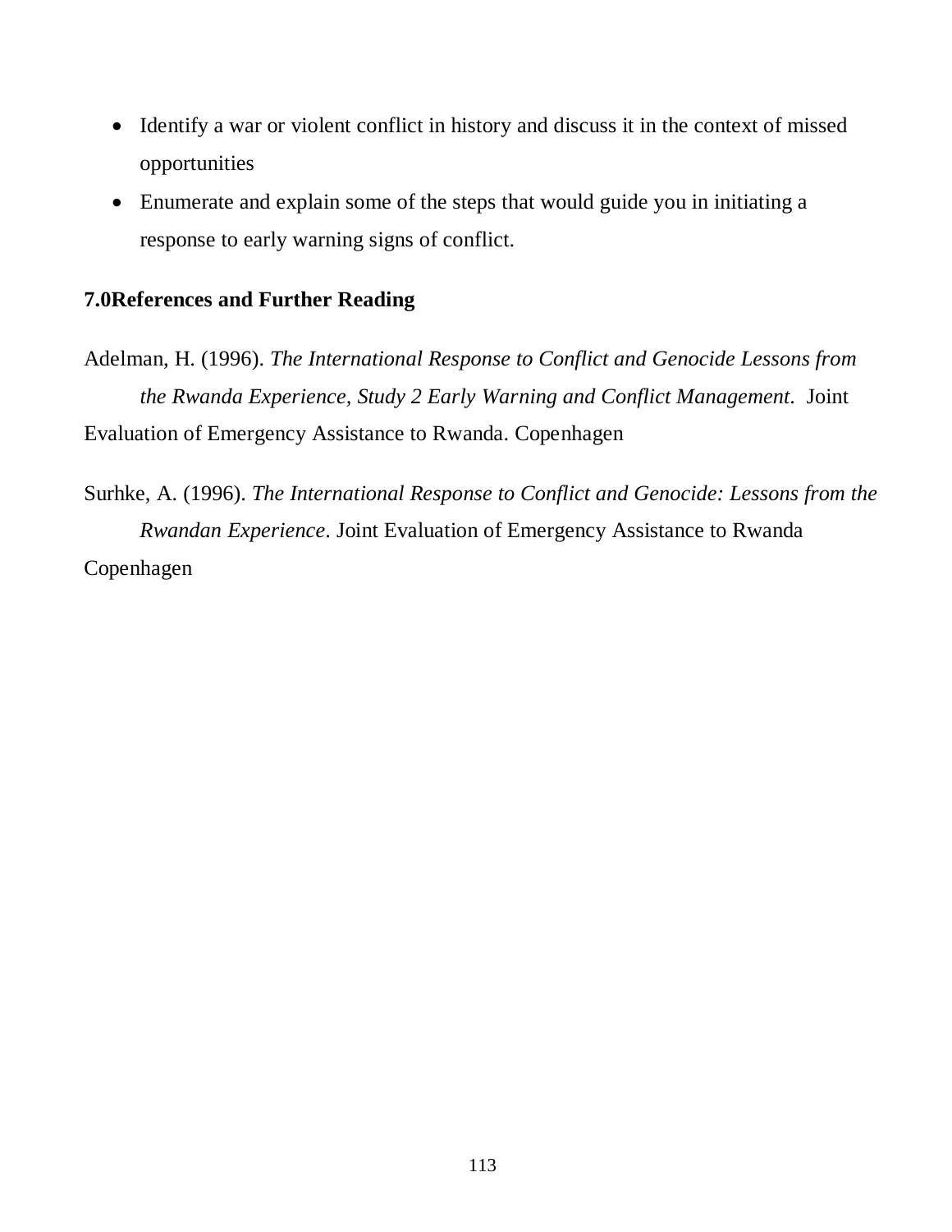- Identify a war or violent conflict in history and discuss it in the context of missed opportunities
- Enumerate and explain some of the steps that would guide you in initiating a response to early warning signs of conflict.

## 7.0References and Further Reading

Adelman, H. (1996). *The International Response to Conflict and Genocide Lessons from the Rwanda Experience, Study 2 Early Warning and Conflict Management*. Joint Evaluation of Emergency Assistance to Rwanda. Copenhagen

Surhke, A. (1996). *The International Response to Conflict and Genocide: Lessons from the Rwandan Experience*. Joint Evaluation of Emergency Assistance to Rwanda Copenhagen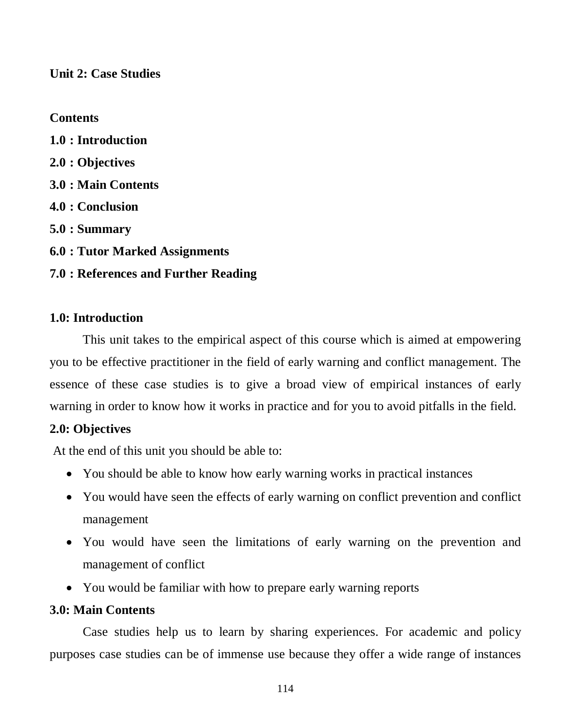## Unit 2: Case Studies

**Contents**

**1.0 : Introduction**

**2.0 : Objectives**

**3.0 : Main Contents**

**4.0 : Conclusion**

**5.0 : Summary**

**6.0 : Tutor Marked Assignments**

**7.0 : References and Further Reading**

### 1.0: Introduction

This unit takes to the empirical aspect of this course which is aimed at empowering you to be effective practitioner in the field of early warning and conflict management. The essence of these case studies is to give a broad view of empirical instances of early warning in order to know how it works in practice and for you to avoid pitfalls in the field.

### 2.0: Objectives

At the end of this unit you should be able to:

- You should be able to know how early warning works in practical instances
- You would have seen the effects of early warning on conflict prevention and conflict management
- You would have seen the limitations of early warning on the prevention and management of conflict
- You would be familiar with how to prepare early warning reports

### 3.0: Main Contents

Case studies help us to learn by sharing experiences. For academic and policy purposes case studies can be of immense use because they offer a wide range of instances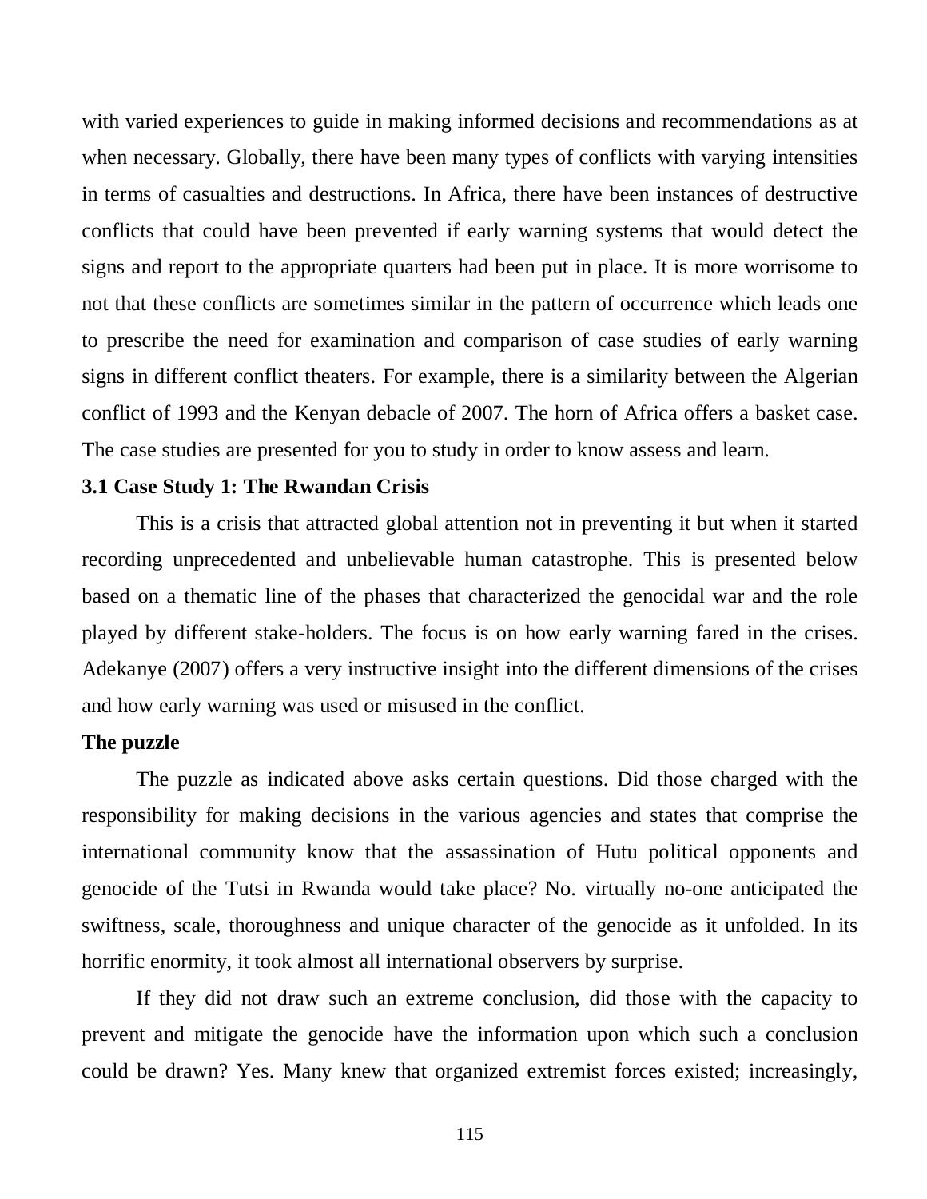with varied experiences to guide in making informed decisions and recommendations as at when necessary. Globally, there have been many types of conflicts with varying intensities in terms of casualties and destructions. In Africa, there have been instances of destructive conflicts that could have been prevented if early warning systems that would detect the signs and report to the appropriate quarters had been put in place. It is more worrisome to not that these conflicts are sometimes similar in the pattern of occurrence which leads one to prescribe the need for examination and comparison of case studies of early warning signs in different conflict theaters. For example, there is a similarity between the Algerian conflict of 1993 and the Kenyan debacle of 2007. The horn of Africa offers a basket case. The case studies are presented for you to study in order to know assess and learn.

### 3.1 Case Study 1: The Rwandan Crisis

This is a crisis that attracted global attention not in preventing it but when it started recording unprecedented and unbelievable human catastrophe. This is presented below based on a thematic line of the phases that characterized the genocidal war and the role played by different stake-holders. The focus is on how early warning fared in the crises. Adekanye (2007) offers a very instructive insight into the different dimensions of the crises and how early warning was used or misused in the conflict.

**The puzzle**

The puzzle as indicated above asks certain questions. Did those charged with the responsibility for making decisions in the various agencies and states that comprise the international community know that the assassination of Hutu political opponents and genocide of the Tutsi in Rwanda would take place? No. virtually no-one anticipated the swiftness, scale, thoroughness and unique character of the genocide as it unfolded. In its horrific enormity, it took almost all international observers by surprise.

If they did not draw such an extreme conclusion, did those with the capacity to prevent and mitigate the genocide have the information upon which such a conclusion could be drawn? Yes. Many knew that organized extremist forces existed; increasingly,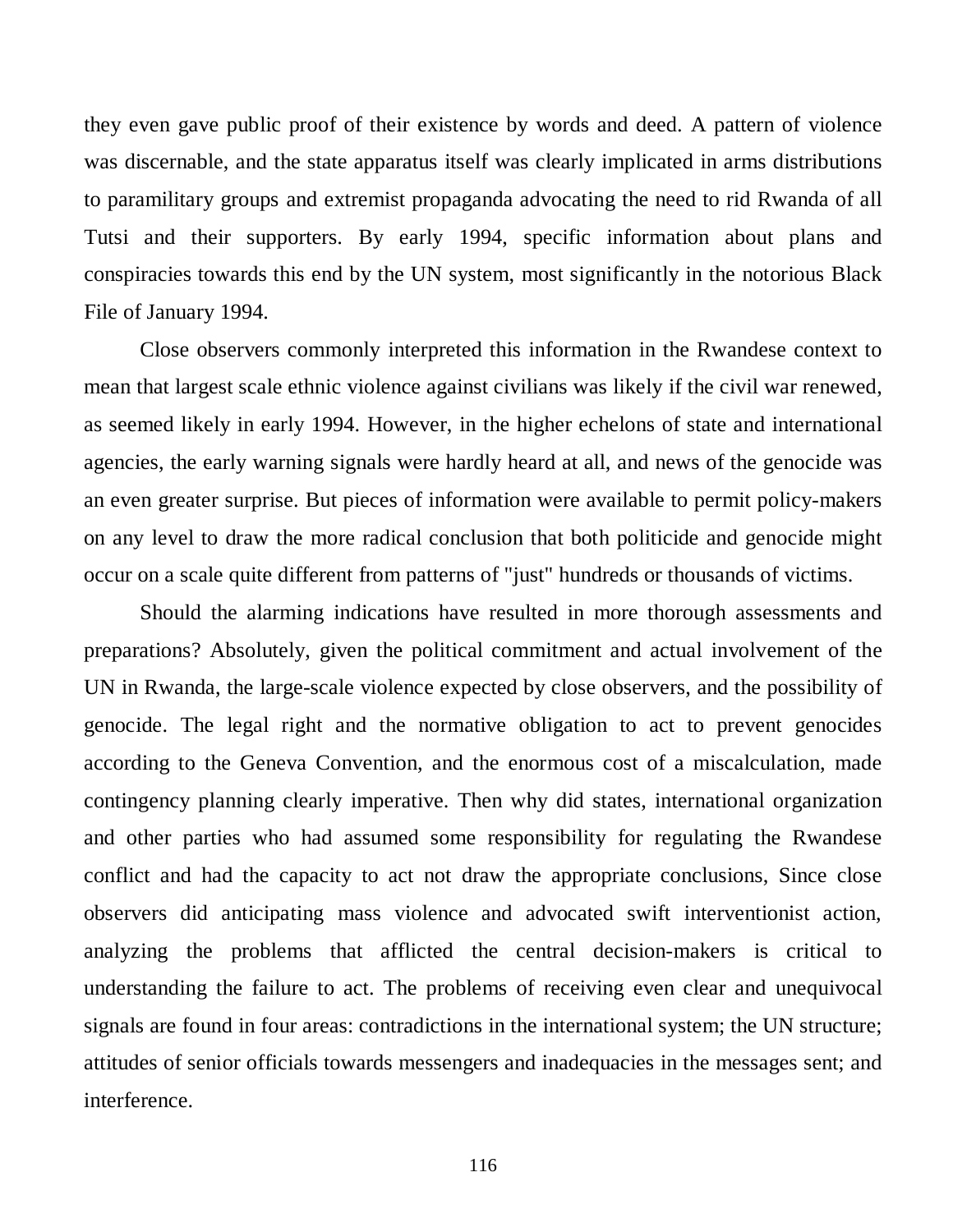they even gave public proof of their existence by words and deed. A pattern of violence was discernable, and the state apparatus itself was clearly implicated in arms distributions to paramilitary groups and extremist propaganda advocating the need to rid Rwanda of all Tutsi and their supporters. By early 1994, specific information about plans and conspiracies towards this end by the UN system, most significantly in the notorious Black File of January 1994.

Close observers commonly interpreted this information in the Rwandese context to mean that largest scale ethnic violence against civilians was likely if the civil war renewed, as seemed likely in early 1994. However, in the higher echelons of state and international agencies, the early warning signals were hardly heard at all, and news of the genocide was an even greater surprise. But pieces of information were available to permit policy-makers on any level to draw the more radical conclusion that both politicide and genocide might occur on a scale quite different from patterns of "just" hundreds or thousands of victims.

Should the alarming indications have resulted in more thorough assessments and preparations? Absolutely, given the political commitment and actual involvement of the UN in Rwanda, the large-scale violence expected by close observers, and the possibility of genocide. The legal right and the normative obligation to act to prevent genocides according to the Geneva Convention, and the enormous cost of a miscalculation, made contingency planning clearly imperative. Then why did states, international organization and other parties who had assumed some responsibility for regulating the Rwandese conflict and had the capacity to act not draw the appropriate conclusions, Since close observers did anticipating mass violence and advocated swift interventionist action, analyzing the problems that afflicted the central decision-makers is critical to understanding the failure to act. The problems of receiving even clear and unequivocal signals are found in four areas: contradictions in the international system; the UN structure; attitudes of senior officials towards messengers and inadequacies in the messages sent; and interference.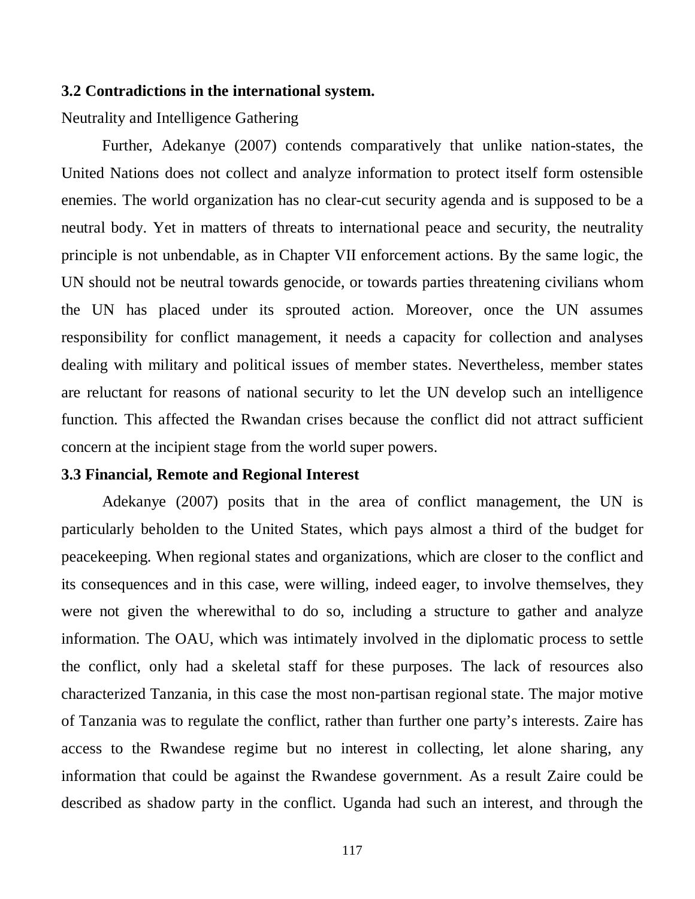### 3.2 Contradictions in the international system.

Neutrality and Intelligence Gathering

Further, Adekanye (2007) contends comparatively that unlike nation-states, the United Nations does not collect and analyze information to protect itself form ostensible enemies. The world organization has no clear-cut security agenda and is supposed to be a neutral body. Yet in matters of threats to international peace and security, the neutrality principle is not unbendable, as in Chapter VII enforcement actions. By the same logic, the UN should not be neutral towards genocide, or towards parties threatening civilians whom the UN has placed under its sprouted action. Moreover, once the UN assumes responsibility for conflict management, it needs a capacity for collection and analyses dealing with military and political issues of member states. Nevertheless, member states are reluctant for reasons of national security to let the UN develop such an intelligence function. This affected the Rwandan crises because the conflict did not attract sufficient concern at the incipient stage from the world super powers.

### 3.3 Financial, Remote and Regional Interest

Adekanye (2007) posits that in the area of conflict management, the UN is particularly beholden to the United States, which pays almost a third of the budget for peacekeeping. When regional states and organizations, which are closer to the conflict and its consequences and in this case, were willing, indeed eager, to involve themselves, they were not given the wherewithal to do so, including a structure to gather and analyze information. The OAU, which was intimately involved in the diplomatic process to settle the conflict, only had a skeletal staff for these purposes. The lack of resources also characterized Tanzania, in this case the most non-partisan regional state. The major motive of Tanzania was to regulate the conflict, rather than further one party's interests. Zaire has access to the Rwandese regime but no interest in collecting, let alone sharing, any information that could be against the Rwandese government. As a result Zaire could be described as shadow party in the conflict. Uganda had such an interest, and through the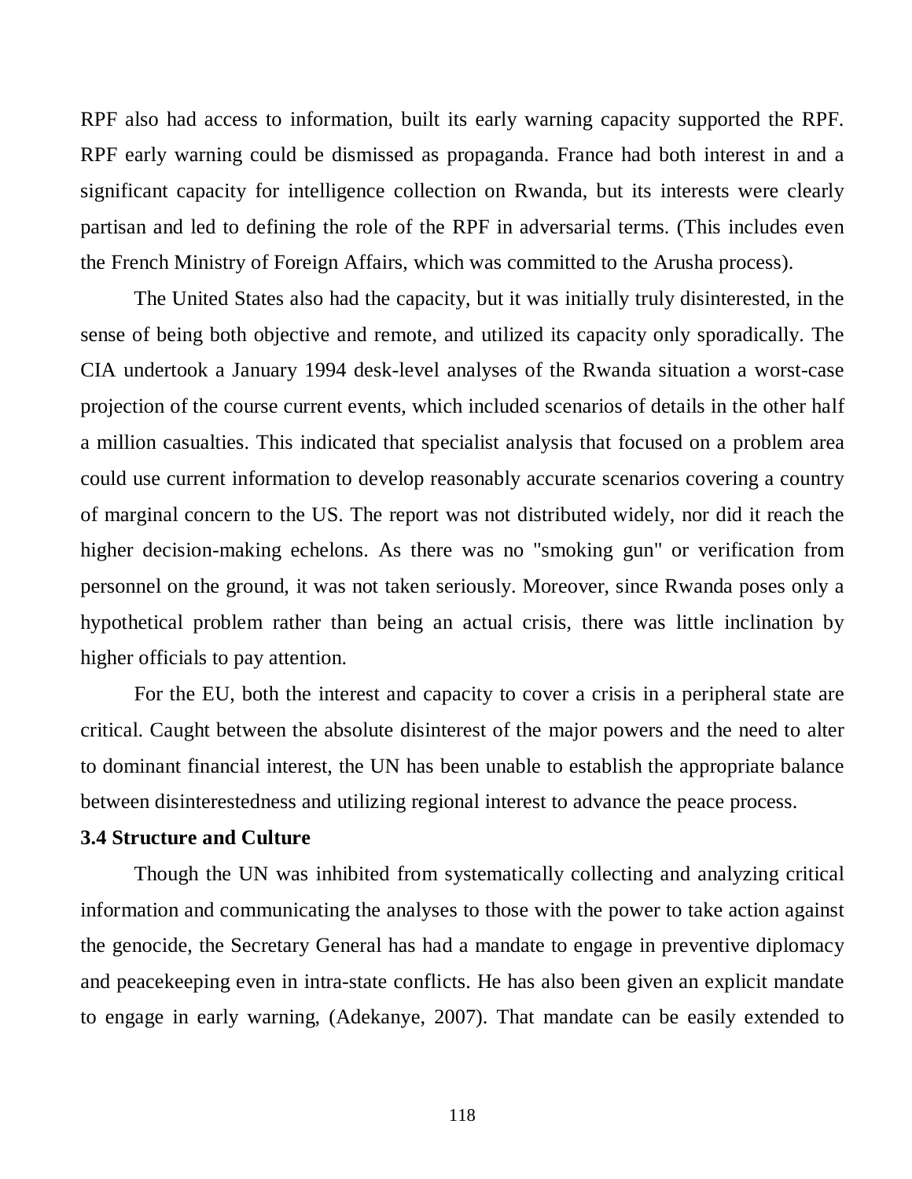RPF also had access to information, built its early warning capacity supported the RPF. RPF early warning could be dismissed as propaganda. France had both interest in and a significant capacity for intelligence collection on Rwanda, but its interests were clearly partisan and led to defining the role of the RPF in adversarial terms. (This includes even the French Ministry of Foreign Affairs, which was committed to the Arusha process).

The United States also had the capacity, but it was initially truly disinterested, in the sense of being both objective and remote, and utilized its capacity only sporadically. The CIA undertook a January 1994 desk-level analyses of the Rwanda situation a worst-case projection of the course current events, which included scenarios of details in the other half a million casualties. This indicated that specialist analysis that focused on a problem area could use current information to develop reasonably accurate scenarios covering a country of marginal concern to the US. The report was not distributed widely, nor did it reach the higher decision-making echelons. As there was no "smoking gun" or verification from personnel on the ground, it was not taken seriously. Moreover, since Rwanda poses only a hypothetical problem rather than being an actual crisis, there was little inclination by higher officials to pay attention.

For the EU, both the interest and capacity to cover a crisis in a peripheral state are critical. Caught between the absolute disinterest of the major powers and the need to alter to dominant financial interest, the UN has been unable to establish the appropriate balance between disinterestedness and utilizing regional interest to advance the peace process.

**3.4 Structure and Culture**

Though the UN was inhibited from systematically collecting and analyzing critical information and communicating the analyses to those with the power to take action against the genocide, the Secretary General has had a mandate to engage in preventive diplomacy and peacekeeping even in intra-state conflicts. He has also been given an explicit mandate to engage in early warning, (Adekanye, 2007). That mandate can be easily extended to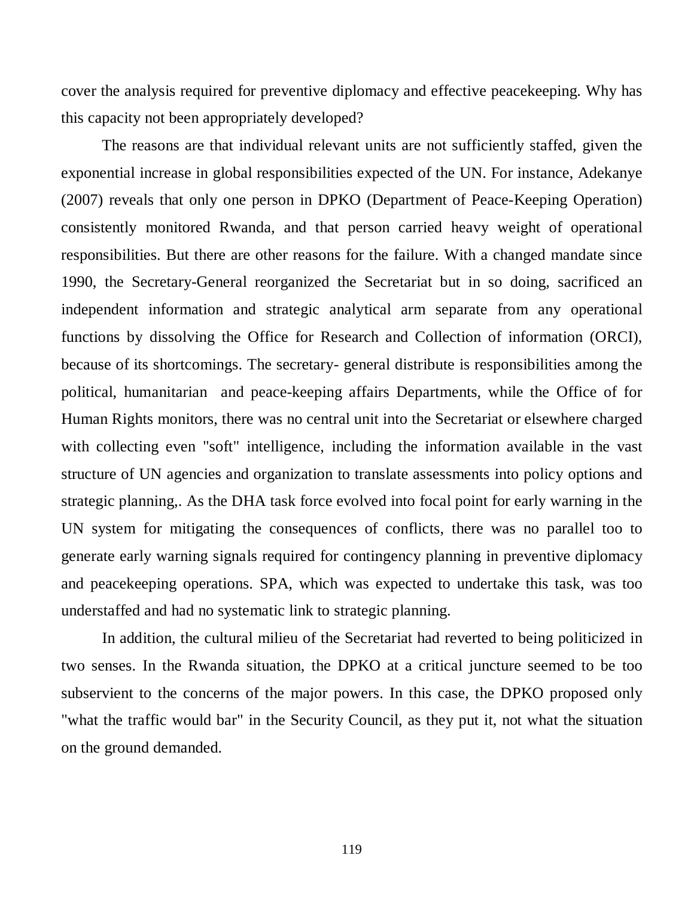cover the analysis required for preventive diplomacy and effective peacekeeping. Why has this capacity not been appropriately developed?

The reasons are that individual relevant units are not sufficiently staffed, given the exponential increase in global responsibilities expected of the UN. For instance, Adekanye (2007) reveals that only one person in DPKO (Department of Peace-Keeping Operation) consistently monitored Rwanda, and that person carried heavy weight of operational responsibilities. But there are other reasons for the failure. With a changed mandate since 1990, the Secretary-General reorganized the Secretariat but in so doing, sacrificed an independent information and strategic analytical arm separate from any operational functions by dissolving the Office for Research and Collection of information (ORCI), because of its shortcomings. The secretary- general distribute is responsibilities among the political, humanitarian and peace-keeping affairs Departments, while the Office of for Human Rights monitors, there was no central unit into the Secretariat or elsewhere charged with collecting even "soft" intelligence, including the information available in the vast structure of UN agencies and organization to translate assessments into policy options and strategic planning,. As the DHA task force evolved into focal point for early warning in the UN system for mitigating the consequences of conflicts, there was no parallel too to generate early warning signals required for contingency planning in preventive diplomacy and peacekeeping operations. SPA, which was expected to undertake this task, was too understaffed and had no systematic link to strategic planning.

In addition, the cultural milieu of the Secretariat had reverted to being politicized in two senses. In the Rwanda situation, the DPKO at a critical juncture seemed to be too subservient to the concerns of the major powers. In this case, the DPKO proposed only "what the traffic would bar" in the Security Council, as they put it, not what the situation on the ground demanded.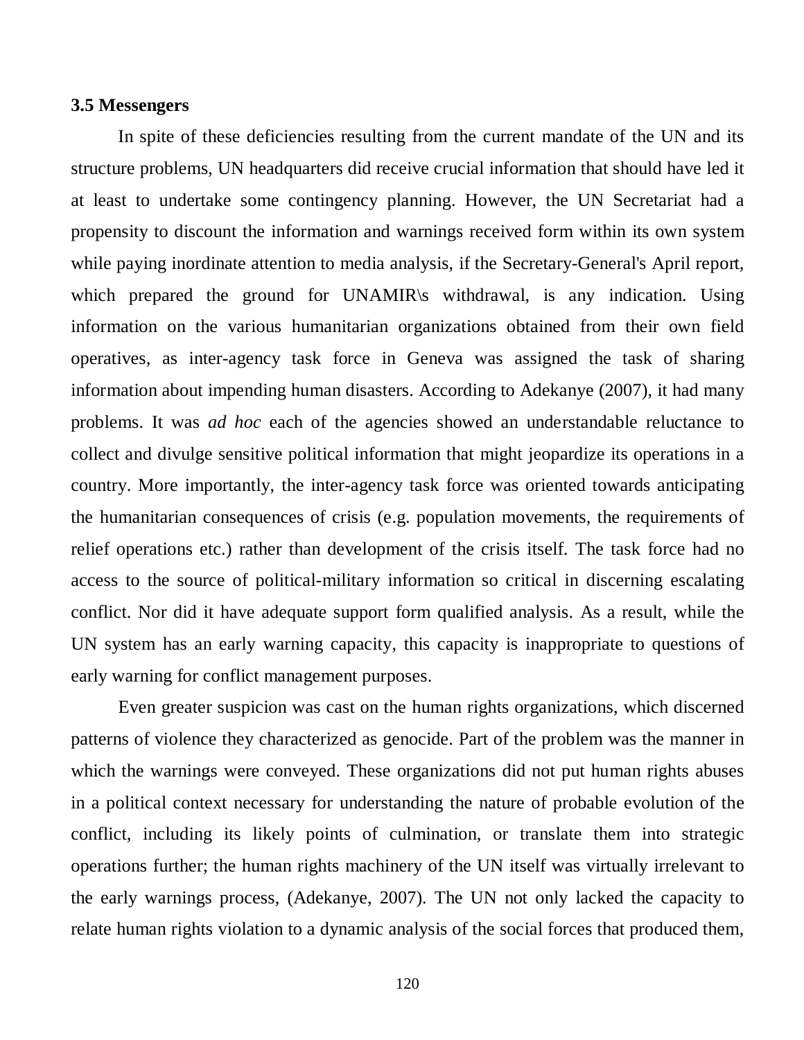### 3.5 Messengers

In spite of these deficiencies resulting from the current mandate of the UN and its structure problems, UN headquarters did receive crucial information that should have led it at least to undertake some contingency planning. However, the UN Secretariat had a propensity to discount the information and warnings received form within its own system while paying inordinate attention to media analysis, if the Secretary-General's April report, which prepared the ground for UNAMIR\s withdrawal, is any indication. Using information on the various humanitarian organizations obtained from their own field operatives, as inter-agency task force in Geneva was assigned the task of sharing information about impending human disasters. According to Adekanye (2007), it had many problems. It was *ad hoc* each of the agencies showed an understandable reluctance to collect and divulge sensitive political information that might jeopardize its operations in a country. More importantly, the inter-agency task force was oriented towards anticipating the humanitarian consequences of crisis (e.g. population movements, the requirements of relief operations etc.) rather than development of the crisis itself. The task force had no access to the source of political-military information so critical in discerning escalating conflict. Nor did it have adequate support form qualified analysis. As a result, while the UN system has an early warning capacity, this capacity is inappropriate to questions of early warning for conflict management purposes.

Even greater suspicion was cast on the human rights organizations, which discerned patterns of violence they characterized as genocide. Part of the problem was the manner in which the warnings were conveyed. These organizations did not put human rights abuses in a political context necessary for understanding the nature of probable evolution of the conflict, including its likely points of culmination, or translate them into strategic operations further; the human rights machinery of the UN itself was virtually irrelevant to the early warnings process, (Adekanye, 2007). The UN not only lacked the capacity to relate human rights violation to a dynamic analysis of the social forces that produced them,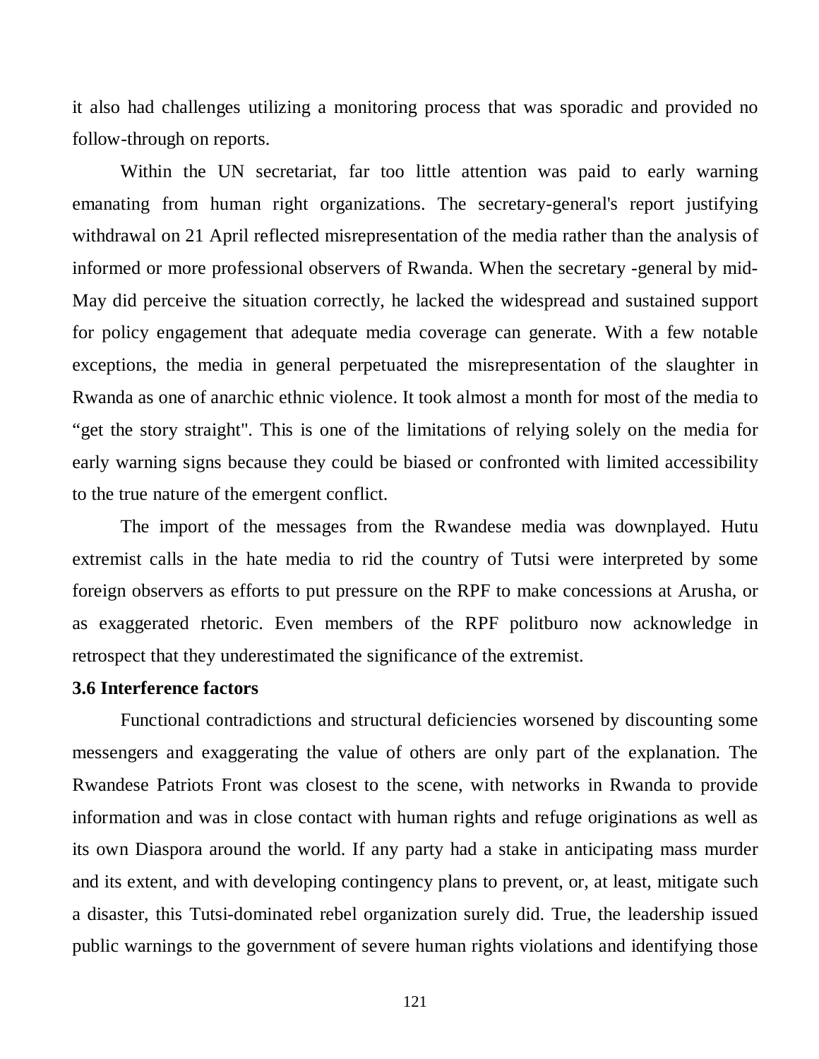it also had challenges utilizing a monitoring process that was sporadic and provided no follow-through on reports.

Within the UN secretariat, far too little attention was paid to early warning emanating from human right organizations. The secretary-general's report justifying withdrawal on 21 April reflected misrepresentation of the media rather than the analysis of informed or more professional observers of Rwanda. When the secretary -general by mid-May did perceive the situation correctly, he lacked the widespread and sustained support for policy engagement that adequate media coverage can generate. With a few notable exceptions, the media in general perpetuated the misrepresentation of the slaughter in Rwanda as one of anarchic ethnic violence. It took almost a month for most of the media to “get the story straight". This is one of the limitations of relying solely on the media for early warning signs because they could be biased or confronted with limited accessibility to the true nature of the emergent conflict.

The import of the messages from the Rwandese media was downplayed. Hutu extremist calls in the hate media to rid the country of Tutsi were interpreted by some foreign observers as efforts to put pressure on the RPF to make concessions at Arusha, or as exaggerated rhetoric. Even members of the RPF politburo now acknowledge in retrospect that they underestimated the significance of the extremist.

### 3.6 Interference factors

Functional contradictions and structural deficiencies worsened by discounting some messengers and exaggerating the value of others are only part of the explanation. The Rwandese Patriots Front was closest to the scene, with networks in Rwanda to provide information and was in close contact with human rights and refuge originations as well as its own Diaspora around the world. If any party had a stake in anticipating mass murder and its extent, and with developing contingency plans to prevent, or, at least, mitigate such a disaster, this Tutsi-dominated rebel organization surely did. True, the leadership issued public warnings to the government of severe human rights violations and identifying those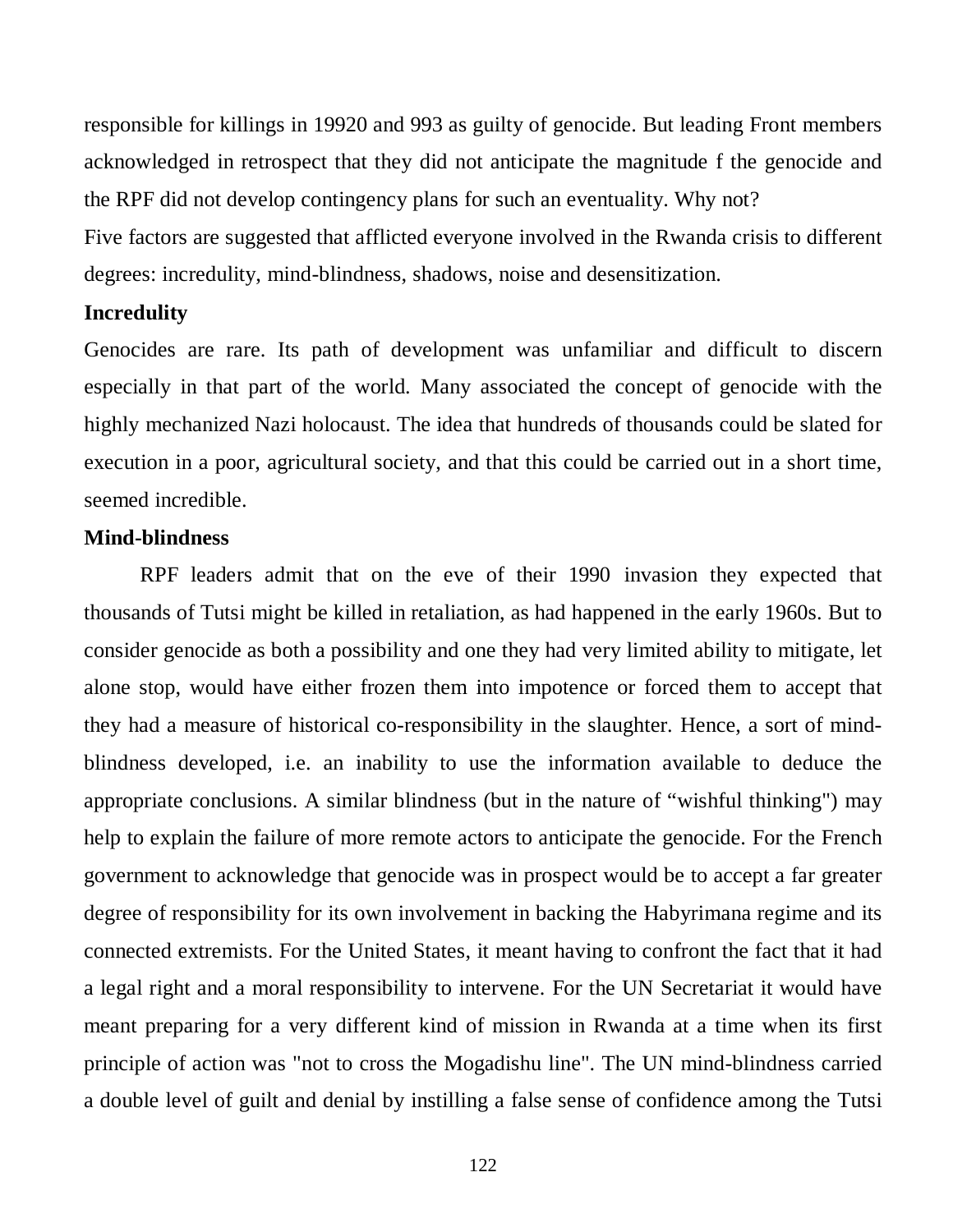responsible for killings in 19920 and 993 as guilty of genocide. But leading Front members acknowledged in retrospect that they did not anticipate the magnitude f the genocide and the RPF did not develop contingency plans for such an eventuality. Why not?

Five factors are suggested that afflicted everyone involved in the Rwanda crisis to different degrees: incredulity, mind-blindness, shadows, noise and desensitization.

**Incredulity**

Genocides are rare. Its path of development was unfamiliar and difficult to discern especially in that part of the world. Many associated the concept of genocide with the highly mechanized Nazi holocaust. The idea that hundreds of thousands could be slated for execution in a poor, agricultural society, and that this could be carried out in a short time, seemed incredible.

**Mind-blindness**

RPF leaders admit that on the eve of their 1990 invasion they expected that thousands of Tutsi might be killed in retaliation, as had happened in the early 1960s. But to consider genocide as both a possibility and one they had very limited ability to mitigate, let alone stop, would have either frozen them into impotence or forced them to accept that they had a measure of historical co-responsibility in the slaughter. Hence, a sort of mind-blindness developed, i.e. an inability to use the information available to deduce the appropriate conclusions. A similar blindness (but in the nature of "wishful thinking") may help to explain the failure of more remote actors to anticipate the genocide. For the French government to acknowledge that genocide was in prospect would be to accept a far greater degree of responsibility for its own involvement in backing the Habyrimana regime and its connected extremists. For the United States, it meant having to confront the fact that it had a legal right and a moral responsibility to intervene. For the UN Secretariat it would have meant preparing for a very different kind of mission in Rwanda at a time when its first principle of action was "not to cross the Mogadishu line". The UN mind-blindness carried a double level of guilt and denial by instilling a false sense of confidence among the Tutsi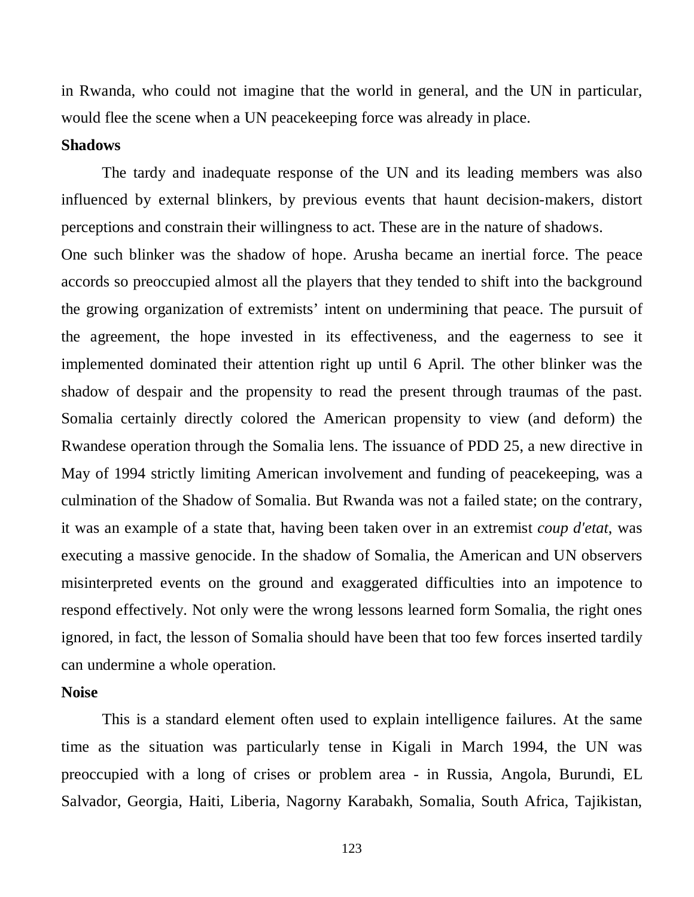in Rwanda, who could not imagine that the world in general, and the UN in particular, would flee the scene when a UN peacekeeping force was already in place.

**Shadows**

The tardy and inadequate response of the UN and its leading members was also influenced by external blinkers, by previous events that haunt decision-makers, distort perceptions and constrain their willingness to act. These are in the nature of shadows.

One such blinker was the shadow of hope. Arusha became an inertial force. The peace accords so preoccupied almost all the players that they tended to shift into the background the growing organization of extremists' intent on undermining that peace. The pursuit of the agreement, the hope invested in its effectiveness, and the eagerness to see it implemented dominated their attention right up until 6 April. The other blinker was the shadow of despair and the propensity to read the present through traumas of the past. Somalia certainly directly colored the American propensity to view (and deform) the Rwandese operation through the Somalia lens. The issuance of PDD 25, a new directive in May of 1994 strictly limiting American involvement and funding of peacekeeping, was a culmination of the Shadow of Somalia. But Rwanda was not a failed state; on the contrary, it was an example of a state that, having been taken over in an extremist *coup d'etat*, was executing a massive genocide. In the shadow of Somalia, the American and UN observers misinterpreted events on the ground and exaggerated difficulties into an impotence to respond effectively. Not only were the wrong lessons learned form Somalia, the right ones ignored, in fact, the lesson of Somalia should have been that too few forces inserted tardily can undermine a whole operation.

**Noise**

This is a standard element often used to explain intelligence failures. At the same time as the situation was particularly tense in Kigali in March 1994, the UN was preoccupied with a long of crises or problem area - in Russia, Angola, Burundi, EL Salvador, Georgia, Haiti, Liberia, Nagorny Karabakh, Somalia, South Africa, Tajikistan,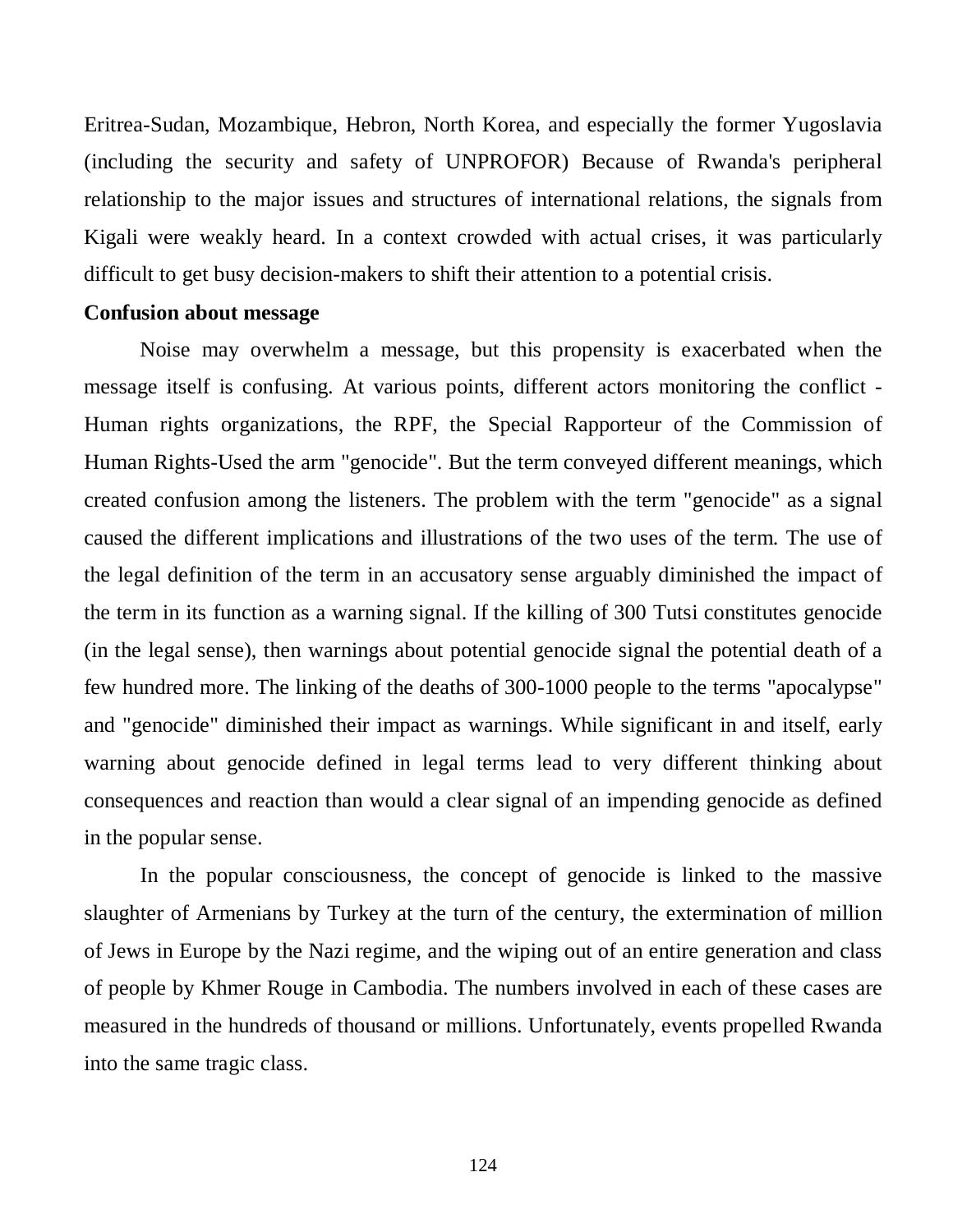Eritrea-Sudan, Mozambique, Hebron, North Korea, and especially the former Yugoslavia (including the security and safety of UNPROFOR) Because of Rwanda's peripheral relationship to the major issues and structures of international relations, the signals from Kigali were weakly heard. In a context crowded with actual crises, it was particularly difficult to get busy decision-makers to shift their attention to a potential crisis.

**Confusion about message**

Noise may overwhelm a message, but this propensity is exacerbated when the message itself is confusing. At various points, different actors monitoring the conflict - Human rights organizations, the RPF, the Special Rapporteur of the Commission of Human Rights-Used the arm "genocide". But the term conveyed different meanings, which created confusion among the listeners. The problem with the term "genocide" as a signal caused the different implications and illustrations of the two uses of the term. The use of the legal definition of the term in an accusatory sense arguably diminished the impact of the term in its function as a warning signal. If the killing of 300 Tutsi constitutes genocide (in the legal sense), then warnings about potential genocide signal the potential death of a few hundred more. The linking of the deaths of 300-1000 people to the terms "apocalypse" and "genocide" diminished their impact as warnings. While significant in and itself, early warning about genocide defined in legal terms lead to very different thinking about consequences and reaction than would a clear signal of an impending genocide as defined in the popular sense.

In the popular consciousness, the concept of genocide is linked to the massive slaughter of Armenians by Turkey at the turn of the century, the extermination of million of Jews in Europe by the Nazi regime, and the wiping out of an entire generation and class of people by Khmer Rouge in Cambodia. The numbers involved in each of these cases are measured in the hundreds of thousand or millions. Unfortunately, events propelled Rwanda into the same tragic class.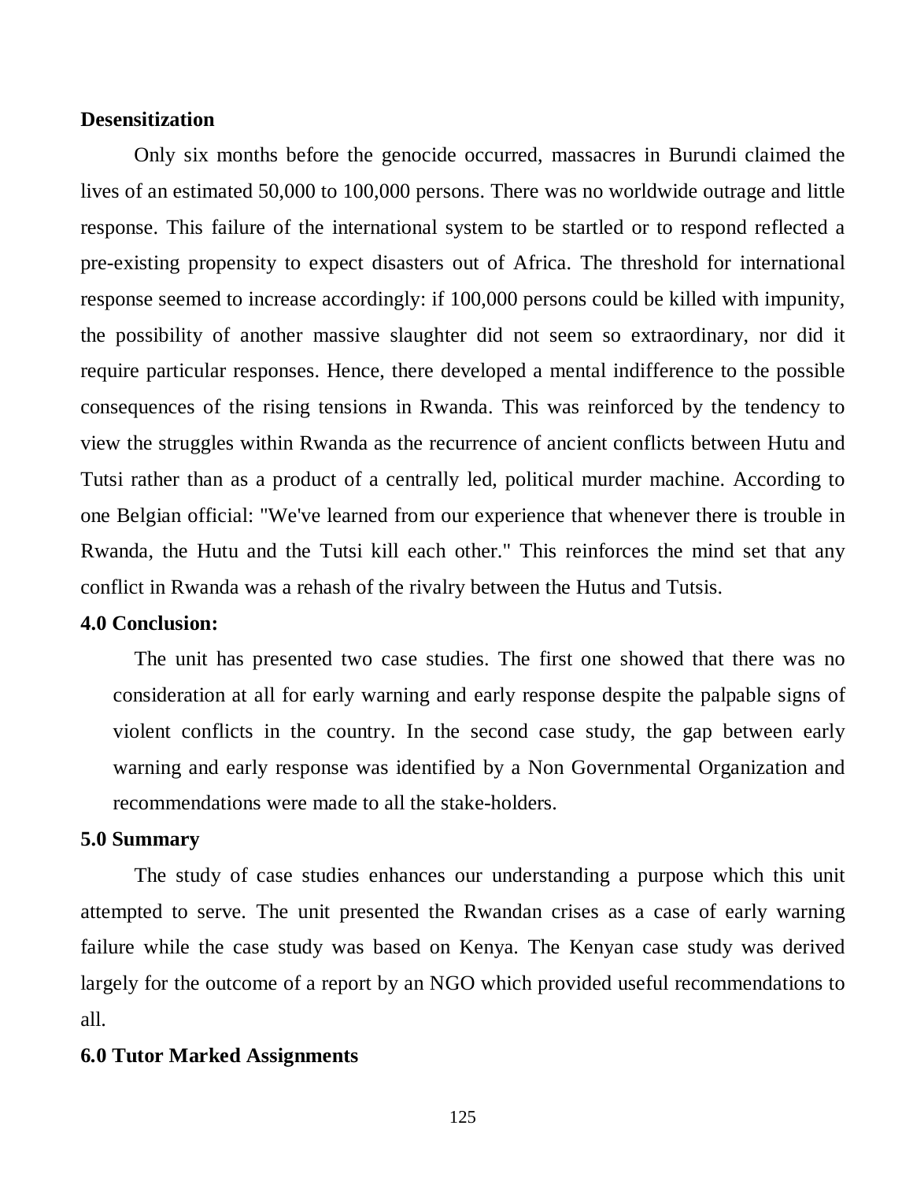**Desensitization**

Only six months before the genocide occurred, massacres in Burundi claimed the lives of an estimated 50,000 to 100,000 persons. There was no worldwide outrage and little response. This failure of the international system to be startled or to respond reflected a pre-existing propensity to expect disasters out of Africa. The threshold for international response seemed to increase accordingly: if 100,000 persons could be killed with impunity, the possibility of another massive slaughter did not seem so extraordinary, nor did it require particular responses. Hence, there developed a mental indifference to the possible consequences of the rising tensions in Rwanda. This was reinforced by the tendency to view the struggles within Rwanda as the recurrence of ancient conflicts between Hutu and Tutsi rather than as a product of a centrally led, political murder machine. According to one Belgian official: "We've learned from our experience that whenever there is trouble in Rwanda, the Hutu and the Tutsi kill each other." This reinforces the mind set that any conflict in Rwanda was a rehash of the rivalry between the Hutus and Tutsis.

## 4.0 Conclusion:

The unit has presented two case studies. The first one showed that there was no consideration at all for early warning and early response despite the palpable signs of violent conflicts in the country. In the second case study, the gap between early warning and early response was identified by a Non Governmental Organization and recommendations were made to all the stake-holders.

## 5.0 Summary

The study of case studies enhances our understanding a purpose which this unit attempted to serve. The unit presented the Rwandan crises as a case of early warning failure while the case study was based on Kenya. The Kenyan case study was derived largely for the outcome of a report by an NGO which provided useful recommendations to all.

## 6.0 Tutor Marked Assignments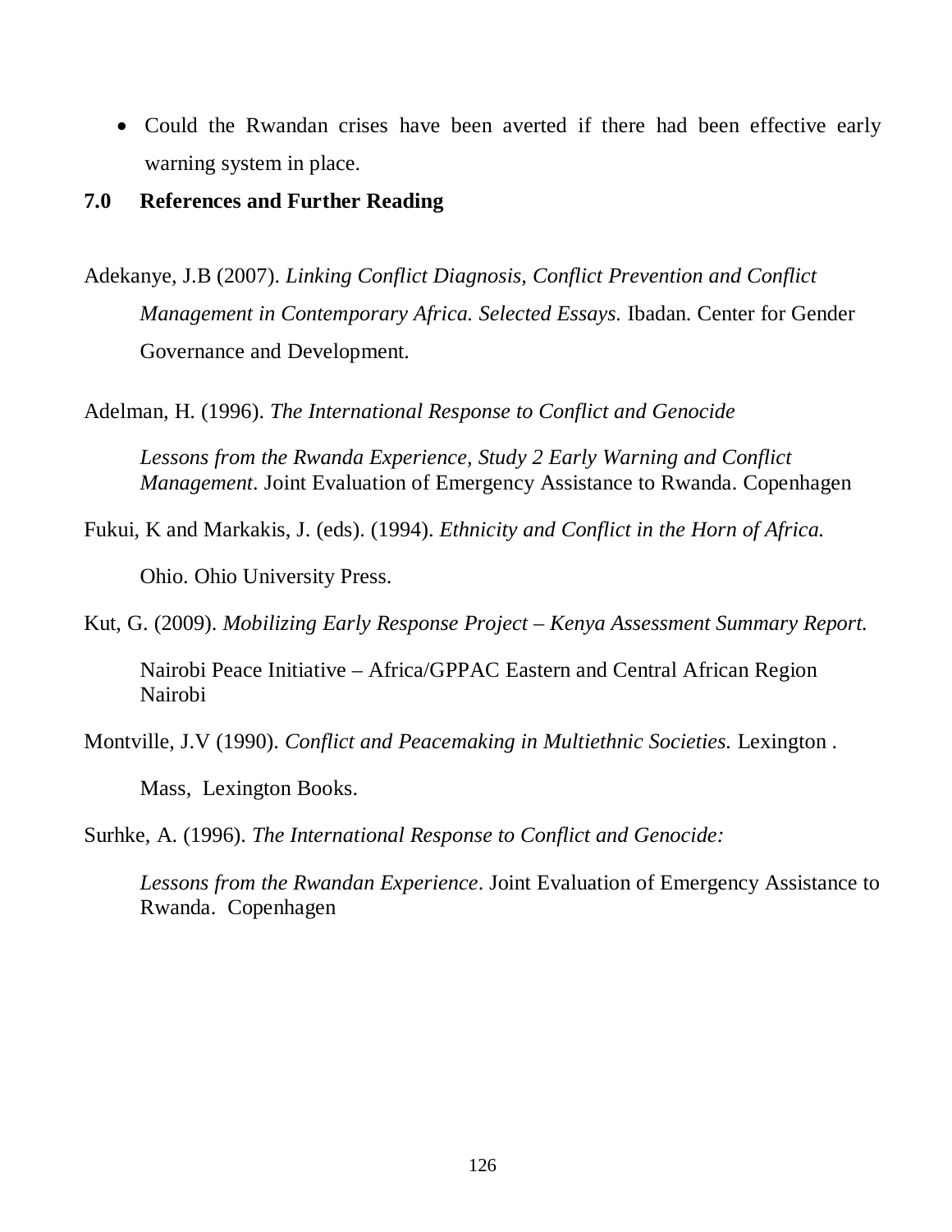- Could the Rwandan crises have been averted if there had been effective early warning system in place.

## 7.0 References and Further Reading

Adekanye, J.B (2007). *Linking Conflict Diagnosis, Conflict Prevention and Conflict Management in Contemporary Africa. Selected Essays.* Ibadan. Center for Gender Governance and Development.

Adelman, H. (1996). *The International Response to Conflict and Genocide Lessons from the Rwanda Experience, Study 2 Early Warning and Conflict Management*. Joint Evaluation of Emergency Assistance to Rwanda. Copenhagen

Fukui, K and Markakis, J. (eds). (1994). *Ethnicity and Conflict in the Horn of Africa.* Ohio. Ohio University Press.

Kut, G. (2009). *Mobilizing Early Response Project – Kenya Assessment Summary Report.* Nairobi Peace Initiative – Africa/GPPAC Eastern and Central African Region Nairobi

Montville, J.V (1990). *Conflict and Peacemaking in Multiethnic Societies.* Lexington . Mass, Lexington Books.

Surhke, A. (1996). *The International Response to Conflict and Genocide: Lessons from the Rwandan Experience*. Joint Evaluation of Emergency Assistance to Rwanda. Copenhagen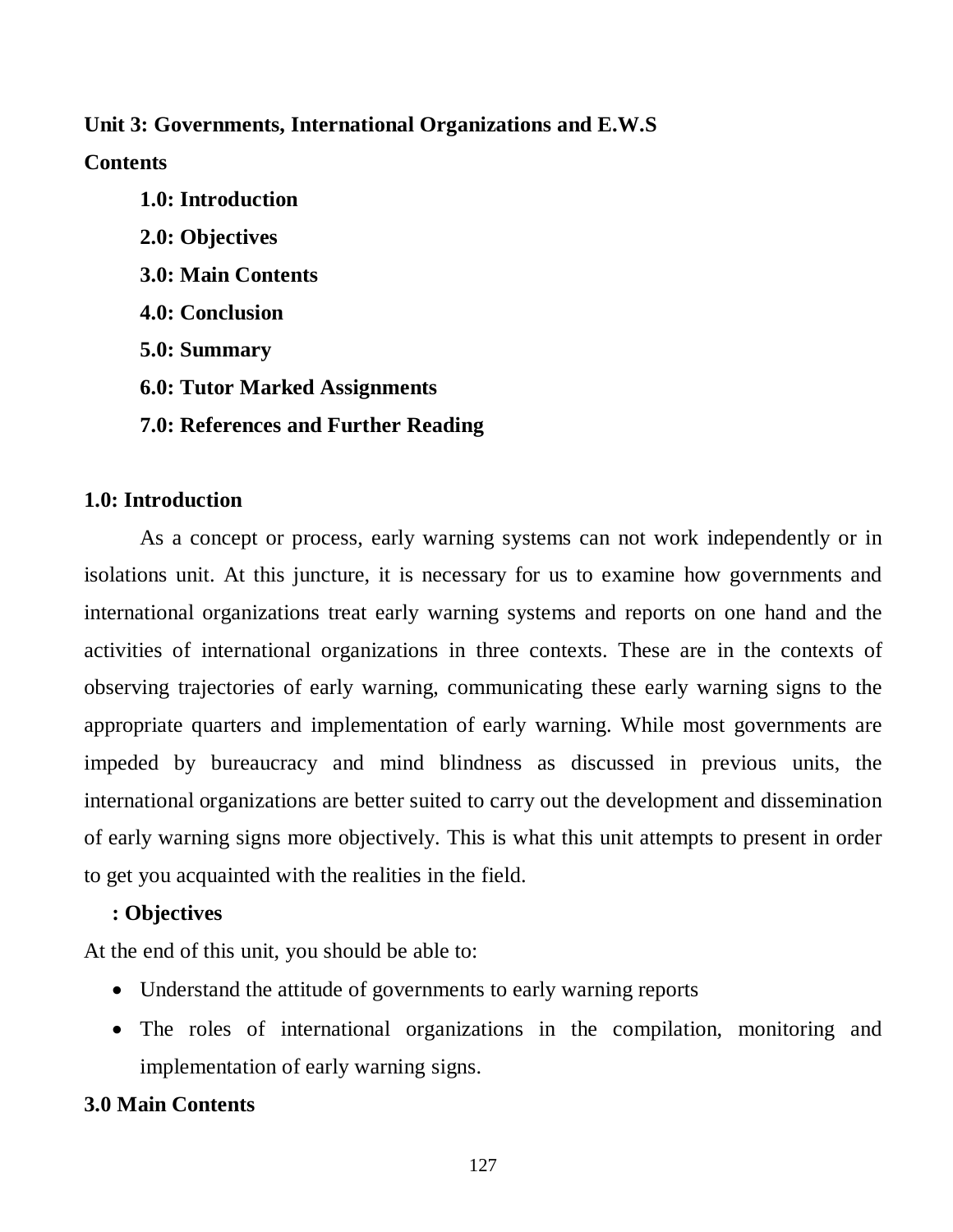**Unit 3: Governments, International Organizations and E.W.S**

**Contents**

- **1.0: Introduction**
- **2.0: Objectives**
- **3.0: Main Contents**
- **4.0: Conclusion**
- **5.0: Summary**
- **6.0: Tutor Marked Assignments**
- **7.0: References and Further Reading**

## 1.0: Introduction

As a concept or process, early warning systems can not work independently or in isolations unit. At this juncture, it is necessary for us to examine how governments and international organizations treat early warning systems and reports on one hand and the activities of international organizations in three contexts. These are in the contexts of observing trajectories of early warning, communicating these early warning signs to the appropriate quarters and implementation of early warning. While most governments are impeded by bureaucracy and mind blindness as discussed in previous units, the international organizations are better suited to carry out the development and dissemination of early warning signs more objectively. This is what this unit attempts to present in order to get you acquainted with the realities in the field.

## : Objectives

At the end of this unit, you should be able to:

- Understand the attitude of governments to early warning reports
- The roles of international organizations in the compilation, monitoring and implementation of early warning signs.

## 3.0 Main Contents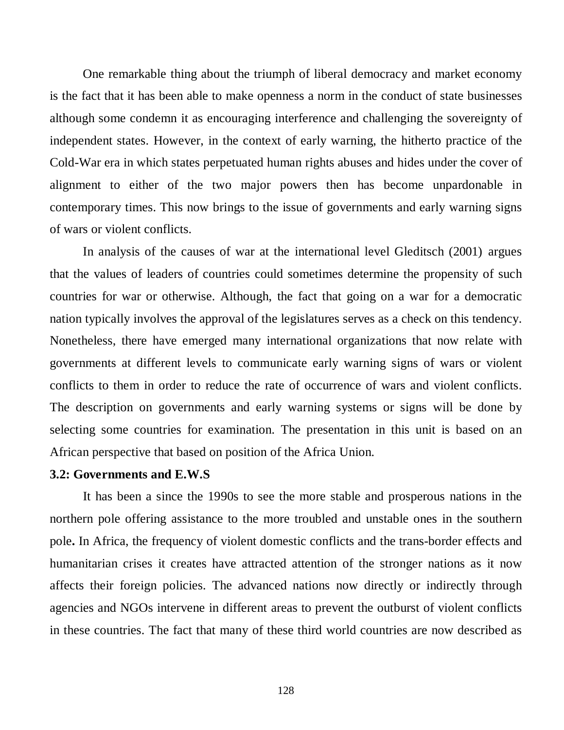One remarkable thing about the triumph of liberal democracy and market economy is the fact that it has been able to make openness a norm in the conduct of state businesses although some condemn it as encouraging interference and challenging the sovereignty of independent states. However, in the context of early warning, the hitherto practice of the Cold-War era in which states perpetuated human rights abuses and hides under the cover of alignment to either of the two major powers then has become unpardonable in contemporary times. This now brings to the issue of governments and early warning signs of wars or violent conflicts.

In analysis of the causes of war at the international level Gleditsch (2001) argues that the values of leaders of countries could sometimes determine the propensity of such countries for war or otherwise. Although, the fact that going on a war for a democratic nation typically involves the approval of the legislatures serves as a check on this tendency. Nonetheless, there have emerged many international organizations that now relate with governments at different levels to communicate early warning signs of wars or violent conflicts to them in order to reduce the rate of occurrence of wars and violent conflicts. The description on governments and early warning systems or signs will be done by selecting some countries for examination. The presentation in this unit is based on an African perspective that based on position of the Africa Union.

**3.2: Governments and E.W.S**

It has been a since the 1990s to see the more stable and prosperous nations in the northern pole offering assistance to the more troubled and unstable ones in the southern pole**.** In Africa, the frequency of violent domestic conflicts and the trans-border effects and humanitarian crises it creates have attracted attention of the stronger nations as it now affects their foreign policies. The advanced nations now directly or indirectly through agencies and NGOs intervene in different areas to prevent the outburst of violent conflicts in these countries. The fact that many of these third world countries are now described as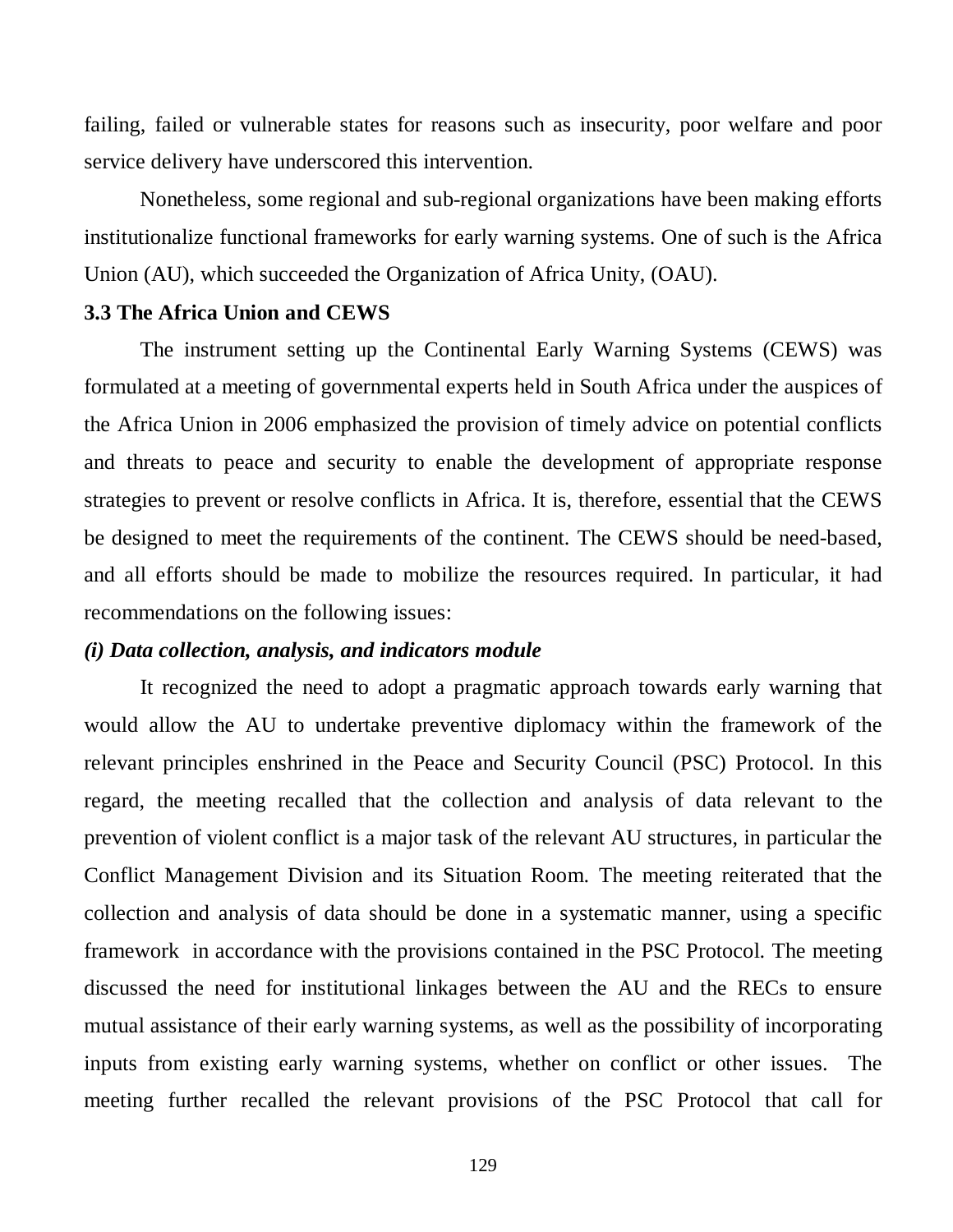failing, failed or vulnerable states for reasons such as insecurity, poor welfare and poor service delivery have underscored this intervention.

Nonetheless, some regional and sub-regional organizations have been making efforts institutionalize functional frameworks for early warning systems. One of such is the Africa Union (AU), which succeeded the Organization of Africa Unity, (OAU).

### 3.3 The Africa Union and CEWS

The instrument setting up the Continental Early Warning Systems (CEWS) was formulated at a meeting of governmental experts held in South Africa under the auspices of the Africa Union in 2006 emphasized the provision of timely advice on potential conflicts and threats to peace and security to enable the development of appropriate response strategies to prevent or resolve conflicts in Africa. It is, therefore, essential that the CEWS be designed to meet the requirements of the continent. The CEWS should be need-based, and all efforts should be made to mobilize the resources required. In particular, it had recommendations on the following issues:

***(i) Data collection, analysis, and indicators module***

It recognized the need to adopt a pragmatic approach towards early warning that would allow the AU to undertake preventive diplomacy within the framework of the relevant principles enshrined in the Peace and Security Council (PSC) Protocol. In this regard, the meeting recalled that the collection and analysis of data relevant to the prevention of violent conflict is a major task of the relevant AU structures, in particular the Conflict Management Division and its Situation Room. The meeting reiterated that the collection and analysis of data should be done in a systematic manner, using a specific framework in accordance with the provisions contained in the PSC Protocol. The meeting discussed the need for institutional linkages between the AU and the RECs to ensure mutual assistance of their early warning systems, as well as the possibility of incorporating inputs from existing early warning systems, whether on conflict or other issues. The meeting further recalled the relevant provisions of the PSC Protocol that call for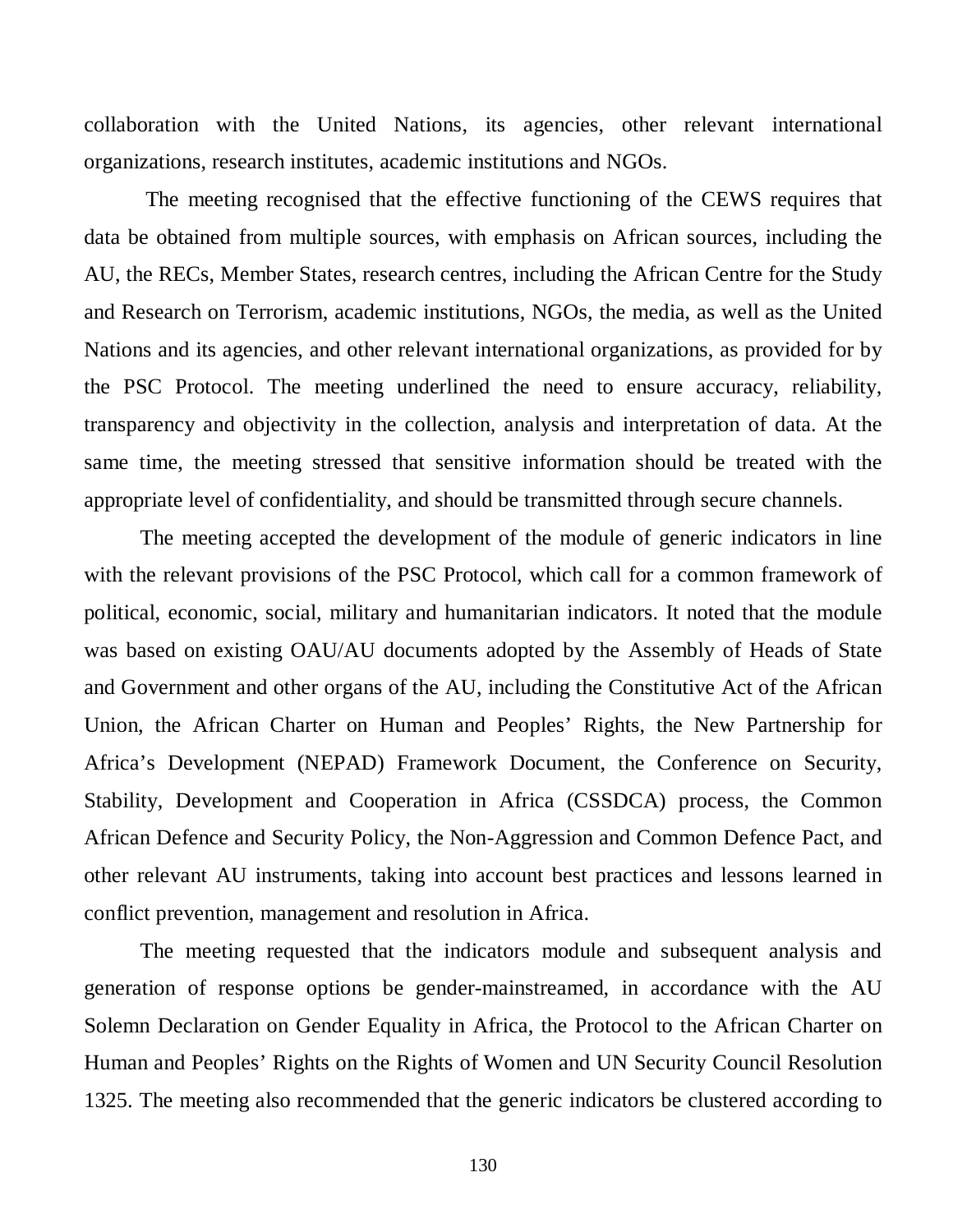collaboration with the United Nations, its agencies, other relevant international organizations, research institutes, academic institutions and NGOs.

The meeting recognised that the effective functioning of the CEWS requires that data be obtained from multiple sources, with emphasis on African sources, including the AU, the RECs, Member States, research centres, including the African Centre for the Study and Research on Terrorism, academic institutions, NGOs, the media, as well as the United Nations and its agencies, and other relevant international organizations, as provided for by the PSC Protocol. The meeting underlined the need to ensure accuracy, reliability, transparency and objectivity in the collection, analysis and interpretation of data. At the same time, the meeting stressed that sensitive information should be treated with the appropriate level of confidentiality, and should be transmitted through secure channels.

The meeting accepted the development of the module of generic indicators in line with the relevant provisions of the PSC Protocol, which call for a common framework of political, economic, social, military and humanitarian indicators. It noted that the module was based on existing OAU/AU documents adopted by the Assembly of Heads of State and Government and other organs of the AU, including the Constitutive Act of the African Union, the African Charter on Human and Peoples' Rights, the New Partnership for Africa's Development (NEPAD) Framework Document, the Conference on Security, Stability, Development and Cooperation in Africa (CSSDCA) process, the Common African Defence and Security Policy, the Non-Aggression and Common Defence Pact, and other relevant AU instruments, taking into account best practices and lessons learned in conflict prevention, management and resolution in Africa.

The meeting requested that the indicators module and subsequent analysis and generation of response options be gender-mainstreamed, in accordance with the AU Solemn Declaration on Gender Equality in Africa, the Protocol to the African Charter on Human and Peoples' Rights on the Rights of Women and UN Security Council Resolution 1325. The meeting also recommended that the generic indicators be clustered according to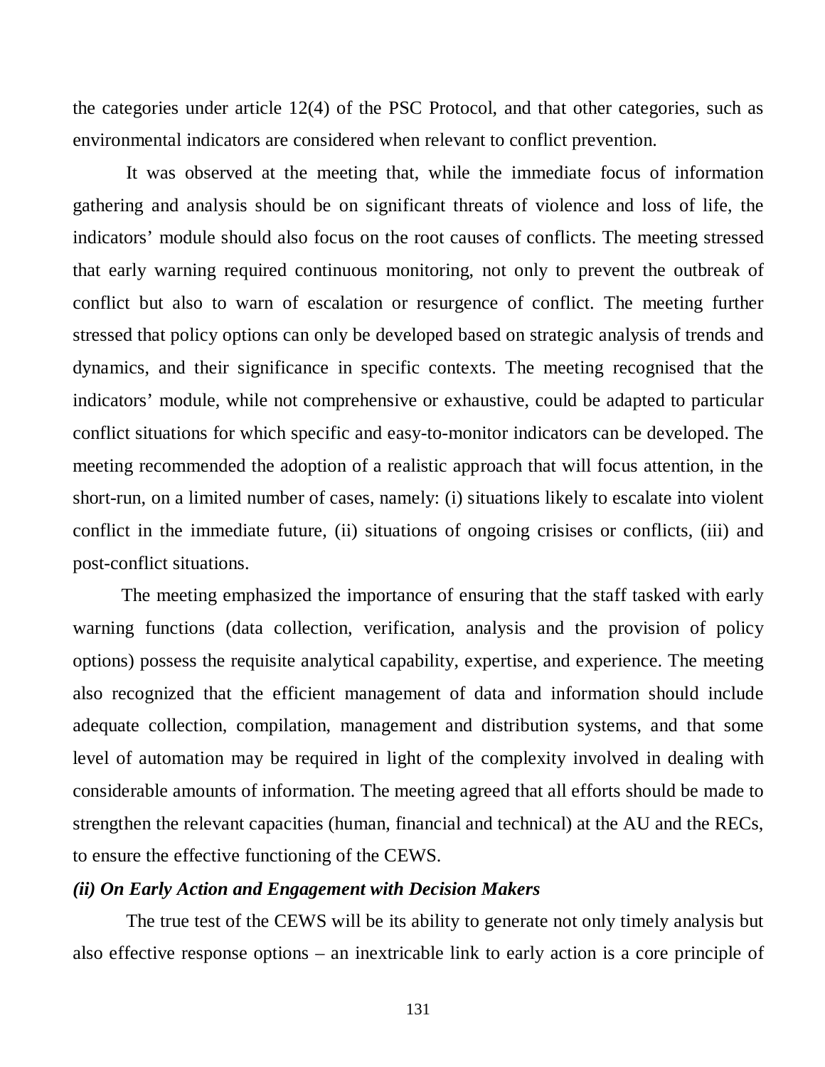the categories under article 12(4) of the PSC Protocol, and that other categories, such as environmental indicators are considered when relevant to conflict prevention.

It was observed at the meeting that, while the immediate focus of information gathering and analysis should be on significant threats of violence and loss of life, the indicators' module should also focus on the root causes of conflicts. The meeting stressed that early warning required continuous monitoring, not only to prevent the outbreak of conflict but also to warn of escalation or resurgence of conflict. The meeting further stressed that policy options can only be developed based on strategic analysis of trends and dynamics, and their significance in specific contexts. The meeting recognised that the indicators' module, while not comprehensive or exhaustive, could be adapted to particular conflict situations for which specific and easy-to-monitor indicators can be developed. The meeting recommended the adoption of a realistic approach that will focus attention, in the short-run, on a limited number of cases, namely: (i) situations likely to escalate into violent conflict in the immediate future, (ii) situations of ongoing crisises or conflicts, (iii) and post-conflict situations.

The meeting emphasized the importance of ensuring that the staff tasked with early warning functions (data collection, verification, analysis and the provision of policy options) possess the requisite analytical capability, expertise, and experience. The meeting also recognized that the efficient management of data and information should include adequate collection, compilation, management and distribution systems, and that some level of automation may be required in light of the complexity involved in dealing with considerable amounts of information. The meeting agreed that all efforts should be made to strengthen the relevant capacities (human, financial and technical) at the AU and the RECs, to ensure the effective functioning of the CEWS.

***(ii) On Early Action and Engagement with Decision Makers***

The true test of the CEWS will be its ability to generate not only timely analysis but also effective response options – an inextricable link to early action is a core principle of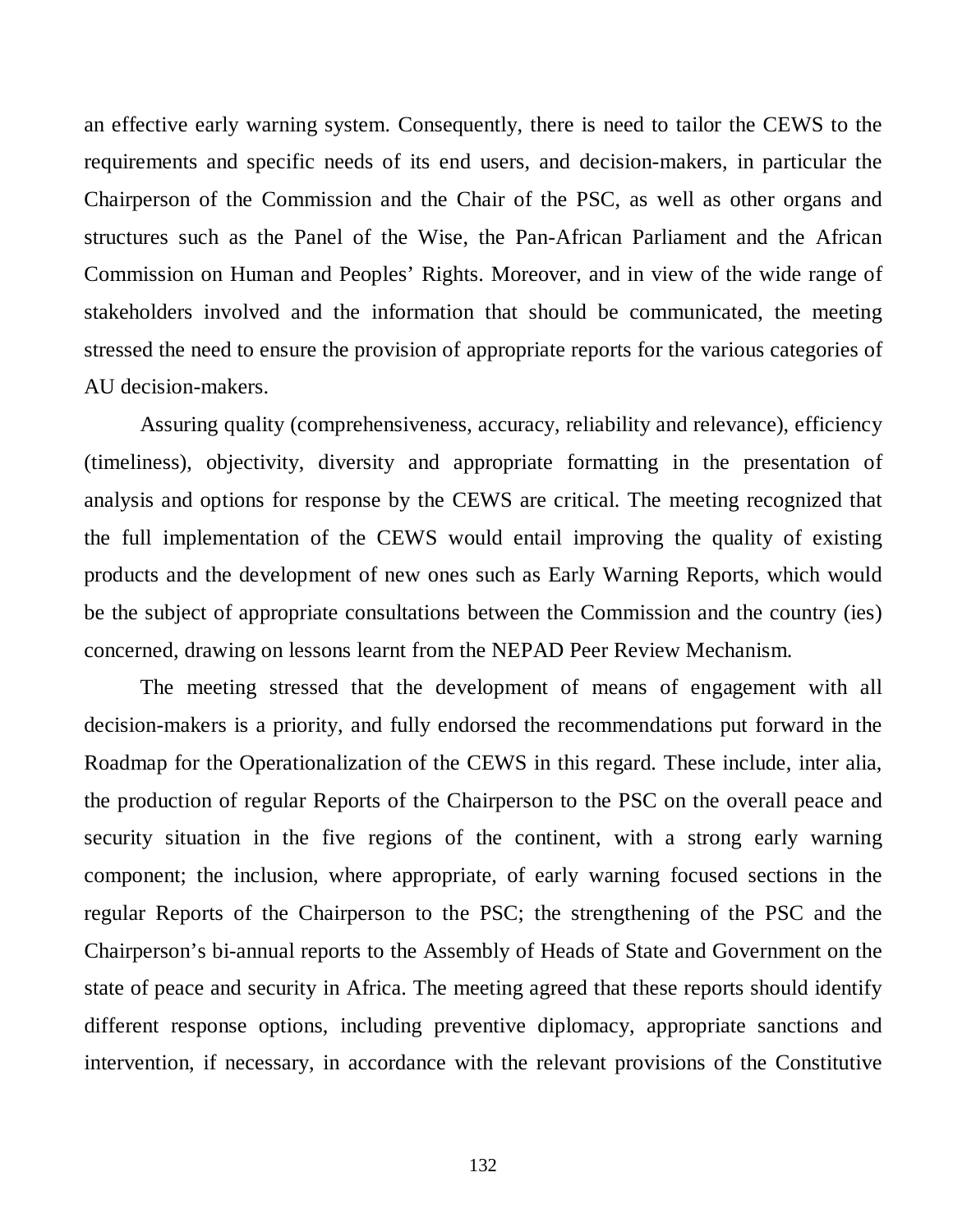an effective early warning system. Consequently, there is need to tailor the CEWS to the requirements and specific needs of its end users, and decision-makers, in particular the Chairperson of the Commission and the Chair of the PSC, as well as other organs and structures such as the Panel of the Wise, the Pan-African Parliament and the African Commission on Human and Peoples' Rights. Moreover, and in view of the wide range of stakeholders involved and the information that should be communicated, the meeting stressed the need to ensure the provision of appropriate reports for the various categories of AU decision-makers.

Assuring quality (comprehensiveness, accuracy, reliability and relevance), efficiency (timeliness), objectivity, diversity and appropriate formatting in the presentation of analysis and options for response by the CEWS are critical. The meeting recognized that the full implementation of the CEWS would entail improving the quality of existing products and the development of new ones such as Early Warning Reports, which would be the subject of appropriate consultations between the Commission and the country (ies) concerned, drawing on lessons learnt from the NEPAD Peer Review Mechanism.

The meeting stressed that the development of means of engagement with all decision-makers is a priority, and fully endorsed the recommendations put forward in the Roadmap for the Operationalization of the CEWS in this regard. These include, inter alia, the production of regular Reports of the Chairperson to the PSC on the overall peace and security situation in the five regions of the continent, with a strong early warning component; the inclusion, where appropriate, of early warning focused sections in the regular Reports of the Chairperson to the PSC; the strengthening of the PSC and the Chairperson's bi-annual reports to the Assembly of Heads of State and Government on the state of peace and security in Africa. The meeting agreed that these reports should identify different response options, including preventive diplomacy, appropriate sanctions and intervention, if necessary, in accordance with the relevant provisions of the Constitutive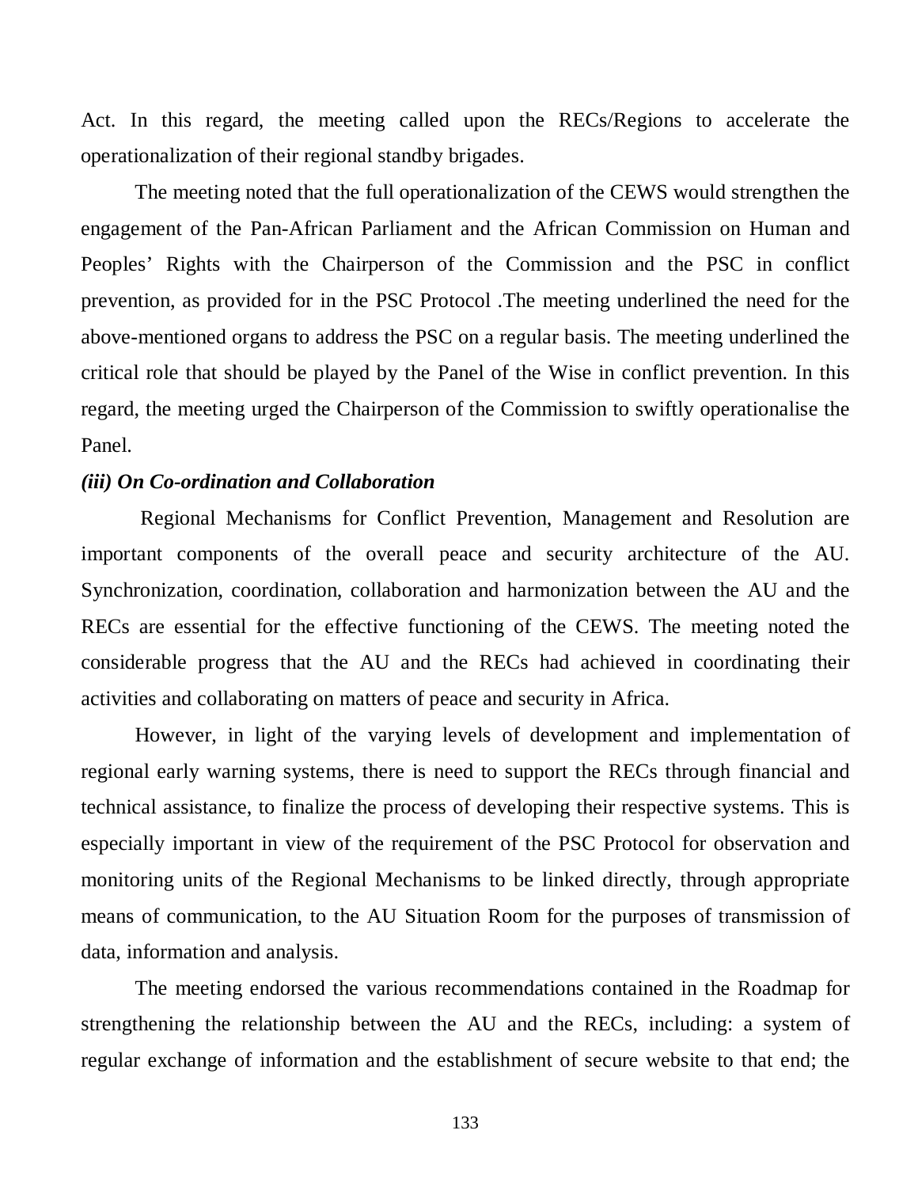Act. In this regard, the meeting called upon the RECs/Regions to accelerate the operationalization of their regional standby brigades.

The meeting noted that the full operationalization of the CEWS would strengthen the engagement of the Pan-African Parliament and the African Commission on Human and Peoples' Rights with the Chairperson of the Commission and the PSC in conflict prevention, as provided for in the PSC Protocol .The meeting underlined the need for the above-mentioned organs to address the PSC on a regular basis. The meeting underlined the critical role that should be played by the Panel of the Wise in conflict prevention. In this regard, the meeting urged the Chairperson of the Commission to swiftly operationalise the Panel.

***(iii) On Co-ordination and Collaboration***

Regional Mechanisms for Conflict Prevention, Management and Resolution are important components of the overall peace and security architecture of the AU. Synchronization, coordination, collaboration and harmonization between the AU and the RECs are essential for the effective functioning of the CEWS. The meeting noted the considerable progress that the AU and the RECs had achieved in coordinating their activities and collaborating on matters of peace and security in Africa.

However, in light of the varying levels of development and implementation of regional early warning systems, there is need to support the RECs through financial and technical assistance, to finalize the process of developing their respective systems. This is especially important in view of the requirement of the PSC Protocol for observation and monitoring units of the Regional Mechanisms to be linked directly, through appropriate means of communication, to the AU Situation Room for the purposes of transmission of data, information and analysis.

The meeting endorsed the various recommendations contained in the Roadmap for strengthening the relationship between the AU and the RECs, including: a system of regular exchange of information and the establishment of secure website to that end; the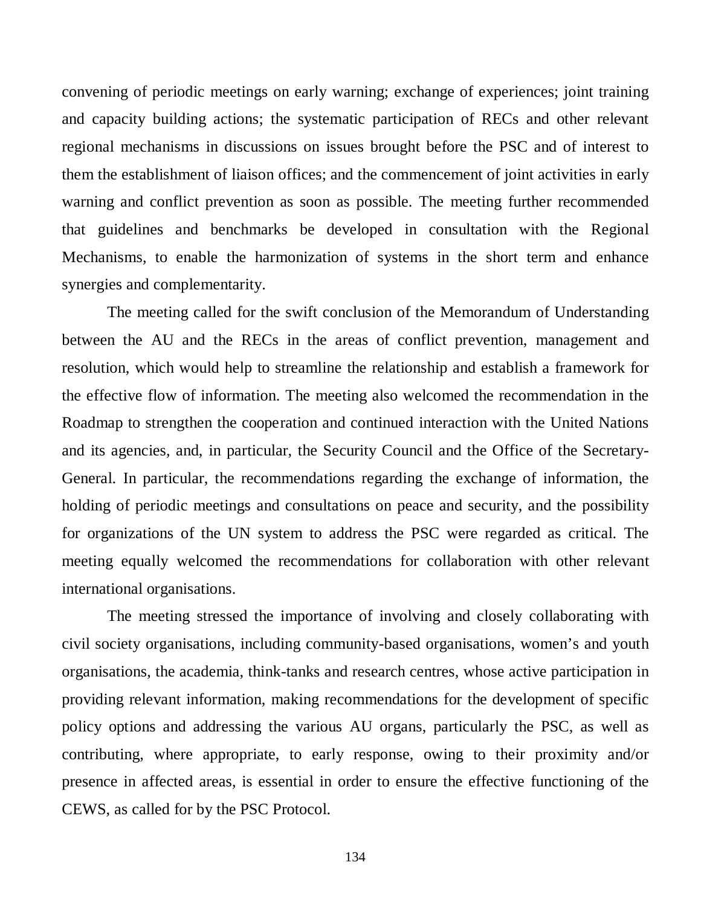convening of periodic meetings on early warning; exchange of experiences; joint training and capacity building actions; the systematic participation of RECs and other relevant regional mechanisms in discussions on issues brought before the PSC and of interest to them the establishment of liaison offices; and the commencement of joint activities in early warning and conflict prevention as soon as possible. The meeting further recommended that guidelines and benchmarks be developed in consultation with the Regional Mechanisms, to enable the harmonization of systems in the short term and enhance synergies and complementarity.

The meeting called for the swift conclusion of the Memorandum of Understanding between the AU and the RECs in the areas of conflict prevention, management and resolution, which would help to streamline the relationship and establish a framework for the effective flow of information. The meeting also welcomed the recommendation in the Roadmap to strengthen the cooperation and continued interaction with the United Nations and its agencies, and, in particular, the Security Council and the Office of the Secretary-General. In particular, the recommendations regarding the exchange of information, the holding of periodic meetings and consultations on peace and security, and the possibility for organizations of the UN system to address the PSC were regarded as critical. The meeting equally welcomed the recommendations for collaboration with other relevant international organisations.

The meeting stressed the importance of involving and closely collaborating with civil society organisations, including community-based organisations, women's and youth organisations, the academia, think-tanks and research centres, whose active participation in providing relevant information, making recommendations for the development of specific policy options and addressing the various AU organs, particularly the PSC, as well as contributing, where appropriate, to early response, owing to their proximity and/or presence in affected areas, is essential in order to ensure the effective functioning of the CEWS, as called for by the PSC Protocol.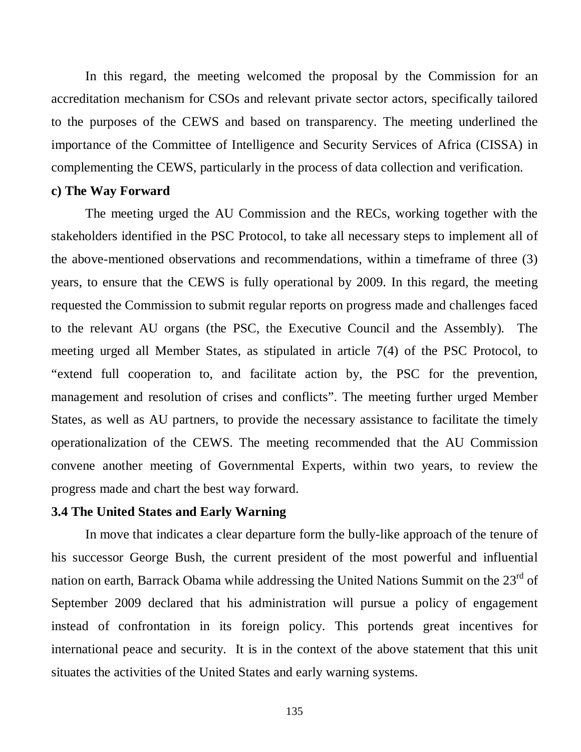In this regard, the meeting welcomed the proposal by the Commission for an accreditation mechanism for CSOs and relevant private sector actors, specifically tailored to the purposes of the CEWS and based on transparency. The meeting underlined the importance of the Committee of Intelligence and Security Services of Africa (CISSA) in complementing the CEWS, particularly in the process of data collection and verification.

**c) The Way Forward**

The meeting urged the AU Commission and the RECs, working together with the stakeholders identified in the PSC Protocol, to take all necessary steps to implement all of the above-mentioned observations and recommendations, within a timeframe of three (3) years, to ensure that the CEWS is fully operational by 2009. In this regard, the meeting requested the Commission to submit regular reports on progress made and challenges faced to the relevant AU organs (the PSC, the Executive Council and the Assembly). The meeting urged all Member States, as stipulated in article 7(4) of the PSC Protocol, to "extend full cooperation to, and facilitate action by, the PSC for the prevention, management and resolution of crises and conflicts". The meeting further urged Member States, as well as AU partners, to provide the necessary assistance to facilitate the timely operationalization of the CEWS. The meeting recommended that the AU Commission convene another meeting of Governmental Experts, within two years, to review the progress made and chart the best way forward.

### 3.4 The United States and Early Warning

In move that indicates a clear departure form the bully-like approach of the tenure of his successor George Bush, the current president of the most powerful and influential nation on earth, Barrack Obama while addressing the United Nations Summit on the 23rd of September 2009 declared that his administration will pursue a policy of engagement instead of confrontation in its foreign policy. This portends great incentives for international peace and security. It is in the context of the above statement that this unit situates the activities of the United States and early warning systems.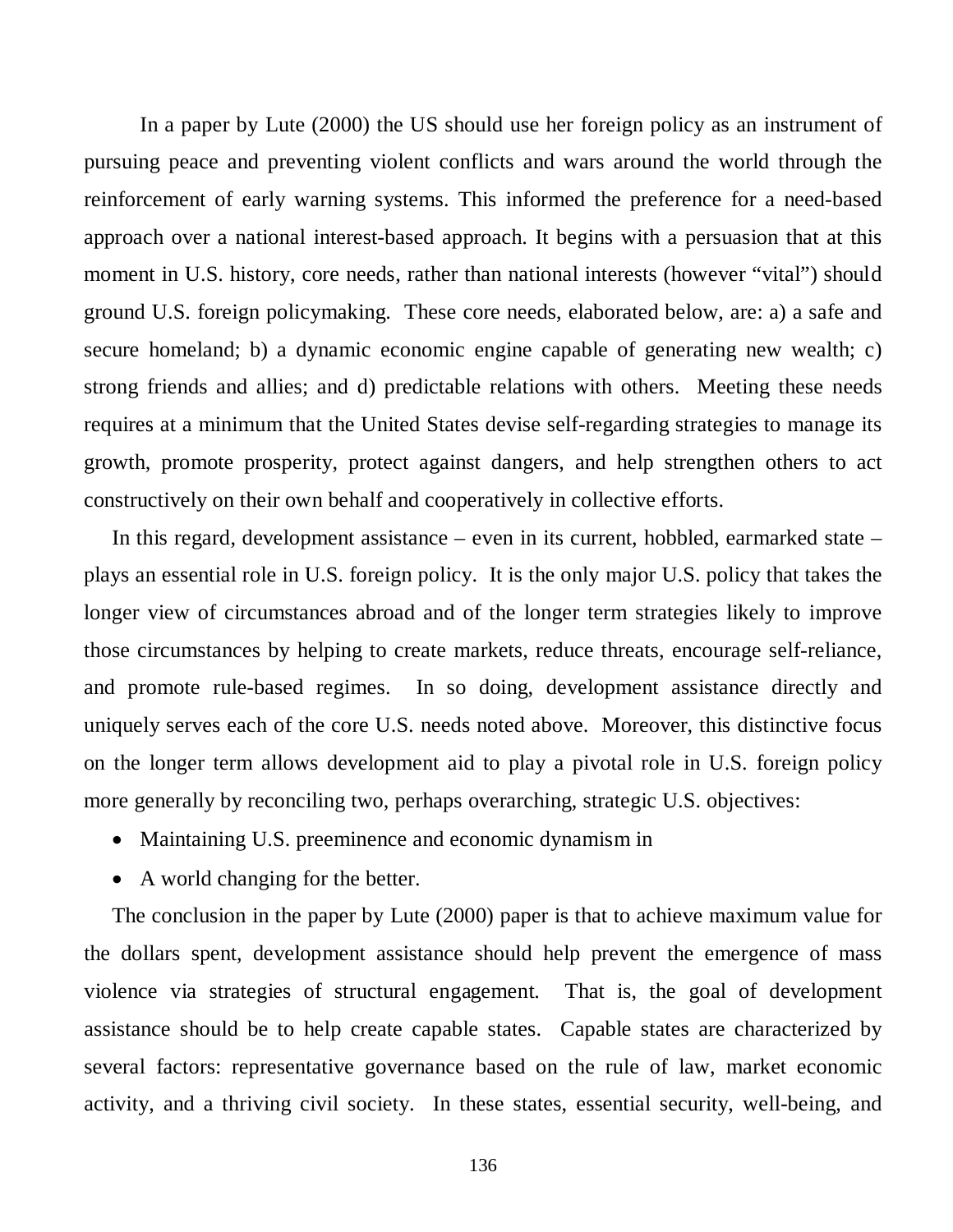In a paper by Lute (2000) the US should use her foreign policy as an instrument of pursuing peace and preventing violent conflicts and wars around the world through the reinforcement of early warning systems. This informed the preference for a need-based approach over a national interest-based approach. It begins with a persuasion that at this moment in U.S. history, core needs, rather than national interests (however "vital") should ground U.S. foreign policymaking. These core needs, elaborated below, are: a) a safe and secure homeland; b) a dynamic economic engine capable of generating new wealth; c) strong friends and allies; and d) predictable relations with others. Meeting these needs requires at a minimum that the United States devise self-regarding strategies to manage its growth, promote prosperity, protect against dangers, and help strengthen others to act constructively on their own behalf and cooperatively in collective efforts.

In this regard, development assistance – even in its current, hobbled, earmarked state – plays an essential role in U.S. foreign policy. It is the only major U.S. policy that takes the longer view of circumstances abroad and of the longer term strategies likely to improve those circumstances by helping to create markets, reduce threats, encourage self-reliance, and promote rule-based regimes. In so doing, development assistance directly and uniquely serves each of the core U.S. needs noted above. Moreover, this distinctive focus on the longer term allows development aid to play a pivotal role in U.S. foreign policy more generally by reconciling two, perhaps overarching, strategic U.S. objectives:

- Maintaining U.S. preeminence and economic dynamism in
- A world changing for the better.

The conclusion in the paper by Lute (2000) paper is that to achieve maximum value for the dollars spent, development assistance should help prevent the emergence of mass violence via strategies of structural engagement. That is, the goal of development assistance should be to help create capable states. Capable states are characterized by several factors: representative governance based on the rule of law, market economic activity, and a thriving civil society. In these states, essential security, well-being, and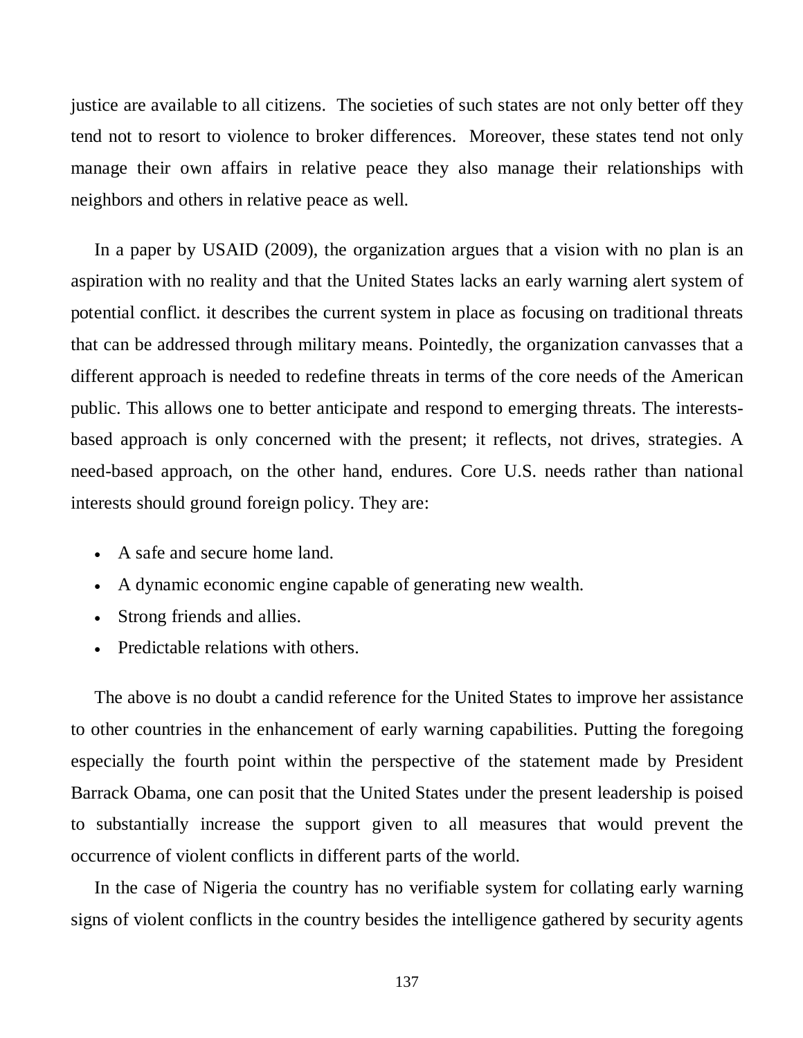justice are available to all citizens. The societies of such states are not only better off they tend not to resort to violence to broker differences. Moreover, these states tend not only manage their own affairs in relative peace they also manage their relationships with neighbors and others in relative peace as well.

In a paper by USAID (2009), the organization argues that a vision with no plan is an aspiration with no reality and that the United States lacks an early warning alert system of potential conflict. it describes the current system in place as focusing on traditional threats that can be addressed through military means. Pointedly, the organization canvasses that a different approach is needed to redefine threats in terms of the core needs of the American public. This allows one to better anticipate and respond to emerging threats. The interests-based approach is only concerned with the present; it reflects, not drives, strategies. A need-based approach, on the other hand, endures. Core U.S. needs rather than national interests should ground foreign policy. They are:

- A safe and secure home land.
- A dynamic economic engine capable of generating new wealth.
- Strong friends and allies.
- Predictable relations with others.

The above is no doubt a candid reference for the United States to improve her assistance to other countries in the enhancement of early warning capabilities. Putting the foregoing especially the fourth point within the perspective of the statement made by President Barrack Obama, one can posit that the United States under the present leadership is poised to substantially increase the support given to all measures that would prevent the occurrence of violent conflicts in different parts of the world.

In the case of Nigeria the country has no verifiable system for collating early warning signs of violent conflicts in the country besides the intelligence gathered by security agents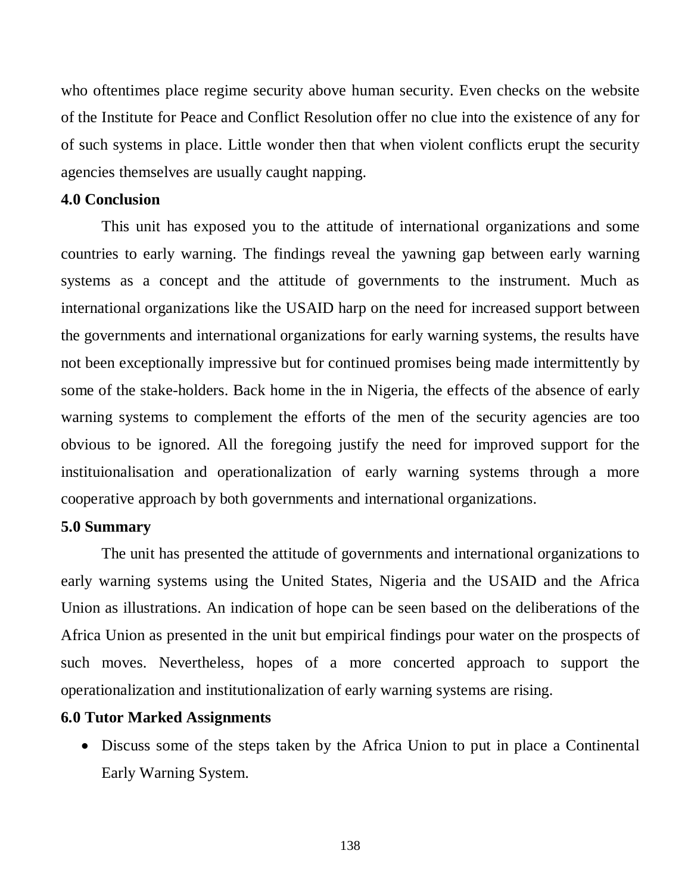who oftentimes place regime security above human security. Even checks on the website of the Institute for Peace and Conflict Resolution offer no clue into the existence of any for of such systems in place. Little wonder then that when violent conflicts erupt the security agencies themselves are usually caught napping.

**4.0 Conclusion**

This unit has exposed you to the attitude of international organizations and some countries to early warning. The findings reveal the yawning gap between early warning systems as a concept and the attitude of governments to the instrument. Much as international organizations like the USAID harp on the need for increased support between the governments and international organizations for early warning systems, the results have not been exceptionally impressive but for continued promises being made intermittently by some of the stake-holders. Back home in the in Nigeria, the effects of the absence of early warning systems to complement the efforts of the men of the security agencies are too obvious to be ignored. All the foregoing justify the need for improved support for the instituionalisation and operationalization of early warning systems through a more cooperative approach by both governments and international organizations.

**5.0 Summary**

The unit has presented the attitude of governments and international organizations to early warning systems using the United States, Nigeria and the USAID and the Africa Union as illustrations. An indication of hope can be seen based on the deliberations of the Africa Union as presented in the unit but empirical findings pour water on the prospects of such moves. Nevertheless, hopes of a more concerted approach to support the operationalization and institutionalization of early warning systems are rising.

**6.0 Tutor Marked Assignments**

- Discuss some of the steps taken by the Africa Union to put in place a Continental Early Warning System.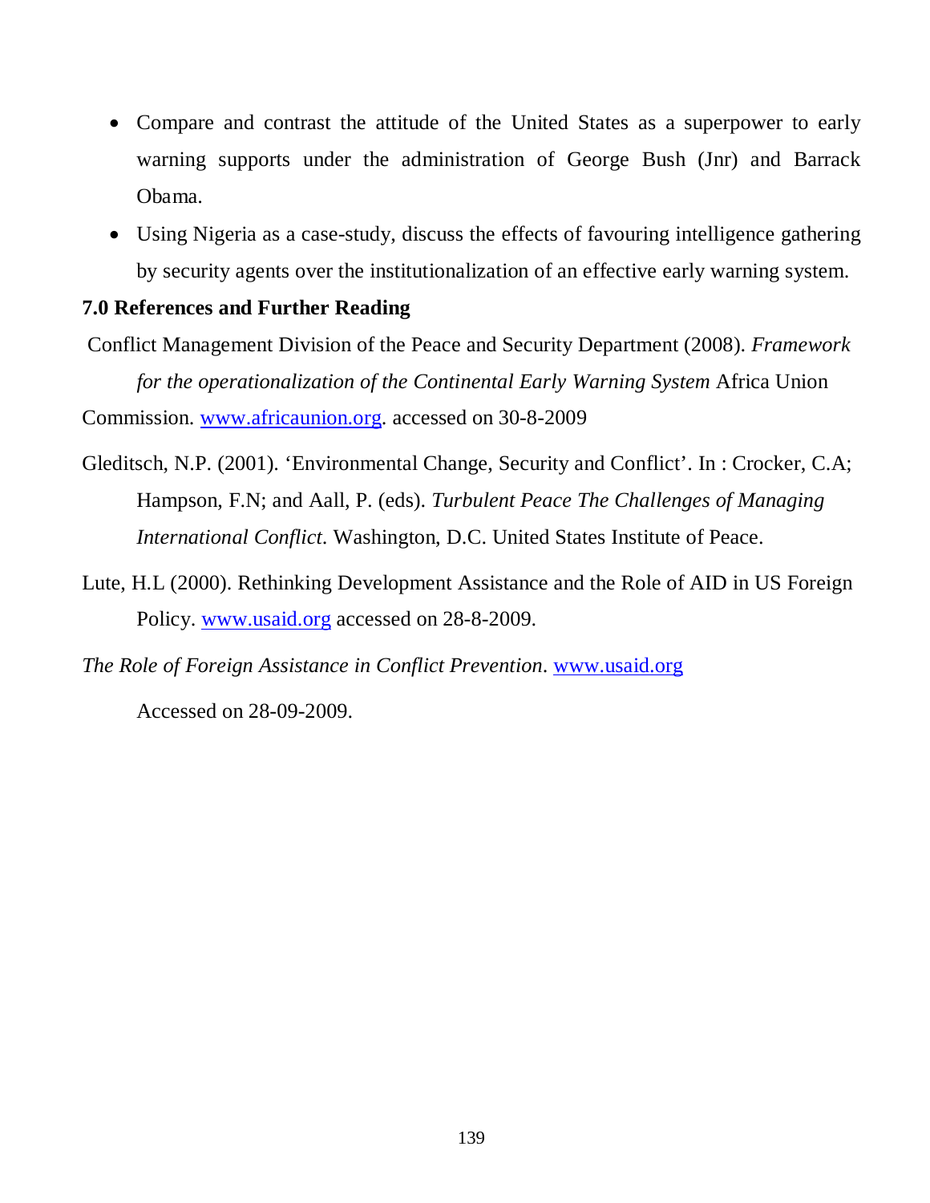- Compare and contrast the attitude of the United States as a superpower to early warning supports under the administration of George Bush (Jnr) and Barrack Obama.
- Using Nigeria as a case-study, discuss the effects of favouring intelligence gathering by security agents over the institutionalization of an effective early warning system.

## 7.0 References and Further Reading

Conflict Management Division of the Peace and Security Department (2008). *Framework for the operationalization of the Continental Early Warning System* Africa Union Commission. www.africaunion.org. accessed on 30-8-2009

Gleditsch, N.P. (2001). 'Environmental Change, Security and Conflict'. In : Crocker, C.A; Hampson, F.N; and Aall, P. (eds). *Turbulent Peace The Challenges of Managing International Conflict*. Washington, D.C. United States Institute of Peace.

Lute, H.L (2000). Rethinking Development Assistance and the Role of AID in US Foreign Policy. www.usaid.org accessed on 28-8-2009.

*The Role of Foreign Assistance in Conflict Prevention*. www.usaid.org Accessed on 28-09-2009.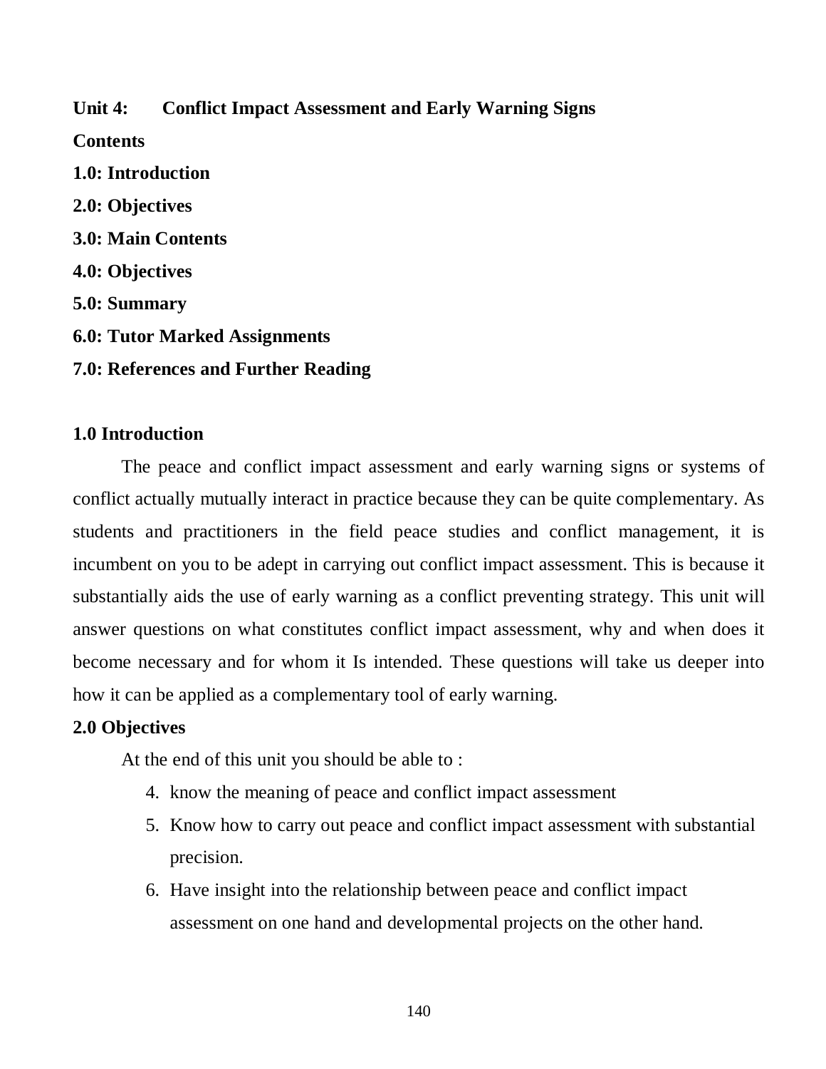**Unit 4: Conflict Impact Assessment and Early Warning Signs**

**Contents**

**1.0: Introduction**

**2.0: Objectives**

**3.0: Main Contents**

**4.0: Objectives**

**5.0: Summary**

**6.0: Tutor Marked Assignments**

**7.0: References and Further Reading**

## 1.0 Introduction

The peace and conflict impact assessment and early warning signs or systems of conflict actually mutually interact in practice because they can be quite complementary. As students and practitioners in the field peace studies and conflict management, it is incumbent on you to be adept in carrying out conflict impact assessment. This is because it substantially aids the use of early warning as a conflict preventing strategy. This unit will answer questions on what constitutes conflict impact assessment, why and when does it become necessary and for whom it Is intended. These questions will take us deeper into how it can be applied as a complementary tool of early warning.

## 2.0 Objectives

At the end of this unit you should be able to :

4. know the meaning of peace and conflict impact assessment
5. Know how to carry out peace and conflict impact assessment with substantial precision.
6. Have insight into the relationship between peace and conflict impact assessment on one hand and developmental projects on the other hand.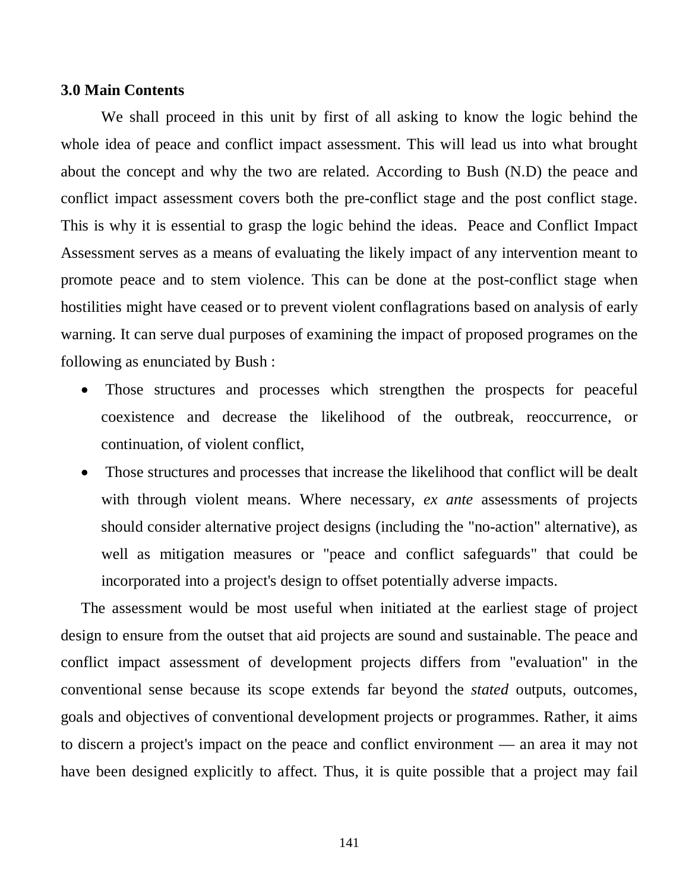### 3.0 Main Contents

We shall proceed in this unit by first of all asking to know the logic behind the whole idea of peace and conflict impact assessment. This will lead us into what brought about the concept and why the two are related. According to Bush (N.D) the peace and conflict impact assessment covers both the pre-conflict stage and the post conflict stage. This is why it is essential to grasp the logic behind the ideas.  Peace and Conflict Impact Assessment serves as a means of evaluating the likely impact of any intervention meant to promote peace and to stem violence. This can be done at the post-conflict stage when hostilities might have ceased or to prevent violent conflagrations based on analysis of early warning. It can serve dual purposes of examining the impact of proposed programes on the following as enunciated by Bush :

- Those structures and processes which strengthen the prospects for peaceful coexistence and decrease the likelihood of the outbreak, reoccurrence, or continuation, of violent conflict,
- Those structures and processes that increase the likelihood that conflict will be dealt with through violent means. Where necessary, *ex ante* assessments of projects should consider alternative project designs (including the "no-action" alternative), as well as mitigation measures or "peace and conflict safeguards" that could be incorporated into a project's design to offset potentially adverse impacts.

The assessment would be most useful when initiated at the earliest stage of project design to ensure from the outset that aid projects are sound and sustainable. The peace and conflict impact assessment of development projects differs from "evaluation" in the conventional sense because its scope extends far beyond the *stated* outputs, outcomes, goals and objectives of conventional development projects or programmes. Rather, it aims to discern a project's impact on the peace and conflict environment — an area it may not have been designed explicitly to affect. Thus, it is quite possible that a project may fail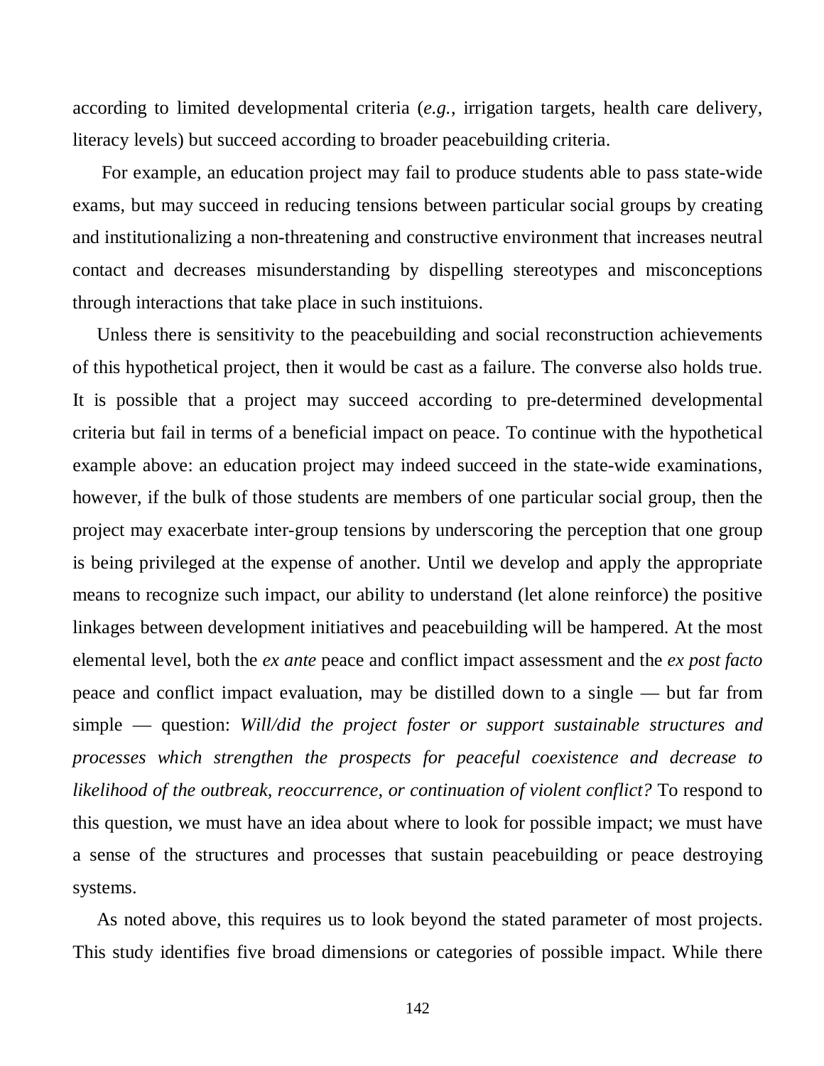according to limited developmental criteria (*e.g.*, irrigation targets, health care delivery, literacy levels) but succeed according to broader peacebuilding criteria.

For example, an education project may fail to produce students able to pass state-wide exams, but may succeed in reducing tensions between particular social groups by creating and institutionalizing a non-threatening and constructive environment that increases neutral contact and decreases misunderstanding by dispelling stereotypes and misconceptions through interactions that take place in such instituions.

Unless there is sensitivity to the peacebuilding and social reconstruction achievements of this hypothetical project, then it would be cast as a failure. The converse also holds true. It is possible that a project may succeed according to pre-determined developmental criteria but fail in terms of a beneficial impact on peace. To continue with the hypothetical example above: an education project may indeed succeed in the state-wide examinations, however, if the bulk of those students are members of one particular social group, then the project may exacerbate inter-group tensions by underscoring the perception that one group is being privileged at the expense of another. Until we develop and apply the appropriate means to recognize such impact, our ability to understand (let alone reinforce) the positive linkages between development initiatives and peacebuilding will be hampered. At the most elemental level, both the *ex ante* peace and conflict impact assessment and the *ex post facto* peace and conflict impact evaluation, may be distilled down to a single — but far from simple — question: *Will/did the project foster or support sustainable structures and processes which strengthen the prospects for peaceful coexistence and decrease to likelihood of the outbreak, reoccurrence, or continuation of violent conflict?* To respond to this question, we must have an idea about where to look for possible impact; we must have a sense of the structures and processes that sustain peacebuilding or peace destroying systems.

As noted above, this requires us to look beyond the stated parameter of most projects. This study identifies five broad dimensions or categories of possible impact. While there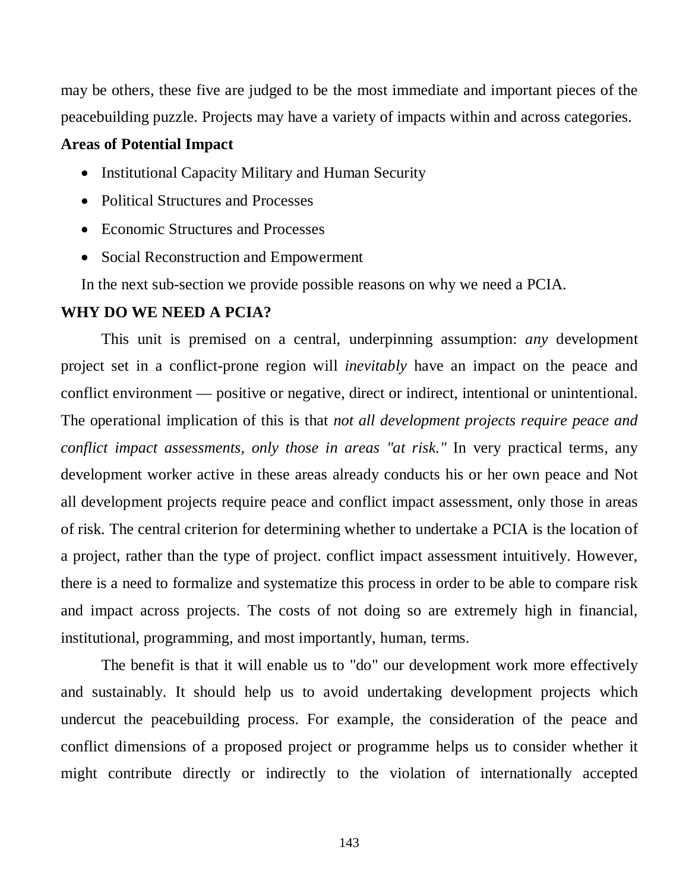may be others, these five are judged to be the most immediate and important pieces of the peacebuilding puzzle. Projects may have a variety of impacts within and across categories.

**Areas of Potential Impact**

- Institutional Capacity Military and Human Security
- Political Structures and Processes
- Economic Structures and Processes
- Social Reconstruction and Empowerment

In the next sub-section we provide possible reasons on why we need a PCIA.

**WHY DO WE NEED A PCIA?**

This unit is premised on a central, underpinning assumption: *any* development project set in a conflict-prone region will *inevitably* have an impact on the peace and conflict environment — positive or negative, direct or indirect, intentional or unintentional. The operational implication of this is that *not all development projects require peace and conflict impact assessments, only those in areas "at risk."* In very practical terms, any development worker active in these areas already conducts his or her own peace and Not all development projects require peace and conflict impact assessment, only those in areas of risk. The central criterion for determining whether to undertake a PCIA is the location of a project, rather than the type of project. conflict impact assessment intuitively. However, there is a need to formalize and systematize this process in order to be able to compare risk and impact across projects. The costs of not doing so are extremely high in financial, institutional, programming, and most importantly, human, terms.

The benefit is that it will enable us to "do" our development work more effectively and sustainably. It should help us to avoid undertaking development projects which undercut the peacebuilding process. For example, the consideration of the peace and conflict dimensions of a proposed project or programme helps us to consider whether it might contribute directly or indirectly to the violation of internationally accepted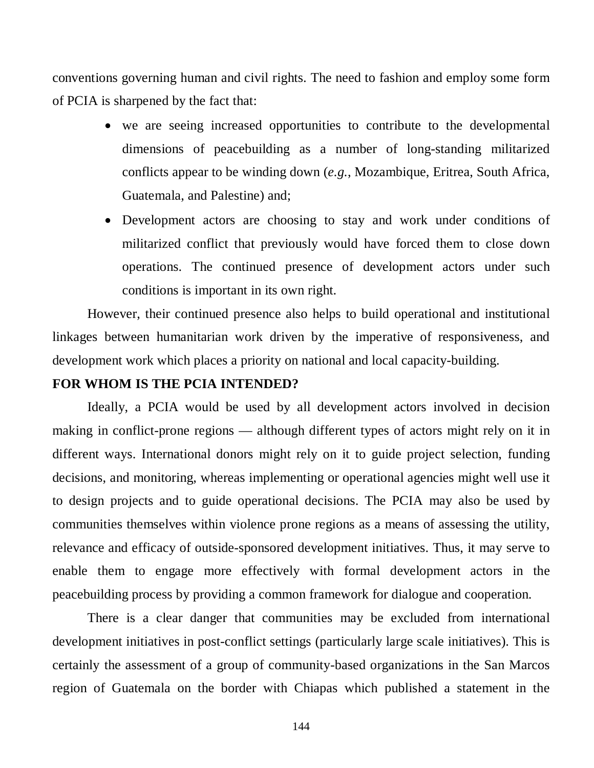conventions governing human and civil rights. The need to fashion and employ some form of PCIA is sharpened by the fact that:

- we are seeing increased opportunities to contribute to the developmental dimensions of peacebuilding as a number of long-standing militarized conflicts appear to be winding down (*e.g.*, Mozambique, Eritrea, South Africa, Guatemala, and Palestine) and;
- Development actors are choosing to stay and work under conditions of militarized conflict that previously would have forced them to close down operations. The continued presence of development actors under such conditions is important in its own right.

However, their continued presence also helps to build operational and institutional linkages between humanitarian work driven by the imperative of responsiveness, and development work which places a priority on national and local capacity-building.

**FOR WHOM IS THE PCIA INTENDED?**

Ideally, a PCIA would be used by all development actors involved in decision making in conflict-prone regions — although different types of actors might rely on it in different ways. International donors might rely on it to guide project selection, funding decisions, and monitoring, whereas implementing or operational agencies might well use it to design projects and to guide operational decisions. The PCIA may also be used by communities themselves within violence prone regions as a means of assessing the utility, relevance and efficacy of outside-sponsored development initiatives. Thus, it may serve to enable them to engage more effectively with formal development actors in the peacebuilding process by providing a common framework for dialogue and cooperation.

There is a clear danger that communities may be excluded from international development initiatives in post-conflict settings (particularly large scale initiatives). This is certainly the assessment of a group of community-based organizations in the San Marcos region of Guatemala on the border with Chiapas which published a statement in the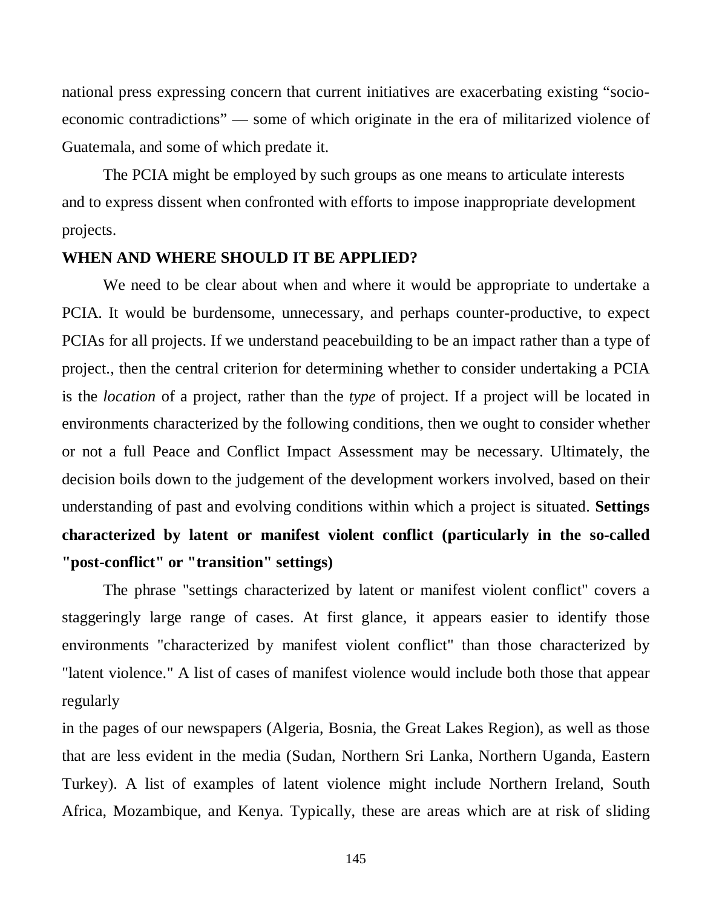national press expressing concern that current initiatives are exacerbating existing "socio-economic contradictions" — some of which originate in the era of militarized violence of Guatemala, and some of which predate it.

The PCIA might be employed by such groups as one means to articulate interests and to express dissent when confronted with efforts to impose inappropriate development projects.

## WHEN AND WHERE SHOULD IT BE APPLIED?

We need to be clear about when and where it would be appropriate to undertake a PCIA. It would be burdensome, unnecessary, and perhaps counter-productive, to expect PCIAs for all projects. If we understand peacebuilding to be an impact rather than a type of project., then the central criterion for determining whether to consider undertaking a PCIA is the *location* of a project, rather than the *type* of project. If a project will be located in environments characterized by the following conditions, then we ought to consider whether or not a full Peace and Conflict Impact Assessment may be necessary. Ultimately, the decision boils down to the judgement of the development workers involved, based on their understanding of past and evolving conditions within which a project is situated. **Settings characterized by latent or manifest violent conflict (particularly in the so-called "post-conflict" or "transition" settings)**

The phrase "settings characterized by latent or manifest violent conflict" covers a staggeringly large range of cases. At first glance, it appears easier to identify those environments "characterized by manifest violent conflict" than those characterized by "latent violence." A list of cases of manifest violence would include both those that appear regularly in the pages of our newspapers (Algeria, Bosnia, the Great Lakes Region), as well as those that are less evident in the media (Sudan, Northern Sri Lanka, Northern Uganda, Eastern Turkey). A list of examples of latent violence might include Northern Ireland, South Africa, Mozambique, and Kenya. Typically, these are areas which are at risk of sliding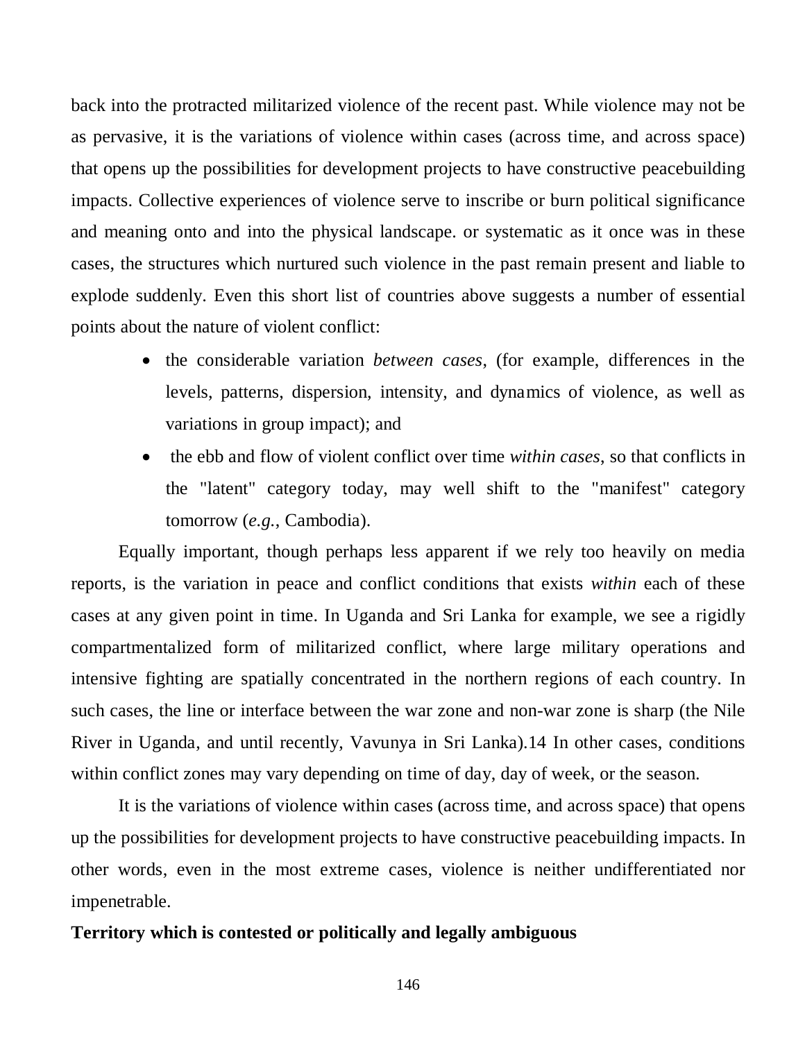back into the protracted militarized violence of the recent past. While violence may not be as pervasive, it is the variations of violence within cases (across time, and across space) that opens up the possibilities for development projects to have constructive peacebuilding impacts. Collective experiences of violence serve to inscribe or burn political significance and meaning onto and into the physical landscape. or systematic as it once was in these cases, the structures which nurtured such violence in the past remain present and liable to explode suddenly. Even this short list of countries above suggests a number of essential points about the nature of violent conflict:

- the considerable variation *between cases*, (for example, differences in the levels, patterns, dispersion, intensity, and dynamics of violence, as well as variations in group impact); and
- the ebb and flow of violent conflict over time *within cases*, so that conflicts in the "latent" category today, may well shift to the "manifest" category tomorrow (*e.g.*, Cambodia).

Equally important, though perhaps less apparent if we rely too heavily on media reports, is the variation in peace and conflict conditions that exists *within* each of these cases at any given point in time. In Uganda and Sri Lanka for example, we see a rigidly compartmentalized form of militarized conflict, where large military operations and intensive fighting are spatially concentrated in the northern regions of each country. In such cases, the line or interface between the war zone and non-war zone is sharp (the Nile River in Uganda, and until recently, Vavunya in Sri Lanka).14 In other cases, conditions within conflict zones may vary depending on time of day, day of week, or the season.

It is the variations of violence within cases (across time, and across space) that opens up the possibilities for development projects to have constructive peacebuilding impacts. In other words, even in the most extreme cases, violence is neither undifferentiated nor impenetrable.

**Territory which is contested or politically and legally ambiguous**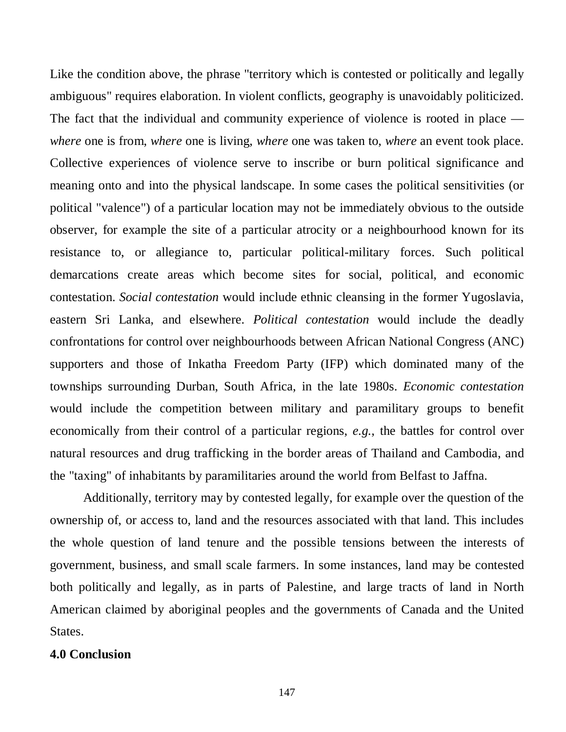Like the condition above, the phrase "territory which is contested or politically and legally ambiguous" requires elaboration. In violent conflicts, geography is unavoidably politicized. The fact that the individual and community experience of violence is rooted in place — *where* one is from, *where* one is living, *where* one was taken to, *where* an event took place. Collective experiences of violence serve to inscribe or burn political significance and meaning onto and into the physical landscape. In some cases the political sensitivities (or political "valence") of a particular location may not be immediately obvious to the outside observer, for example the site of a particular atrocity or a neighbourhood known for its resistance to, or allegiance to, particular political-military forces. Such political demarcations create areas which become sites for social, political, and economic contestation. *Social contestation* would include ethnic cleansing in the former Yugoslavia, eastern Sri Lanka, and elsewhere. *Political contestation* would include the deadly confrontations for control over neighbourhoods between African National Congress (ANC) supporters and those of Inkatha Freedom Party (IFP) which dominated many of the townships surrounding Durban, South Africa, in the late 1980s. *Economic contestation* would include the competition between military and paramilitary groups to benefit economically from their control of a particular regions, *e.g.*, the battles for control over natural resources and drug trafficking in the border areas of Thailand and Cambodia, and the "taxing" of inhabitants by paramilitaries around the world from Belfast to Jaffna.

Additionally, territory may by contested legally, for example over the question of the ownership of, or access to, land and the resources associated with that land. This includes the whole question of land tenure and the possible tensions between the interests of government, business, and small scale farmers. In some instances, land may be contested both politically and legally, as in parts of Palestine, and large tracts of land in North American claimed by aboriginal peoples and the governments of Canada and the United States.

## 4.0 Conclusion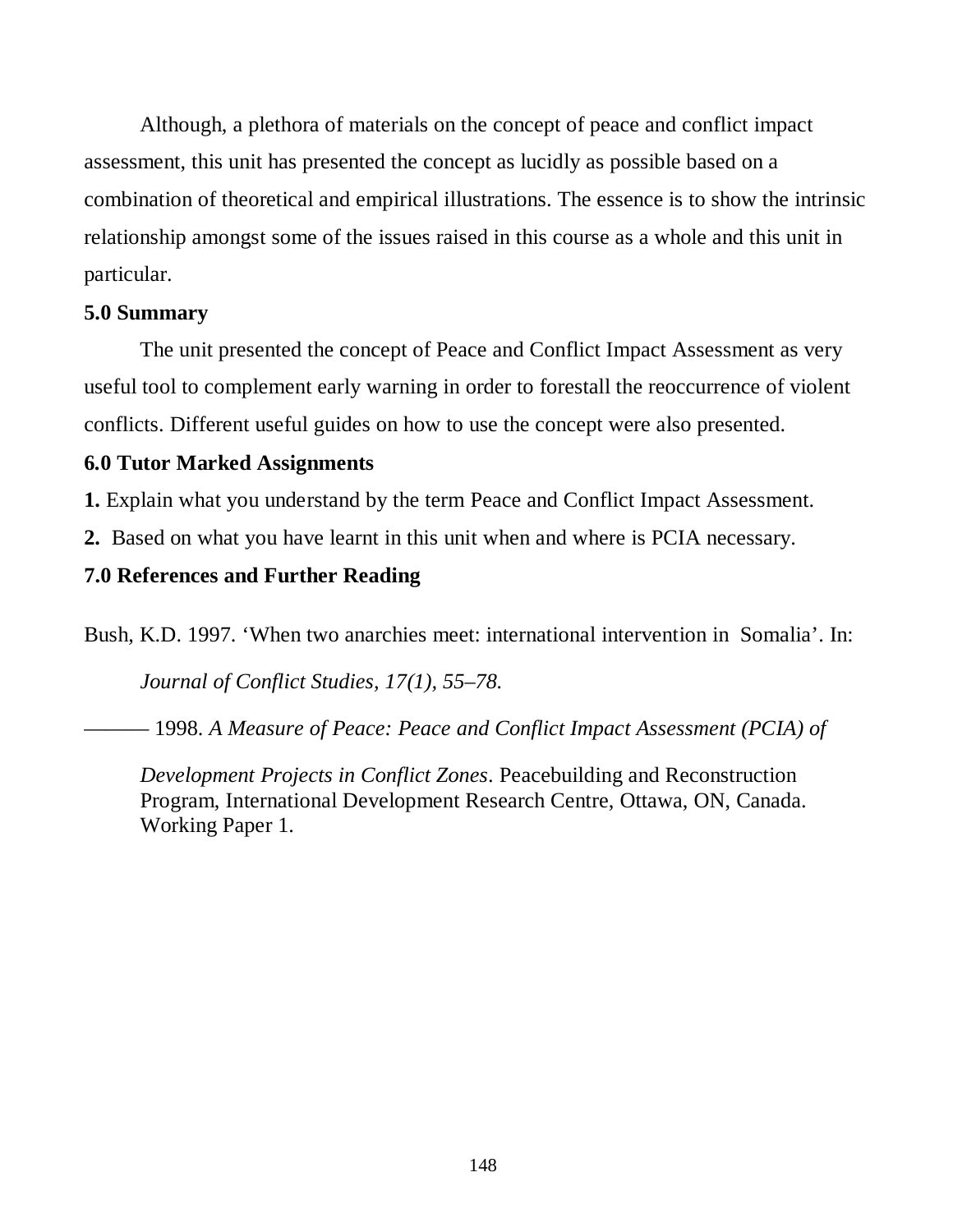Although, a plethora of materials on the concept of peace and conflict impact assessment, this unit has presented the concept as lucidly as possible based on a combination of theoretical and empirical illustrations. The essence is to show the intrinsic relationship amongst some of the issues raised in this course as a whole and this unit in particular.

## 5.0 Summary

The unit presented the concept of Peace and Conflict Impact Assessment as very useful tool to complement early warning in order to forestall the reoccurrence of violent conflicts. Different useful guides on how to use the concept were also presented.

## 6.0 Tutor Marked Assignments

**1.** Explain what you understand by the term Peace and Conflict Impact Assessment.

**2.** Based on what you have learnt in this unit when and where is PCIA necessary.

## 7.0 References and Further Reading

Bush, K.D. 1997. 'When two anarchies meet: international intervention in Somalia'. In: *Journal of Conflict Studies, 17(1), 55–78.*

——— 1998. *A Measure of Peace: Peace and Conflict Impact Assessment (PCIA) of Development Projects in Conflict Zones*. Peacebuilding and Reconstruction Program, International Development Research Centre, Ottawa, ON, Canada. Working Paper 1.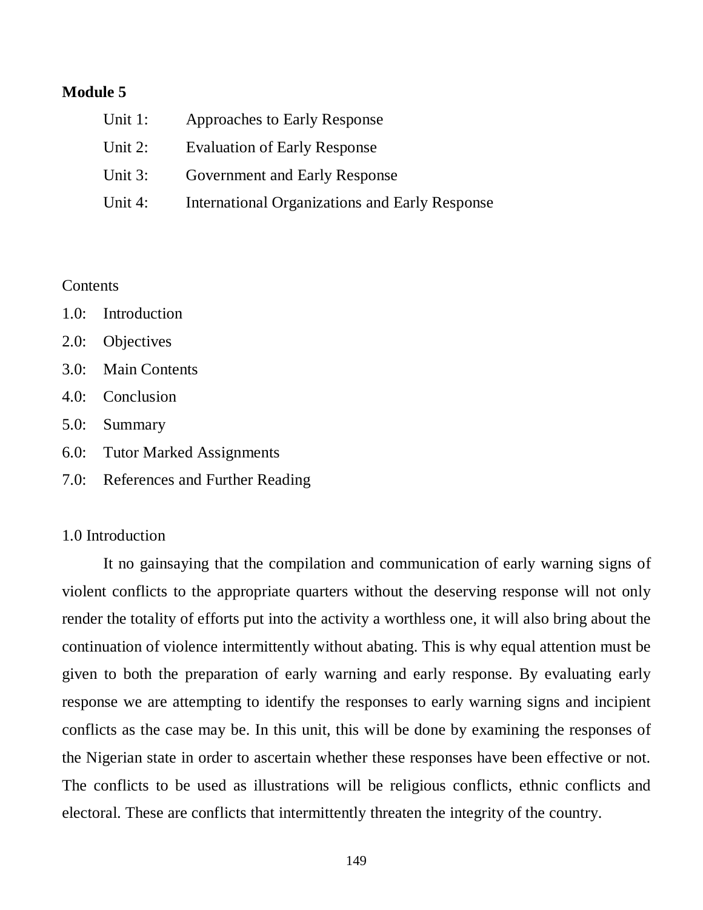## Module 5

Unit 1: Approaches to Early Response

Unit 2: Evaluation of Early Response

Unit 3: Government and Early Response

Unit 4: International Organizations and Early Response

Contents

1.0: Introduction

2.0: Objectives

3.0: Main Contents

4.0: Conclusion

5.0: Summary

6.0: Tutor Marked Assignments

7.0: References and Further Reading

### 1.0 Introduction

It no gainsaying that the compilation and communication of early warning signs of violent conflicts to the appropriate quarters without the deserving response will not only render the totality of efforts put into the activity a worthless one, it will also bring about the continuation of violence intermittently without abating. This is why equal attention must be given to both the preparation of early warning and early response. By evaluating early response we are attempting to identify the responses to early warning signs and incipient conflicts as the case may be. In this unit, this will be done by examining the responses of the Nigerian state in order to ascertain whether these responses have been effective or not. The conflicts to be used as illustrations will be religious conflicts, ethnic conflicts and electoral. These are conflicts that intermittently threaten the integrity of the country.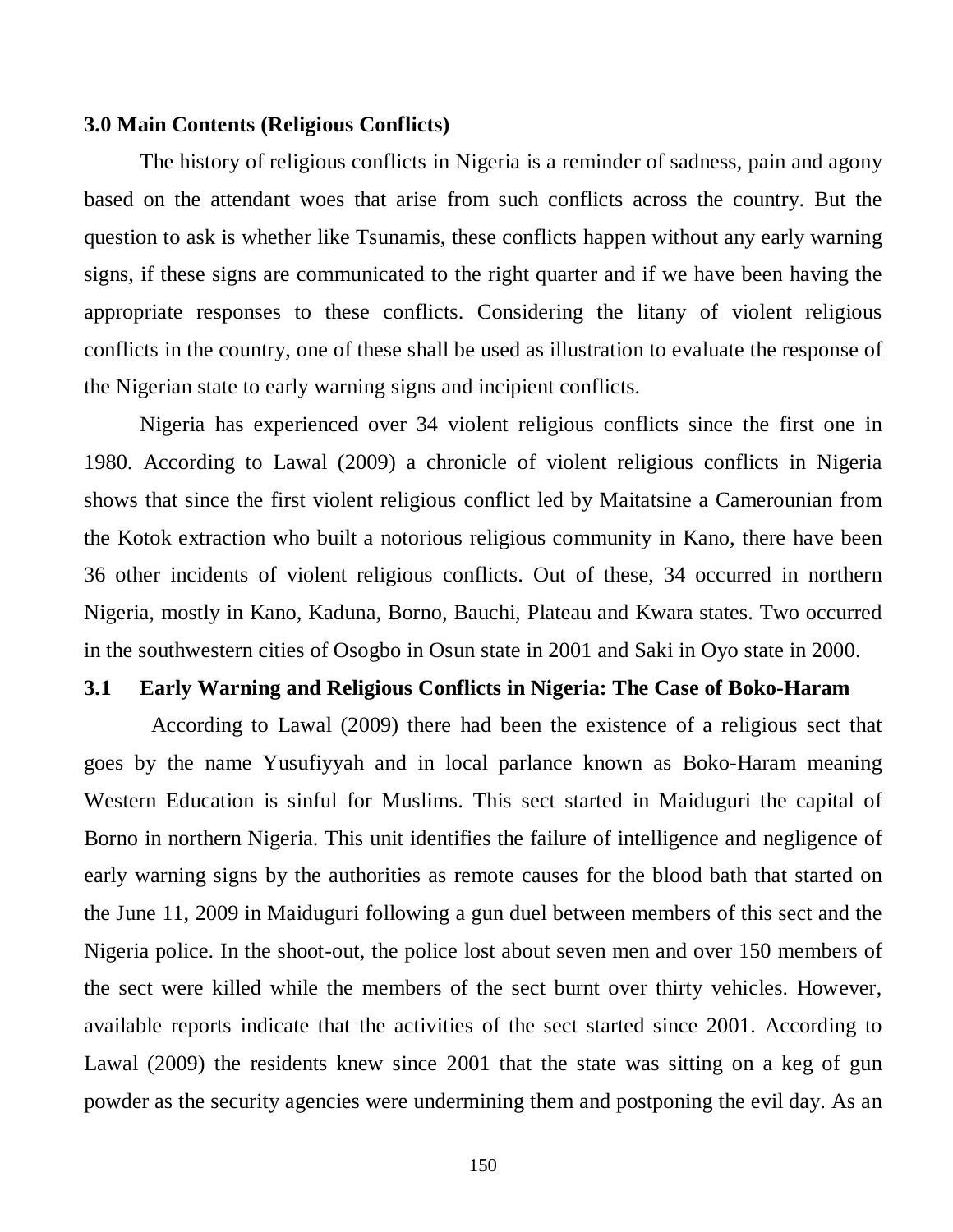### 3.0 Main Contents (Religious Conflicts)

The history of religious conflicts in Nigeria is a reminder of sadness, pain and agony based on the attendant woes that arise from such conflicts across the country. But the question to ask is whether like Tsunamis, these conflicts happen without any early warning signs, if these signs are communicated to the right quarter and if we have been having the appropriate responses to these conflicts. Considering the litany of violent religious conflicts in the country, one of these shall be used as illustration to evaluate the response of the Nigerian state to early warning signs and incipient conflicts.

Nigeria has experienced over 34 violent religious conflicts since the first one in 1980. According to Lawal (2009) a chronicle of violent religious conflicts in Nigeria shows that since the first violent religious conflict led by Maitatsine a Camerounian from the Kotok extraction who built a notorious religious community in Kano, there have been 36 other incidents of violent religious conflicts. Out of these, 34 occurred in northern Nigeria, mostly in Kano, Kaduna, Borno, Bauchi, Plateau and Kwara states. Two occurred in the southwestern cities of Osogbo in Osun state in 2001 and Saki in Oyo state in 2000.

### 3.1 Early Warning and Religious Conflicts in Nigeria: The Case of Boko-Haram

According to Lawal (2009) there had been the existence of a religious sect that goes by the name Yusufiyyah and in local parlance known as Boko-Haram meaning Western Education is sinful for Muslims. This sect started in Maiduguri the capital of Borno in northern Nigeria. This unit identifies the failure of intelligence and negligence of early warning signs by the authorities as remote causes for the blood bath that started on the June 11, 2009 in Maiduguri following a gun duel between members of this sect and the Nigeria police. In the shoot-out, the police lost about seven men and over 150 members of the sect were killed while the members of the sect burnt over thirty vehicles. However, available reports indicate that the activities of the sect started since 2001. According to Lawal (2009) the residents knew since 2001 that the state was sitting on a keg of gun powder as the security agencies were undermining them and postponing the evil day. As an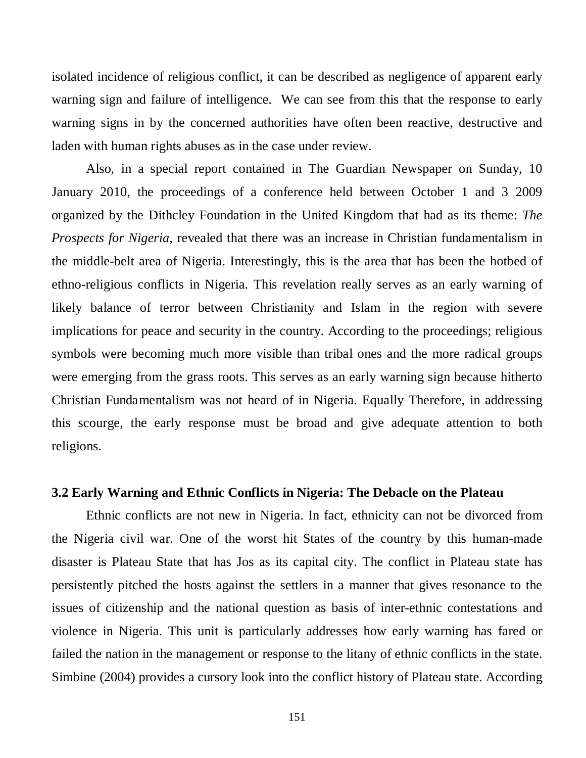isolated incidence of religious conflict, it can be described as negligence of apparent early warning sign and failure of intelligence. We can see from this that the response to early warning signs in by the concerned authorities have often been reactive, destructive and laden with human rights abuses as in the case under review.

Also, in a special report contained in The Guardian Newspaper on Sunday, 10 January 2010, the proceedings of a conference held between October 1 and 3 2009 organized by the Dithcley Foundation in the United Kingdom that had as its theme: *The Prospects for Nigeria,* revealed that there was an increase in Christian fundamentalism in the middle-belt area of Nigeria. Interestingly, this is the area that has been the hotbed of ethno-religious conflicts in Nigeria. This revelation really serves as an early warning of likely balance of terror between Christianity and Islam in the region with severe implications for peace and security in the country. According to the proceedings; religious symbols were becoming much more visible than tribal ones and the more radical groups were emerging from the grass roots. This serves as an early warning sign because hitherto Christian Fundamentalism was not heard of in Nigeria. Equally Therefore, in addressing this scourge, the early response must be broad and give adequate attention to both religions.

### 3.2 Early Warning and Ethnic Conflicts in Nigeria: The Debacle on the Plateau

Ethnic conflicts are not new in Nigeria. In fact, ethnicity can not be divorced from the Nigeria civil war. One of the worst hit States of the country by this human-made disaster is Plateau State that has Jos as its capital city. The conflict in Plateau state has persistently pitched the hosts against the settlers in a manner that gives resonance to the issues of citizenship and the national question as basis of inter-ethnic contestations and violence in Nigeria. This unit is particularly addresses how early warning has fared or failed the nation in the management or response to the litany of ethnic conflicts in the state. Simbine (2004) provides a cursory look into the conflict history of Plateau state. According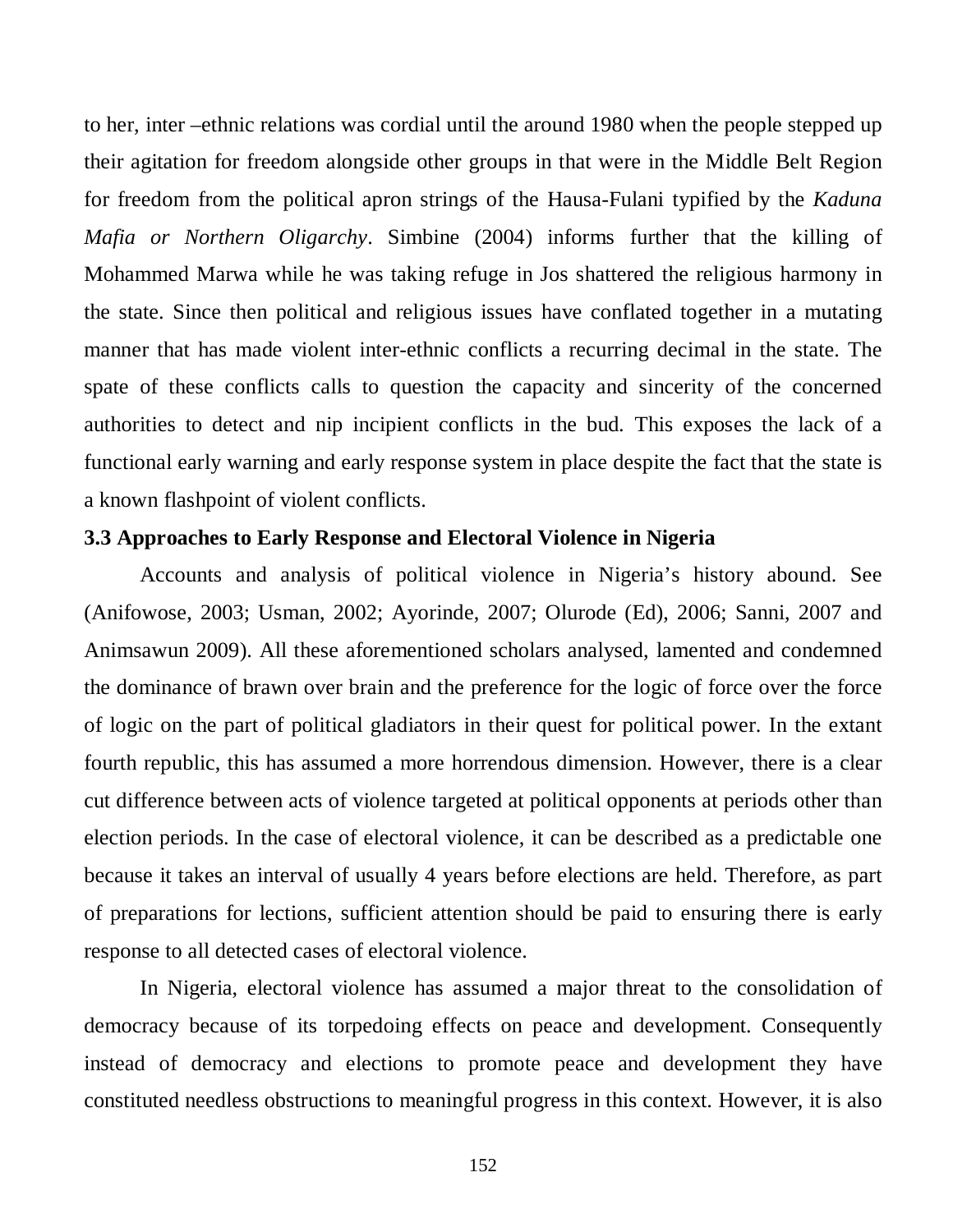to her, inter –ethnic relations was cordial until the around 1980 when the people stepped up their agitation for freedom alongside other groups in that were in the Middle Belt Region for freedom from the political apron strings of the Hausa-Fulani typified by the *Kaduna Mafia or Northern Oligarchy*. Simbine (2004) informs further that the killing of Mohammed Marwa while he was taking refuge in Jos shattered the religious harmony in the state. Since then political and religious issues have conflated together in a mutating manner that has made violent inter-ethnic conflicts a recurring decimal in the state. The spate of these conflicts calls to question the capacity and sincerity of the concerned authorities to detect and nip incipient conflicts in the bud. This exposes the lack of a functional early warning and early response system in place despite the fact that the state is a known flashpoint of violent conflicts.

### 3.3 Approaches to Early Response and Electoral Violence in Nigeria

Accounts and analysis of political violence in Nigeria's history abound. See (Anifowose, 2003; Usman, 2002; Ayorinde, 2007; Olurode (Ed), 2006; Sanni, 2007 and Animsawun 2009). All these aforementioned scholars analysed, lamented and condemned the dominance of brawn over brain and the preference for the logic of force over the force of logic on the part of political gladiators in their quest for political power. In the extant fourth republic, this has assumed a more horrendous dimension. However, there is a clear cut difference between acts of violence targeted at political opponents at periods other than election periods. In the case of electoral violence, it can be described as a predictable one because it takes an interval of usually 4 years before elections are held. Therefore, as part of preparations for lections, sufficient attention should be paid to ensuring there is early response to all detected cases of electoral violence.

In Nigeria, electoral violence has assumed a major threat to the consolidation of democracy because of its torpedoing effects on peace and development. Consequently instead of democracy and elections to promote peace and development they have constituted needless obstructions to meaningful progress in this context. However, it is also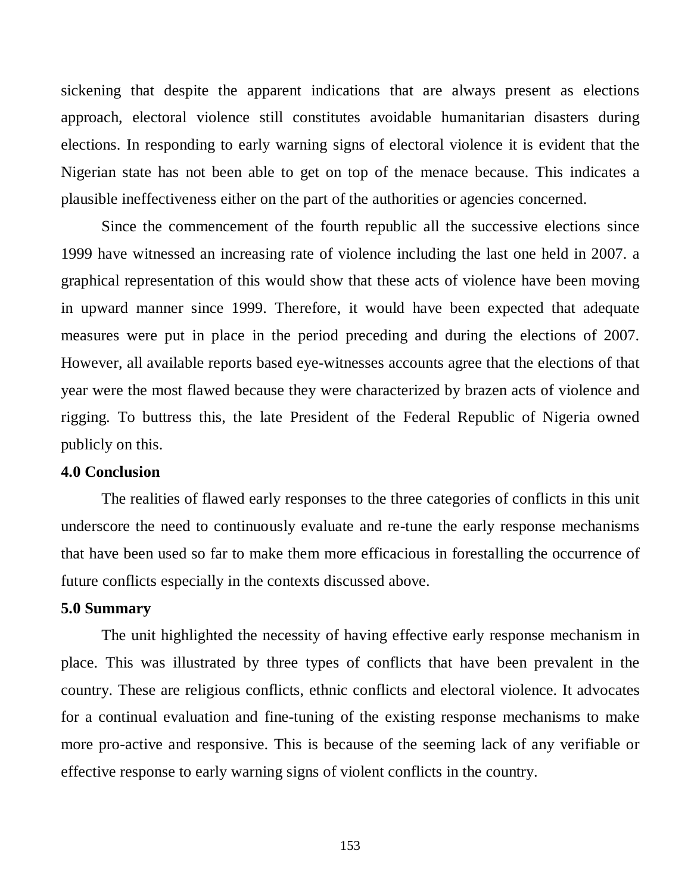sickening that despite the apparent indications that are always present as elections approach, electoral violence still constitutes avoidable humanitarian disasters during elections. In responding to early warning signs of electoral violence it is evident that the Nigerian state has not been able to get on top of the menace because. This indicates a plausible ineffectiveness either on the part of the authorities or agencies concerned.

Since the commencement of the fourth republic all the successive elections since 1999 have witnessed an increasing rate of violence including the last one held in 2007. a graphical representation of this would show that these acts of violence have been moving in upward manner since 1999. Therefore, it would have been expected that adequate measures were put in place in the period preceding and during the elections of 2007. However, all available reports based eye-witnesses accounts agree that the elections of that year were the most flawed because they were characterized by brazen acts of violence and rigging. To buttress this, the late President of the Federal Republic of Nigeria owned publicly on this.

**4.0 Conclusion**

The realities of flawed early responses to the three categories of conflicts in this unit underscore the need to continuously evaluate and re-tune the early response mechanisms that have been used so far to make them more efficacious in forestalling the occurrence of future conflicts especially in the contexts discussed above.

**5.0 Summary**

The unit highlighted the necessity of having effective early response mechanism in place. This was illustrated by three types of conflicts that have been prevalent in the country. These are religious conflicts, ethnic conflicts and electoral violence. It advocates for a continual evaluation and fine-tuning of the existing response mechanisms to make more pro-active and responsive. This is because of the seeming lack of any verifiable or effective response to early warning signs of violent conflicts in the country.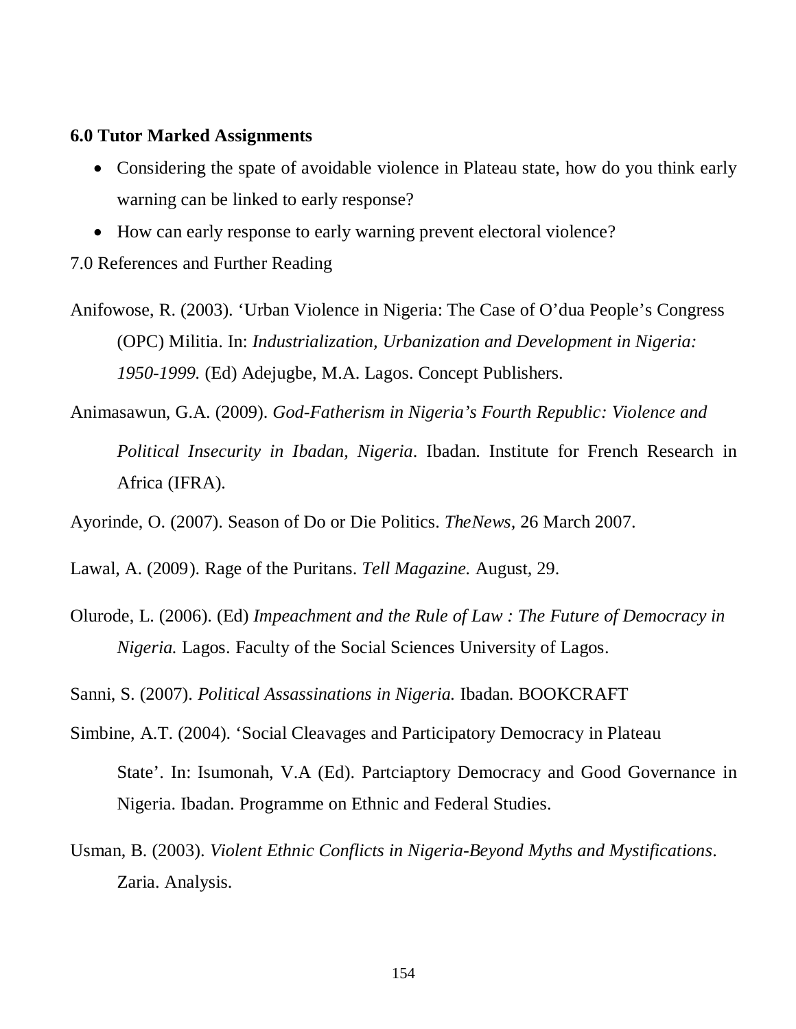**6.0 Tutor Marked Assignments**

- Considering the spate of avoidable violence in Plateau state, how do you think early warning can be linked to early response?
- How can early response to early warning prevent electoral violence?

7.0 References and Further Reading

Anifowose, R. (2003). 'Urban Violence in Nigeria: The Case of O'dua People's Congress (OPC) Militia. In: *Industrialization, Urbanization and Development in Nigeria: 1950-1999.* (Ed) Adejugbe, M.A. Lagos. Concept Publishers.

Animasawun, G.A. (2009). *God-Fatherism in Nigeria's Fourth Republic: Violence and Political Insecurity in Ibadan, Nigeria*. Ibadan. Institute for French Research in Africa (IFRA).

Ayorinde, O. (2007). Season of Do or Die Politics. *TheNews,* 26 March 2007.

Lawal, A. (2009). Rage of the Puritans. *Tell Magazine.* August, 29.

Olurode, L. (2006). (Ed) *Impeachment and the Rule of Law : The Future of Democracy in Nigeria.* Lagos. Faculty of the Social Sciences University of Lagos.

Sanni, S. (2007). *Political Assassinations in Nigeria.* Ibadan. BOOKCRAFT

Simbine, A.T. (2004). 'Social Cleavages and Participatory Democracy in Plateau State'. In: Isumonah, V.A (Ed). Partciaptory Democracy and Good Governance in Nigeria. Ibadan. Programme on Ethnic and Federal Studies.

Usman, B. (2003). *Violent Ethnic Conflicts in Nigeria-Beyond Myths and Mystifications*. Zaria. Analysis.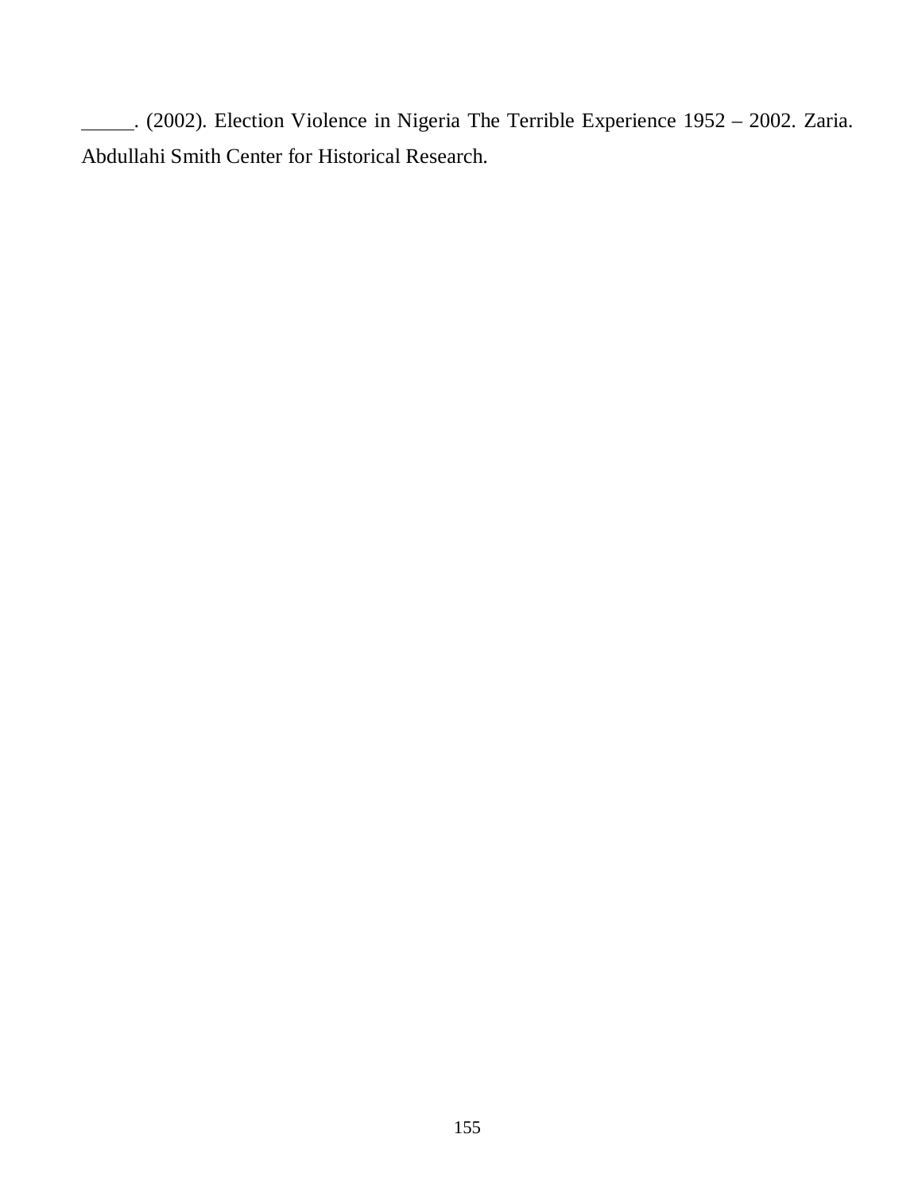\_\_\_\_\_\_. (2002). Election Violence in Nigeria The Terrible Experience 1952 – 2002. Zaria. Abdullahi Smith Center for Historical Research.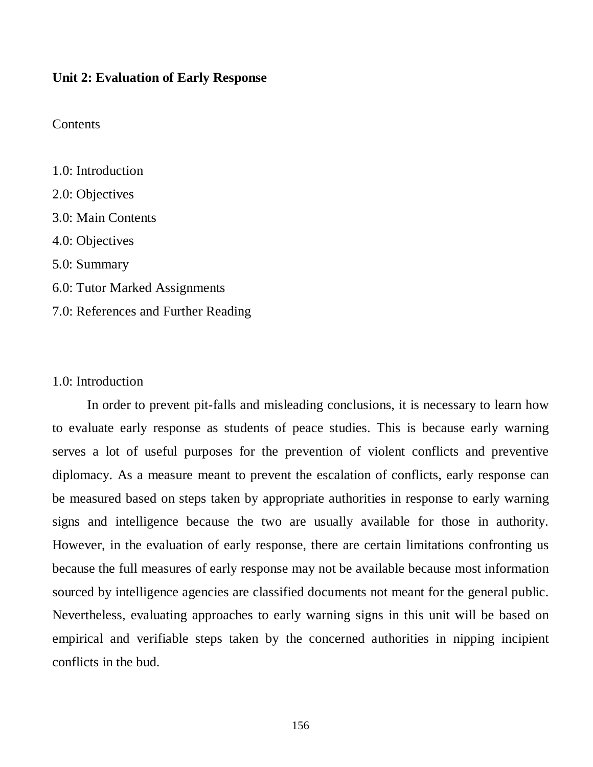**Unit 2: Evaluation of Early Response**

Contents

1.0: Introduction

2.0: Objectives

3.0: Main Contents

4.0: Objectives

5.0: Summary

6.0: Tutor Marked Assignments

7.0: References and Further Reading

1.0: Introduction

In order to prevent pit-falls and misleading conclusions, it is necessary to learn how to evaluate early response as students of peace studies. This is because early warning serves a lot of useful purposes for the prevention of violent conflicts and preventive diplomacy. As a measure meant to prevent the escalation of conflicts, early response can be measured based on steps taken by appropriate authorities in response to early warning signs and intelligence because the two are usually available for those in authority. However, in the evaluation of early response, there are certain limitations confronting us because the full measures of early response may not be available because most information sourced by intelligence agencies are classified documents not meant for the general public. Nevertheless, evaluating approaches to early warning signs in this unit will be based on empirical and verifiable steps taken by the concerned authorities in nipping incipient conflicts in the bud.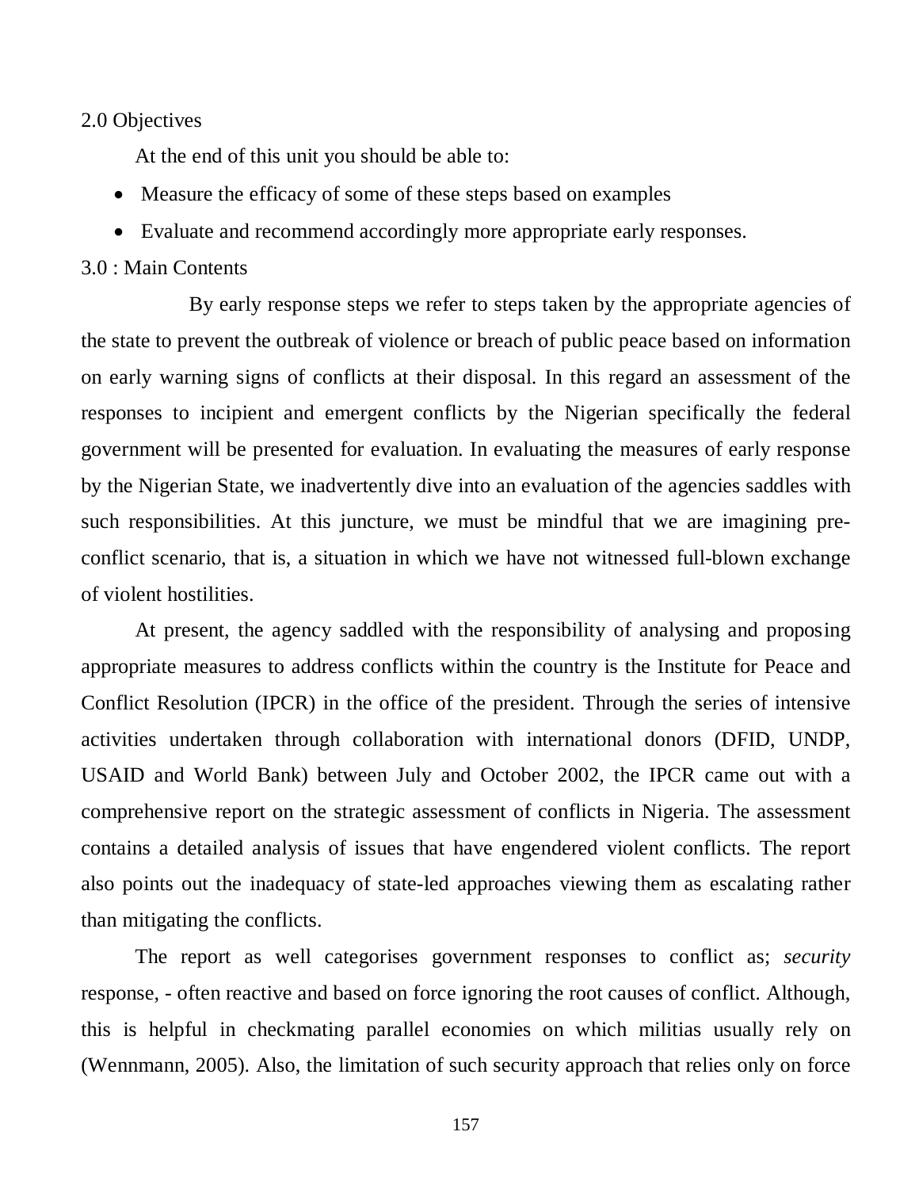## 2.0 Objectives

At the end of this unit you should be able to:

- Measure the efficacy of some of these steps based on examples
- Evaluate and recommend accordingly more appropriate early responses.

## 3.0 : Main Contents

By early response steps we refer to steps taken by the appropriate agencies of the state to prevent the outbreak of violence or breach of public peace based on information on early warning signs of conflicts at their disposal. In this regard an assessment of the responses to incipient and emergent conflicts by the Nigerian specifically the federal government will be presented for evaluation. In evaluating the measures of early response by the Nigerian State, we inadvertently dive into an evaluation of the agencies saddles with such responsibilities. At this juncture, we must be mindful that we are imagining pre-conflict scenario, that is, a situation in which we have not witnessed full-blown exchange of violent hostilities.

At present, the agency saddled with the responsibility of analysing and proposing appropriate measures to address conflicts within the country is the Institute for Peace and Conflict Resolution (IPCR) in the office of the president. Through the series of intensive activities undertaken through collaboration with international donors (DFID, UNDP, USAID and World Bank) between July and October 2002, the IPCR came out with a comprehensive report on the strategic assessment of conflicts in Nigeria. The assessment contains a detailed analysis of issues that have engendered violent conflicts. The report also points out the inadequacy of state-led approaches viewing them as escalating rather than mitigating the conflicts.

The report as well categorises government responses to conflict as; *security* response, - often reactive and based on force ignoring the root causes of conflict. Although, this is helpful in checkmating parallel economies on which militias usually rely on (Wennmann, 2005). Also, the limitation of such security approach that relies only on force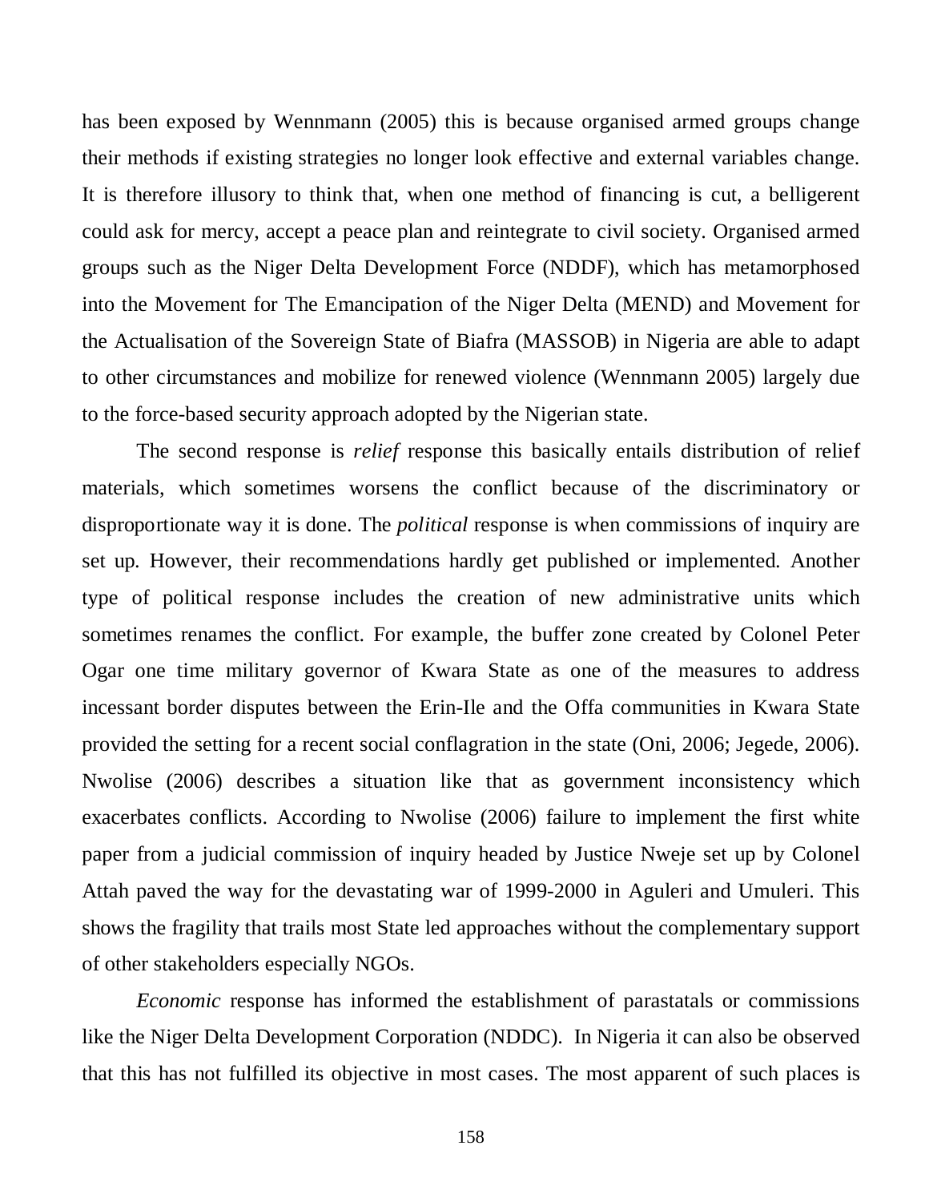has been exposed by Wennmann (2005) this is because organised armed groups change their methods if existing strategies no longer look effective and external variables change. It is therefore illusory to think that, when one method of financing is cut, a belligerent could ask for mercy, accept a peace plan and reintegrate to civil society. Organised armed groups such as the Niger Delta Development Force (NDDF), which has metamorphosed into the Movement for The Emancipation of the Niger Delta (MEND) and Movement for the Actualisation of the Sovereign State of Biafra (MASSOB) in Nigeria are able to adapt to other circumstances and mobilize for renewed violence (Wennmann 2005) largely due to the force-based security approach adopted by the Nigerian state.

The second response is *relief* response this basically entails distribution of relief materials, which sometimes worsens the conflict because of the discriminatory or disproportionate way it is done. The *political* response is when commissions of inquiry are set up. However, their recommendations hardly get published or implemented. Another type of political response includes the creation of new administrative units which sometimes renames the conflict. For example, the buffer zone created by Colonel Peter Ogar one time military governor of Kwara State as one of the measures to address incessant border disputes between the Erin-Ile and the Offa communities in Kwara State provided the setting for a recent social conflagration in the state (Oni, 2006; Jegede, 2006). Nwolise (2006) describes a situation like that as government inconsistency which exacerbates conflicts. According to Nwolise (2006) failure to implement the first white paper from a judicial commission of inquiry headed by Justice Nweje set up by Colonel Attah paved the way for the devastating war of 1999-2000 in Aguleri and Umuleri. This shows the fragility that trails most State led approaches without the complementary support of other stakeholders especially NGOs.

*Economic* response has informed the establishment of parastatals or commissions like the Niger Delta Development Corporation (NDDC). In Nigeria it can also be observed that this has not fulfilled its objective in most cases. The most apparent of such places is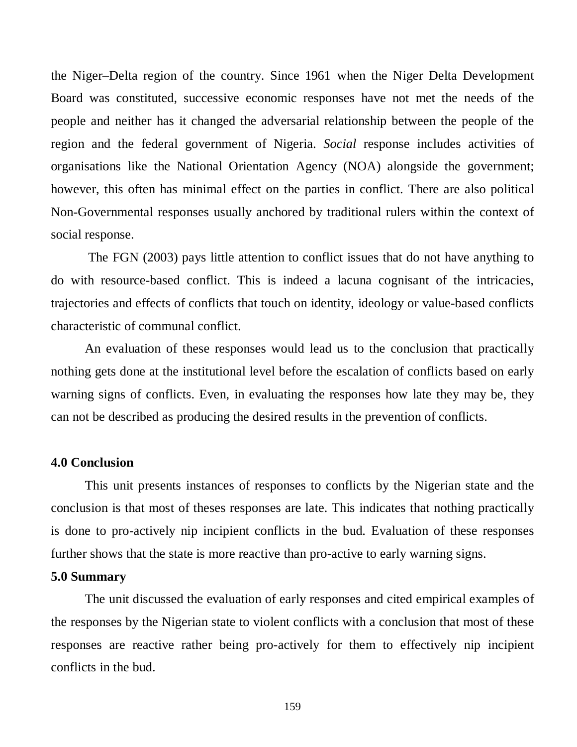the Niger–Delta region of the country. Since 1961 when the Niger Delta Development Board was constituted, successive economic responses have not met the needs of the people and neither has it changed the adversarial relationship between the people of the region and the federal government of Nigeria. *Social* response includes activities of organisations like the National Orientation Agency (NOA) alongside the government; however, this often has minimal effect on the parties in conflict. There are also political Non-Governmental responses usually anchored by traditional rulers within the context of social response.

The FGN (2003) pays little attention to conflict issues that do not have anything to do with resource-based conflict. This is indeed a lacuna cognisant of the intricacies, trajectories and effects of conflicts that touch on identity, ideology or value-based conflicts characteristic of communal conflict.

An evaluation of these responses would lead us to the conclusion that practically nothing gets done at the institutional level before the escalation of conflicts based on early warning signs of conflicts. Even, in evaluating the responses how late they may be, they can not be described as producing the desired results in the prevention of conflicts.

## 4.0 Conclusion

This unit presents instances of responses to conflicts by the Nigerian state and the conclusion is that most of theses responses are late. This indicates that nothing practically is done to pro-actively nip incipient conflicts in the bud. Evaluation of these responses further shows that the state is more reactive than pro-active to early warning signs.

## 5.0 Summary

The unit discussed the evaluation of early responses and cited empirical examples of the responses by the Nigerian state to violent conflicts with a conclusion that most of these responses are reactive rather being pro-actively for them to effectively nip incipient conflicts in the bud.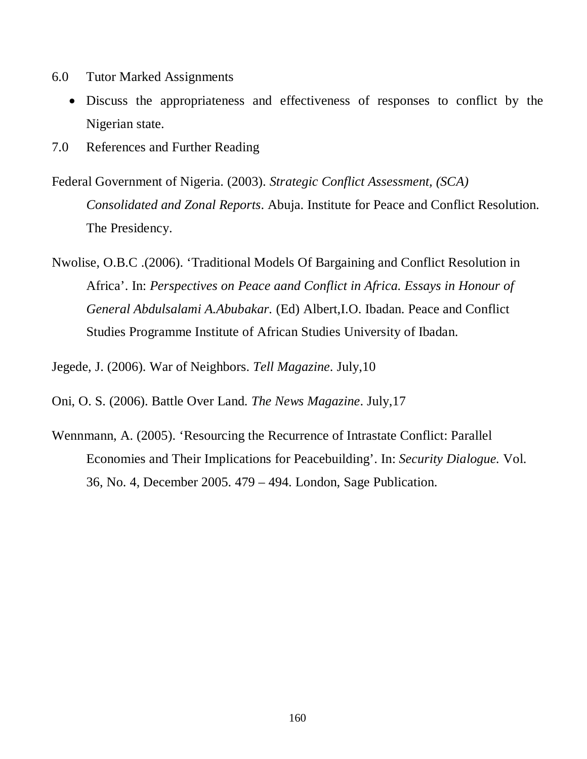## 6.0 Tutor Marked Assignments

- Discuss the appropriateness and effectiveness of responses to conflict by the Nigerian state.

## 7.0 References and Further Reading

Federal Government of Nigeria. (2003). *Strategic Conflict Assessment, (SCA) Consolidated and Zonal Reports*. Abuja. Institute for Peace and Conflict Resolution. The Presidency.

Nwolise, O.B.C .(2006). 'Traditional Models Of Bargaining and Conflict Resolution in Africa'. In: *Perspectives on Peace aand Conflict in Africa. Essays in Honour of General Abdulsalami A.Abubakar.* (Ed) Albert,I.O. Ibadan. Peace and Conflict Studies Programme Institute of African Studies University of Ibadan.

Jegede, J. (2006). War of Neighbors. *Tell Magazine*. July,10

Oni, O. S. (2006). Battle Over Land. *The News Magazine*. July,17

Wennmann, A. (2005). 'Resourcing the Recurrence of Intrastate Conflict: Parallel Economies and Their Implications for Peacebuilding'. In: *Security Dialogue.* Vol. 36, No. 4, December 2005. 479 – 494. London, Sage Publication.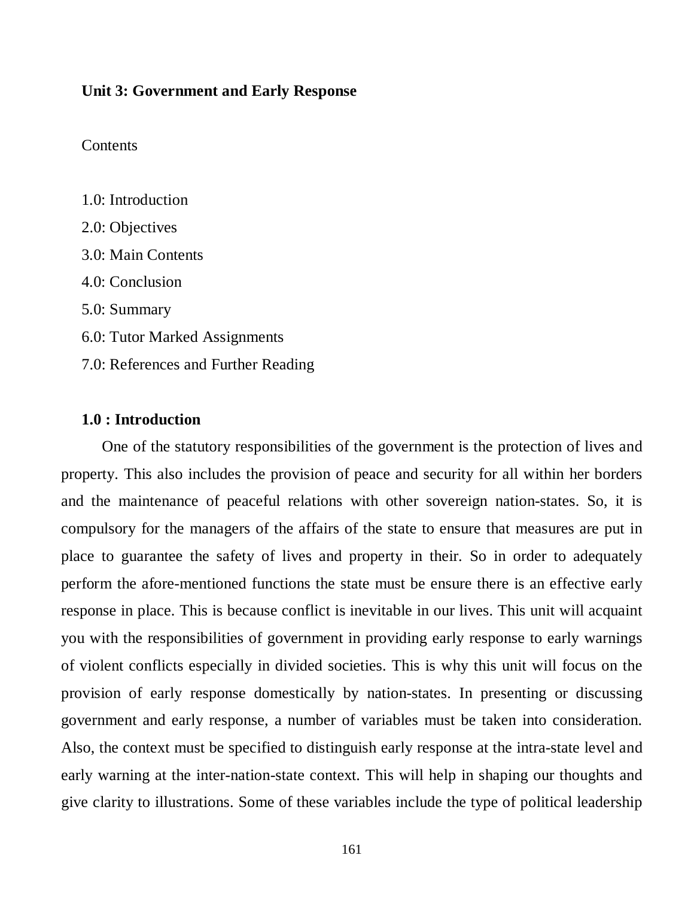**Unit 3: Government and Early Response**

Contents

1.0: Introduction

2.0: Objectives

3.0: Main Contents

4.0: Conclusion

5.0: Summary

6.0: Tutor Marked Assignments

7.0: References and Further Reading

**1.0 : Introduction**

One of the statutory responsibilities of the government is the protection of lives and property. This also includes the provision of peace and security for all within her borders and the maintenance of peaceful relations with other sovereign nation-states. So, it is compulsory for the managers of the affairs of the state to ensure that measures are put in place to guarantee the safety of lives and property in their. So in order to adequately perform the afore-mentioned functions the state must be ensure there is an effective early response in place. This is because conflict is inevitable in our lives. This unit will acquaint you with the responsibilities of government in providing early response to early warnings of violent conflicts especially in divided societies. This is why this unit will focus on the provision of early response domestically by nation-states. In presenting or discussing government and early response, a number of variables must be taken into consideration. Also, the context must be specified to distinguish early response at the intra-state level and early warning at the inter-nation-state context. This will help in shaping our thoughts and give clarity to illustrations. Some of these variables include the type of political leadership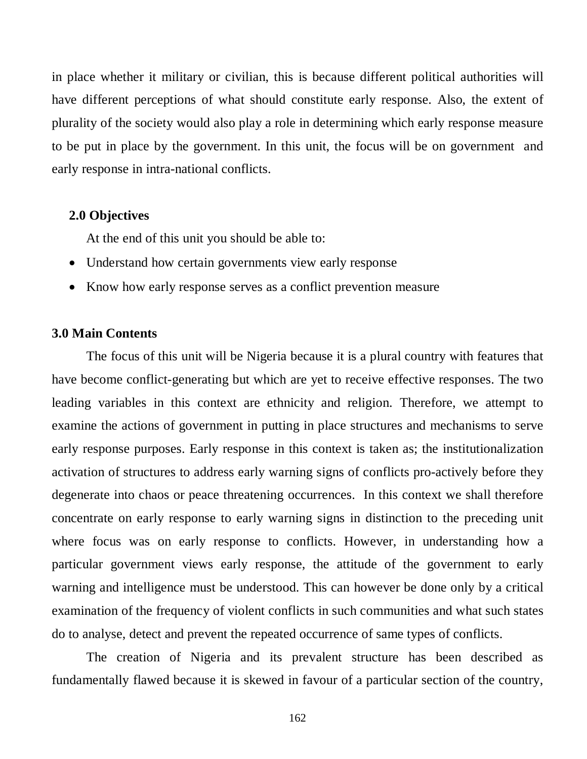in place whether it military or civilian, this is because different political authorities will have different perceptions of what should constitute early response. Also, the extent of plurality of the society would also play a role in determining which early response measure to be put in place by the government. In this unit, the focus will be on government and early response in intra-national conflicts.

## 2.0 Objectives

At the end of this unit you should be able to:

- Understand how certain governments view early response
- Know how early response serves as a conflict prevention measure

## 3.0 Main Contents

The focus of this unit will be Nigeria because it is a plural country with features that have become conflict-generating but which are yet to receive effective responses. The two leading variables in this context are ethnicity and religion. Therefore, we attempt to examine the actions of government in putting in place structures and mechanisms to serve early response purposes. Early response in this context is taken as; the institutionalization activation of structures to address early warning signs of conflicts pro-actively before they degenerate into chaos or peace threatening occurrences. In this context we shall therefore concentrate on early response to early warning signs in distinction to the preceding unit where focus was on early response to conflicts. However, in understanding how a particular government views early response, the attitude of the government to early warning and intelligence must be understood. This can however be done only by a critical examination of the frequency of violent conflicts in such communities and what such states do to analyse, detect and prevent the repeated occurrence of same types of conflicts.

The creation of Nigeria and its prevalent structure has been described as fundamentally flawed because it is skewed in favour of a particular section of the country,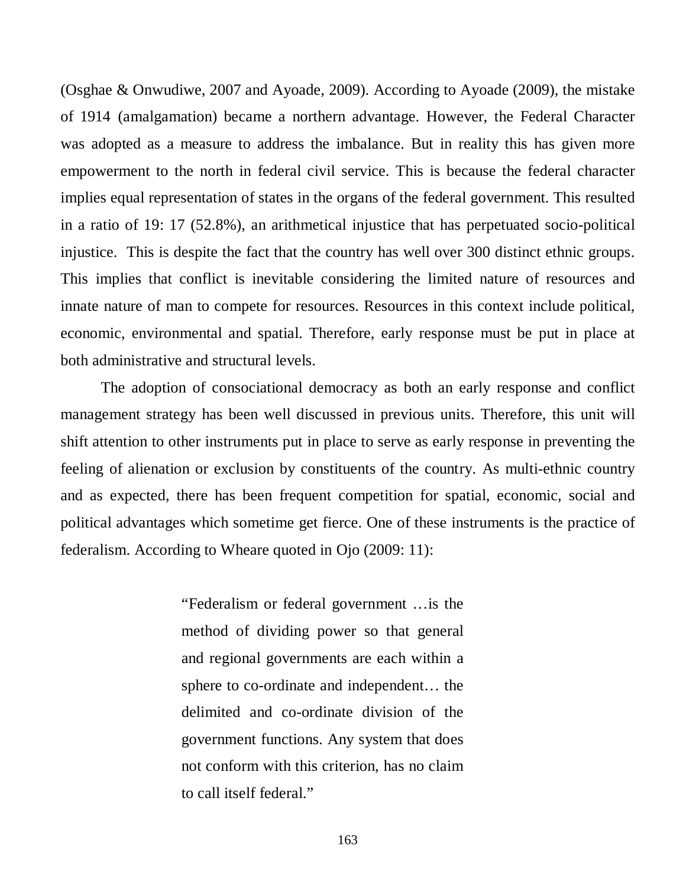(Osghae & Onwudiwe, 2007 and Ayoade, 2009). According to Ayoade (2009), the mistake of 1914 (amalgamation) became a northern advantage. However, the Federal Character was adopted as a measure to address the imbalance. But in reality this has given more empowerment to the north in federal civil service. This is because the federal character implies equal representation of states in the organs of the federal government. This resulted in a ratio of 19: 17 (52.8%), an arithmetical injustice that has perpetuated socio-political injustice. This is despite the fact that the country has well over 300 distinct ethnic groups. This implies that conflict is inevitable considering the limited nature of resources and innate nature of man to compete for resources. Resources in this context include political, economic, environmental and spatial. Therefore, early response must be put in place at both administrative and structural levels.

The adoption of consociational democracy as both an early response and conflict management strategy has been well discussed in previous units. Therefore, this unit will shift attention to other instruments put in place to serve as early response in preventing the feeling of alienation or exclusion by constituents of the country. As multi-ethnic country and as expected, there has been frequent competition for spatial, economic, social and political advantages which sometime get fierce. One of these instruments is the practice of federalism. According to Wheare quoted in Ojo (2009: 11):

> "Federalism or federal government …is the method of dividing power so that general and regional governments are each within a sphere to co-ordinate and independent… the delimited and co-ordinate division of the government functions. Any system that does not conform with this criterion, has no claim to call itself federal."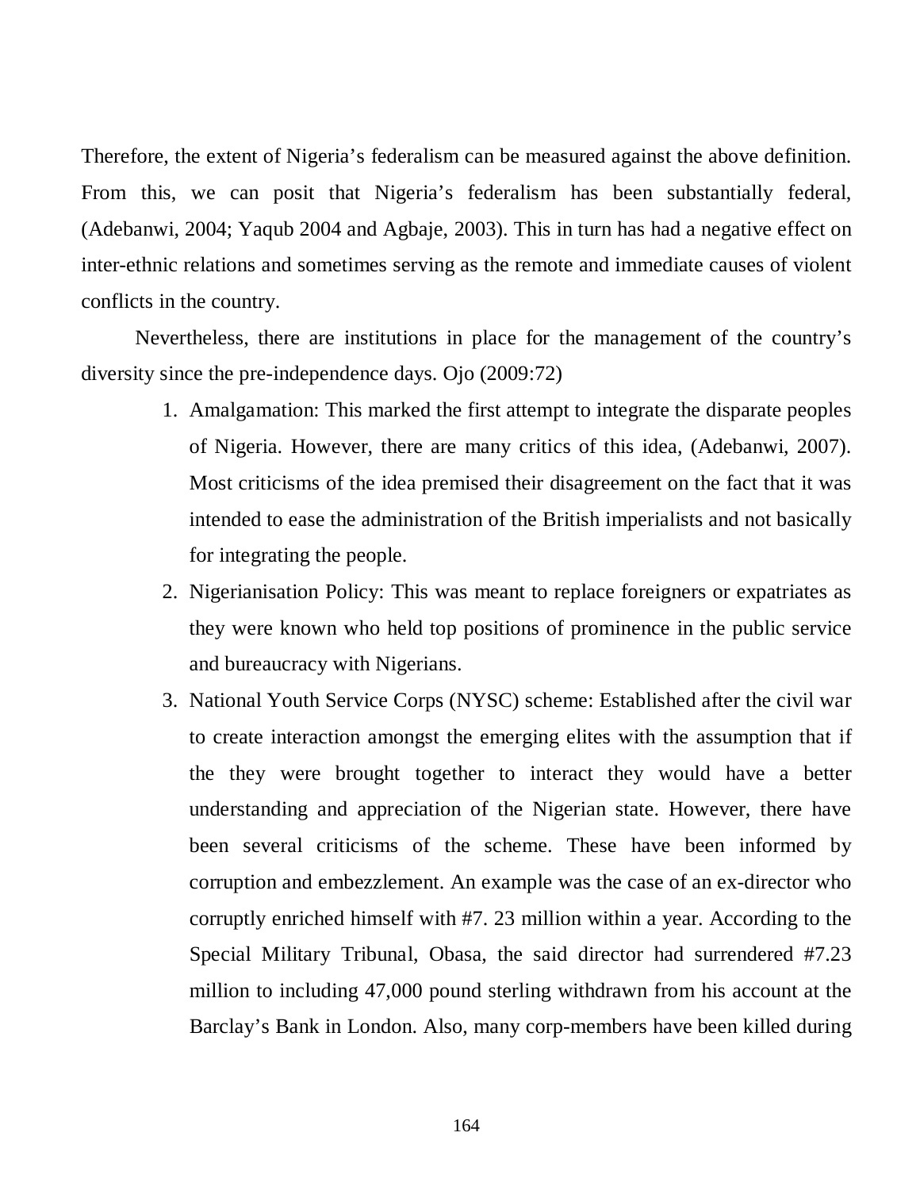Therefore, the extent of Nigeria's federalism can be measured against the above definition. From this, we can posit that Nigeria's federalism has been substantially federal, (Adebanwi, 2004; Yaqub 2004 and Agbaje, 2003). This in turn has had a negative effect on inter-ethnic relations and sometimes serving as the remote and immediate causes of violent conflicts in the country.

Nevertheless, there are institutions in place for the management of the country's diversity since the pre-independence days. Ojo (2009:72)

1. Amalgamation: This marked the first attempt to integrate the disparate peoples of Nigeria. However, there are many critics of this idea, (Adebanwi, 2007). Most criticisms of the idea premised their disagreement on the fact that it was intended to ease the administration of the British imperialists and not basically for integrating the people.
2. Nigerianisation Policy: This was meant to replace foreigners or expatriates as they were known who held top positions of prominence in the public service and bureaucracy with Nigerians.
3. National Youth Service Corps (NYSC) scheme: Established after the civil war to create interaction amongst the emerging elites with the assumption that if the they were brought together to interact they would have a better understanding and appreciation of the Nigerian state. However, there have been several criticisms of the scheme. These have been informed by corruption and embezzlement. An example was the case of an ex-director who corruptly enriched himself with #7. 23 million within a year. According to the Special Military Tribunal, Obasa, the said director had surrendered #7.23 million to including 47,000 pound sterling withdrawn from his account at the Barclay's Bank in London. Also, many corp-members have been killed during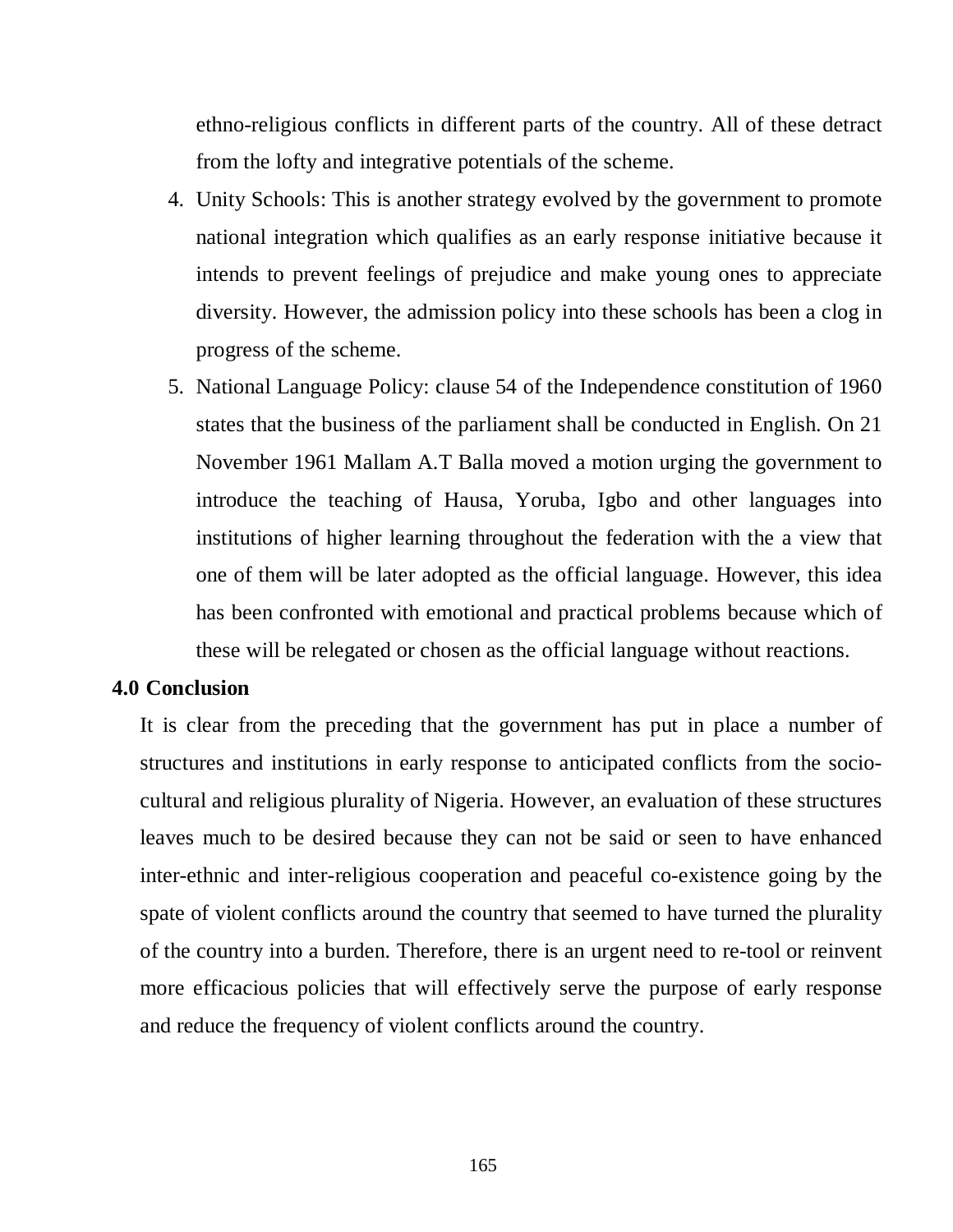ethno-religious conflicts in different parts of the country. All of these detract from the lofty and integrative potentials of the scheme.

4. Unity Schools: This is another strategy evolved by the government to promote national integration which qualifies as an early response initiative because it intends to prevent feelings of prejudice and make young ones to appreciate diversity. However, the admission policy into these schools has been a clog in progress of the scheme.
5. National Language Policy: clause 54 of the Independence constitution of 1960 states that the business of the parliament shall be conducted in English. On 21 November 1961 Mallam A.T Balla moved a motion urging the government to introduce the teaching of Hausa, Yoruba, Igbo and other languages into institutions of higher learning throughout the federation with the a view that one of them will be later adopted as the official language. However, this idea has been confronted with emotional and practical problems because which of these will be relegated or chosen as the official language without reactions.

## 4.0 Conclusion

It is clear from the preceding that the government has put in place a number of structures and institutions in early response to anticipated conflicts from the socio-cultural and religious plurality of Nigeria. However, an evaluation of these structures leaves much to be desired because they can not be said or seen to have enhanced inter-ethnic and inter-religious cooperation and peaceful co-existence going by the spate of violent conflicts around the country that seemed to have turned the plurality of the country into a burden. Therefore, there is an urgent need to re-tool or reinvent more efficacious policies that will effectively serve the purpose of early response and reduce the frequency of violent conflicts around the country.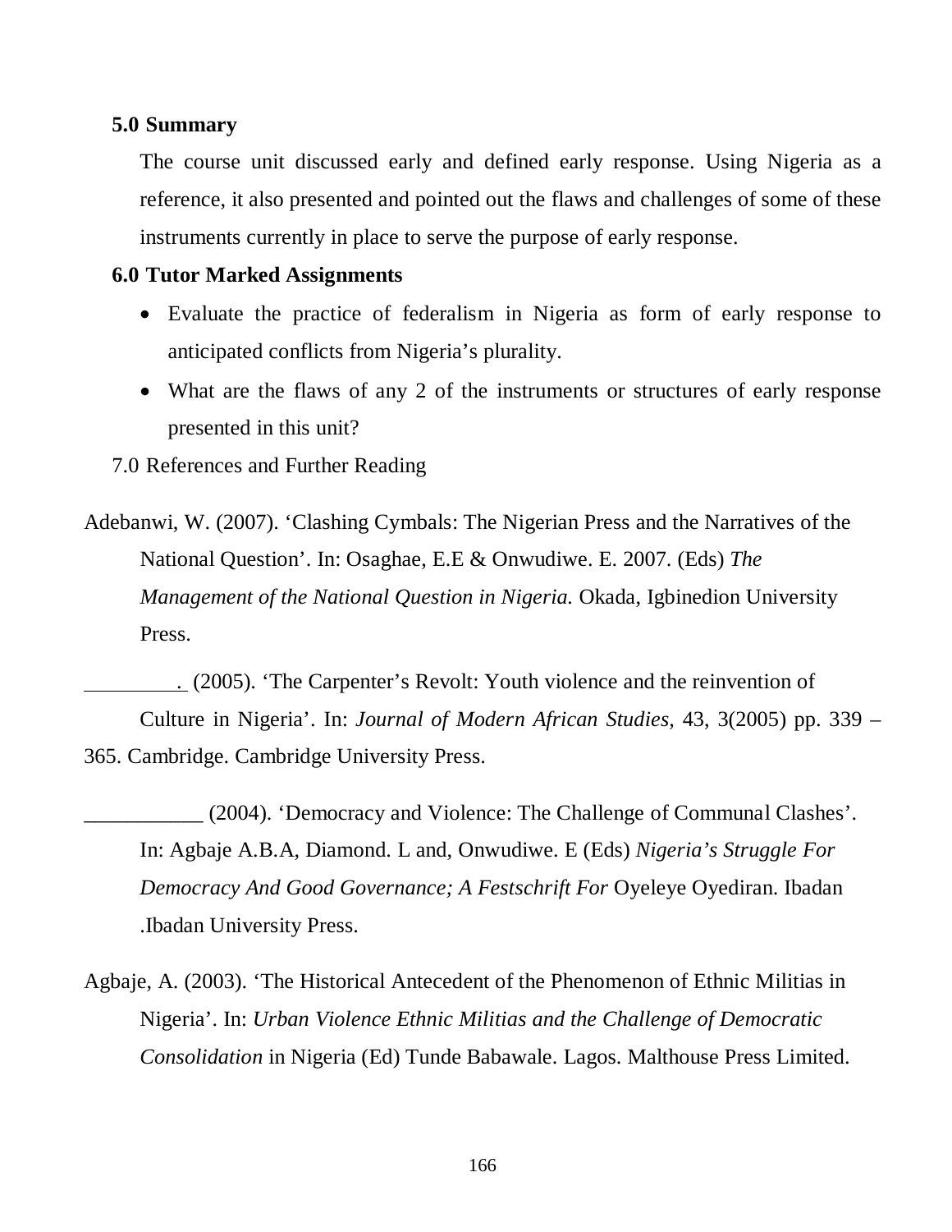## 5.0 Summary

The course unit discussed early and defined early response. Using Nigeria as a reference, it also presented and pointed out the flaws and challenges of some of these instruments currently in place to serve the purpose of early response.

## 6.0 Tutor Marked Assignments

- Evaluate the practice of federalism in Nigeria as form of early response to anticipated conflicts from Nigeria's plurality.
- What are the flaws of any 2 of the instruments or structures of early response presented in this unit?

7.0 References and Further Reading

Adebanwi, W. (2007). 'Clashing Cymbals: The Nigerian Press and the Narratives of the National Question'. In: Osaghae, E.E & Onwudiwe. E. 2007. (Eds) *The Management of the National Question in Nigeria.* Okada, Igbinedion University Press.

_________. (2005). 'The Carpenter's Revolt: Youth violence and the reinvention of Culture in Nigeria'. In: *Journal of Modern African Studies,* 43, 3(2005) pp. 339 – 365. Cambridge. Cambridge University Press.

___________ (2004). 'Democracy and Violence: The Challenge of Communal Clashes'. In: Agbaje A.B.A, Diamond. L and, Onwudiwe. E (Eds) *Nigeria's Struggle For Democracy And Good Governance; A Festschrift For* Oyeleye Oyediran. Ibadan .Ibadan University Press.

Agbaje, A. (2003). 'The Historical Antecedent of the Phenomenon of Ethnic Militias in Nigeria'. In: *Urban Violence Ethnic Militias and the Challenge of Democratic Consolidation* in Nigeria (Ed) Tunde Babawale. Lagos. Malthouse Press Limited.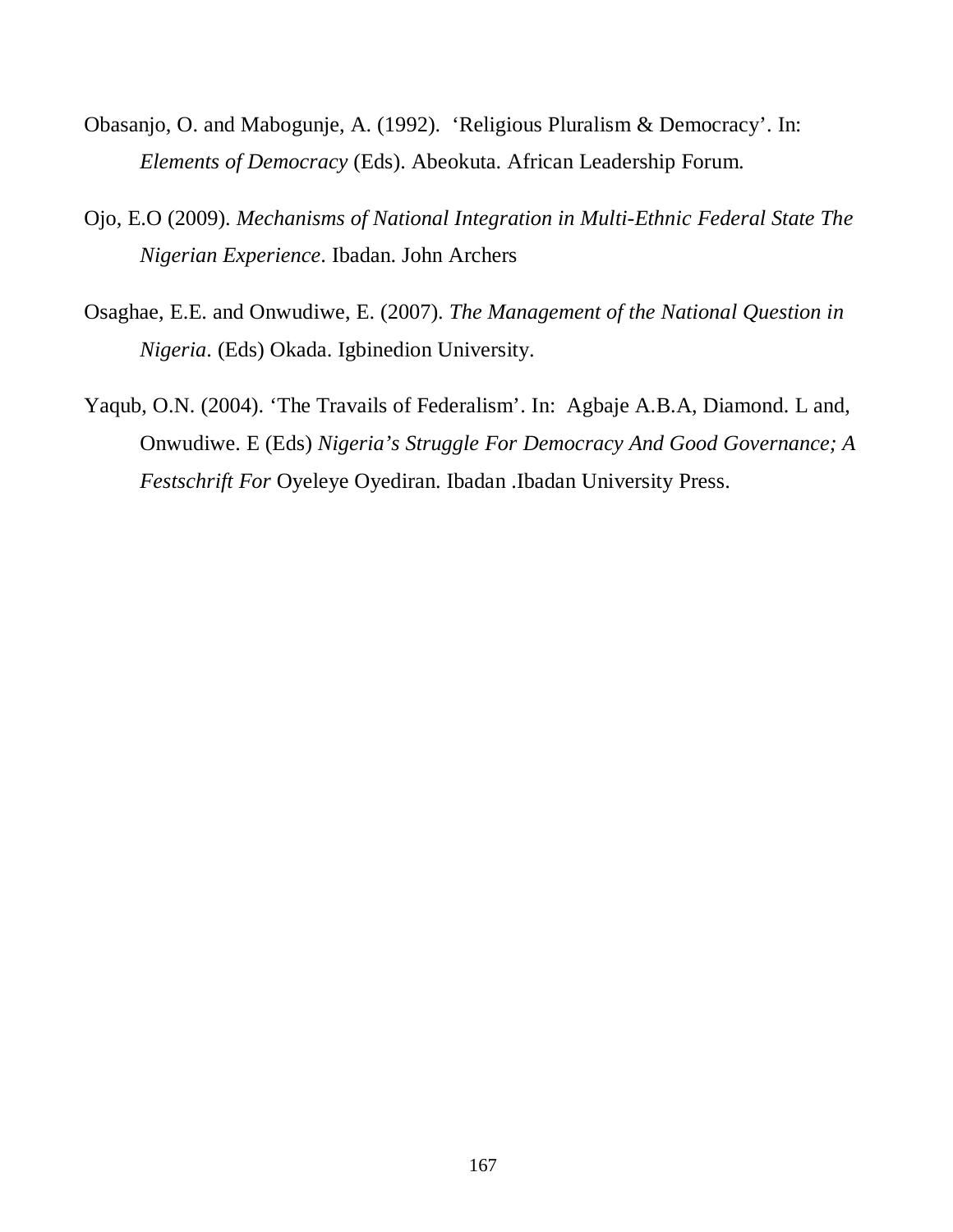Obasanjo, O. and Mabogunje, A. (1992). ‘Religious Pluralism & Democracy’. In: *Elements of Democracy* (Eds). Abeokuta. African Leadership Forum.

Ojo, E.O (2009). *Mechanisms of National Integration in Multi-Ethnic Federal State The Nigerian Experience*. Ibadan. John Archers

Osaghae, E.E. and Onwudiwe, E. (2007). *The Management of the National Question in Nigeria*. (Eds) Okada. Igbinedion University.

Yaqub, O.N. (2004). ‘The Travails of Federalism’. In: Agbaje A.B.A, Diamond. L and, Onwudiwe. E (Eds) *Nigeria’s Struggle For Democracy And Good Governance; A Festschrift For* Oyeleye Oyediran. Ibadan .Ibadan University Press.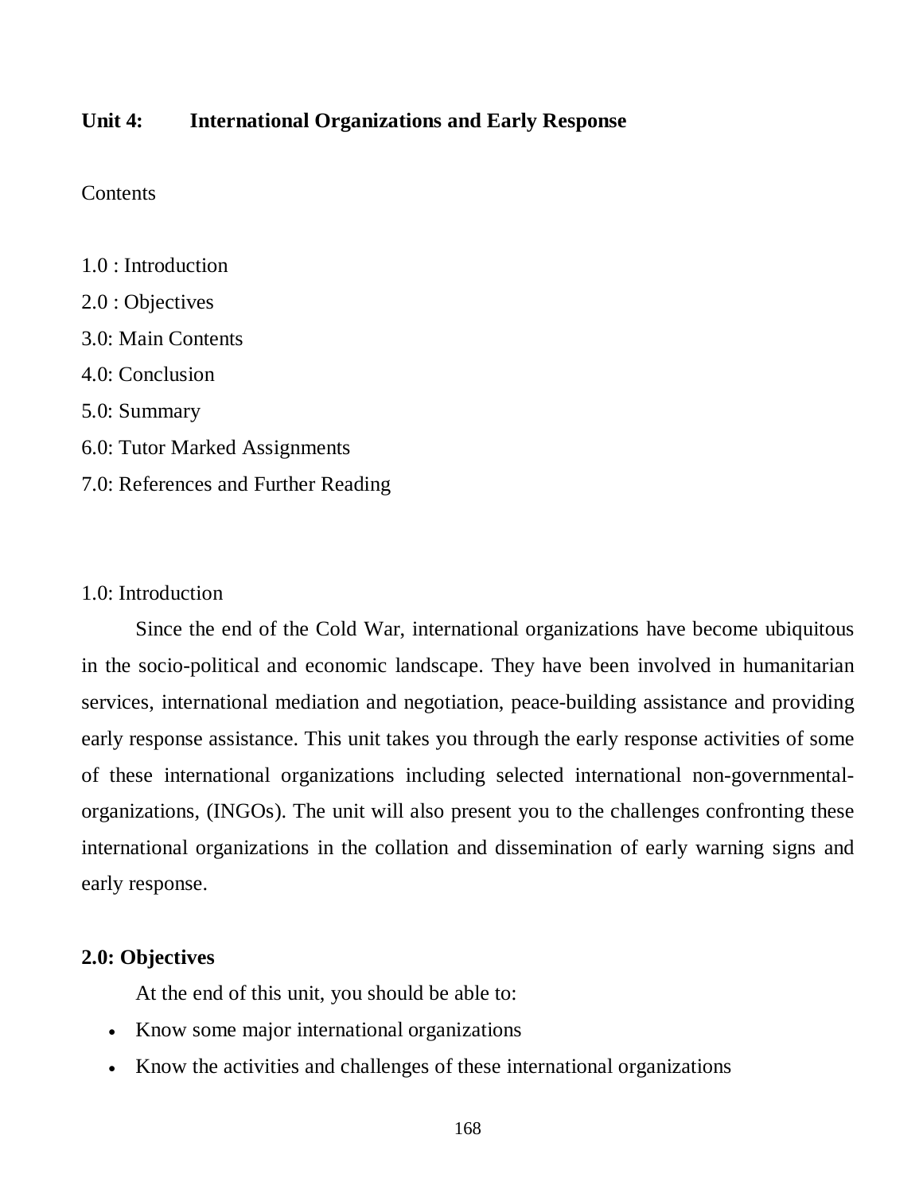## Unit 4: International Organizations and Early Response

Contents

1.0 : Introduction

2.0 : Objectives

3.0: Main Contents

4.0: Conclusion

5.0: Summary

6.0: Tutor Marked Assignments

7.0: References and Further Reading

### 1.0: Introduction

Since the end of the Cold War, international organizations have become ubiquitous in the socio-political and economic landscape. They have been involved in humanitarian services, international mediation and negotiation, peace-building assistance and providing early response assistance. This unit takes you through the early response activities of some of these international organizations including selected international non-governmental-organizations, (INGOs). The unit will also present you to the challenges confronting these international organizations in the collation and dissemination of early warning signs and early response.

### 2.0: Objectives

At the end of this unit, you should be able to:

- Know some major international organizations
- Know the activities and challenges of these international organizations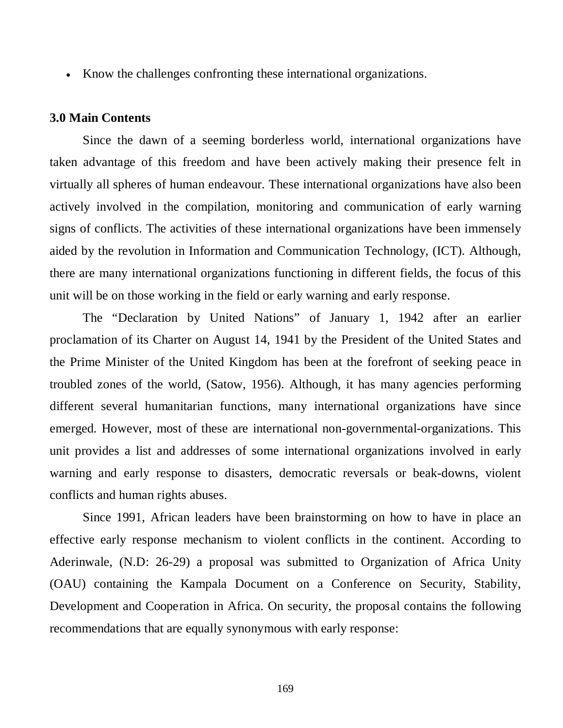- Know the challenges confronting these international organizations.

**3.0 Main Contents**

Since the dawn of a seeming borderless world, international organizations have taken advantage of this freedom and have been actively making their presence felt in virtually all spheres of human endeavour. These international organizations have also been actively involved in the compilation, monitoring and communication of early warning signs of conflicts. The activities of these international organizations have been immensely aided by the revolution in Information and Communication Technology, (ICT). Although, there are many international organizations functioning in different fields, the focus of this unit will be on those working in the field or early warning and early response.

The "Declaration by United Nations" of January 1, 1942 after an earlier proclamation of its Charter on August 14, 1941 by the President of the United States and the Prime Minister of the United Kingdom has been at the forefront of seeking peace in troubled zones of the world, (Satow, 1956). Although, it has many agencies performing different several humanitarian functions, many international organizations have since emerged. However, most of these are international non-governmental-organizations. This unit provides a list and addresses of some international organizations involved in early warning and early response to disasters, democratic reversals or beak-downs, violent conflicts and human rights abuses.

Since 1991, African leaders have been brainstorming on how to have in place an effective early response mechanism to violent conflicts in the continent. According to Aderinwale, (N.D: 26-29) a proposal was submitted to Organization of Africa Unity (OAU) containing the Kampala Document on a Conference on Security, Stability, Development and Cooperation in Africa. On security, the proposal contains the following recommendations that are equally synonymous with early response: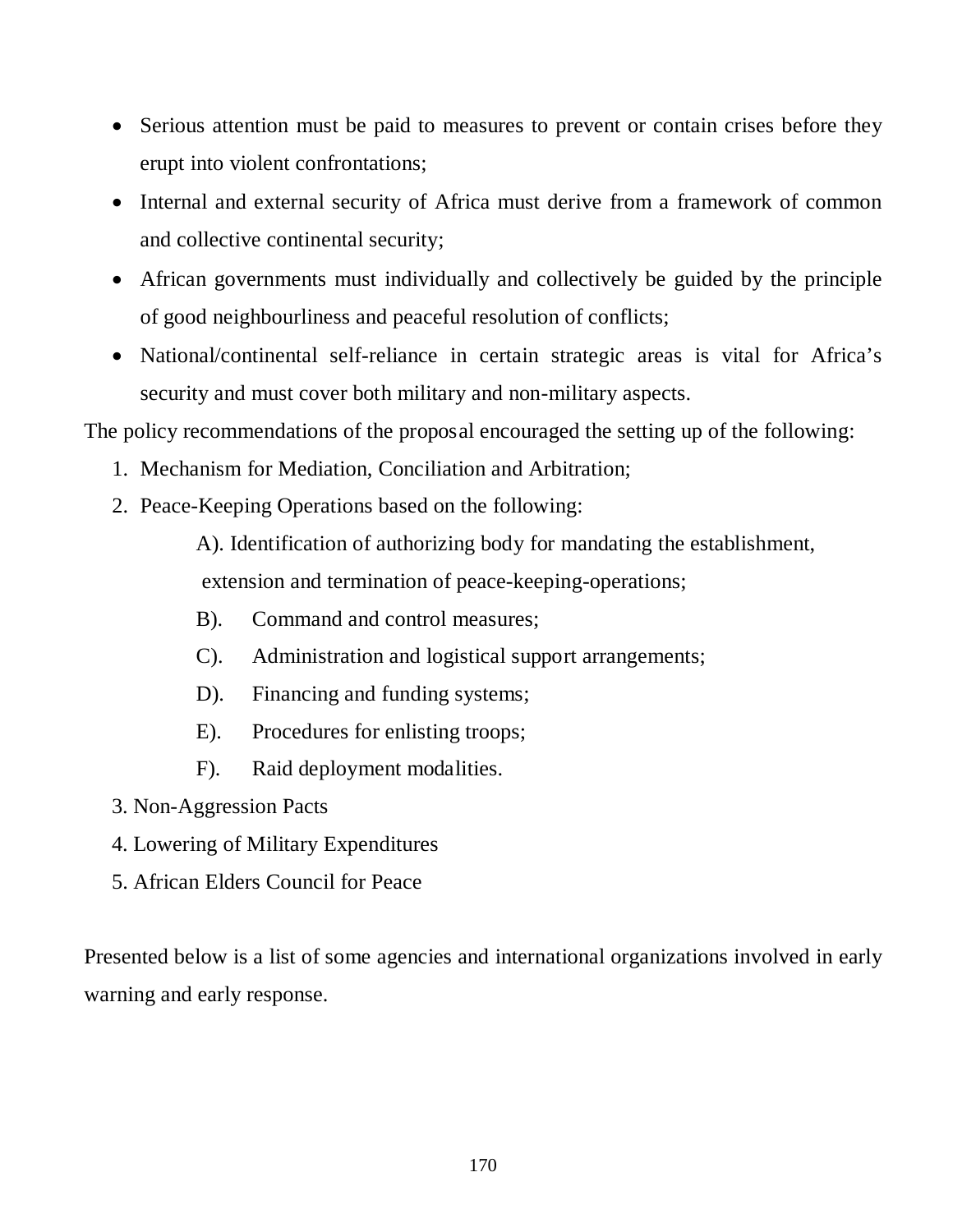- Serious attention must be paid to measures to prevent or contain crises before they erupt into violent confrontations;
- Internal and external security of Africa must derive from a framework of common and collective continental security;
- African governments must individually and collectively be guided by the principle of good neighbourliness and peaceful resolution of conflicts;
- National/continental self-reliance in certain strategic areas is vital for Africa's security and must cover both military and non-military aspects.

The policy recommendations of the proposal encouraged the setting up of the following:

1. Mechanism for Mediation, Conciliation and Arbitration;
2. Peace-Keeping Operations based on the following:
   - A). Identification of authorizing body for mandating the establishment, extension and termination of peace-keeping-operations;
   - B). Command and control measures;
   - C). Administration and logistical support arrangements;
   - D). Financing and funding systems;
   - E). Procedures for enlisting troops;
   - F). Raid deployment modalities.
3. Non-Aggression Pacts
4. Lowering of Military Expenditures
5. African Elders Council for Peace

Presented below is a list of some agencies and international organizations involved in early warning and early response.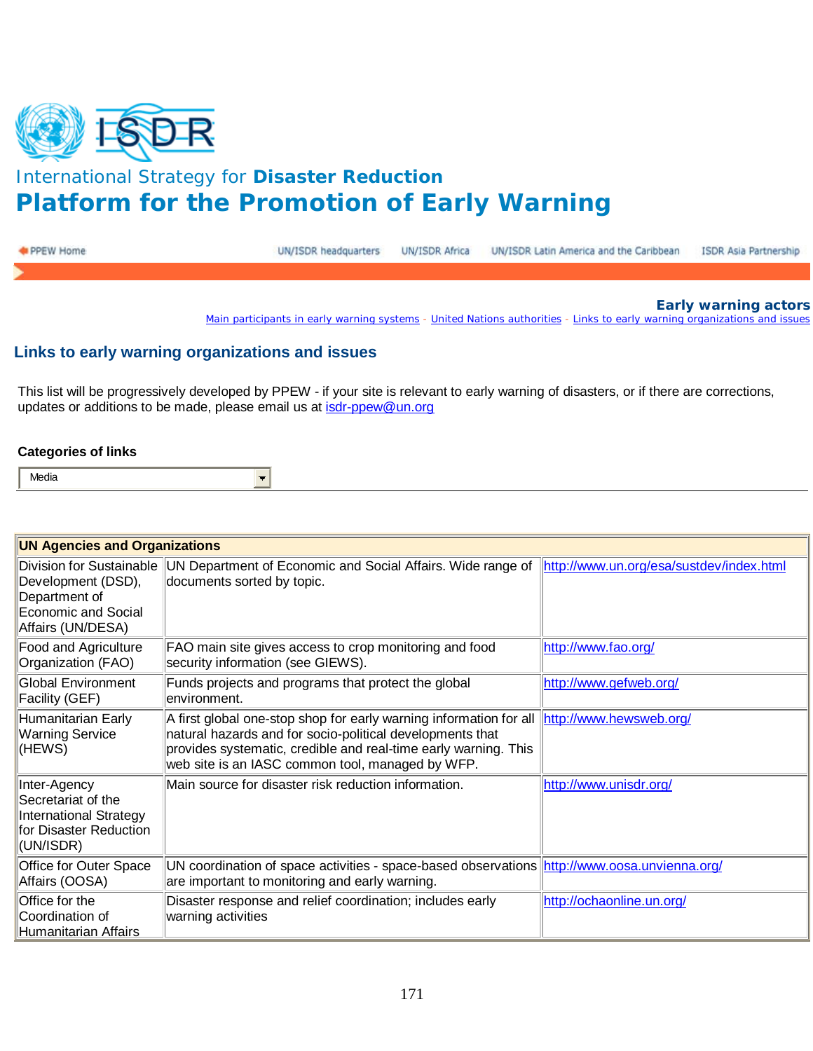International Strategy for **Disaster Reduction**

# Platform for the Promotion of Early Warning

PPEW Home | UN/ISDR headquarters | UN/ISDR Africa | UN/ISDR Latin America and the Caribbean | ISDR Asia Partnership

**Early warning actors**

Main participants in early warning systems - United Nations authorities - Links to early warning organizations and issues

## Links to early warning organizations and issues

This list will be progressively developed by PPEW - if your site is relevant to early warning of disasters, or if there are corrections, updates or additions to be made, please email us at isdr-ppew@un.org

**Categories of links**

Media

| UN Agencies and Organizations | | |
|---|---|---|
| Division for Sustainable Development (DSD), Department of Economic and Social Affairs (UN/DESA) | UN Department of Economic and Social Affairs. Wide range of documents sorted by topic. | http://www.un.org/esa/sustdev/index.html |
| Food and Agriculture Organization (FAO) | FAO main site gives access to crop monitoring and food security information (see GIEWS). | http://www.fao.org/ |
| Global Environment Facility (GEF) | Funds projects and programs that protect the global environment. | http://www.gefweb.org/ |
| Humanitarian Early Warning Service (HEWS) | A first global one-stop shop for early warning information for all natural hazards and for socio-political developments that provides systematic, credible and real-time early warning. This web site is an IASC common tool, managed by WFP. | http://www.hewsweb.org/ |
| Inter-Agency Secretariat of the International Strategy for Disaster Reduction (UN/ISDR) | Main source for disaster risk reduction information. | http://www.unisdr.org/ |
| Office for Outer Space Affairs (OOSA) | UN coordination of space activities - space-based observations are important to monitoring and early warning. | http://www.oosa.unvienna.org/ |
| Office for the Coordination of Humanitarian Affairs | Disaster response and relief coordination; includes early warning activities | http://ochaonline.un.org/ |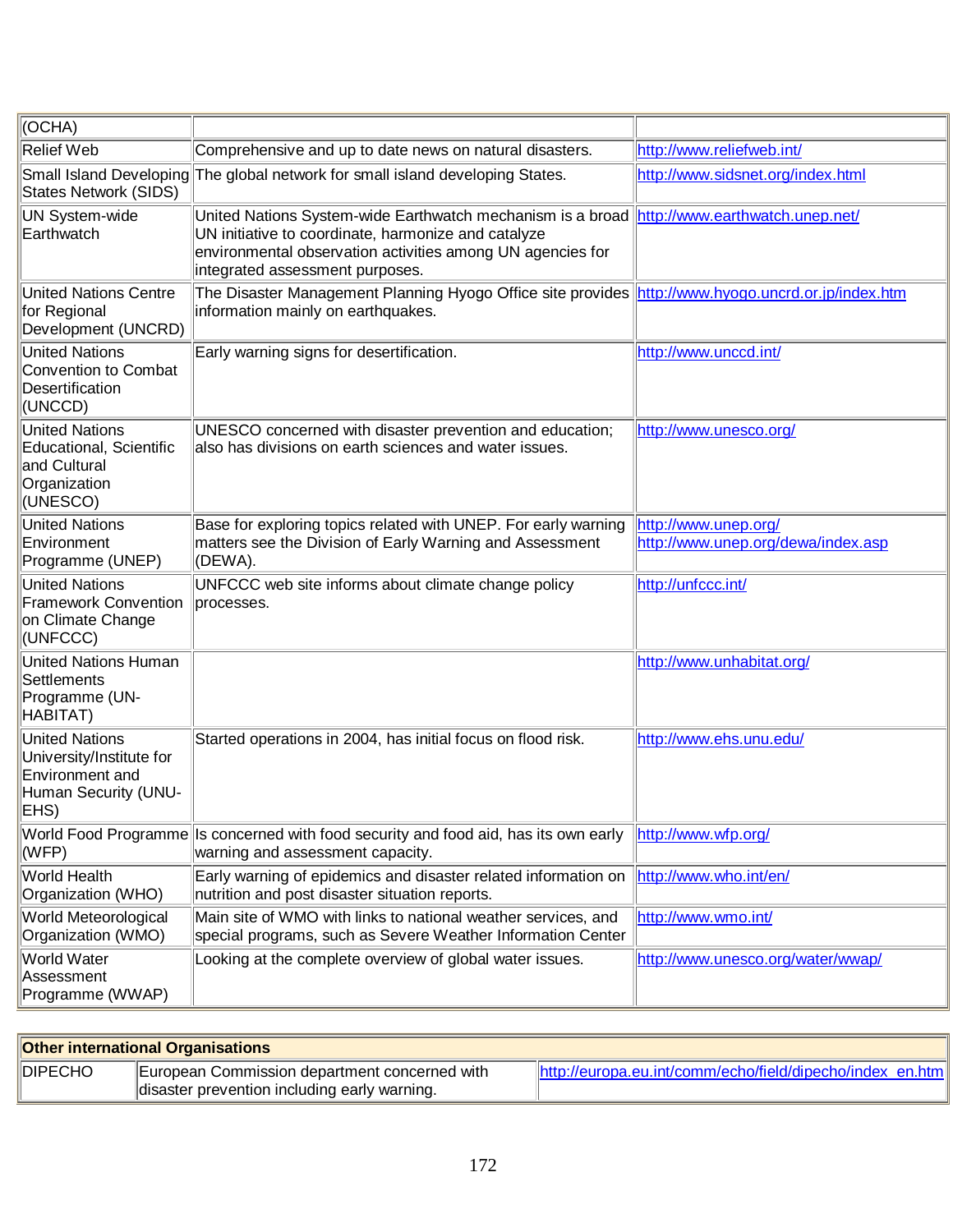| | | |
|---|---|---|
| (OCHA) | | |
| Relief Web | Comprehensive and up to date news on natural disasters. | http://www.reliefweb.int/ |
| Small Island Developing States Network (SIDS) | The global network for small island developing States. | http://www.sidsnet.org/index.html |
| UN System-wide Earthwatch | United Nations System-wide Earthwatch mechanism is a broad UN initiative to coordinate, harmonize and catalyze environmental observation activities among UN agencies for integrated assessment purposes. | http://www.earthwatch.unep.net/ |
| United Nations Centre for Regional Development (UNCRD) | The Disaster Management Planning Hyogo Office site provides information mainly on earthquakes. | http://www.hyogo.uncrd.or.jp/index.htm |
| United Nations Convention to Combat Desertification (UNCCD) | Early warning signs for desertification. | http://www.unccd.int/ |
| United Nations Educational, Scientific and Cultural Organization (UNESCO) | UNESCO concerned with disaster prevention and education; also has divisions on earth sciences and water issues. | http://www.unesco.org/ |
| United Nations Environment Programme (UNEP) | Base for exploring topics related with UNEP. For early warning matters see the Division of Early Warning and Assessment (DEWA). | http://www.unep.org/ http://www.unep.org/dewa/index.asp |
| United Nations Framework Convention on Climate Change (UNFCCC) | UNFCCC web site informs about climate change policy processes. | http://unfccc.int/ |
| United Nations Human Settlements Programme (UN-HABITAT) | | http://www.unhabitat.org/ |
| United Nations University/Institute for Environment and Human Security (UNU-EHS) | Started operations in 2004, has initial focus on flood risk. | http://www.ehs.unu.edu/ |
| World Food Programme (WFP) | Is concerned with food security and food aid, has its own early warning and assessment capacity. | http://www.wfp.org/ |
| World Health Organization (WHO) | Early warning of epidemics and disaster related information on nutrition and post disaster situation reports. | http://www.who.int/en/ |
| World Meteorological Organization (WMO) | Main site of WMO with links to national weather services, and special programs, such as Severe Weather Information Center | http://www.wmo.int/ |
| World Water Assessment Programme (WWAP) | Looking at the complete overview of global water issues. | http://www.unesco.org/water/wwap/ |

| **Other international Organisations** | | |
|---|---|---|
| DIPECHO | European Commission department concerned with disaster prevention including early warning. | http://europa.eu.int/comm/echo/field/dipecho/index_en.htm |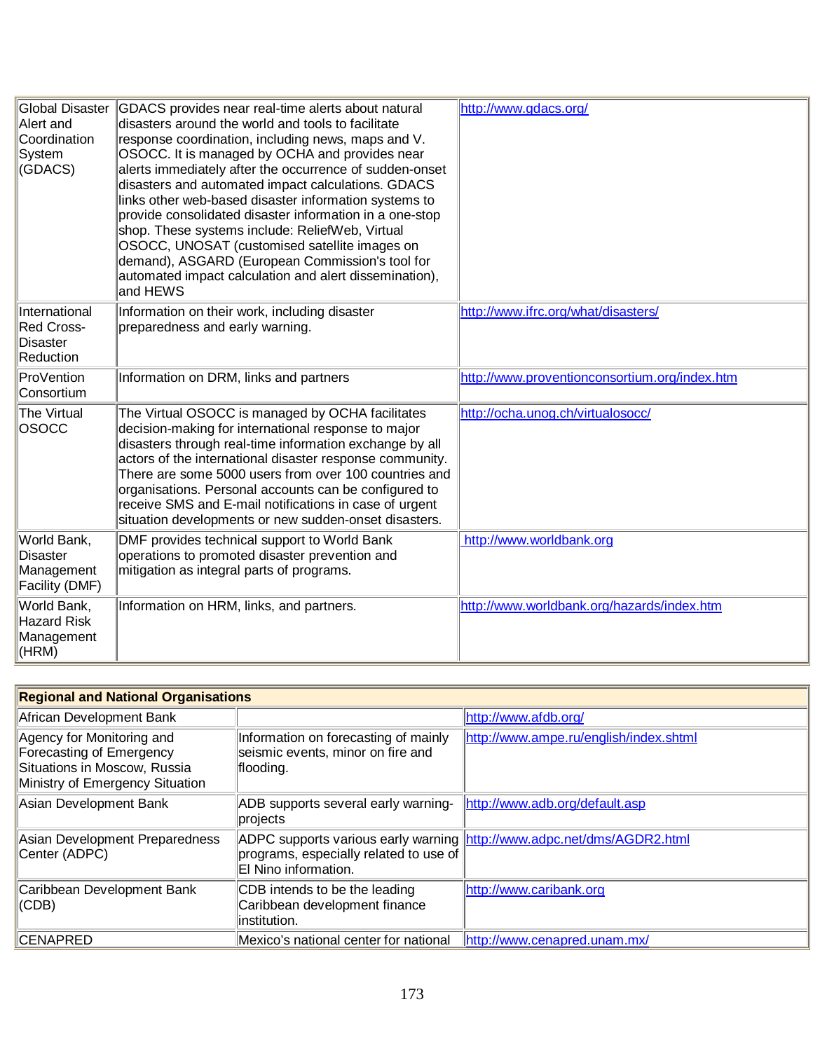| | | |
|---|---|---|
| Global Disaster Alert and Coordination System (GDACS) | GDACS provides near real-time alerts about natural disasters around the world and tools to facilitate response coordination, including news, maps and V. OSOCC. It is managed by OCHA and provides near alerts immediately after the occurrence of sudden-onset disasters and automated impact calculations. GDACS links other web-based disaster information systems to provide consolidated disaster information in a one-stop shop. These systems include: ReliefWeb, Virtual OSOCC, UNOSAT (customised satellite images on demand), ASGARD (European Commission's tool for automated impact calculation and alert dissemination), and HEWS | http://www.gdacs.org/ |
| International Red Cross- Disaster Reduction | Information on their work, including disaster preparedness and early warning. | http://www.ifrc.org/what/disasters/ |
| ProVention Consortium | Information on DRM, links and partners | http://www.proventionconsortium.org/index.htm |
| The Virtual OSOCC | The Virtual OSOCC is managed by OCHA facilitates decision-making for international response to major disasters through real-time information exchange by all actors of the international disaster response community. There are some 5000 users from over 100 countries and organisations. Personal accounts can be configured to receive SMS and E-mail notifications in case of urgent situation developments or new sudden-onset disasters. | http://ocha.unog.ch/virtualosocc/ |
| World Bank, Disaster Management Facility (DMF) | DMF provides technical support to World Bank operations to promoted disaster prevention and mitigation as integral parts of programs. | http://www.worldbank.org |
| World Bank, Hazard Risk Management (HRM) | Information on HRM, links, and partners. | http://www.worldbank.org/hazards/index.htm |

| **Regional and National Organisations** | | |
|---|---|---|
| African Development Bank | | http://www.afdb.org/ |
| Agency for Monitoring and Forecasting of Emergency Situations in Moscow, Russia Ministry of Emergency Situation | Information on forecasting of mainly seismic events, minor on fire and flooding. | http://www.ampe.ru/english/index.shtml |
| Asian Development Bank | ADB supports several early warning-projects | http://www.adb.org/default.asp |
| Asian Development Preparedness Center (ADPC) | ADPC supports various early warning programs, especially related to use of El Nino information. | http://www.adpc.net/dms/AGDR2.html |
| Caribbean Development Bank (CDB) | CDB intends to be the leading Caribbean development finance institution. | http://www.caribank.org |
| CENAPRED | Mexico's national center for national | http://www.cenapred.unam.mx/ |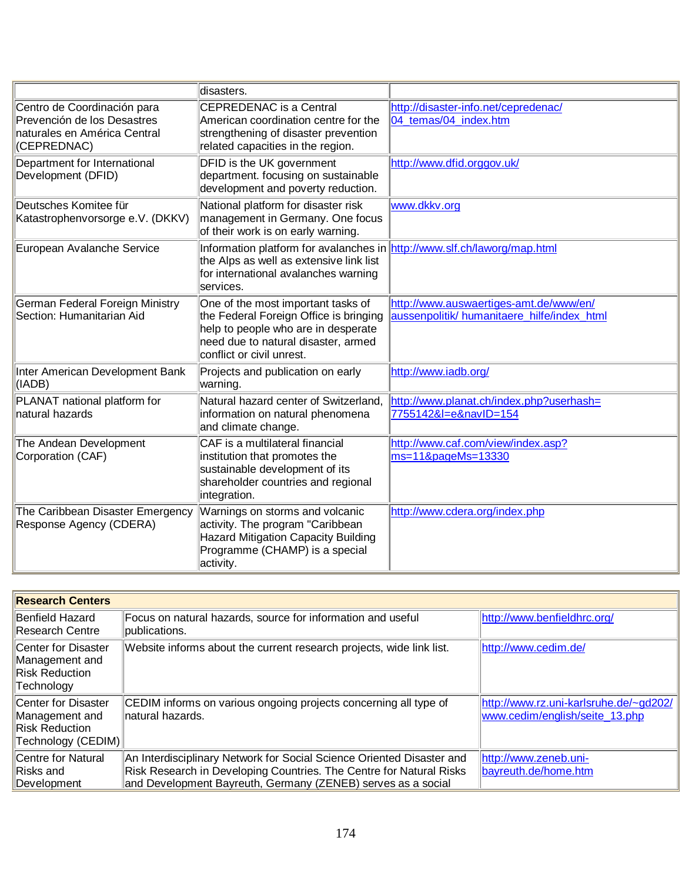| | | |
|---|---|---|
| | disasters. | |
| Centro de Coordinación para Prevención de los Desastres naturales en América Central (CEPREDNAC) | CEPREDENAC is a Central American coordination centre for the strengthening of disaster prevention related capacities in the region. | http://disaster-info.net/cepredenac/04_temas/04_index.htm |
| Department for International Development (DFID) | DFID is the UK government department. focusing on sustainable development and poverty reduction. | http://www.dfid.orggov.uk/ |
| Deutsches Komitee für Katastrophenvorsorge e.V. (DKKV) | National platform for disaster risk management in Germany. One focus of their work is on early warning. | www.dkkv.org |
| European Avalanche Service | Information platform for avalanches in the Alps as well as extensive link list for international avalanches warning services. | http://www.slf.ch/laworg/map.html |
| German Federal Foreign Ministry Section: Humanitarian Aid | One of the most important tasks of the Federal Foreign Office is bringing help to people who are in desperate need due to natural disaster, armed conflict or civil unrest. | http://www.auswaertiges-amt.de/www/en/aussenpolitik/ humanitaere_hilfe/index_html |
| Inter American Development Bank (IADB) | Projects and publication on early warning. | http://www.iadb.org/ |
| PLANAT national platform for natural hazards | Natural hazard center of Switzerland, information on natural phenomena and climate change. | http://www.planat.ch/index.php?userhash=7755142&l=e&navID=154 |
| The Andean Development Corporation (CAF) | CAF is a multilateral financial institution that promotes the sustainable development of its shareholder countries and regional integration. | http://www.caf.com/view/index.asp?ms=11&pageMs=13330 |
| The Caribbean Disaster Emergency Response Agency (CDERA) | Warnings on storms and volcanic activity. The program "Caribbean Hazard Mitigation Capacity Building Programme (CHAMP) is a special activity. | http://www.cdera.org/index.php |

| **Research Centers** | | |
|---|---|---|
| Benfield Hazard Research Centre | Focus on natural hazards, source for information and useful publications. | http://www.benfieldhrc.org/ |
| Center for Disaster Management and Risk Reduction Technology | Website informs about the current research projects, wide link list. | http://www.cedim.de/ |
| Center for Disaster Management and Risk Reduction Technology (CEDIM) | CEDIM informs on various ongoing projects concerning all type of natural hazards. | http://www.rz.uni-karlsruhe.de/~gd202/www.cedim/english/seite_13.php |
| Centre for Natural Risks and Development | An Interdisciplinary Network for Social Science Oriented Disaster and Risk Research in Developing Countries. The Centre for Natural Risks and Development Bayreuth, Germany (ZENEB) serves as a social | http://www.zeneb.uni-bayreuth.de/home.htm |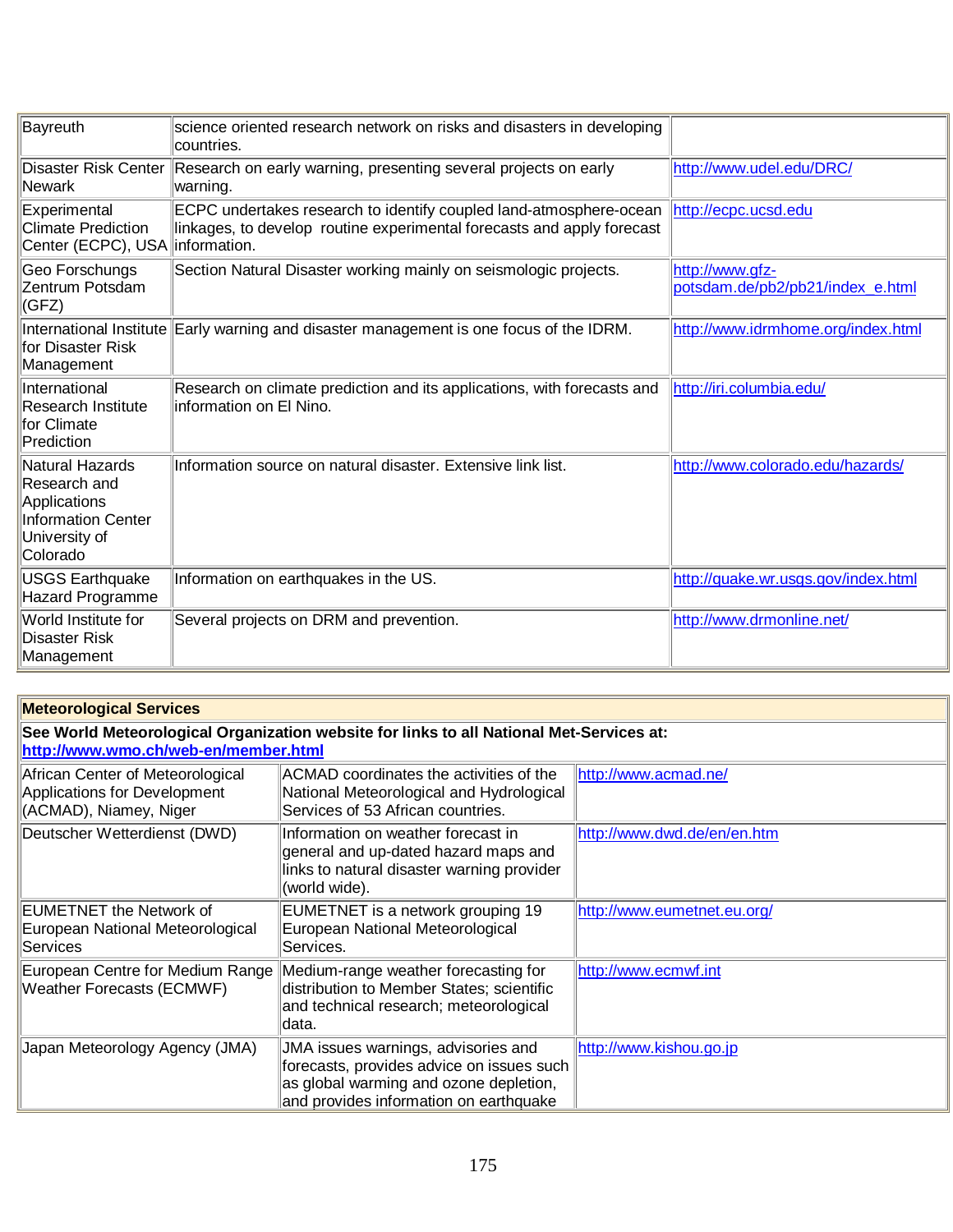| | | |
|---|---|---|
| Bayreuth | science oriented research network on risks and disasters in developing countries. | |
| Disaster Risk Center Newark | Research on early warning, presenting several projects on early warning. | http://www.udel.edu/DRC/ |
| Experimental Climate Prediction Center (ECPC), USA | ECPC undertakes research to identify coupled land-atmosphere-ocean linkages, to develop routine experimental forecasts and apply forecast information. | http://ecpc.ucsd.edu |
| Geo Forschungs Zentrum Potsdam (GFZ) | Section Natural Disaster working mainly on seismologic projects. | http://www.gfz-potsdam.de/pb2/pb21/index_e.html |
| International Institute for Disaster Risk Management | Early warning and disaster management is one focus of the IDRM. | http://www.idrmhome.org/index.html |
| International Research Institute for Climate Prediction | Research on climate prediction and its applications, with forecasts and information on El Nino. | http://iri.columbia.edu/ |
| Natural Hazards Research and Applications Information Center University of Colorado | Information source on natural disaster. Extensive link list. | http://www.colorado.edu/hazards/ |
| USGS Earthquake Hazard Programme | Information on earthquakes in the US. | http://quake.wr.usgs.gov/index.html |
| World Institute for Disaster Risk Management | Several projects on DRM and prevention. | http://www.drmonline.net/ |

| **Meteorological Services** | | |
|---|---|---|
| **See World Meteorological Organization website for links to all National Met-Services at: http://www.wmo.ch/web-en/member.html** | | |
| African Center of Meteorological Applications for Development (ACMAD), Niamey, Niger | ACMAD coordinates the activities of the National Meteorological and Hydrological Services of 53 African countries. | http://www.acmad.ne/ |
| Deutscher Wetterdienst (DWD) | Information on weather forecast in general and up-dated hazard maps and links to natural disaster warning provider (world wide). | http://www.dwd.de/en/en.htm |
| EUMETNET the Network of European National Meteorological Services | EUMETNET is a network grouping 19 European National Meteorological Services. | http://www.eumetnet.eu.org/ |
| European Centre for Medium Range Weather Forecasts (ECMWF) | Medium-range weather forecasting for distribution to Member States; scientific and technical research; meteorological data. | http://www.ecmwf.int |
| Japan Meteorology Agency (JMA) | JMA issues warnings, advisories and forecasts, provides advice on issues such as global warming and ozone depletion, and provides information on earthquake | http://www.kishou.go.jp |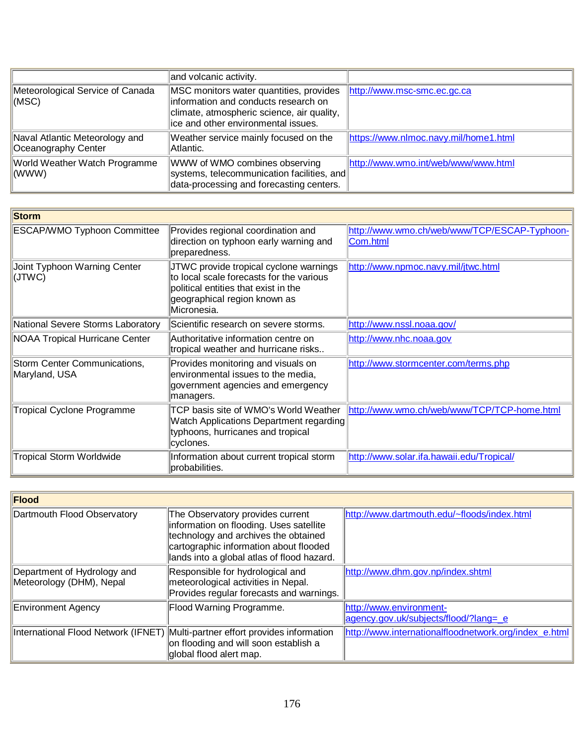| | | |
|---|---|---|
| | and volcanic activity. | |
| Meteorological Service of Canada (MSC) | MSC monitors water quantities, provides information and conducts research on climate, atmospheric science, air quality, ice and other environmental issues. | http://www.msc-smc.ec.gc.ca |
| Naval Atlantic Meteorology and Oceanography Center | Weather service mainly focused on the Atlantic. | https://www.nlmoc.navy.mil/home1.html |
| World Weather Watch Programme (WWW) | WWW of WMO combines observing systems, telecommunication facilities, and data-processing and forecasting centers. | http://www.wmo.int/web/www/www.html |

| **Storm** | | |
|---|---|---|
| ESCAP/WMO Typhoon Committee | Provides regional coordination and direction on typhoon early warning and preparedness. | http://www.wmo.ch/web/www/TCP/ESCAP-Typhoon-Com.html |
| Joint Typhoon Warning Center (JTWC) | JTWC provide tropical cyclone warnings to local scale forecasts for the various political entities that exist in the geographical region known as Micronesia. | http://www.npmoc.navy.mil/jtwc.html |
| National Severe Storms Laboratory | Scientific research on severe storms. | http://www.nssl.noaa.gov/ |
| NOAA Tropical Hurricane Center | Authoritative information centre on tropical weather and hurricane risks.. | http://www.nhc.noaa.gov |
| Storm Center Communications, Maryland, USA | Provides monitoring and visuals on environmental issues to the media, government agencies and emergency managers. | http://www.stormcenter.com/terms.php |
| Tropical Cyclone Programme | TCP basis site of WMO's World Weather Watch Applications Department regarding typhoons, hurricanes and tropical cyclones. | http://www.wmo.ch/web/www/TCP/TCP-home.html |
| Tropical Storm Worldwide | Information about current tropical storm probabilities. | http://www.solar.ifa.hawaii.edu/Tropical/ |

| **Flood** | | |
|---|---|---|
| Dartmouth Flood Observatory | The Observatory provides current information on flooding. Uses satellite technology and archives the obtained cartographic information about flooded lands into a global atlas of flood hazard. | http://www.dartmouth.edu/~floods/index.html |
| Department of Hydrology and Meteorology (DHM), Nepal | Responsible for hydrological and meteorological activities in Nepal. Provides regular forecasts and warnings. | http://www.dhm.gov.np/index.shtml |
| Environment Agency | Flood Warning Programme. | http://www.environment-agency.gov.uk/subjects/flood/?lang=_e |
| International Flood Network (IFNET) | Multi-partner effort provides information on flooding and will soon establish a global flood alert map. | http://www.internationalfloodnetwork.org/index_e.html |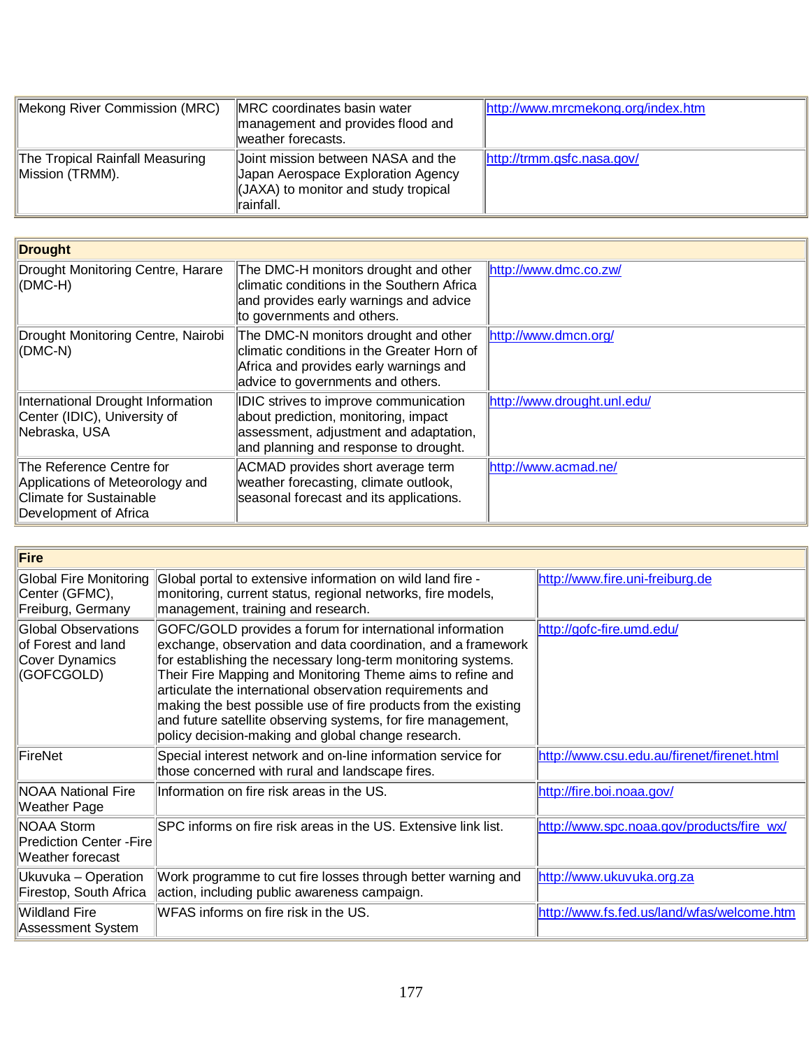| | | |
|---|---|---|
| Mekong River Commission (MRC) | MRC coordinates basin water management and provides flood and weather forecasts. | http://www.mrcmekong.org/index.htm |
| The Tropical Rainfall Measuring Mission (TRMM). | Joint mission between NASA and the Japan Aerospace Exploration Agency (JAXA) to monitor and study tropical rainfall. | http://trmm.gsfc.nasa.gov/ |

| **Drought** | | |
|---|---|---|
| Drought Monitoring Centre, Harare (DMC-H) | The DMC-H monitors drought and other climatic conditions in the Southern Africa and provides early warnings and advice to governments and others. | http://www.dmc.co.zw/ |
| Drought Monitoring Centre, Nairobi (DMC-N) | The DMC-N monitors drought and other climatic conditions in the Greater Horn of Africa and provides early warnings and advice to governments and others. | http://www.dmcn.org/ |
| International Drought Information Center (IDIC), University of Nebraska, USA | IDIC strives to improve communication about prediction, monitoring, impact assessment, adjustment and adaptation, and planning and response to drought. | http://www.drought.unl.edu/ |
| The Reference Centre for Applications of Meteorology and Climate for Sustainable Development of Africa | ACMAD provides short average term weather forecasting, climate outlook, seasonal forecast and its applications. | http://www.acmad.ne/ |

| **Fire** | | |
|---|---|---|
| Global Fire Monitoring Center (GFMC), Freiburg, Germany | Global portal to extensive information on wild land fire - monitoring, current status, regional networks, fire models, management, training and research. | http://www.fire.uni-freiburg.de |
| Global Observations of Forest and land Cover Dynamics (GOFCGOLD) | GOFC/GOLD provides a forum for international information exchange, observation and data coordination, and a framework for establishing the necessary long-term monitoring systems. Their Fire Mapping and Monitoring Theme aims to refine and articulate the international observation requirements and making the best possible use of fire products from the existing and future satellite observing systems, for fire management, policy decision-making and global change research. | http://gofc-fire.umd.edu/ |
| FireNet | Special interest network and on-line information service for those concerned with rural and landscape fires. | http://www.csu.edu.au/firenet/firenet.html |
| NOAA National Fire Weather Page | Information on fire risk areas in the US. | http://fire.boi.noaa.gov/ |
| NOAA Storm Prediction Center -Fire Weather forecast | SPC informs on fire risk areas in the US. Extensive link list. | http://www.spc.noaa.gov/products/fire_wx/ |
| Ukuvuka – Operation Firestop, South Africa | Work programme to cut fire losses through better warning and action, including public awareness campaign. | http://www.ukuvuka.org.za |
| Wildland Fire Assessment System | WFAS informs on fire risk in the US. | http://www.fs.fed.us/land/wfas/welcome.htm |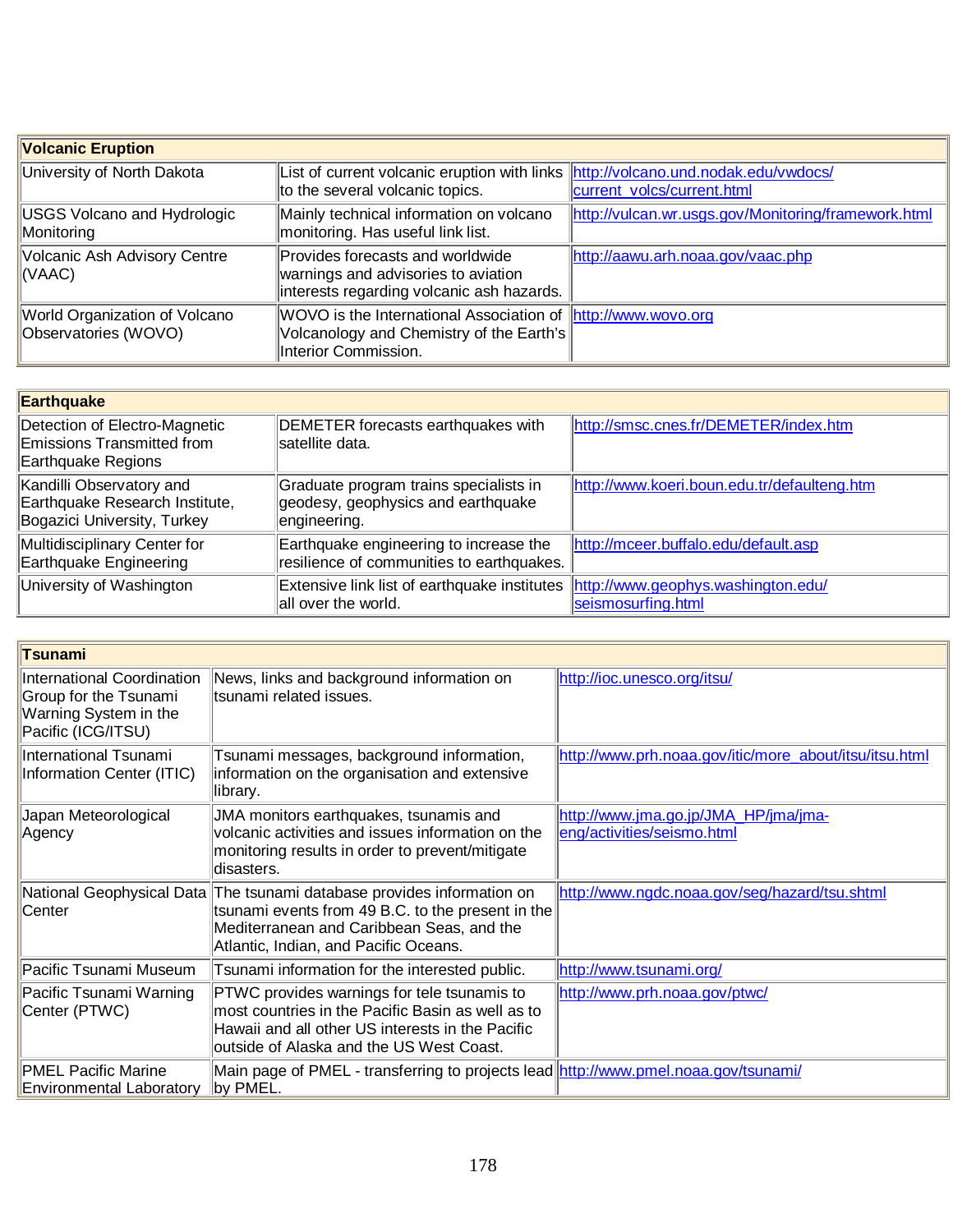| Volcanic Eruption | | |
|---|---|---|
| University of North Dakota | List of current volcanic eruption with links to the several volcanic topics. | http://volcano.und.nodak.edu/vwdocs/current_volcs/current.html |
| USGS Volcano and Hydrologic Monitoring | Mainly technical information on volcano monitoring. Has useful link list. | http://vulcan.wr.usgs.gov/Monitoring/framework.html |
| Volcanic Ash Advisory Centre (VAAC) | Provides forecasts and worldwide warnings and advisories to aviation interests regarding volcanic ash hazards. | http://aawu.arh.noaa.gov/vaac.php |
| World Organization of Volcano Observatories (WOVO) | WOVO is the International Association of Volcanology and Chemistry of the Earth's Interior Commission. | http://www.wovo.org |

| Earthquake | | |
|---|---|---|
| Detection of Electro-Magnetic Emissions Transmitted from Earthquake Regions | DEMETER forecasts earthquakes with satellite data. | http://smsc.cnes.fr/DEMETER/index.htm |
| Kandilli Observatory and Earthquake Research Institute, Bogazici University, Turkey | Graduate program trains specialists in geodesy, geophysics and earthquake engineering. | http://www.koeri.boun.edu.tr/defaulteng.htm |
| Multidisciplinary Center for Earthquake Engineering | Earthquake engineering to increase the resilience of communities to earthquakes. | http://mceer.buffalo.edu/default.asp |
| University of Washington | Extensive link list of earthquake institutes all over the world. | http://www.geophys.washington.edu/seismosurfing.html |

| Tsunami | | |
|---|---|---|
| International Coordination Group for the Tsunami Warning System in the Pacific (ICG/ITSU) | News, links and background information on tsunami related issues. | http://ioc.unesco.org/itsu/ |
| International Tsunami Information Center (ITIC) | Tsunami messages, background information, information on the organisation and extensive library. | http://www.prh.noaa.gov/itic/more_about/itsu/itsu.html |
| Japan Meteorological Agency | JMA monitors earthquakes, tsunamis and volcanic activities and issues information on the monitoring results in order to prevent/mitigate disasters. | http://www.jma.go.jp/JMA_HP/jma/jma-eng/activities/seismo.html |
| National Geophysical Data Center | The tsunami database provides information on tsunami events from 49 B.C. to the present in the Mediterranean and Caribbean Seas, and the Atlantic, Indian, and Pacific Oceans. | http://www.ngdc.noaa.gov/seg/hazard/tsu.shtml |
| Pacific Tsunami Museum | Tsunami information for the interested public. | http://www.tsunami.org/ |
| Pacific Tsunami Warning Center (PTWC) | PTWC provides warnings for tele tsunamis to most countries in the Pacific Basin as well as to Hawaii and all other US interests in the Pacific outside of Alaska and the US West Coast. | http://www.prh.noaa.gov/ptwc/ |
| PMEL Pacific Marine Environmental Laboratory | Main page of PMEL - transferring to projects lead by PMEL. | http://www.pmel.noaa.gov/tsunami/ |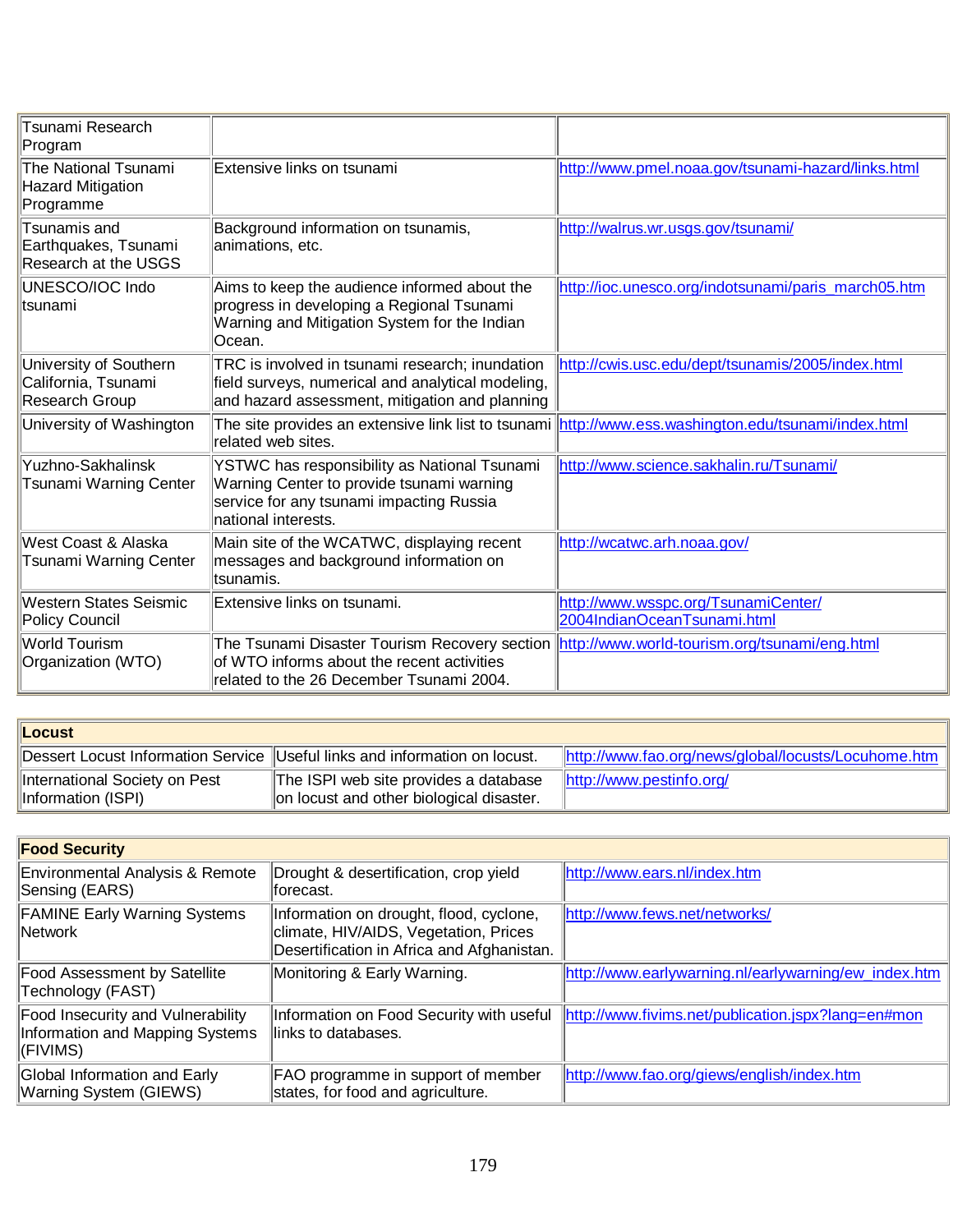| Tsunami Research Program | | |
|---|---|---|
| The National Tsunami Hazard Mitigation Programme | Extensive links on tsunami | http://www.pmel.noaa.gov/tsunami-hazard/links.html |
| Tsunamis and Earthquakes, Tsunami Research at the USGS | Background information on tsunamis, animations, etc. | http://walrus.wr.usgs.gov/tsunami/ |
| UNESCO/IOC Indo tsunami | Aims to keep the audience informed about the progress in developing a Regional Tsunami Warning and Mitigation System for the Indian Ocean. | http://ioc.unesco.org/indotsunami/paris_march05.htm |
| University of Southern California, Tsunami Research Group | TRC is involved in tsunami research; inundation field surveys, numerical and analytical modeling, and hazard assessment, mitigation and planning | http://cwis.usc.edu/dept/tsunamis/2005/index.html |
| University of Washington | The site provides an extensive link list to tsunami related web sites. | http://www.ess.washington.edu/tsunami/index.html |
| Yuzhno-Sakhalinsk Tsunami Warning Center | YSTWC has responsibility as National Tsunami Warning Center to provide tsunami warning service for any tsunami impacting Russia national interests. | http://www.science.sakhalin.ru/Tsunami/ |
| West Coast & Alaska Tsunami Warning Center | Main site of the WCATWC, displaying recent messages and background information on tsunamis. | http://wcatwc.arh.noaa.gov/ |
| Western States Seismic Policy Council | Extensive links on tsunami. | http://www.wsspc.org/TsunamiCenter/2004IndianOceanTsunami.html |
| World Tourism Organization (WTO) | The Tsunami Disaster Tourism Recovery section of WTO informs about the recent activities related to the 26 December Tsunami 2004. | http://www.world-tourism.org/tsunami/eng.html |

| **Locust** | | |
|---|---|---|
| Dessert Locust Information Service | Useful links and information on locust. | http://www.fao.org/news/global/locusts/Locuhome.htm |
| International Society on Pest Information (ISPI) | The ISPI web site provides a database on locust and other biological disaster. | http://www.pestinfo.org/ |

| **Food Security** | | |
|---|---|---|
| Environmental Analysis & Remote Sensing (EARS) | Drought & desertification, crop yield forecast. | http://www.ears.nl/index.htm |
| FAMINE Early Warning Systems Network | Information on drought, flood, cyclone, climate, HIV/AIDS, Vegetation, Prices Desertification in Africa and Afghanistan. | http://www.fews.net/networks/ |
| Food Assessment by Satellite Technology (FAST) | Monitoring & Early Warning. | http://www.earlywarning.nl/earlywarning/ew_index.htm |
| Food Insecurity and Vulnerability Information and Mapping Systems (FIVIMS) | Information on Food Security with useful links to databases. | http://www.fivims.net/publication.jspx?lang=en#mon |
| Global Information and Early Warning System (GIEWS) | FAO programme in support of member states, for food and agriculture. | http://www.fao.org/giews/english/index.htm |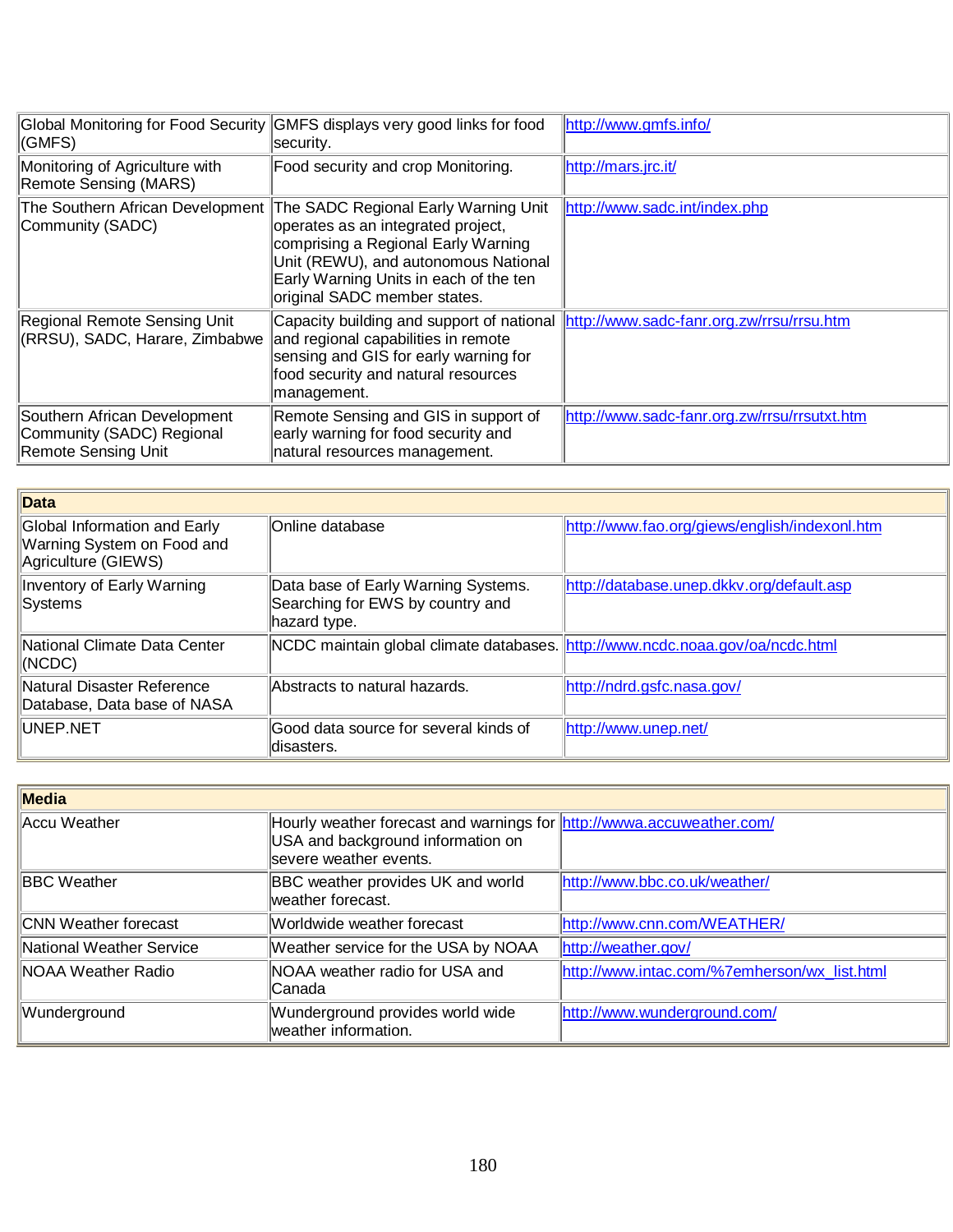| | | |
|---|---|---|
| Global Monitoring for Food Security (GMFS) | GMFS displays very good links for food security. | http://www.gmfs.info/ |
| Monitoring of Agriculture with Remote Sensing (MARS) | Food security and crop Monitoring. | http://mars.jrc.it/ |
| The Southern African Development Community (SADC) | The SADC Regional Early Warning Unit operates as an integrated project, comprising a Regional Early Warning Unit (REWU), and autonomous National Early Warning Units in each of the ten original SADC member states. | http://www.sadc.int/index.php |
| Regional Remote Sensing Unit (RRSU), SADC, Harare, Zimbabwe | Capacity building and support of national and regional capabilities in remote sensing and GIS for early warning for food security and natural resources management. | http://www.sadc-fanr.org.zw/rrsu/rrsu.htm |
| Southern African Development Community (SADC) Regional Remote Sensing Unit | Remote Sensing and GIS in support of early warning for food security and natural resources management. | http://www.sadc-fanr.org.zw/rrsu/rrsutxt.htm |

| **Data** | | |
|---|---|---|
| Global Information and Early Warning System on Food and Agriculture (GIEWS) | Online database | http://www.fao.org/giews/english/indexonl.htm |
| Inventory of Early Warning Systems | Data base of Early Warning Systems. Searching for EWS by country and hazard type. | http://database.unep.dkkv.org/default.asp |
| National Climate Data Center (NCDC) | NCDC maintain global climate databases. | http://www.ncdc.noaa.gov/oa/ncdc.html |
| Natural Disaster Reference Database, Data base of NASA | Abstracts to natural hazards. | http://ndrd.gsfc.nasa.gov/ |
| UNEP.NET | Good data source for several kinds of disasters. | http://www.unep.net/ |

| **Media** | | |
|---|---|---|
| Accu Weather | Hourly weather forecast and warnings for USA and background information on severe weather events. | http://wwwa.accuweather.com/ |
| BBC Weather | BBC weather provides UK and world weather forecast. | http://www.bbc.co.uk/weather/ |
| CNN Weather forecast | Worldwide weather forecast | http://www.cnn.com/WEATHER/ |
| National Weather Service | Weather service for the USA by NOAA | http://weather.gov/ |
| NOAA Weather Radio | NOAA weather radio for USA and Canada | http://www.intac.com/%7emherson/wx_list.html |
| Wunderground | Wunderground provides world wide weather information. | http://www.wunderground.com/ |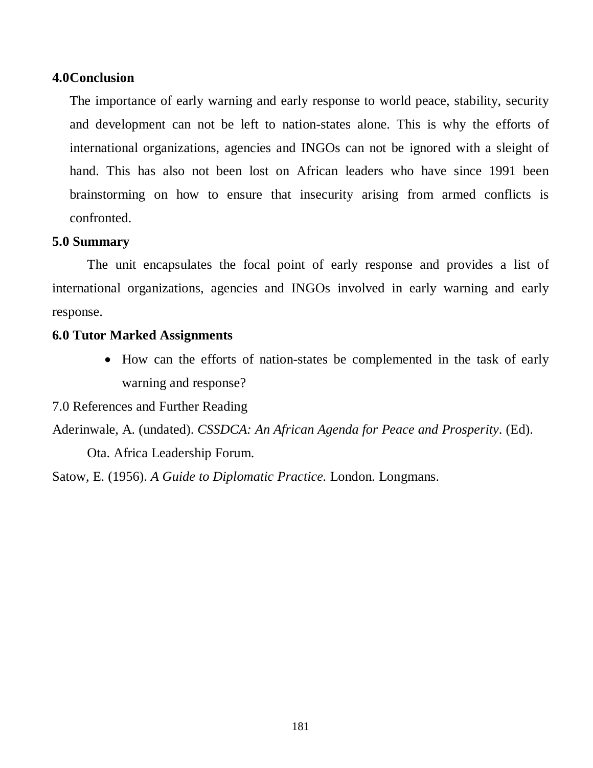## 4.0 Conclusion

The importance of early warning and early response to world peace, stability, security and development can not be left to nation-states alone. This is why the efforts of international organizations, agencies and INGOs can not be ignored with a sleight of hand. This has also not been lost on African leaders who have since 1991 been brainstorming on how to ensure that insecurity arising from armed conflicts is confronted.

## 5.0 Summary

The unit encapsulates the focal point of early response and provides a list of international organizations, agencies and INGOs involved in early warning and early response.

## 6.0 Tutor Marked Assignments

- How can the efforts of nation-states be complemented in the task of early warning and response?

7.0 References and Further Reading

Aderinwale, A. (undated). *CSSDCA: An African Agenda for Peace and Prosperity*. (Ed). Ota. Africa Leadership Forum.

Satow, E. (1956). *A Guide to Diplomatic Practice.* London. Longmans.